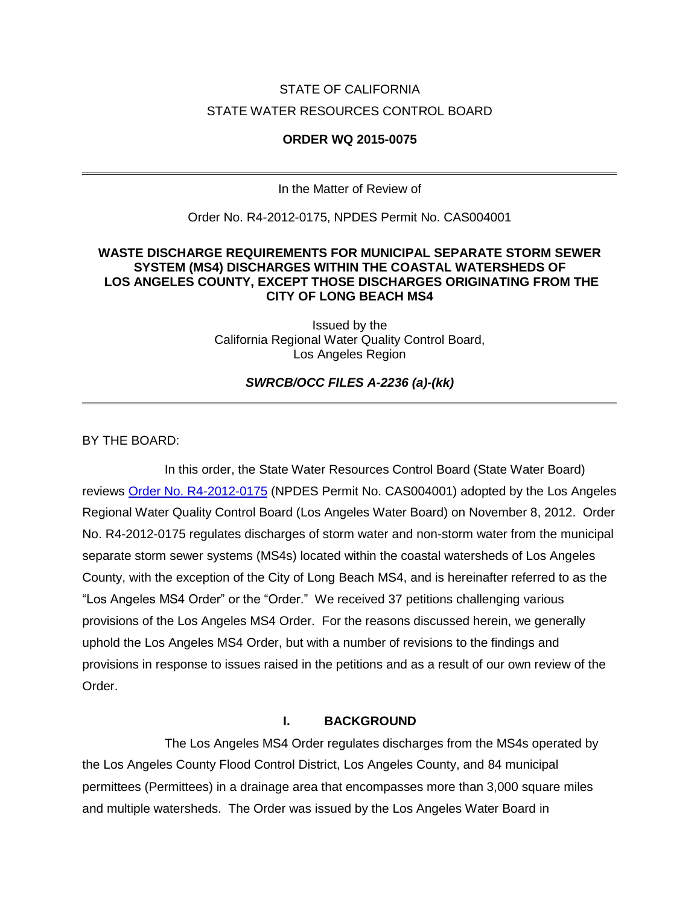STATE OF CALIFORNIA

STATE WATER RESOURCES CONTROL BOARD

**ORDER WQ 2015-0075**

---

In the Matter of Review of

Order No. R4-2012-0175, NPDES Permit No. CAS004001

**WASTE DISCHARGE REQUIREMENTS FOR MUNICIPAL SEPARATE STORM SEWER SYSTEM (MS4) DISCHARGES WITHIN THE COASTAL WATERSHEDS OF LOS ANGELES COUNTY, EXCEPT THOSE DISCHARGES ORIGINATING FROM THE CITY OF LONG BEACH MS4**

Issued by the
California Regional Water Quality Control Board,
Los Angeles Region

***SWRCB/OCC FILES A-2236 (a)-(kk)***

---

BY THE BOARD:

In this order, the State Water Resources Control Board (State Water Board) reviews Order No. R4-2012-0175 (NPDES Permit No. CAS004001) adopted by the Los Angeles Regional Water Quality Control Board (Los Angeles Water Board) on November 8, 2012. Order No. R4-2012-0175 regulates discharges of storm water and non-storm water from the municipal separate storm sewer systems (MS4s) located within the coastal watersheds of Los Angeles County, with the exception of the City of Long Beach MS4, and is hereinafter referred to as the "Los Angeles MS4 Order" or the "Order." We received 37 petitions challenging various provisions of the Los Angeles MS4 Order. For the reasons discussed herein, we generally uphold the Los Angeles MS4 Order, but with a number of revisions to the findings and provisions in response to issues raised in the petitions and as a result of our own review of the Order.

## I. BACKGROUND

The Los Angeles MS4 Order regulates discharges from the MS4s operated by the Los Angeles County Flood Control District, Los Angeles County, and 84 municipal permittees (Permittees) in a drainage area that encompasses more than 3,000 square miles and multiple watersheds. The Order was issued by the Los Angeles Water Board in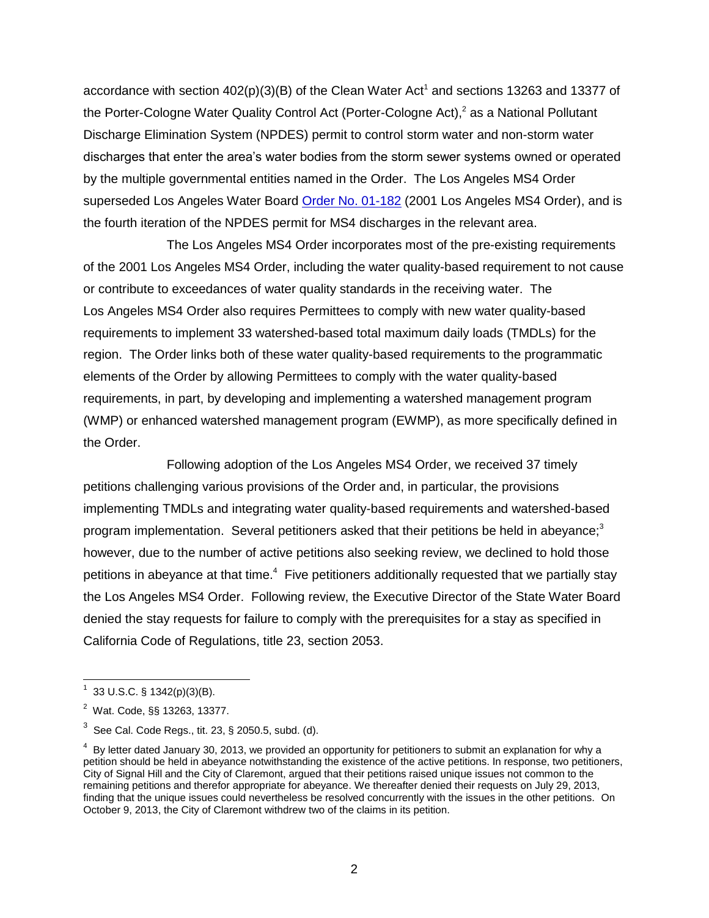accordance with section 402(p)(3)(B) of the Clean Water Act[1] and sections 13263 and 13377 of the Porter-Cologne Water Quality Control Act (Porter-Cologne Act),[2] as a National Pollutant Discharge Elimination System (NPDES) permit to control storm water and non-storm water discharges that enter the area's water bodies from the storm sewer systems owned or operated by the multiple governmental entities named in the Order. The Los Angeles MS4 Order superseded Los Angeles Water Board Order No. 01-182 (2001 Los Angeles MS4 Order), and is the fourth iteration of the NPDES permit for MS4 discharges in the relevant area.

The Los Angeles MS4 Order incorporates most of the pre-existing requirements of the 2001 Los Angeles MS4 Order, including the water quality-based requirement to not cause or contribute to exceedances of water quality standards in the receiving water. The Los Angeles MS4 Order also requires Permittees to comply with new water quality-based requirements to implement 33 watershed-based total maximum daily loads (TMDLs) for the region. The Order links both of these water quality-based requirements to the programmatic elements of the Order by allowing Permittees to comply with the water quality-based requirements, in part, by developing and implementing a watershed management program (WMP) or enhanced watershed management program (EWMP), as more specifically defined in the Order.

Following adoption of the Los Angeles MS4 Order, we received 37 timely petitions challenging various provisions of the Order and, in particular, the provisions implementing TMDLs and integrating water quality-based requirements and watershed-based program implementation. Several petitioners asked that their petitions be held in abeyance;[3] however, due to the number of active petitions also seeking review, we declined to hold those petitions in abeyance at that time.[4] Five petitioners additionally requested that we partially stay the Los Angeles MS4 Order. Following review, the Executive Director of the State Water Board denied the stay requests for failure to comply with the prerequisites for a stay as specified in California Code of Regulations, title 23, section 2053.

---

[1] 33 U.S.C. § 1342(p)(3)(B).

[2] Wat. Code, §§ 13263, 13377.

[3] See Cal. Code Regs., tit. 23, § 2050.5, subd. (d).

[4] By letter dated January 30, 2013, we provided an opportunity for petitioners to submit an explanation for why a petition should be held in abeyance notwithstanding the existence of the active petitions. In response, two petitioners, City of Signal Hill and the City of Claremont, argued that their petitions raised unique issues not common to the remaining petitions and therefor appropriate for abeyance. We thereafter denied their requests on July 29, 2013, finding that the unique issues could nevertheless be resolved concurrently with the issues in the other petitions. On October 9, 2013, the City of Claremont withdrew two of the claims in its petition.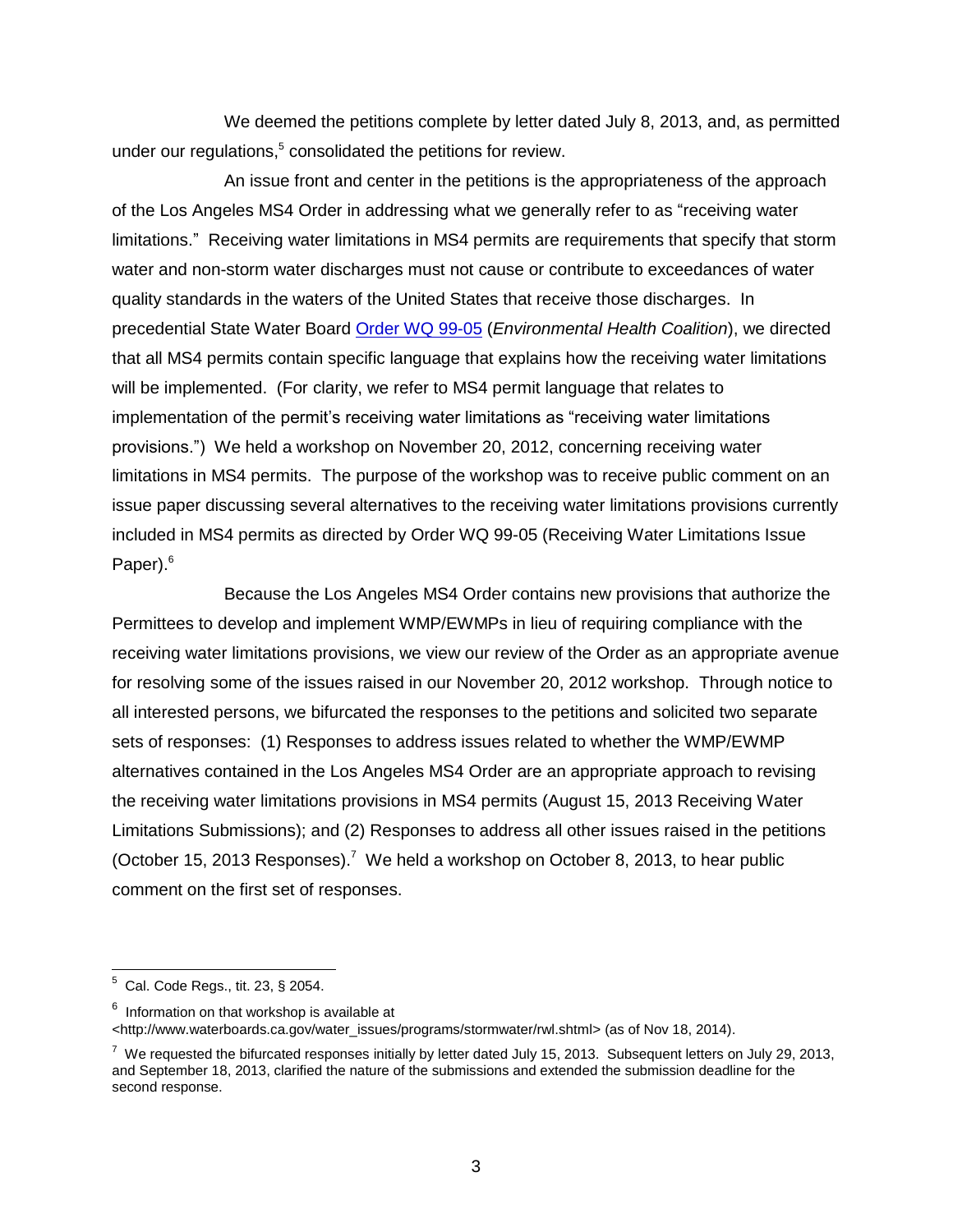We deemed the petitions complete by letter dated July 8, 2013, and, as permitted under our regulations,[5] consolidated the petitions for review.

An issue front and center in the petitions is the appropriateness of the approach of the Los Angeles MS4 Order in addressing what we generally refer to as "receiving water limitations." Receiving water limitations in MS4 permits are requirements that specify that storm water and non-storm water discharges must not cause or contribute to exceedances of water quality standards in the waters of the United States that receive those discharges. In precedential State Water Board Order WQ 99-05 (*Environmental Health Coalition*), we directed that all MS4 permits contain specific language that explains how the receiving water limitations will be implemented. (For clarity, we refer to MS4 permit language that relates to implementation of the permit's receiving water limitations as "receiving water limitations provisions.") We held a workshop on November 20, 2012, concerning receiving water limitations in MS4 permits. The purpose of the workshop was to receive public comment on an issue paper discussing several alternatives to the receiving water limitations provisions currently included in MS4 permits as directed by Order WQ 99-05 (Receiving Water Limitations Issue Paper).[6]

Because the Los Angeles MS4 Order contains new provisions that authorize the Permittees to develop and implement WMP/EWMPs in lieu of requiring compliance with the receiving water limitations provisions, we view our review of the Order as an appropriate avenue for resolving some of the issues raised in our November 20, 2012 workshop. Through notice to all interested persons, we bifurcated the responses to the petitions and solicited two separate sets of responses: (1) Responses to address issues related to whether the WMP/EWMP alternatives contained in the Los Angeles MS4 Order are an appropriate approach to revising the receiving water limitations provisions in MS4 permits (August 15, 2013 Receiving Water Limitations Submissions); and (2) Responses to address all other issues raised in the petitions (October 15, 2013 Responses).[7] We held a workshop on October 8, 2013, to hear public comment on the first set of responses.

---

[5] Cal. Code Regs., tit. 23, § 2054.

[6] Information on that workshop is available at <http://www.waterboards.ca.gov/water_issues/programs/stormwater/rwl.shtml> (as of Nov 18, 2014).

[7] We requested the bifurcated responses initially by letter dated July 15, 2013. Subsequent letters on July 29, 2013, and September 18, 2013, clarified the nature of the submissions and extended the submission deadline for the second response.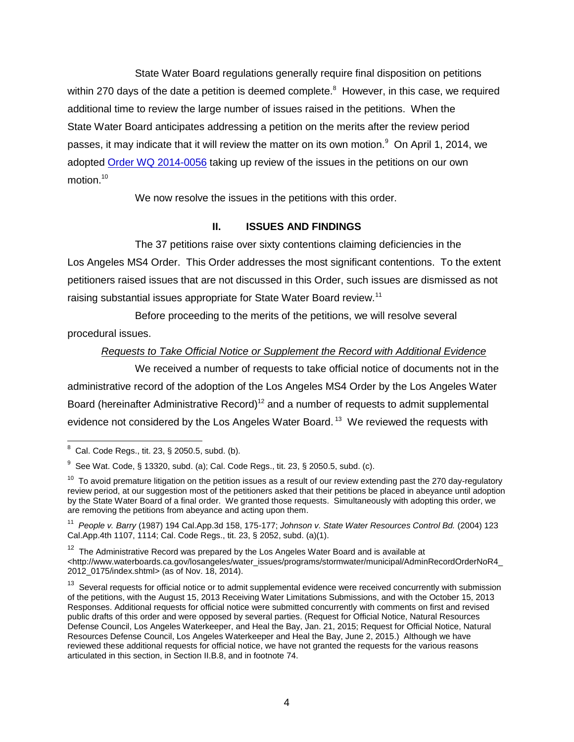State Water Board regulations generally require final disposition on petitions within 270 days of the date a petition is deemed complete.[8] However, in this case, we required additional time to review the large number of issues raised in the petitions. When the State Water Board anticipates addressing a petition on the merits after the review period passes, it may indicate that it will review the matter on its own motion.[9] On April 1, 2014, we adopted Order WQ 2014-0056 taking up review of the issues in the petitions on our own motion.[10]

We now resolve the issues in the petitions with this order.

## II. ISSUES AND FINDINGS

The 37 petitions raise over sixty contentions claiming deficiencies in the Los Angeles MS4 Order. This Order addresses the most significant contentions. To the extent petitioners raised issues that are not discussed in this Order, such issues are dismissed as not raising substantial issues appropriate for State Water Board review.[11]

Before proceeding to the merits of the petitions, we will resolve several procedural issues.

*Requests to Take Official Notice or Supplement the Record with Additional Evidence*

We received a number of requests to take official notice of documents not in the administrative record of the adoption of the Los Angeles MS4 Order by the Los Angeles Water Board (hereinafter Administrative Record)[12] and a number of requests to admit supplemental evidence not considered by the Los Angeles Water Board.[13] We reviewed the requests with

---

[8] Cal. Code Regs., tit. 23, § 2050.5, subd. (b).

[9] See Wat. Code, § 13320, subd. (a); Cal. Code Regs., tit. 23, § 2050.5, subd. (c).

[10] To avoid premature litigation on the petition issues as a result of our review extending past the 270 day-regulatory review period, at our suggestion most of the petitioners asked that their petitions be placed in abeyance until adoption by the State Water Board of a final order. We granted those requests. Simultaneously with adopting this order, we are removing the petitions from abeyance and acting upon them.

[11] *People v. Barry* (1987) 194 Cal.App.3d 158, 175-177; *Johnson v. State Water Resources Control Bd.* (2004) 123 Cal.App.4th 1107, 1114; Cal. Code Regs., tit. 23, § 2052, subd. (a)(1).

[12] The Administrative Record was prepared by the Los Angeles Water Board and is available at <http://www.waterboards.ca.gov/losangeles/water_issues/programs/stormwater/municipal/AdminRecordOrderNoR4_2012_0175/index.shtml> (as of Nov. 18, 2014).

[13] Several requests for official notice or to admit supplemental evidence were received concurrently with submission of the petitions, with the August 15, 2013 Receiving Water Limitations Submissions, and with the October 15, 2013 Responses. Additional requests for official notice were submitted concurrently with comments on first and revised public drafts of this order and were opposed by several parties. (Request for Official Notice, Natural Resources Defense Council, Los Angeles Waterkeeper, and Heal the Bay, Jan. 21, 2015; Request for Official Notice, Natural Resources Defense Council, Los Angeles Waterkeeper and Heal the Bay, June 2, 2015.) Although we have reviewed these additional requests for official notice, we have not granted the requests for the various reasons articulated in this section, in Section II.B.8, and in footnote 74.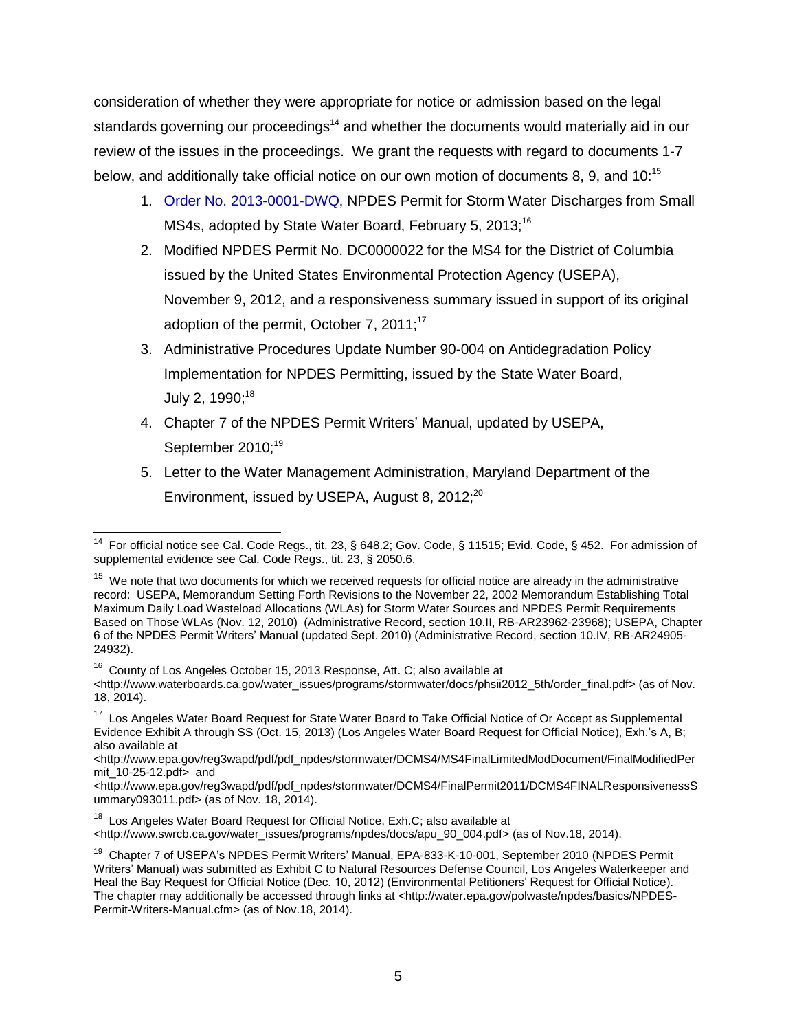consideration of whether they were appropriate for notice or admission based on the legal standards governing our proceedings[14] and whether the documents would materially aid in our review of the issues in the proceedings. We grant the requests with regard to documents 1-7 below, and additionally take official notice on our own motion of documents 8, 9, and 10:[15]

1. Order No. 2013-0001-DWQ, NPDES Permit for Storm Water Discharges from Small MS4s, adopted by State Water Board, February 5, 2013;[16]
2. Modified NPDES Permit No. DC0000022 for the MS4 for the District of Columbia issued by the United States Environmental Protection Agency (USEPA), November 9, 2012, and a responsiveness summary issued in support of its original adoption of the permit, October 7, 2011;[17]
3. Administrative Procedures Update Number 90-004 on Antidegradation Policy Implementation for NPDES Permitting, issued by the State Water Board, July 2, 1990;[18]
4. Chapter 7 of the NPDES Permit Writers' Manual, updated by USEPA, September 2010;[19]
5. Letter to the Water Management Administration, Maryland Department of the Environment, issued by USEPA, August 8, 2012;[20]

---

[14] For official notice see Cal. Code Regs., tit. 23, § 648.2; Gov. Code, § 11515; Evid. Code, § 452. For admission of supplemental evidence see Cal. Code Regs., tit. 23, § 2050.6.

[15] We note that two documents for which we received requests for official notice are already in the administrative record: USEPA, Memorandum Setting Forth Revisions to the November 22, 2002 Memorandum Establishing Total Maximum Daily Load Wasteload Allocations (WLAs) for Storm Water Sources and NPDES Permit Requirements Based on Those WLAs (Nov. 12, 2010) (Administrative Record, section 10.II, RB-AR23962-23968); USEPA, Chapter 6 of the NPDES Permit Writers' Manual (updated Sept. 2010) (Administrative Record, section 10.IV, RB-AR24905-24932).

[16] County of Los Angeles October 15, 2013 Response, Att. C; also available at <http://www.waterboards.ca.gov/water_issues/programs/stormwater/docs/phsii2012_5th/order_final.pdf> (as of Nov. 18, 2014).

[17] Los Angeles Water Board Request for State Water Board to Take Official Notice of Or Accept as Supplemental Evidence Exhibit A through SS (Oct. 15, 2013) (Los Angeles Water Board Request for Official Notice), Exh.'s A, B; also available at <http://www.epa.gov/reg3wapd/pdf/pdf_npdes/stormwater/DCMS4/MS4FinalLimitedModDocument/FinalModifiedPermit_10-25-12.pdf> and <http://www.epa.gov/reg3wapd/pdf/pdf_npdes/stormwater/DCMS4/FinalPermit2011/DCMS4FINALResponsivenessSummary093011.pdf> (as of Nov. 18, 2014).

[18] Los Angeles Water Board Request for Official Notice, Exh.C; also available at <http://www.swrcb.ca.gov/water_issues/programs/npdes/docs/apu_90_004.pdf> (as of Nov.18, 2014).

[19] Chapter 7 of USEPA's NPDES Permit Writers' Manual, EPA-833-K-10-001, September 2010 (NPDES Permit Writers' Manual) was submitted as Exhibit C to Natural Resources Defense Council, Los Angeles Waterkeeper and Heal the Bay Request for Official Notice (Dec. 10, 2012) (Environmental Petitioners' Request for Official Notice). The chapter may additionally be accessed through links at <http://water.epa.gov/polwaste/npdes/basics/NPDES-Permit-Writers-Manual.cfm> (as of Nov.18, 2014).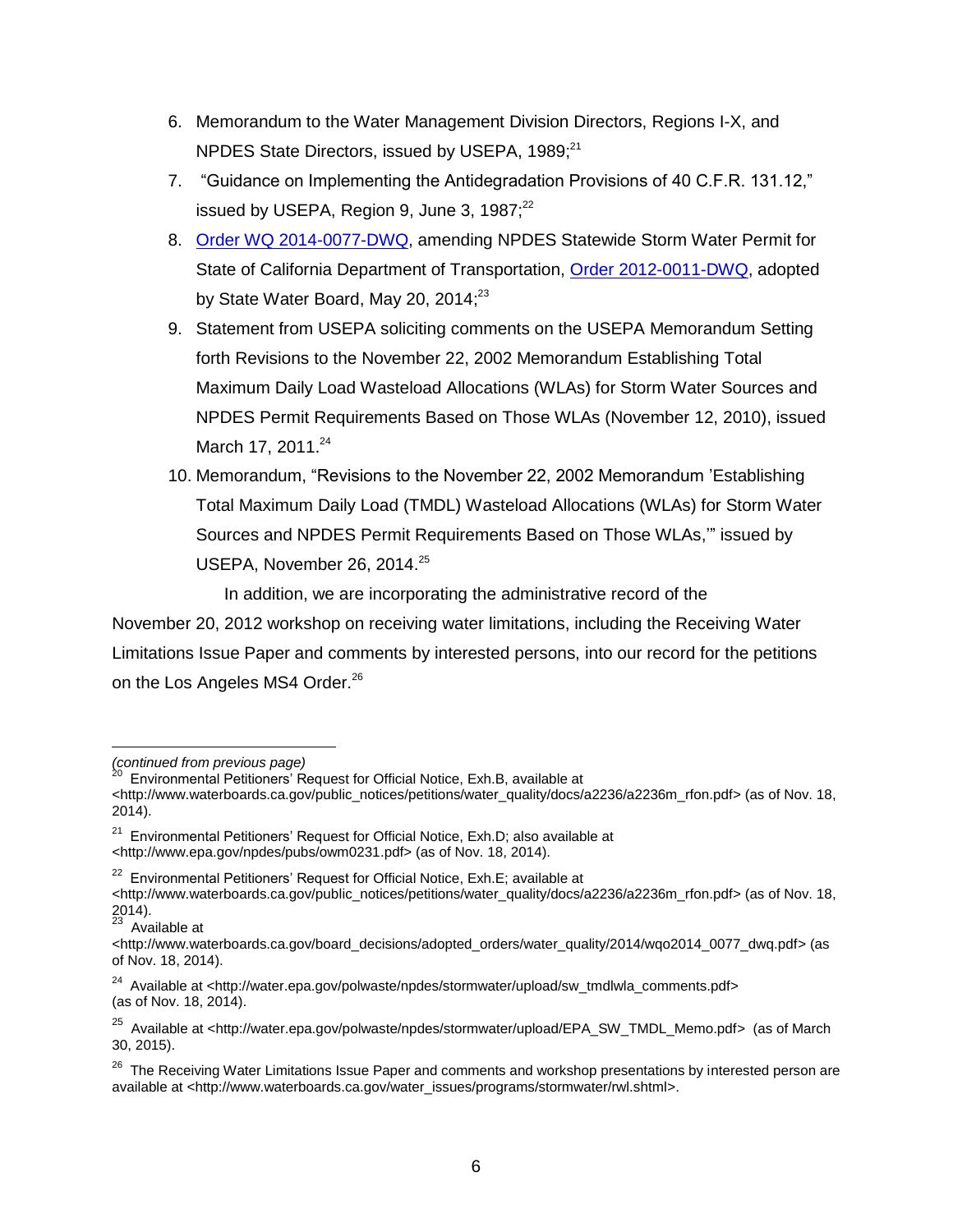6. Memorandum to the Water Management Division Directors, Regions I-X, and NPDES State Directors, issued by USEPA, 1989;[21]
7. "Guidance on Implementing the Antidegradation Provisions of 40 C.F.R. 131.12," issued by USEPA, Region 9, June 3, 1987;[22]
8. Order WQ 2014-0077-DWQ, amending NPDES Statewide Storm Water Permit for State of California Department of Transportation, Order 2012-0011-DWQ, adopted by State Water Board, May 20, 2014;[23]
9. Statement from USEPA soliciting comments on the USEPA Memorandum Setting forth Revisions to the November 22, 2002 Memorandum Establishing Total Maximum Daily Load Wasteload Allocations (WLAs) for Storm Water Sources and NPDES Permit Requirements Based on Those WLAs (November 12, 2010), issued March 17, 2011.[24]
10. Memorandum, "Revisions to the November 22, 2002 Memorandum 'Establishing Total Maximum Daily Load (TMDL) Wasteload Allocations (WLAs) for Storm Water Sources and NPDES Permit Requirements Based on Those WLAs,'" issued by USEPA, November 26, 2014.[25]

In addition, we are incorporating the administrative record of the November 20, 2012 workshop on receiving water limitations, including the Receiving Water Limitations Issue Paper and comments by interested persons, into our record for the petitions on the Los Angeles MS4 Order.[26]

---

*(continued from previous page)*

[20] Environmental Petitioners' Request for Official Notice, Exh.B, available at <http://www.waterboards.ca.gov/public_notices/petitions/water_quality/docs/a2236/a2236m_rfon.pdf> (as of Nov. 18, 2014).

[21] Environmental Petitioners' Request for Official Notice, Exh.D; also available at <http://www.epa.gov/npdes/pubs/owm0231.pdf> (as of Nov. 18, 2014).

[22] Environmental Petitioners' Request for Official Notice, Exh.E; available at <http://www.waterboards.ca.gov/public_notices/petitions/water_quality/docs/a2236/a2236m_rfon.pdf> (as of Nov. 18, 2014).

[23] Available at <http://www.waterboards.ca.gov/board_decisions/adopted_orders/water_quality/2014/wqo2014_0077_dwq.pdf> (as of Nov. 18, 2014).

[24] Available at <http://water.epa.gov/polwaste/npdes/stormwater/upload/sw_tmdlwla_comments.pdf> (as of Nov. 18, 2014).

[25] Available at <http://water.epa.gov/polwaste/npdes/stormwater/upload/EPA_SW_TMDL_Memo.pdf> (as of March 30, 2015).

[26] The Receiving Water Limitations Issue Paper and comments and workshop presentations by interested person are available at <http://www.waterboards.ca.gov/water_issues/programs/stormwater/rwl.shtml>.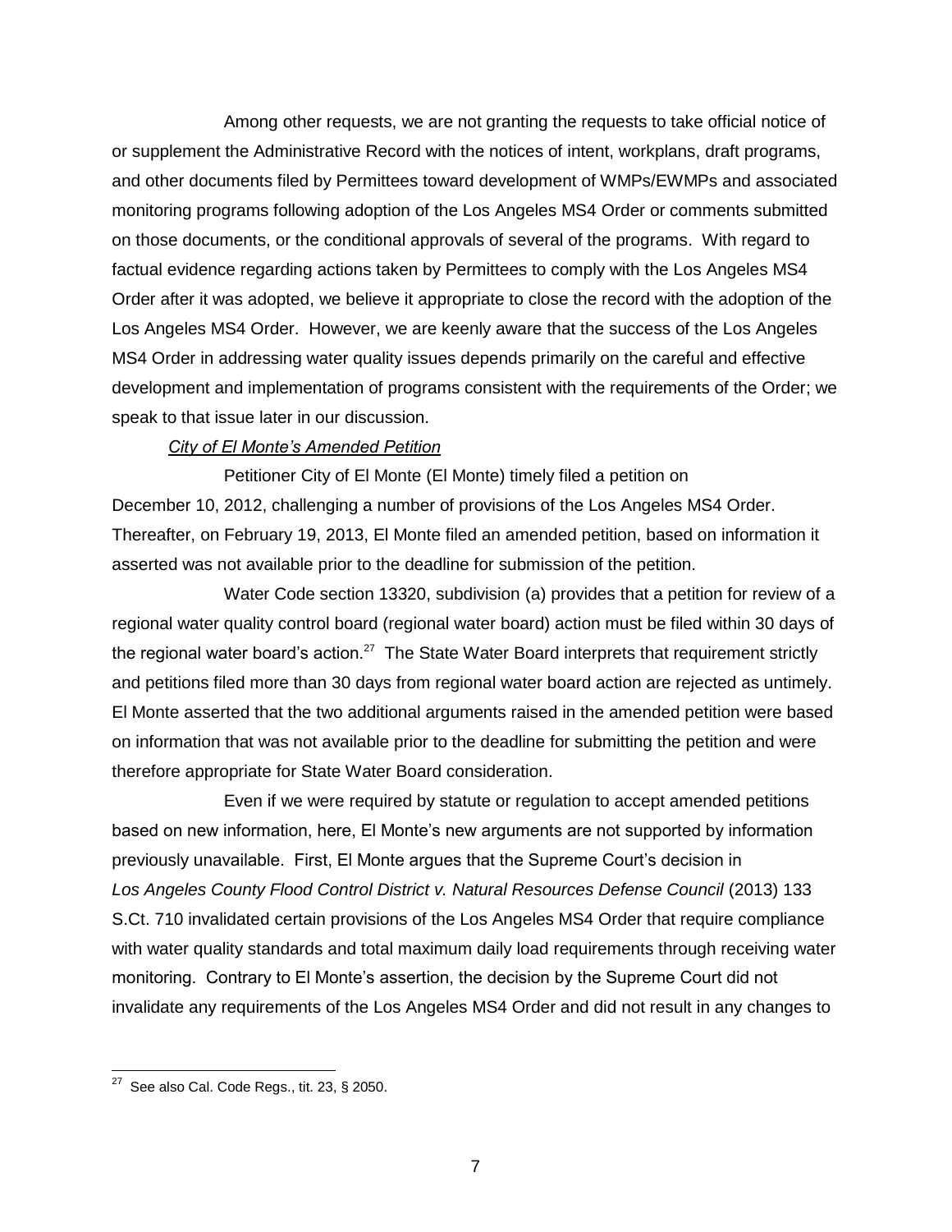Among other requests, we are not granting the requests to take official notice of or supplement the Administrative Record with the notices of intent, workplans, draft programs, and other documents filed by Permittees toward development of WMPs/EWMPs and associated monitoring programs following adoption of the Los Angeles MS4 Order or comments submitted on those documents, or the conditional approvals of several of the programs. With regard to factual evidence regarding actions taken by Permittees to comply with the Los Angeles MS4 Order after it was adopted, we believe it appropriate to close the record with the adoption of the Los Angeles MS4 Order. However, we are keenly aware that the success of the Los Angeles MS4 Order in addressing water quality issues depends primarily on the careful and effective development and implementation of programs consistent with the requirements of the Order; we speak to that issue later in our discussion.

*City of El Monte's Amended Petition*

Petitioner City of El Monte (El Monte) timely filed a petition on December 10, 2012, challenging a number of provisions of the Los Angeles MS4 Order. Thereafter, on February 19, 2013, El Monte filed an amended petition, based on information it asserted was not available prior to the deadline for submission of the petition.

Water Code section 13320, subdivision (a) provides that a petition for review of a regional water quality control board (regional water board) action must be filed within 30 days of the regional water board's action.[27] The State Water Board interprets that requirement strictly and petitions filed more than 30 days from regional water board action are rejected as untimely. El Monte asserted that the two additional arguments raised in the amended petition were based on information that was not available prior to the deadline for submitting the petition and were therefore appropriate for State Water Board consideration.

Even if we were required by statute or regulation to accept amended petitions based on new information, here, El Monte's new arguments are not supported by information previously unavailable. First, El Monte argues that the Supreme Court's decision in *Los Angeles County Flood Control District v. Natural Resources Defense Council* (2013) 133 S.Ct. 710 invalidated certain provisions of the Los Angeles MS4 Order that require compliance with water quality standards and total maximum daily load requirements through receiving water monitoring. Contrary to El Monte's assertion, the decision by the Supreme Court did not invalidate any requirements of the Los Angeles MS4 Order and did not result in any changes to

[27] See also Cal. Code Regs., tit. 23, § 2050.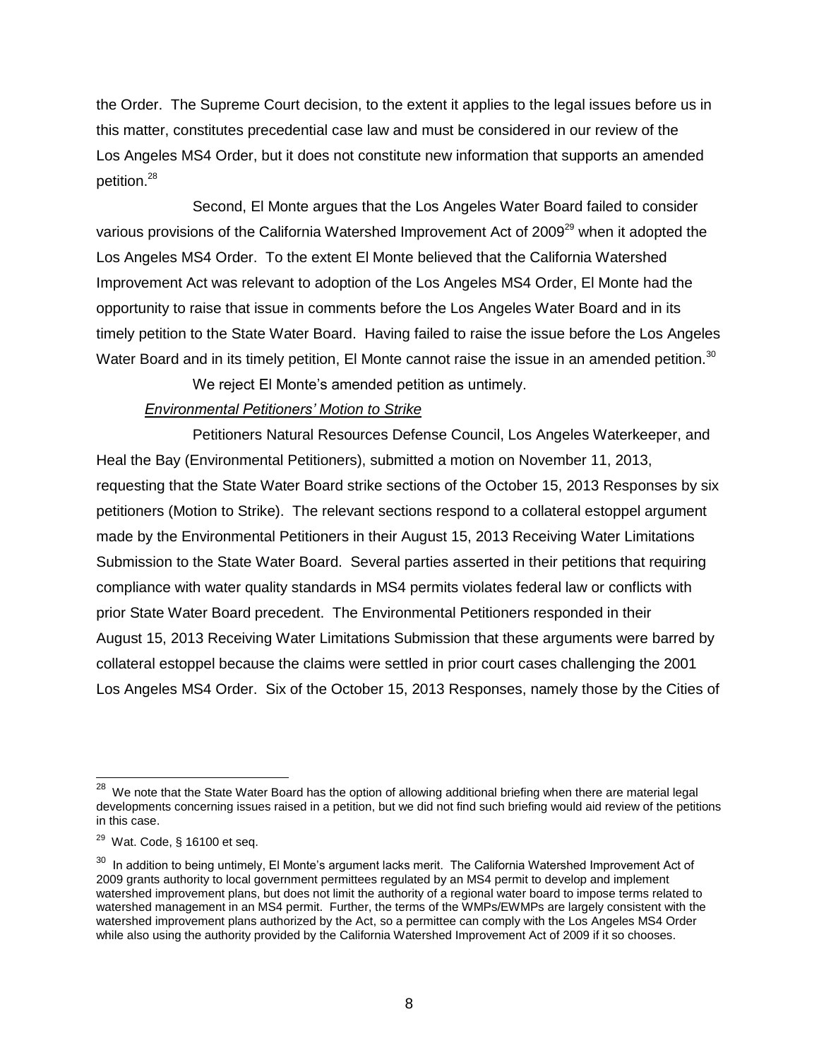the Order. The Supreme Court decision, to the extent it applies to the legal issues before us in this matter, constitutes precedential case law and must be considered in our review of the Los Angeles MS4 Order, but it does not constitute new information that supports an amended petition.[28]

Second, El Monte argues that the Los Angeles Water Board failed to consider various provisions of the California Watershed Improvement Act of 2009[29] when it adopted the Los Angeles MS4 Order. To the extent El Monte believed that the California Watershed Improvement Act was relevant to adoption of the Los Angeles MS4 Order, El Monte had the opportunity to raise that issue in comments before the Los Angeles Water Board and in its timely petition to the State Water Board. Having failed to raise the issue before the Los Angeles Water Board and in its timely petition, El Monte cannot raise the issue in an amended petition.[30]

We reject El Monte's amended petition as untimely.

*Environmental Petitioners' Motion to Strike*

Petitioners Natural Resources Defense Council, Los Angeles Waterkeeper, and Heal the Bay (Environmental Petitioners), submitted a motion on November 11, 2013, requesting that the State Water Board strike sections of the October 15, 2013 Responses by six petitioners (Motion to Strike). The relevant sections respond to a collateral estoppel argument made by the Environmental Petitioners in their August 15, 2013 Receiving Water Limitations Submission to the State Water Board. Several parties asserted in their petitions that requiring compliance with water quality standards in MS4 permits violates federal law or conflicts with prior State Water Board precedent. The Environmental Petitioners responded in their August 15, 2013 Receiving Water Limitations Submission that these arguments were barred by collateral estoppel because the claims were settled in prior court cases challenging the 2001 Los Angeles MS4 Order. Six of the October 15, 2013 Responses, namely those by the Cities of

---

[28] We note that the State Water Board has the option of allowing additional briefing when there are material legal developments concerning issues raised in a petition, but we did not find such briefing would aid review of the petitions in this case.

[29] Wat. Code, § 16100 et seq.

[30] In addition to being untimely, El Monte's argument lacks merit. The California Watershed Improvement Act of 2009 grants authority to local government permittees regulated by an MS4 permit to develop and implement watershed improvement plans, but does not limit the authority of a regional water board to impose terms related to watershed management in an MS4 permit. Further, the terms of the WMPs/EWMPs are largely consistent with the watershed improvement plans authorized by the Act, so a permittee can comply with the Los Angeles MS4 Order while also using the authority provided by the California Watershed Improvement Act of 2009 if it so chooses.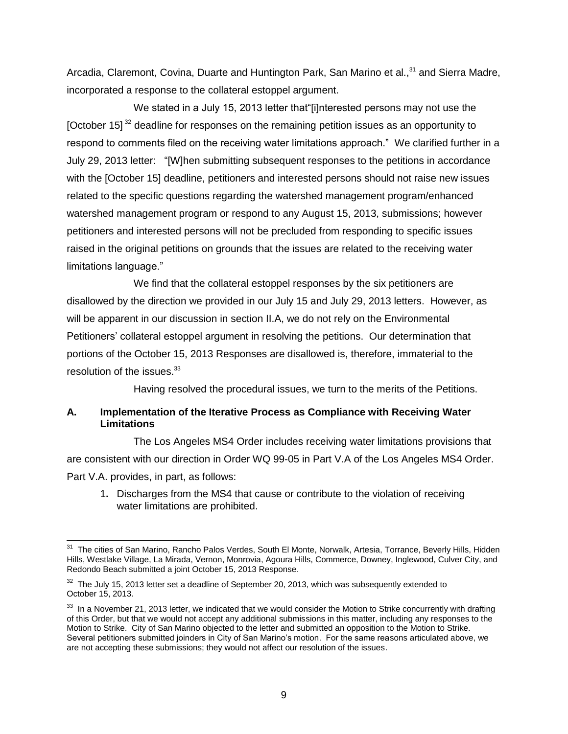Arcadia, Claremont, Covina, Duarte and Huntington Park, San Marino et al.,[31] and Sierra Madre, incorporated a response to the collateral estoppel argument.

We stated in a July 15, 2013 letter that"[i]nterested persons may not use the [October 15][32] deadline for responses on the remaining petition issues as an opportunity to respond to comments filed on the receiving water limitations approach." We clarified further in a July 29, 2013 letter: "[W]hen submitting subsequent responses to the petitions in accordance with the [October 15] deadline, petitioners and interested persons should not raise new issues related to the specific questions regarding the watershed management program/enhanced watershed management program or respond to any August 15, 2013, submissions; however petitioners and interested persons will not be precluded from responding to specific issues raised in the original petitions on grounds that the issues are related to the receiving water limitations language."

We find that the collateral estoppel responses by the six petitioners are disallowed by the direction we provided in our July 15 and July 29, 2013 letters. However, as will be apparent in our discussion in section II.A, we do not rely on the Environmental Petitioners' collateral estoppel argument in resolving the petitions. Our determination that portions of the October 15, 2013 Responses are disallowed is, therefore, immaterial to the resolution of the issues.[33]

Having resolved the procedural issues, we turn to the merits of the Petitions.

### A. Implementation of the Iterative Process as Compliance with Receiving Water Limitations

The Los Angeles MS4 Order includes receiving water limitations provisions that are consistent with our direction in Order WQ 99-05 in Part V.A of the Los Angeles MS4 Order. Part V.A. provides, in part, as follows:

1. Discharges from the MS4 that cause or contribute to the violation of receiving water limitations are prohibited.

---

[31] The cities of San Marino, Rancho Palos Verdes, South El Monte, Norwalk, Artesia, Torrance, Beverly Hills, Hidden Hills, Westlake Village, La Mirada, Vernon, Monrovia, Agoura Hills, Commerce, Downey, Inglewood, Culver City, and Redondo Beach submitted a joint October 15, 2013 Response.

[32] The July 15, 2013 letter set a deadline of September 20, 2013, which was subsequently extended to October 15, 2013.

[33] In a November 21, 2013 letter, we indicated that we would consider the Motion to Strike concurrently with drafting of this Order, but that we would not accept any additional submissions in this matter, including any responses to the Motion to Strike. City of San Marino objected to the letter and submitted an opposition to the Motion to Strike. Several petitioners submitted joinders in City of San Marino's motion. For the same reasons articulated above, we are not accepting these submissions; they would not affect our resolution of the issues.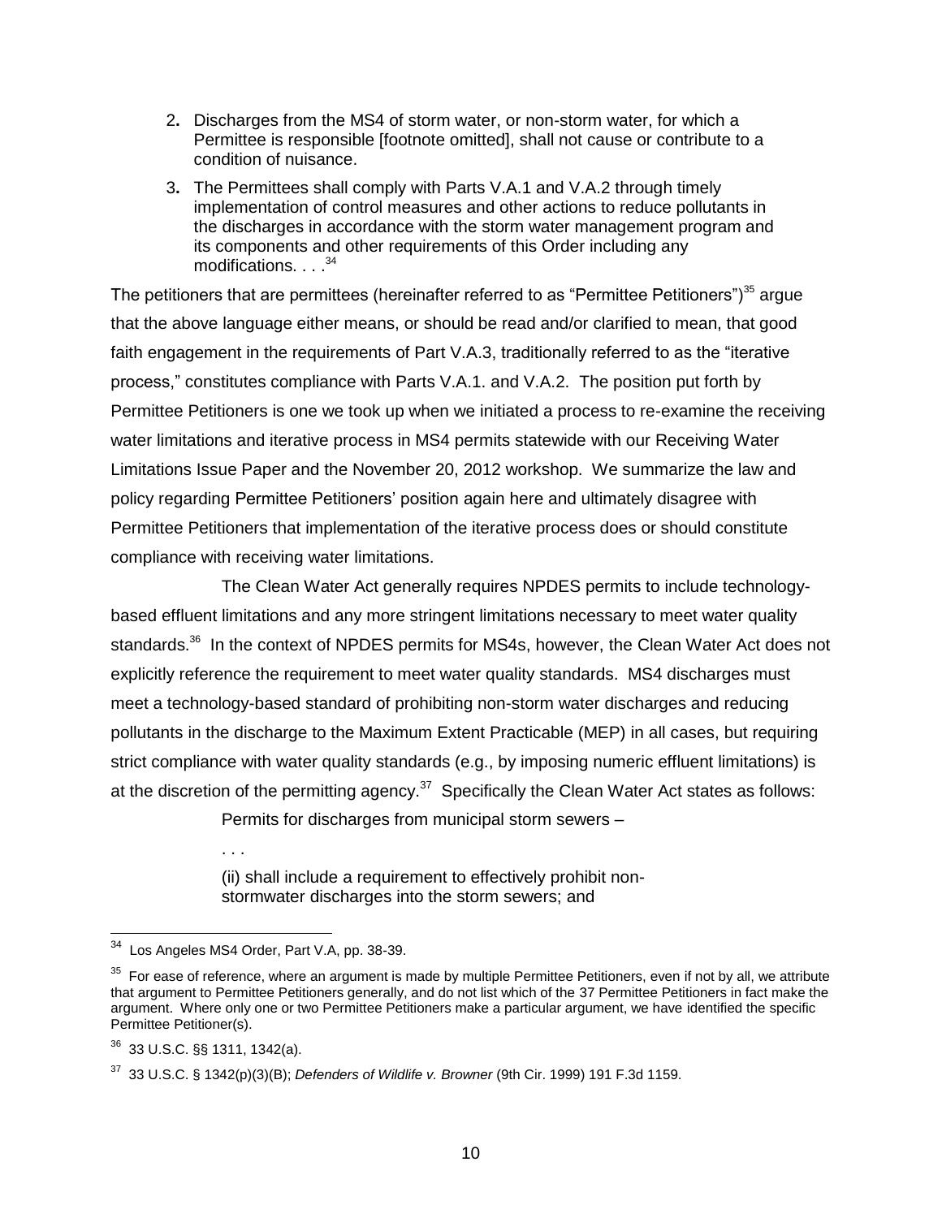2. Discharges from the MS4 of storm water, or non-storm water, for which a Permittee is responsible [footnote omitted], shall not cause or contribute to a condition of nuisance.
3. The Permittees shall comply with Parts V.A.1 and V.A.2 through timely implementation of control measures and other actions to reduce pollutants in the discharges in accordance with the storm water management program and its components and other requirements of this Order including any modifications. . . .[34]

The petitioners that are permittees (hereinafter referred to as "Permittee Petitioners")[35] argue that the above language either means, or should be read and/or clarified to mean, that good faith engagement in the requirements of Part V.A.3, traditionally referred to as the "iterative process," constitutes compliance with Parts V.A.1. and V.A.2. The position put forth by Permittee Petitioners is one we took up when we initiated a process to re-examine the receiving water limitations and iterative process in MS4 permits statewide with our Receiving Water Limitations Issue Paper and the November 20, 2012 workshop. We summarize the law and policy regarding Permittee Petitioners' position again here and ultimately disagree with Permittee Petitioners that implementation of the iterative process does or should constitute compliance with receiving water limitations.

The Clean Water Act generally requires NPDES permits to include technology-based effluent limitations and any more stringent limitations necessary to meet water quality standards.[36] In the context of NPDES permits for MS4s, however, the Clean Water Act does not explicitly reference the requirement to meet water quality standards. MS4 discharges must meet a technology-based standard of prohibiting non-storm water discharges and reducing pollutants in the discharge to the Maximum Extent Practicable (MEP) in all cases, but requiring strict compliance with water quality standards (e.g., by imposing numeric effluent limitations) is at the discretion of the permitting agency.[37] Specifically the Clean Water Act states as follows:

> Permits for discharges from municipal storm sewers –
>
> . . .
>
> (ii) shall include a requirement to effectively prohibit non-stormwater discharges into the storm sewers; and

---

[34] Los Angeles MS4 Order, Part V.A, pp. 38-39.

[35] For ease of reference, where an argument is made by multiple Permittee Petitioners, even if not by all, we attribute that argument to Permittee Petitioners generally, and do not list which of the 37 Permittee Petitioners in fact make the argument. Where only one or two Permittee Petitioners make a particular argument, we have identified the specific Permittee Petitioner(s).

[36] 33 U.S.C. §§ 1311, 1342(a).

[37] 33 U.S.C. § 1342(p)(3)(B); *Defenders of Wildlife v. Browner* (9th Cir. 1999) 191 F.3d 1159.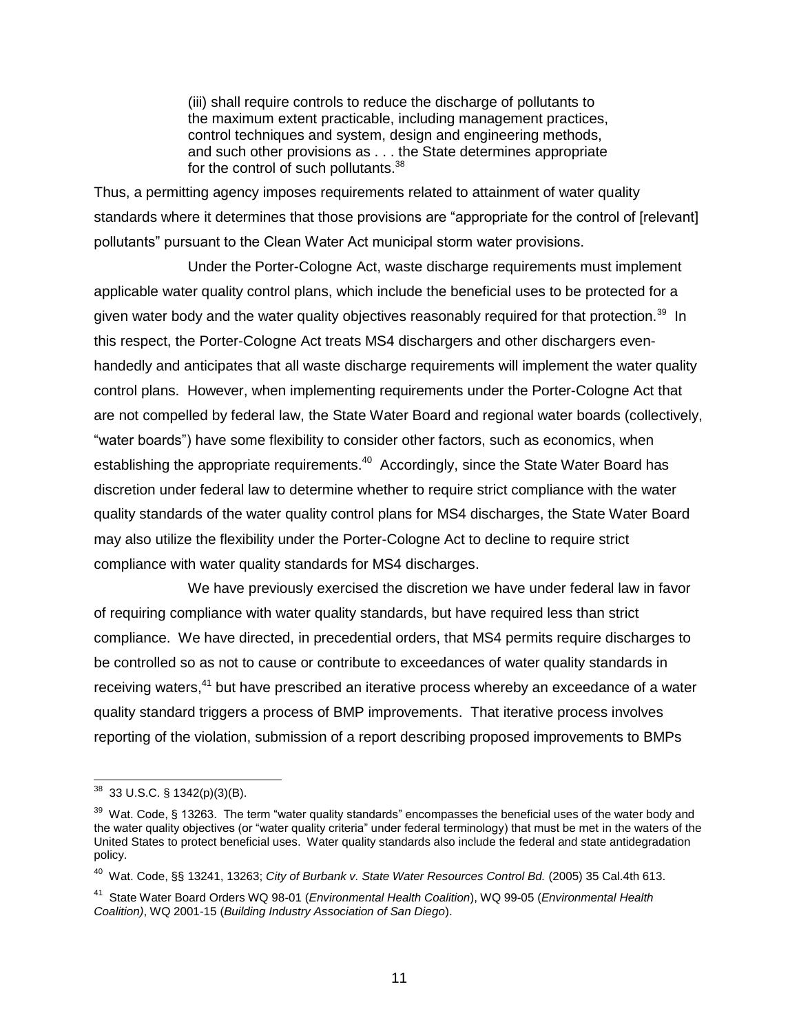> (iii) shall require controls to reduce the discharge of pollutants to the maximum extent practicable, including management practices, control techniques and system, design and engineering methods, and such other provisions as . . . the State determines appropriate for the control of such pollutants.[38]

Thus, a permitting agency imposes requirements related to attainment of water quality standards where it determines that those provisions are "appropriate for the control of [relevant] pollutants" pursuant to the Clean Water Act municipal storm water provisions.

Under the Porter-Cologne Act, waste discharge requirements must implement applicable water quality control plans, which include the beneficial uses to be protected for a given water body and the water quality objectives reasonably required for that protection.[39] In this respect, the Porter-Cologne Act treats MS4 dischargers and other dischargers even-handedly and anticipates that all waste discharge requirements will implement the water quality control plans. However, when implementing requirements under the Porter-Cologne Act that are not compelled by federal law, the State Water Board and regional water boards (collectively, "water boards") have some flexibility to consider other factors, such as economics, when establishing the appropriate requirements.[40] Accordingly, since the State Water Board has discretion under federal law to determine whether to require strict compliance with the water quality standards of the water quality control plans for MS4 discharges, the State Water Board may also utilize the flexibility under the Porter-Cologne Act to decline to require strict compliance with water quality standards for MS4 discharges.

We have previously exercised the discretion we have under federal law in favor of requiring compliance with water quality standards, but have required less than strict compliance. We have directed, in precedential orders, that MS4 permits require discharges to be controlled so as not to cause or contribute to exceedances of water quality standards in receiving waters,[41] but have prescribed an iterative process whereby an exceedance of a water quality standard triggers a process of BMP improvements. That iterative process involves reporting of the violation, submission of a report describing proposed improvements to BMPs

---

[38] 33 U.S.C. § 1342(p)(3)(B).

[39] Wat. Code, § 13263. The term "water quality standards" encompasses the beneficial uses of the water body and the water quality objectives (or "water quality criteria" under federal terminology) that must be met in the waters of the United States to protect beneficial uses. Water quality standards also include the federal and state antidegradation policy.

[40] Wat. Code, §§ 13241, 13263; *City of Burbank v. State Water Resources Control Bd.* (2005) 35 Cal.4th 613.

[41] State Water Board Orders WQ 98-01 (*Environmental Health Coalition*), WQ 99-05 (*Environmental Health Coalition)*, WQ 2001-15 (*Building Industry Association of San Diego*).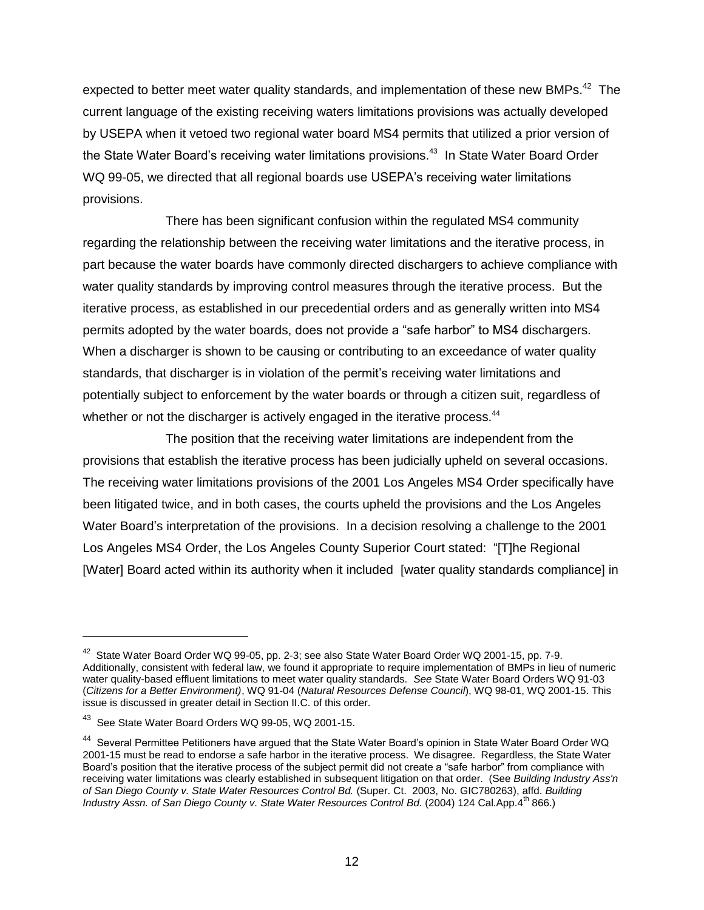expected to better meet water quality standards, and implementation of these new BMPs.[42] The current language of the existing receiving waters limitations provisions was actually developed by USEPA when it vetoed two regional water board MS4 permits that utilized a prior version of the State Water Board's receiving water limitations provisions.[43] In State Water Board Order WQ 99-05, we directed that all regional boards use USEPA's receiving water limitations provisions.

There has been significant confusion within the regulated MS4 community regarding the relationship between the receiving water limitations and the iterative process, in part because the water boards have commonly directed dischargers to achieve compliance with water quality standards by improving control measures through the iterative process. But the iterative process, as established in our precedential orders and as generally written into MS4 permits adopted by the water boards, does not provide a "safe harbor" to MS4 dischargers. When a discharger is shown to be causing or contributing to an exceedance of water quality standards, that discharger is in violation of the permit's receiving water limitations and potentially subject to enforcement by the water boards or through a citizen suit, regardless of whether or not the discharger is actively engaged in the iterative process.[44]

The position that the receiving water limitations are independent from the provisions that establish the iterative process has been judicially upheld on several occasions. The receiving water limitations provisions of the 2001 Los Angeles MS4 Order specifically have been litigated twice, and in both cases, the courts upheld the provisions and the Los Angeles Water Board's interpretation of the provisions. In a decision resolving a challenge to the 2001 Los Angeles MS4 Order, the Los Angeles County Superior Court stated: "[T]he Regional [Water] Board acted within its authority when it included [water quality standards compliance] in

---

[42] State Water Board Order WQ 99-05, pp. 2-3; see also State Water Board Order WQ 2001-15, pp. 7-9. Additionally, consistent with federal law, we found it appropriate to require implementation of BMPs in lieu of numeric water quality-based effluent limitations to meet water quality standards. *See* State Water Board Orders WQ 91-03 (*Citizens for a Better Environment)*, WQ 91-04 (*Natural Resources Defense Council*), WQ 98-01, WQ 2001-15. This issue is discussed in greater detail in Section II.C. of this order.

[43] See State Water Board Orders WQ 99-05, WQ 2001-15.

[44] Several Permittee Petitioners have argued that the State Water Board's opinion in State Water Board Order WQ 2001-15 must be read to endorse a safe harbor in the iterative process. We disagree. Regardless, the State Water Board's position that the iterative process of the subject permit did not create a "safe harbor" from compliance with receiving water limitations was clearly established in subsequent litigation on that order. (See *Building Industry Ass'n of San Diego County v. State Water Resources Control Bd.* (Super. Ct. 2003, No. GIC780263), affd. *Building Industry Assn. of San Diego County v. State Water Resources Control Bd.* (2004) 124 Cal.App.4th 866.)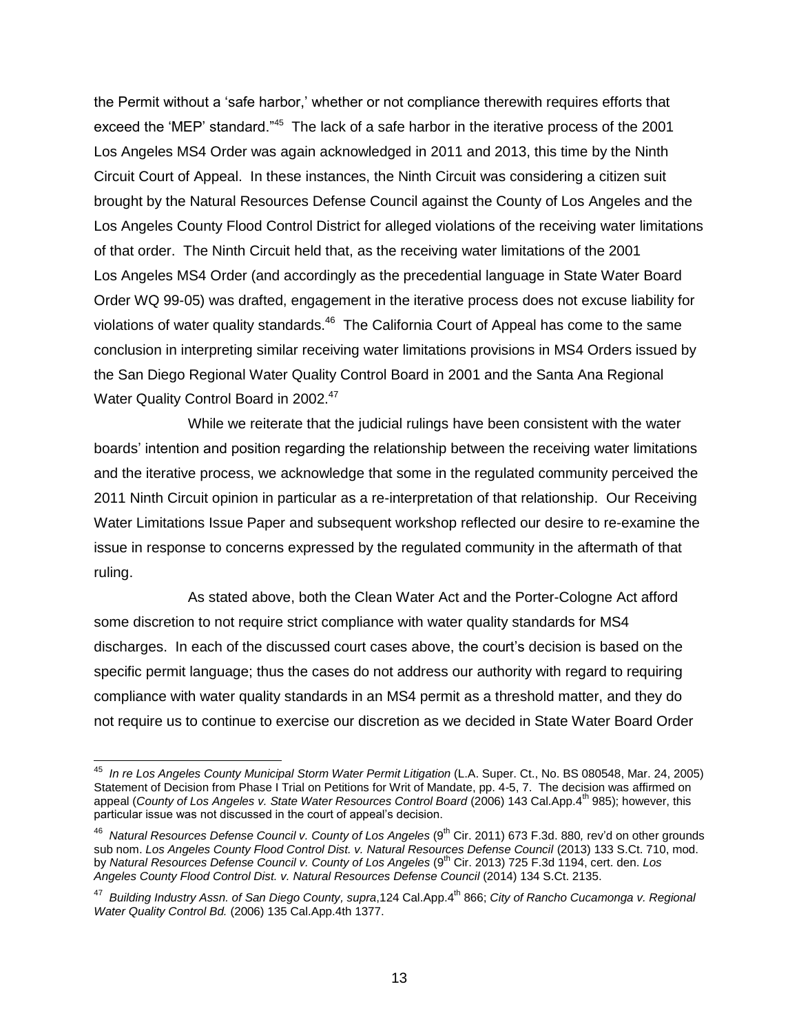the Permit without a 'safe harbor,' whether or not compliance therewith requires efforts that exceed the 'MEP' standard."[45] The lack of a safe harbor in the iterative process of the 2001 Los Angeles MS4 Order was again acknowledged in 2011 and 2013, this time by the Ninth Circuit Court of Appeal. In these instances, the Ninth Circuit was considering a citizen suit brought by the Natural Resources Defense Council against the County of Los Angeles and the Los Angeles County Flood Control District for alleged violations of the receiving water limitations of that order. The Ninth Circuit held that, as the receiving water limitations of the 2001 Los Angeles MS4 Order (and accordingly as the precedential language in State Water Board Order WQ 99-05) was drafted, engagement in the iterative process does not excuse liability for violations of water quality standards.[46] The California Court of Appeal has come to the same conclusion in interpreting similar receiving water limitations provisions in MS4 Orders issued by the San Diego Regional Water Quality Control Board in 2001 and the Santa Ana Regional Water Quality Control Board in 2002.[47]

While we reiterate that the judicial rulings have been consistent with the water boards' intention and position regarding the relationship between the receiving water limitations and the iterative process, we acknowledge that some in the regulated community perceived the 2011 Ninth Circuit opinion in particular as a re-interpretation of that relationship. Our Receiving Water Limitations Issue Paper and subsequent workshop reflected our desire to re-examine the issue in response to concerns expressed by the regulated community in the aftermath of that ruling.

As stated above, both the Clean Water Act and the Porter-Cologne Act afford some discretion to not require strict compliance with water quality standards for MS4 discharges. In each of the discussed court cases above, the court's decision is based on the specific permit language; thus the cases do not address our authority with regard to requiring compliance with water quality standards in an MS4 permit as a threshold matter, and they do not require us to continue to exercise our discretion as we decided in State Water Board Order

---

[45] *In re Los Angeles County Municipal Storm Water Permit Litigation* (L.A. Super. Ct., No. BS 080548, Mar. 24, 2005) Statement of Decision from Phase I Trial on Petitions for Writ of Mandate, pp. 4-5, 7. The decision was affirmed on appeal (*County of Los Angeles v. State Water Resources Control Board* (2006) 143 Cal.App.4th 985); however, this particular issue was not discussed in the court of appeal's decision.

[46] *Natural Resources Defense Council v. County of Los Angeles* (9th Cir. 2011) 673 F.3d. 880*,* rev'd on other grounds sub nom. *Los Angeles County Flood Control Dist. v. Natural Resources Defense Council* (2013) 133 S.Ct. 710, mod. by *Natural Resources Defense Council v. County of Los Angeles* (9th Cir. 2013) 725 F.3d 1194, cert. den. *Los Angeles County Flood Control Dist. v. Natural Resources Defense Council* (2014) 134 S.Ct. 2135.

[47] *Building Industry Assn. of San Diego County, supra*,124 Cal.App.4th 866; *City of Rancho Cucamonga v. Regional Water Quality Control Bd.* (2006) 135 Cal.App.4th 1377.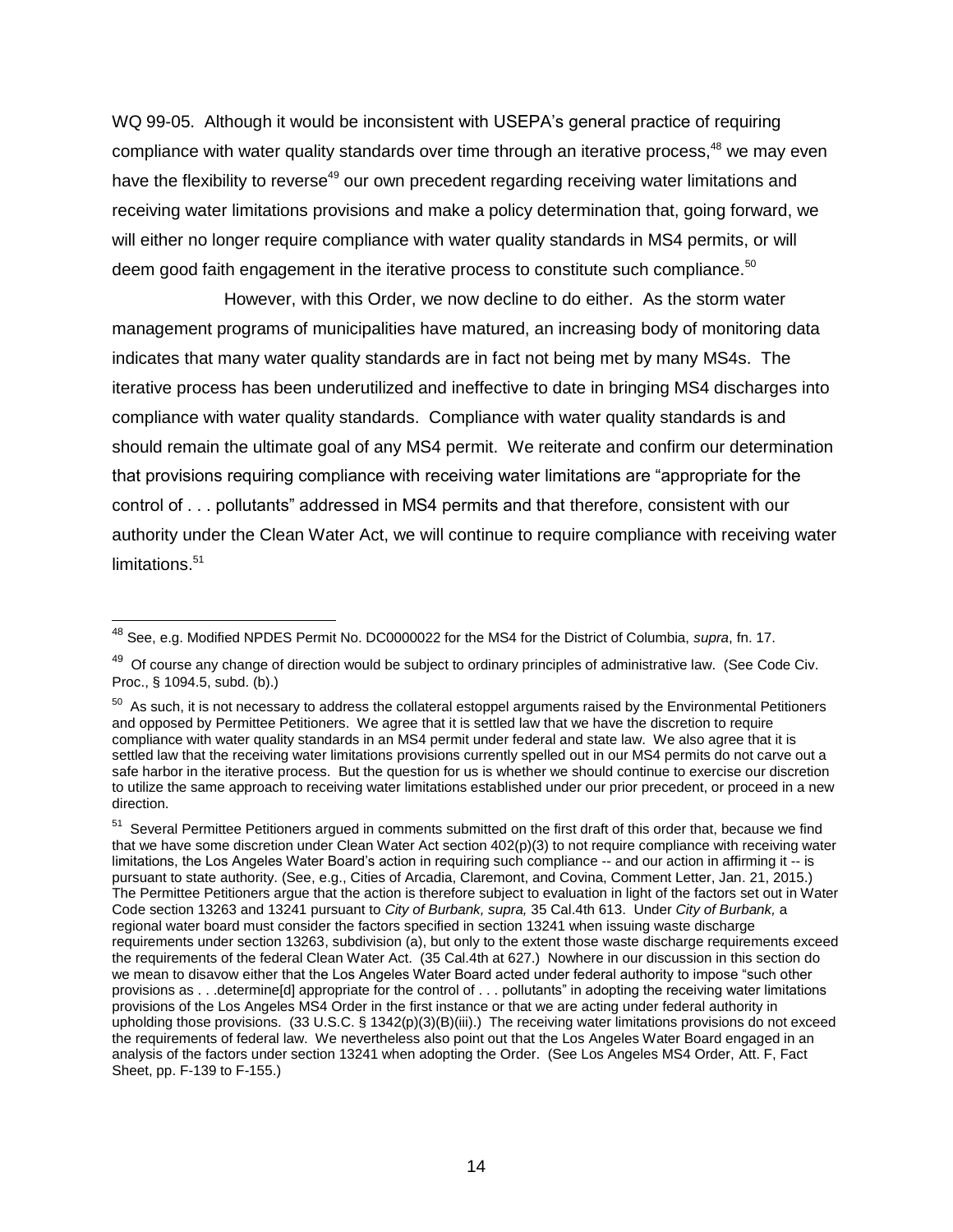WQ 99-05. Although it would be inconsistent with USEPA's general practice of requiring compliance with water quality standards over time through an iterative process,[48] we may even have the flexibility to reverse[49] our own precedent regarding receiving water limitations and receiving water limitations provisions and make a policy determination that, going forward, we will either no longer require compliance with water quality standards in MS4 permits, or will deem good faith engagement in the iterative process to constitute such compliance.[50]

However, with this Order, we now decline to do either. As the storm water management programs of municipalities have matured, an increasing body of monitoring data indicates that many water quality standards are in fact not being met by many MS4s. The iterative process has been underutilized and ineffective to date in bringing MS4 discharges into compliance with water quality standards. Compliance with water quality standards is and should remain the ultimate goal of any MS4 permit. We reiterate and confirm our determination that provisions requiring compliance with receiving water limitations are "appropriate for the control of . . . pollutants" addressed in MS4 permits and that therefore, consistent with our authority under the Clean Water Act, we will continue to require compliance with receiving water limitations.[51]

---

[48] See, e.g. Modified NPDES Permit No. DC0000022 for the MS4 for the District of Columbia, *supra*, fn. 17.

[49] Of course any change of direction would be subject to ordinary principles of administrative law. (See Code Civ. Proc., § 1094.5, subd. (b).)

[50] As such, it is not necessary to address the collateral estoppel arguments raised by the Environmental Petitioners and opposed by Permittee Petitioners. We agree that it is settled law that we have the discretion to require compliance with water quality standards in an MS4 permit under federal and state law. We also agree that it is settled law that the receiving water limitations provisions currently spelled out in our MS4 permits do not carve out a safe harbor in the iterative process. But the question for us is whether we should continue to exercise our discretion to utilize the same approach to receiving water limitations established under our prior precedent, or proceed in a new direction.

[51] Several Permittee Petitioners argued in comments submitted on the first draft of this order that, because we find that we have some discretion under Clean Water Act section 402(p)(3) to not require compliance with receiving water limitations, the Los Angeles Water Board's action in requiring such compliance -- and our action in affirming it -- is pursuant to state authority. (See, e.g., Cities of Arcadia, Claremont, and Covina, Comment Letter, Jan. 21, 2015.) The Permittee Petitioners argue that the action is therefore subject to evaluation in light of the factors set out in Water Code section 13263 and 13241 pursuant to *City of Burbank, supra,* 35 Cal.4th 613. Under *City of Burbank,* a regional water board must consider the factors specified in section 13241 when issuing waste discharge requirements under section 13263, subdivision (a), but only to the extent those waste discharge requirements exceed the requirements of the federal Clean Water Act. (35 Cal.4th at 627.) Nowhere in our discussion in this section do we mean to disavow either that the Los Angeles Water Board acted under federal authority to impose "such other provisions as . . .determine[d] appropriate for the control of . . . pollutants" in adopting the receiving water limitations provisions of the Los Angeles MS4 Order in the first instance or that we are acting under federal authority in upholding those provisions. (33 U.S.C. § 1342(p)(3)(B)(iii).) The receiving water limitations provisions do not exceed the requirements of federal law. We nevertheless also point out that the Los Angeles Water Board engaged in an analysis of the factors under section 13241 when adopting the Order. (See Los Angeles MS4 Order, Att. F, Fact Sheet, pp. F-139 to F-155.)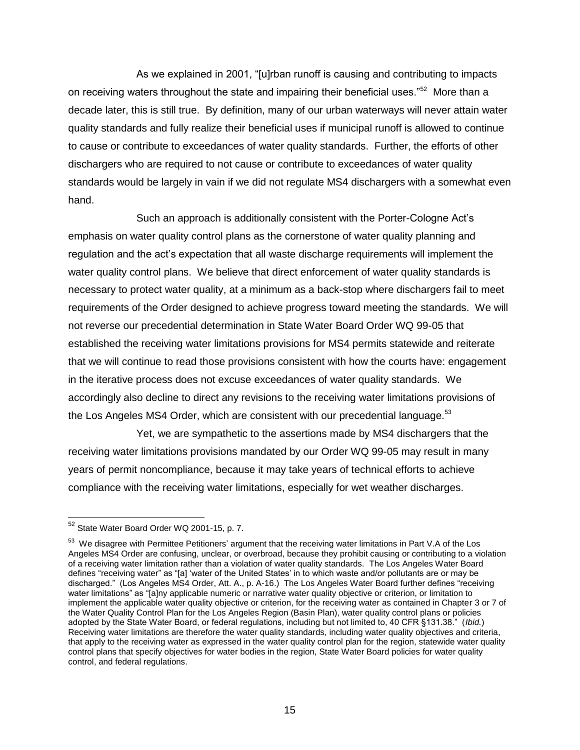As we explained in 2001, "[u]rban runoff is causing and contributing to impacts on receiving waters throughout the state and impairing their beneficial uses."[52] More than a decade later, this is still true. By definition, many of our urban waterways will never attain water quality standards and fully realize their beneficial uses if municipal runoff is allowed to continue to cause or contribute to exceedances of water quality standards. Further, the efforts of other dischargers who are required to not cause or contribute to exceedances of water quality standards would be largely in vain if we did not regulate MS4 dischargers with a somewhat even hand.

Such an approach is additionally consistent with the Porter-Cologne Act's emphasis on water quality control plans as the cornerstone of water quality planning and regulation and the act's expectation that all waste discharge requirements will implement the water quality control plans. We believe that direct enforcement of water quality standards is necessary to protect water quality, at a minimum as a back-stop where dischargers fail to meet requirements of the Order designed to achieve progress toward meeting the standards. We will not reverse our precedential determination in State Water Board Order WQ 99-05 that established the receiving water limitations provisions for MS4 permits statewide and reiterate that we will continue to read those provisions consistent with how the courts have: engagement in the iterative process does not excuse exceedances of water quality standards. We accordingly also decline to direct any revisions to the receiving water limitations provisions of the Los Angeles MS4 Order, which are consistent with our precedential language.[53]

Yet, we are sympathetic to the assertions made by MS4 dischargers that the receiving water limitations provisions mandated by our Order WQ 99-05 may result in many years of permit noncompliance, because it may take years of technical efforts to achieve compliance with the receiving water limitations, especially for wet weather discharges.

---

[52] State Water Board Order WQ 2001-15, p. 7.

[53] We disagree with Permittee Petitioners' argument that the receiving water limitations in Part V.A of the Los Angeles MS4 Order are confusing, unclear, or overbroad, because they prohibit causing or contributing to a violation of a receiving water limitation rather than a violation of water quality standards. The Los Angeles Water Board defines "receiving water" as "[a] 'water of the United States' in to which waste and/or pollutants are or may be discharged." (Los Angeles MS4 Order, Att. A., p. A-16.) The Los Angeles Water Board further defines "receiving water limitations" as "[a]ny applicable numeric or narrative water quality objective or criterion, or limitation to implement the applicable water quality objective or criterion, for the receiving water as contained in Chapter 3 or 7 of the Water Quality Control Plan for the Los Angeles Region (Basin Plan), water quality control plans or policies adopted by the State Water Board, or federal regulations, including but not limited to, 40 CFR §131.38." (*Ibid.*) Receiving water limitations are therefore the water quality standards, including water quality objectives and criteria, that apply to the receiving water as expressed in the water quality control plan for the region, statewide water quality control plans that specify objectives for water bodies in the region, State Water Board policies for water quality control, and federal regulations.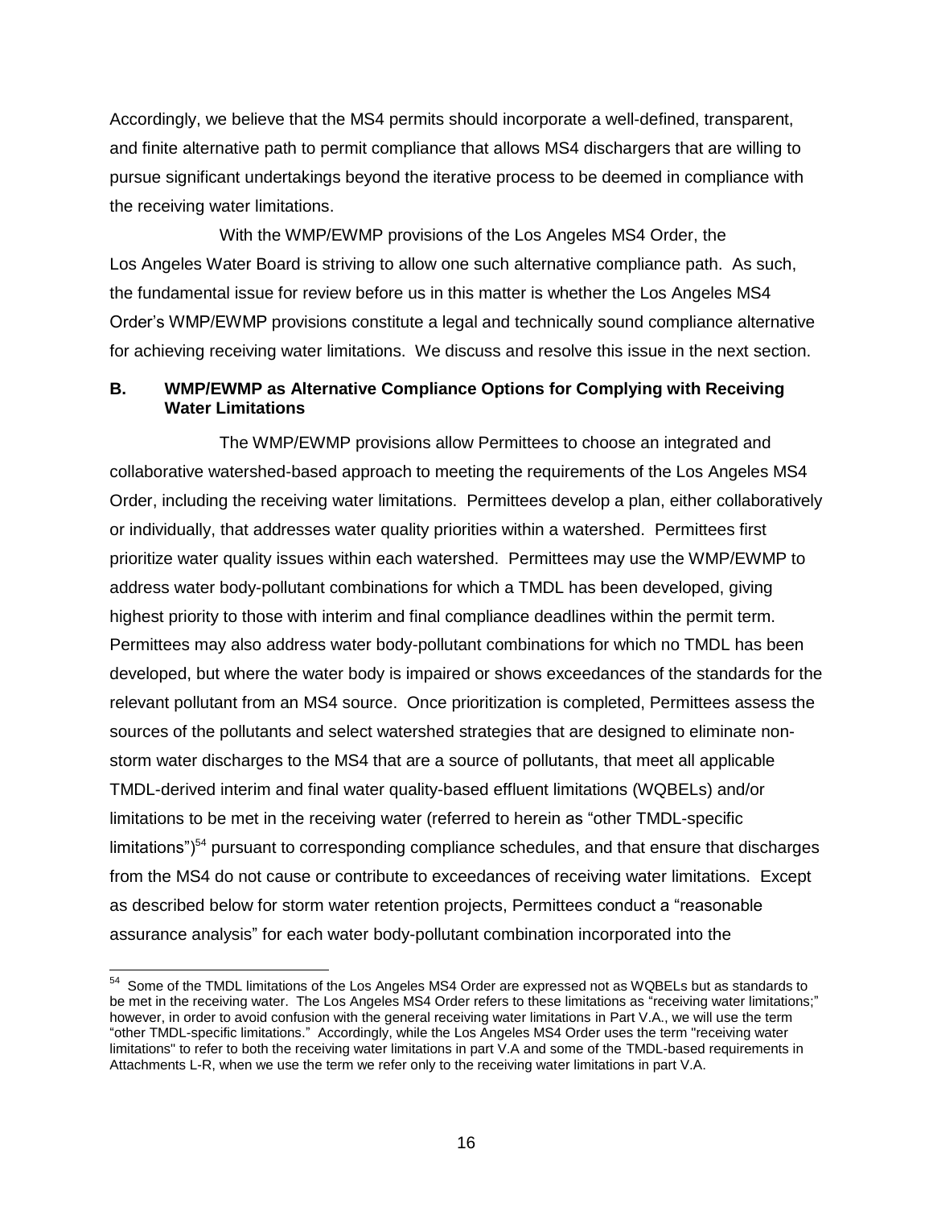Accordingly, we believe that the MS4 permits should incorporate a well-defined, transparent, and finite alternative path to permit compliance that allows MS4 dischargers that are willing to pursue significant undertakings beyond the iterative process to be deemed in compliance with the receiving water limitations.

With the WMP/EWMP provisions of the Los Angeles MS4 Order, the Los Angeles Water Board is striving to allow one such alternative compliance path. As such, the fundamental issue for review before us in this matter is whether the Los Angeles MS4 Order's WMP/EWMP provisions constitute a legal and technically sound compliance alternative for achieving receiving water limitations. We discuss and resolve this issue in the next section.

### B. WMP/EWMP as Alternative Compliance Options for Complying with Receiving Water Limitations

The WMP/EWMP provisions allow Permittees to choose an integrated and collaborative watershed-based approach to meeting the requirements of the Los Angeles MS4 Order, including the receiving water limitations. Permittees develop a plan, either collaboratively or individually, that addresses water quality priorities within a watershed. Permittees first prioritize water quality issues within each watershed. Permittees may use the WMP/EWMP to address water body-pollutant combinations for which a TMDL has been developed, giving highest priority to those with interim and final compliance deadlines within the permit term. Permittees may also address water body-pollutant combinations for which no TMDL has been developed, but where the water body is impaired or shows exceedances of the standards for the relevant pollutant from an MS4 source. Once prioritization is completed, Permittees assess the sources of the pollutants and select watershed strategies that are designed to eliminate non-storm water discharges to the MS4 that are a source of pollutants, that meet all applicable TMDL-derived interim and final water quality-based effluent limitations (WQBELs) and/or limitations to be met in the receiving water (referred to herein as "other TMDL-specific limitations")[54] pursuant to corresponding compliance schedules, and that ensure that discharges from the MS4 do not cause or contribute to exceedances of receiving water limitations. Except as described below for storm water retention projects, Permittees conduct a "reasonable assurance analysis" for each water body-pollutant combination incorporated into the

---

[54] Some of the TMDL limitations of the Los Angeles MS4 Order are expressed not as WQBELs but as standards to be met in the receiving water. The Los Angeles MS4 Order refers to these limitations as "receiving water limitations;" however, in order to avoid confusion with the general receiving water limitations in Part V.A., we will use the term "other TMDL-specific limitations." Accordingly, while the Los Angeles MS4 Order uses the term "receiving water limitations" to refer to both the receiving water limitations in part V.A and some of the TMDL-based requirements in Attachments L-R, when we use the term we refer only to the receiving water limitations in part V.A.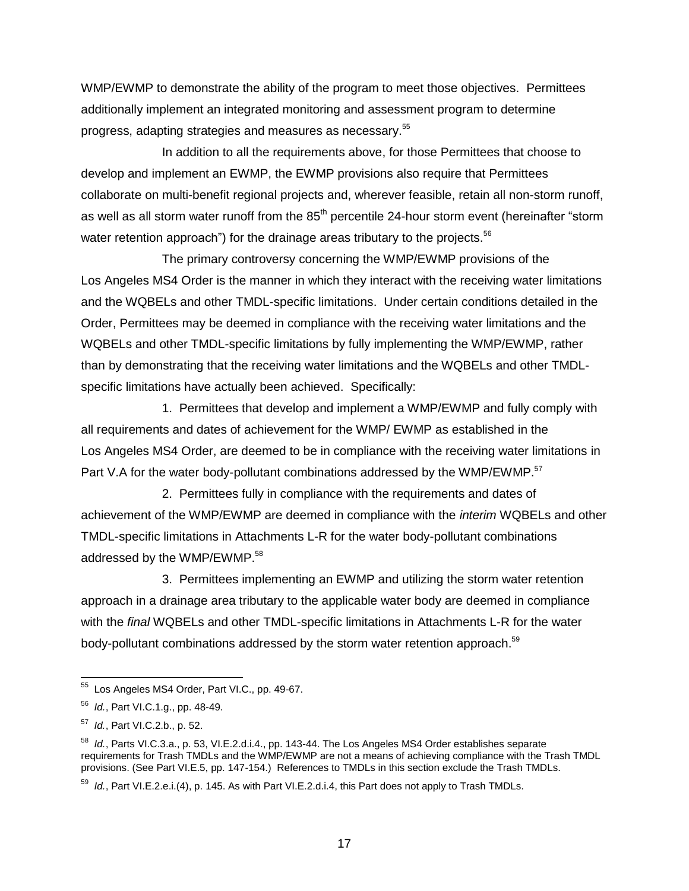WMP/EWMP to demonstrate the ability of the program to meet those objectives. Permittees additionally implement an integrated monitoring and assessment program to determine progress, adapting strategies and measures as necessary.[55]

In addition to all the requirements above, for those Permittees that choose to develop and implement an EWMP, the EWMP provisions also require that Permittees collaborate on multi-benefit regional projects and, wherever feasible, retain all non-storm runoff, as well as all storm water runoff from the 85$^{th}$ percentile 24-hour storm event (hereinafter "storm water retention approach") for the drainage areas tributary to the projects.[56]

The primary controversy concerning the WMP/EWMP provisions of the Los Angeles MS4 Order is the manner in which they interact with the receiving water limitations and the WQBELs and other TMDL-specific limitations. Under certain conditions detailed in the Order, Permittees may be deemed in compliance with the receiving water limitations and the WQBELs and other TMDL-specific limitations by fully implementing the WMP/EWMP, rather than by demonstrating that the receiving water limitations and the WQBELs and other TMDL-specific limitations have actually been achieved. Specifically:

1. Permittees that develop and implement a WMP/EWMP and fully comply with all requirements and dates of achievement for the WMP/ EWMP as established in the Los Angeles MS4 Order, are deemed to be in compliance with the receiving water limitations in Part V.A for the water body-pollutant combinations addressed by the WMP/EWMP.[57]

2. Permittees fully in compliance with the requirements and dates of achievement of the WMP/EWMP are deemed in compliance with the *interim* WQBELs and other TMDL-specific limitations in Attachments L-R for the water body-pollutant combinations addressed by the WMP/EWMP.[58]

3. Permittees implementing an EWMP and utilizing the storm water retention approach in a drainage area tributary to the applicable water body are deemed in compliance with the *final* WQBELs and other TMDL-specific limitations in Attachments L-R for the water body-pollutant combinations addressed by the storm water retention approach.[59]

---

[55] Los Angeles MS4 Order, Part VI.C., pp. 49-67.

[56] *Id.*, Part VI.C.1.g., pp. 48-49.

[57] *Id.*, Part VI.C.2.b., p. 52.

[58] *Id.*, Parts VI.C.3.a., p. 53, VI.E.2.d.i.4., pp. 143-44. The Los Angeles MS4 Order establishes separate requirements for Trash TMDLs and the WMP/EWMP are not a means of achieving compliance with the Trash TMDL provisions. (See Part VI.E.5, pp. 147-154.) References to TMDLs in this section exclude the Trash TMDLs.

[59] *Id.*, Part VI.E.2.e.i.(4), p. 145. As with Part VI.E.2.d.i.4, this Part does not apply to Trash TMDLs.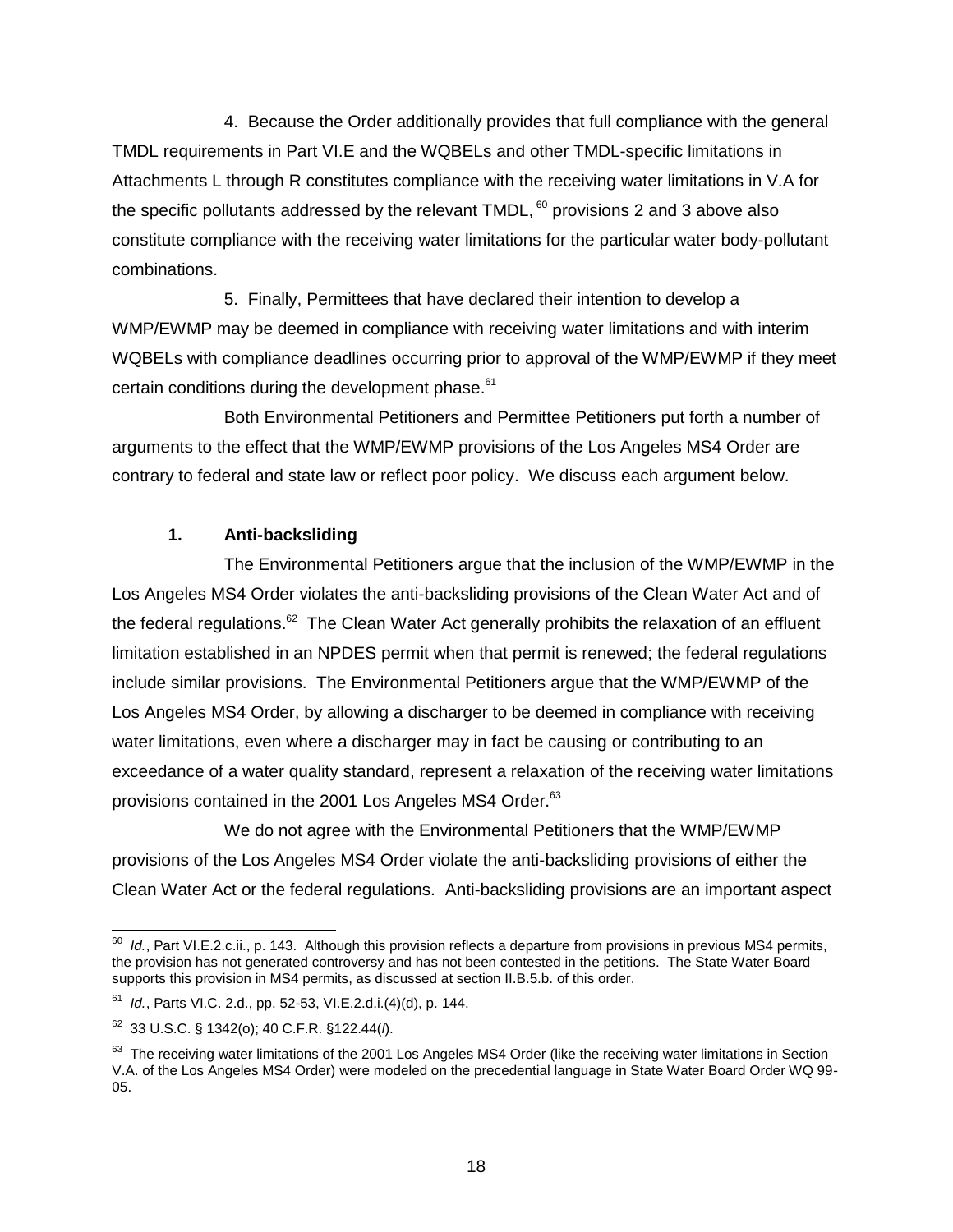4. Because the Order additionally provides that full compliance with the general TMDL requirements in Part VI.E and the WQBELs and other TMDL-specific limitations in Attachments L through R constitutes compliance with the receiving water limitations in V.A for the specific pollutants addressed by the relevant TMDL,[60] provisions 2 and 3 above also constitute compliance with the receiving water limitations for the particular water body-pollutant combinations.

5. Finally, Permittees that have declared their intention to develop a WMP/EWMP may be deemed in compliance with receiving water limitations and with interim WQBELs with compliance deadlines occurring prior to approval of the WMP/EWMP if they meet certain conditions during the development phase.[61]

Both Environmental Petitioners and Permittee Petitioners put forth a number of arguments to the effect that the WMP/EWMP provisions of the Los Angeles MS4 Order are contrary to federal and state law or reflect poor policy. We discuss each argument below.

#### 1. Anti-backsliding

The Environmental Petitioners argue that the inclusion of the WMP/EWMP in the Los Angeles MS4 Order violates the anti-backsliding provisions of the Clean Water Act and of the federal regulations.[62] The Clean Water Act generally prohibits the relaxation of an effluent limitation established in an NPDES permit when that permit is renewed; the federal regulations include similar provisions. The Environmental Petitioners argue that the WMP/EWMP of the Los Angeles MS4 Order, by allowing a discharger to be deemed in compliance with receiving water limitations, even where a discharger may in fact be causing or contributing to an exceedance of a water quality standard, represent a relaxation of the receiving water limitations provisions contained in the 2001 Los Angeles MS4 Order.[63]

We do not agree with the Environmental Petitioners that the WMP/EWMP provisions of the Los Angeles MS4 Order violate the anti-backsliding provisions of either the Clean Water Act or the federal regulations. Anti-backsliding provisions are an important aspect

---

[60] *Id.*, Part VI.E.2.c.ii., p. 143. Although this provision reflects a departure from provisions in previous MS4 permits, the provision has not generated controversy and has not been contested in the petitions. The State Water Board supports this provision in MS4 permits, as discussed at section II.B.5.b. of this order.

[61] *Id.*, Parts VI.C. 2.d., pp. 52-53, VI.E.2.d.i.(4)(d), p. 144.

[62] 33 U.S.C. § 1342(o); 40 C.F.R. §122.44(*l*).

[63] The receiving water limitations of the 2001 Los Angeles MS4 Order (like the receiving water limitations in Section V.A. of the Los Angeles MS4 Order) were modeled on the precedential language in State Water Board Order WQ 99-05.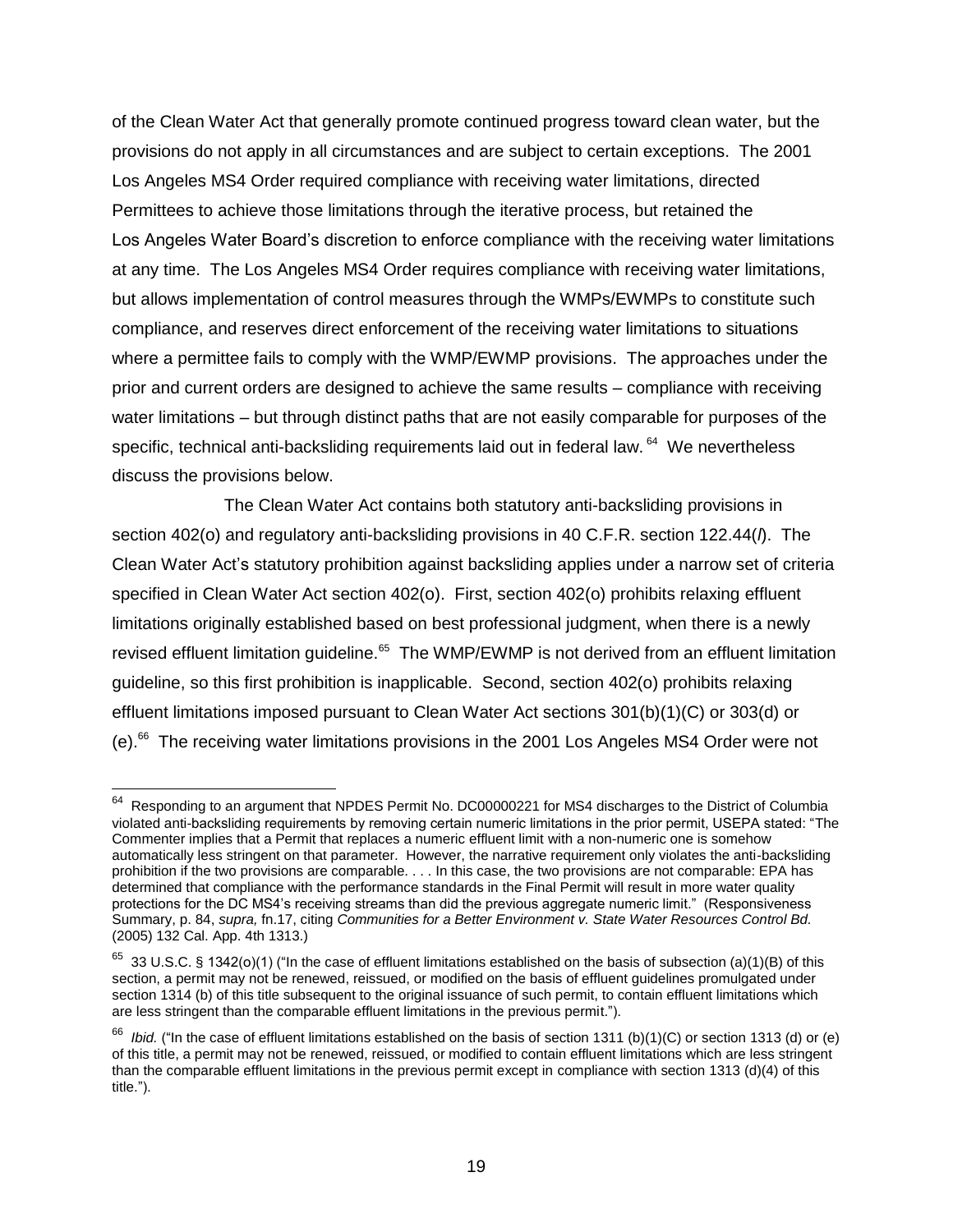of the Clean Water Act that generally promote continued progress toward clean water, but the provisions do not apply in all circumstances and are subject to certain exceptions. The 2001 Los Angeles MS4 Order required compliance with receiving water limitations, directed Permittees to achieve those limitations through the iterative process, but retained the Los Angeles Water Board's discretion to enforce compliance with the receiving water limitations at any time. The Los Angeles MS4 Order requires compliance with receiving water limitations, but allows implementation of control measures through the WMPs/EWMPs to constitute such compliance, and reserves direct enforcement of the receiving water limitations to situations where a permittee fails to comply with the WMP/EWMP provisions. The approaches under the prior and current orders are designed to achieve the same results – compliance with receiving water limitations – but through distinct paths that are not easily comparable for purposes of the specific, technical anti-backsliding requirements laid out in federal law.[64] We nevertheless discuss the provisions below.

The Clean Water Act contains both statutory anti-backsliding provisions in section 402(o) and regulatory anti-backsliding provisions in 40 C.F.R. section 122.44(*l*). The Clean Water Act's statutory prohibition against backsliding applies under a narrow set of criteria specified in Clean Water Act section 402(o). First, section 402(o) prohibits relaxing effluent limitations originally established based on best professional judgment, when there is a newly revised effluent limitation guideline.[65] The WMP/EWMP is not derived from an effluent limitation guideline, so this first prohibition is inapplicable. Second, section 402(o) prohibits relaxing effluent limitations imposed pursuant to Clean Water Act sections 301(b)(1)(C) or 303(d) or (e).[66] The receiving water limitations provisions in the 2001 Los Angeles MS4 Order were not

---

[64] Responding to an argument that NPDES Permit No. DC00000221 for MS4 discharges to the District of Columbia violated anti-backsliding requirements by removing certain numeric limitations in the prior permit, USEPA stated: "The Commenter implies that a Permit that replaces a numeric effluent limit with a non-numeric one is somehow automatically less stringent on that parameter. However, the narrative requirement only violates the anti-backsliding prohibition if the two provisions are comparable. . . . In this case, the two provisions are not comparable: EPA has determined that compliance with the performance standards in the Final Permit will result in more water quality protections for the DC MS4's receiving streams than did the previous aggregate numeric limit." (Responsiveness Summary, p. 84, *supra,* fn.17, citing *Communities for a Better Environment v. State Water Resources Control Bd.* (2005) 132 Cal. App. 4th 1313.)

[65] 33 U.S.C. § 1342(o)(1) ("In the case of effluent limitations established on the basis of subsection (a)(1)(B) of this section, a permit may not be renewed, reissued, or modified on the basis of effluent guidelines promulgated under section 1314 (b) of this title subsequent to the original issuance of such permit, to contain effluent limitations which are less stringent than the comparable effluent limitations in the previous permit.").

[66] *Ibid.* ("In the case of effluent limitations established on the basis of section 1311 (b)(1)(C) or section 1313 (d) or (e) of this title, a permit may not be renewed, reissued, or modified to contain effluent limitations which are less stringent than the comparable effluent limitations in the previous permit except in compliance with section 1313 (d)(4) of this title.").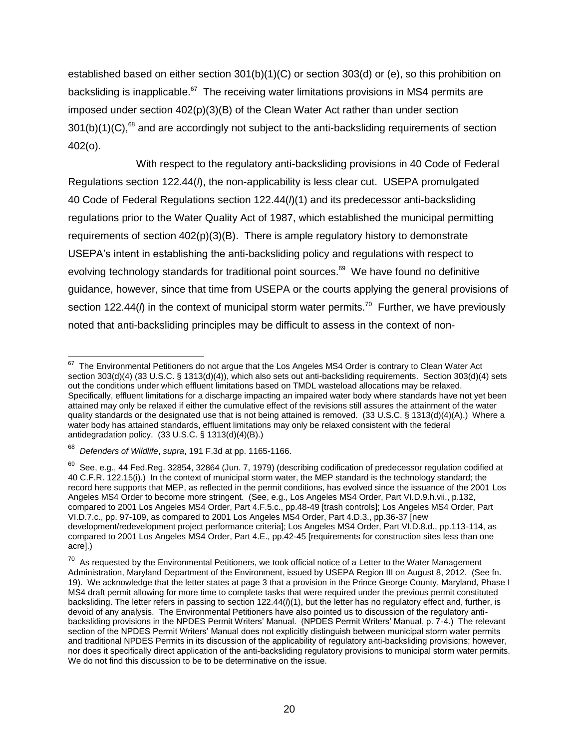established based on either section 301(b)(1)(C) or section 303(d) or (e), so this prohibition on backsliding is inapplicable.[67] The receiving water limitations provisions in MS4 permits are imposed under section 402(p)(3)(B) of the Clean Water Act rather than under section 301(b)(1)(C),[68] and are accordingly not subject to the anti-backsliding requirements of section 402(o).

With respect to the regulatory anti-backsliding provisions in 40 Code of Federal Regulations section 122.44(*l*), the non-applicability is less clear cut. USEPA promulgated 40 Code of Federal Regulations section 122.44(*l*)(1) and its predecessor anti-backsliding regulations prior to the Water Quality Act of 1987, which established the municipal permitting requirements of section 402(p)(3)(B). There is ample regulatory history to demonstrate USEPA's intent in establishing the anti-backsliding policy and regulations with respect to evolving technology standards for traditional point sources.[69] We have found no definitive guidance, however, since that time from USEPA or the courts applying the general provisions of section 122.44(*l*) in the context of municipal storm water permits.[70] Further, we have previously noted that anti-backsliding principles may be difficult to assess in the context of non-

---

[67] The Environmental Petitioners do not argue that the Los Angeles MS4 Order is contrary to Clean Water Act section 303(d)(4) (33 U.S.C. § 1313(d)(4)), which also sets out anti-backsliding requirements. Section 303(d)(4) sets out the conditions under which effluent limitations based on TMDL wasteload allocations may be relaxed. Specifically, effluent limitations for a discharge impacting an impaired water body where standards have not yet been attained may only be relaxed if either the cumulative effect of the revisions still assures the attainment of the water quality standards or the designated use that is not being attained is removed. (33 U.S.C. § 1313(d)(4)(A).) Where a water body has attained standards, effluent limitations may only be relaxed consistent with the federal antidegradation policy. (33 U.S.C. § 1313(d)(4)(B).)

[68] *Defenders of Wildlife*, *supra*, 191 F.3d at pp. 1165-1166.

[69] See, e.g., 44 Fed.Reg. 32854, 32864 (Jun. 7, 1979) (describing codification of predecessor regulation codified at 40 C.F.R. 122.15(i).) In the context of municipal storm water, the MEP standard is the technology standard; the record here supports that MEP, as reflected in the permit conditions, has evolved since the issuance of the 2001 Los Angeles MS4 Order to become more stringent. (See, e.g., Los Angeles MS4 Order, Part VI.D.9.h.vii., p.132, compared to 2001 Los Angeles MS4 Order, Part 4.F.5.c., pp.48-49 [trash controls]; Los Angeles MS4 Order, Part VI.D.7.c., pp. 97-109, as compared to 2001 Los Angeles MS4 Order, Part 4.D.3., pp.36-37 [new development/redevelopment project performance criteria]; Los Angeles MS4 Order, Part VI.D.8.d., pp.113-114, as compared to 2001 Los Angeles MS4 Order, Part 4.E., pp.42-45 [requirements for construction sites less than one acre].)

[70] As requested by the Environmental Petitioners, we took official notice of a Letter to the Water Management Administration, Maryland Department of the Environment, issued by USEPA Region III on August 8, 2012. (See fn. 19). We acknowledge that the letter states at page 3 that a provision in the Prince George County, Maryland, Phase I MS4 draft permit allowing for more time to complete tasks that were required under the previous permit constituted backsliding. The letter refers in passing to section 122.44(*l*)(1), but the letter has no regulatory effect and, further, is devoid of any analysis. The Environmental Petitioners have also pointed us to discussion of the regulatory anti-backsliding provisions in the NPDES Permit Writers' Manual. (NPDES Permit Writers' Manual, p. 7-4.) The relevant section of the NPDES Permit Writers' Manual does not explicitly distinguish between municipal storm water permits and traditional NPDES Permits in its discussion of the applicability of regulatory anti-backsliding provisions; however, nor does it specifically direct application of the anti-backsliding regulatory provisions to municipal storm water permits. We do not find this discussion to be to be determinative on the issue.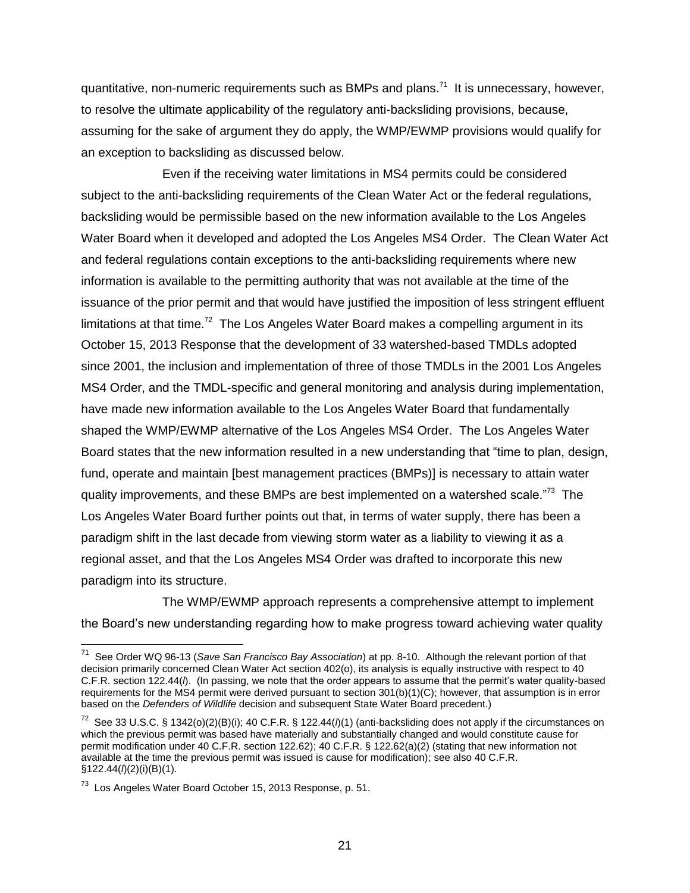quantitative, non-numeric requirements such as BMPs and plans.[71] It is unnecessary, however, to resolve the ultimate applicability of the regulatory anti-backsliding provisions, because, assuming for the sake of argument they do apply, the WMP/EWMP provisions would qualify for an exception to backsliding as discussed below.

Even if the receiving water limitations in MS4 permits could be considered subject to the anti-backsliding requirements of the Clean Water Act or the federal regulations, backsliding would be permissible based on the new information available to the Los Angeles Water Board when it developed and adopted the Los Angeles MS4 Order. The Clean Water Act and federal regulations contain exceptions to the anti-backsliding requirements where new information is available to the permitting authority that was not available at the time of the issuance of the prior permit and that would have justified the imposition of less stringent effluent limitations at that time.[72] The Los Angeles Water Board makes a compelling argument in its October 15, 2013 Response that the development of 33 watershed-based TMDLs adopted since 2001, the inclusion and implementation of three of those TMDLs in the 2001 Los Angeles MS4 Order, and the TMDL-specific and general monitoring and analysis during implementation, have made new information available to the Los Angeles Water Board that fundamentally shaped the WMP/EWMP alternative of the Los Angeles MS4 Order. The Los Angeles Water Board states that the new information resulted in a new understanding that "time to plan, design, fund, operate and maintain [best management practices (BMPs)] is necessary to attain water quality improvements, and these BMPs are best implemented on a watershed scale."[73] The Los Angeles Water Board further points out that, in terms of water supply, there has been a paradigm shift in the last decade from viewing storm water as a liability to viewing it as a regional asset, and that the Los Angeles MS4 Order was drafted to incorporate this new paradigm into its structure.

The WMP/EWMP approach represents a comprehensive attempt to implement the Board's new understanding regarding how to make progress toward achieving water quality

---

[71] See Order WQ 96-13 (*Save San Francisco Bay Association*) at pp. 8-10. Although the relevant portion of that decision primarily concerned Clean Water Act section 402(o), its analysis is equally instructive with respect to 40 C.F.R. section 122.44(*l*). (In passing, we note that the order appears to assume that the permit's water quality-based requirements for the MS4 permit were derived pursuant to section 301(b)(1)(C); however, that assumption is in error based on the *Defenders of Wildlife* decision and subsequent State Water Board precedent.)

[72] See 33 U.S.C. § 1342(o)(2)(B)(i); 40 C.F.R. § 122.44(*l*)(1) (anti-backsliding does not apply if the circumstances on which the previous permit was based have materially and substantially changed and would constitute cause for permit modification under 40 C.F.R. section 122.62); 40 C.F.R. § 122.62(a)(2) (stating that new information not available at the time the previous permit was issued is cause for modification); see also 40 C.F.R. §122.44(*l*)(2)(i)(B)(1).

[73] Los Angeles Water Board October 15, 2013 Response, p. 51.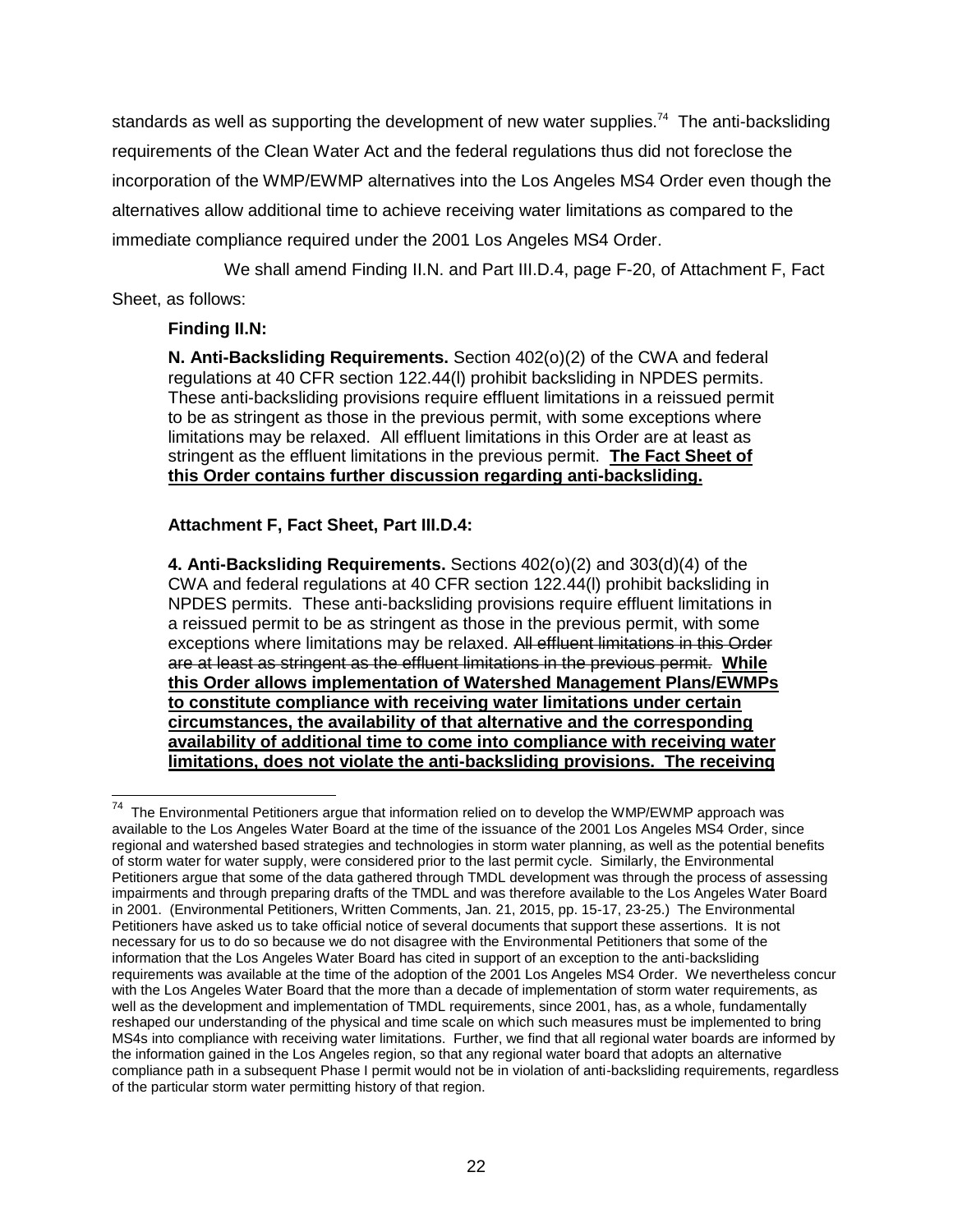standards as well as supporting the development of new water supplies.[74] The anti-backsliding requirements of the Clean Water Act and the federal regulations thus did not foreclose the incorporation of the WMP/EWMP alternatives into the Los Angeles MS4 Order even though the alternatives allow additional time to achieve receiving water limitations as compared to the immediate compliance required under the 2001 Los Angeles MS4 Order.

We shall amend Finding II.N. and Part III.D.4, page F-20, of Attachment F, Fact Sheet, as follows:

**Finding II.N:**

**N. Anti-Backsliding Requirements.** Section 402(o)(2) of the CWA and federal regulations at 40 CFR section 122.44(l) prohibit backsliding in NPDES permits. These anti-backsliding provisions require effluent limitations in a reissued permit to be as stringent as those in the previous permit, with some exceptions where limitations may be relaxed. All effluent limitations in this Order are at least as stringent as the effluent limitations in the previous permit. **<u>The Fact Sheet of this Order contains further discussion regarding anti-backsliding.</u>**

**Attachment F, Fact Sheet, Part III.D.4:**

**4. Anti-Backsliding Requirements.** Sections 402(o)(2) and 303(d)(4) of the CWA and federal regulations at 40 CFR section 122.44(l) prohibit backsliding in NPDES permits. These anti-backsliding provisions require effluent limitations in a reissued permit to be as stringent as those in the previous permit, with some exceptions where limitations may be relaxed. ~~All effluent limitations in this Order are at least as stringent as the effluent limitations in the previous permit.~~ **<u>While this Order allows implementation of Watershed Management Plans/EWMPs to constitute compliance with receiving water limitations under certain circumstances, the availability of that alternative and the corresponding availability of additional time to come into compliance with receiving water limitations, does not violate the anti-backsliding provisions. The receiving</u>**

---

[74] The Environmental Petitioners argue that information relied on to develop the WMP/EWMP approach was available to the Los Angeles Water Board at the time of the issuance of the 2001 Los Angeles MS4 Order, since regional and watershed based strategies and technologies in storm water planning, as well as the potential benefits of storm water for water supply, were considered prior to the last permit cycle. Similarly, the Environmental Petitioners argue that some of the data gathered through TMDL development was through the process of assessing impairments and through preparing drafts of the TMDL and was therefore available to the Los Angeles Water Board in 2001. (Environmental Petitioners, Written Comments, Jan. 21, 2015, pp. 15-17, 23-25.) The Environmental Petitioners have asked us to take official notice of several documents that support these assertions. It is not necessary for us to do so because we do not disagree with the Environmental Petitioners that some of the information that the Los Angeles Water Board has cited in support of an exception to the anti-backsliding requirements was available at the time of the adoption of the 2001 Los Angeles MS4 Order. We nevertheless concur with the Los Angeles Water Board that the more than a decade of implementation of storm water requirements, as well as the development and implementation of TMDL requirements, since 2001, has, as a whole, fundamentally reshaped our understanding of the physical and time scale on which such measures must be implemented to bring MS4s into compliance with receiving water limitations. Further, we find that all regional water boards are informed by the information gained in the Los Angeles region, so that any regional water board that adopts an alternative compliance path in a subsequent Phase I permit would not be in violation of anti-backsliding requirements, regardless of the particular storm water permitting history of that region.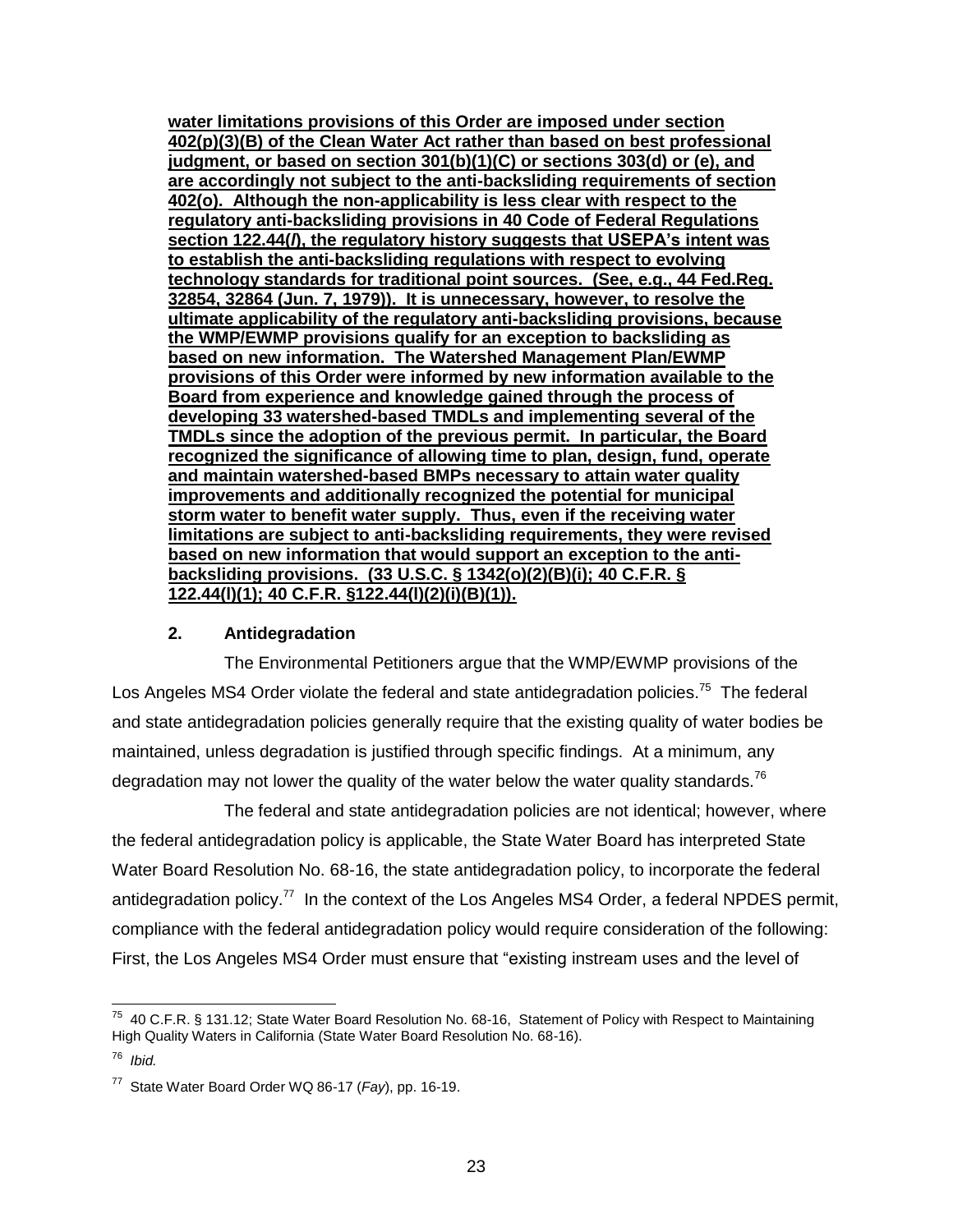**water limitations provisions of this Order are imposed under section 402(p)(3)(B) of the Clean Water Act rather than based on best professional judgment, or based on section 301(b)(1)(C) or sections 303(d) or (e), and are accordingly not subject to the anti-backsliding requirements of section 402(o). Although the non-applicability is less clear with respect to the regulatory anti-backsliding provisions in 40 Code of Federal Regulations section 122.44(*l*), the regulatory history suggests that USEPA's intent was to establish the anti-backsliding regulations with respect to evolving technology standards for traditional point sources. (See, e.g., 44 Fed.Reg. 32854, 32864 (Jun. 7, 1979)). It is unnecessary, however, to resolve the ultimate applicability of the regulatory anti-backsliding provisions, because the WMP/EWMP provisions qualify for an exception to backsliding as based on new information. The Watershed Management Plan/EWMP provisions of this Order were informed by new information available to the Board from experience and knowledge gained through the process of developing 33 watershed-based TMDLs and implementing several of the TMDLs since the adoption of the previous permit. In particular, the Board recognized the significance of allowing time to plan, design, fund, operate and maintain watershed-based BMPs necessary to attain water quality improvements and additionally recognized the potential for municipal storm water to benefit water supply. Thus, even if the receiving water limitations are subject to anti-backsliding requirements, they were revised based on new information that would support an exception to the anti-backsliding provisions. (33 U.S.C. § 1342(o)(2)(B)(i); 40 C.F.R. § 122.44(l)(1); 40 C.F.R. §122.44(l)(2)(i)(B)(1)).**

### 2. Antidegradation

The Environmental Petitioners argue that the WMP/EWMP provisions of the Los Angeles MS4 Order violate the federal and state antidegradation policies.[75] The federal and state antidegradation policies generally require that the existing quality of water bodies be maintained, unless degradation is justified through specific findings. At a minimum, any degradation may not lower the quality of the water below the water quality standards.[76]

The federal and state antidegradation policies are not identical; however, where the federal antidegradation policy is applicable, the State Water Board has interpreted State Water Board Resolution No. 68-16, the state antidegradation policy, to incorporate the federal antidegradation policy.[77] In the context of the Los Angeles MS4 Order, a federal NPDES permit, compliance with the federal antidegradation policy would require consideration of the following: First, the Los Angeles MS4 Order must ensure that "existing instream uses and the level of

---

[75] 40 C.F.R. § 131.12; State Water Board Resolution No. 68-16, Statement of Policy with Respect to Maintaining High Quality Waters in California (State Water Board Resolution No. 68-16).

[76] *Ibid.*

[77] State Water Board Order WQ 86-17 (*Fay*), pp. 16-19.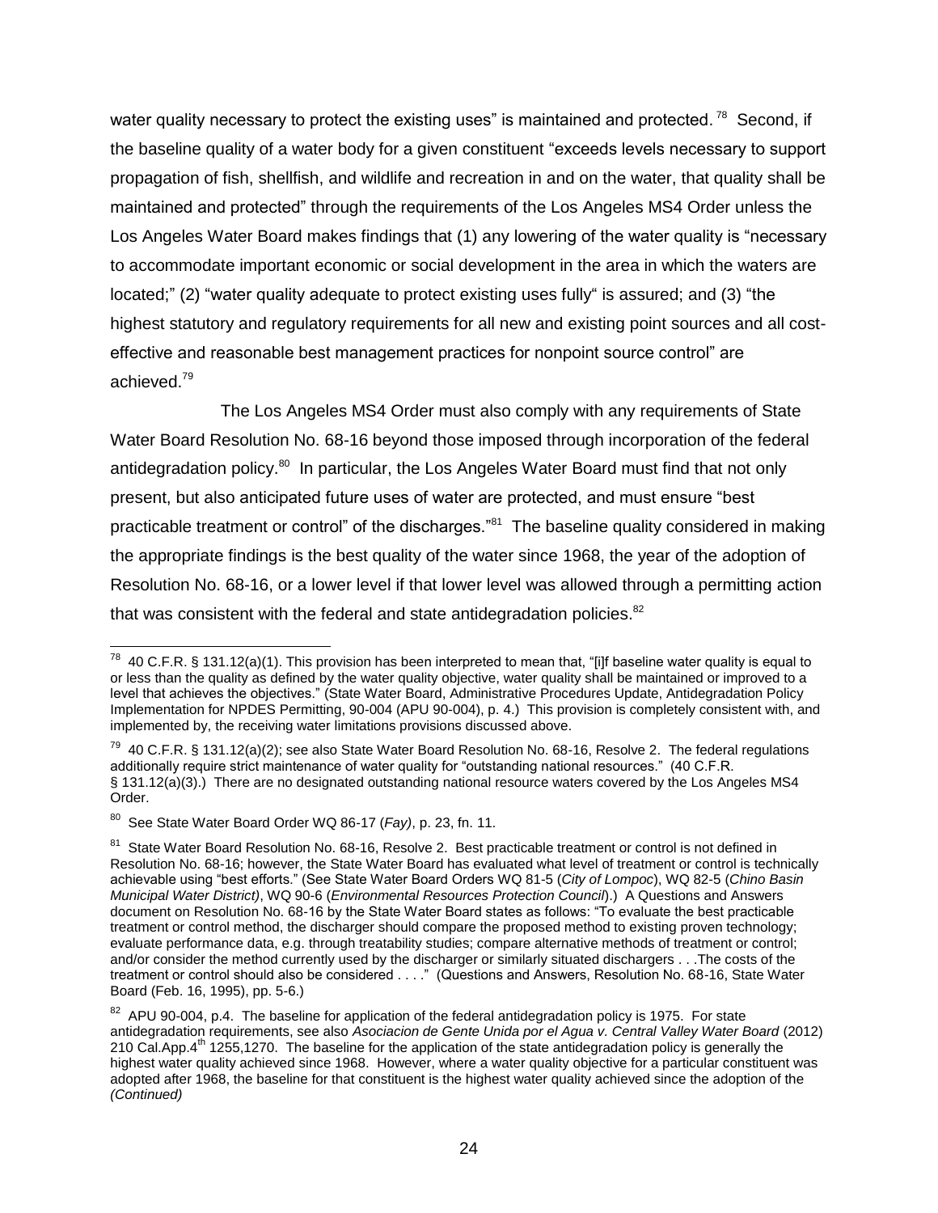water quality necessary to protect the existing uses" is maintained and protected.[78] Second, if the baseline quality of a water body for a given constituent "exceeds levels necessary to support propagation of fish, shellfish, and wildlife and recreation in and on the water, that quality shall be maintained and protected" through the requirements of the Los Angeles MS4 Order unless the Los Angeles Water Board makes findings that (1) any lowering of the water quality is "necessary to accommodate important economic or social development in the area in which the waters are located;" (2) "water quality adequate to protect existing uses fully" is assured; and (3) "the highest statutory and regulatory requirements for all new and existing point sources and all cost-effective and reasonable best management practices for nonpoint source control" are achieved.[79]

The Los Angeles MS4 Order must also comply with any requirements of State Water Board Resolution No. 68-16 beyond those imposed through incorporation of the federal antidegradation policy.[80] In particular, the Los Angeles Water Board must find that not only present, but also anticipated future uses of water are protected, and must ensure "best practicable treatment or control" of the discharges."[81] The baseline quality considered in making the appropriate findings is the best quality of the water since 1968, the year of the adoption of Resolution No. 68-16, or a lower level if that lower level was allowed through a permitting action that was consistent with the federal and state antidegradation policies.[82]

---

[78] 40 C.F.R. § 131.12(a)(1). This provision has been interpreted to mean that, "[i]f baseline water quality is equal to or less than the quality as defined by the water quality objective, water quality shall be maintained or improved to a level that achieves the objectives." (State Water Board, Administrative Procedures Update, Antidegradation Policy Implementation for NPDES Permitting, 90-004 (APU 90-004), p. 4.) This provision is completely consistent with, and implemented by, the receiving water limitations provisions discussed above.

[79] 40 C.F.R. § 131.12(a)(2); see also State Water Board Resolution No. 68-16, Resolve 2. The federal regulations additionally require strict maintenance of water quality for "outstanding national resources." (40 C.F.R. § 131.12(a)(3).) There are no designated outstanding national resource waters covered by the Los Angeles MS4 Order.

[80] See State Water Board Order WQ 86-17 (*Fay)*, p. 23, fn. 11.

[81] State Water Board Resolution No. 68-16, Resolve 2. Best practicable treatment or control is not defined in Resolution No. 68-16; however, the State Water Board has evaluated what level of treatment or control is technically achievable using "best efforts." (See State Water Board Orders WQ 81-5 (*City of Lompoc*), WQ 82-5 (*Chino Basin Municipal Water District)*, WQ 90-6 (*Environmental Resources Protection Council*).) A Questions and Answers document on Resolution No. 68-16 by the State Water Board states as follows: "To evaluate the best practicable treatment or control method, the discharger should compare the proposed method to existing proven technology; evaluate performance data, e.g. through treatability studies; compare alternative methods of treatment or control; and/or consider the method currently used by the discharger or similarly situated dischargers . . .The costs of the treatment or control should also be considered . . . ." (Questions and Answers, Resolution No. 68-16, State Water Board (Feb. 16, 1995), pp. 5-6.)

[82] APU 90-004, p.4. The baseline for application of the federal antidegradation policy is 1975. For state antidegradation requirements, see also *Asociacion de Gente Unida por el Agua v. Central Valley Water Board* (2012) 210 Cal.App.4th 1255,1270. The baseline for the application of the state antidegradation policy is generally the highest water quality achieved since 1968. However, where a water quality objective for a particular constituent was adopted after 1968, the baseline for that constituent is the highest water quality achieved since the adoption of the *(Continued)*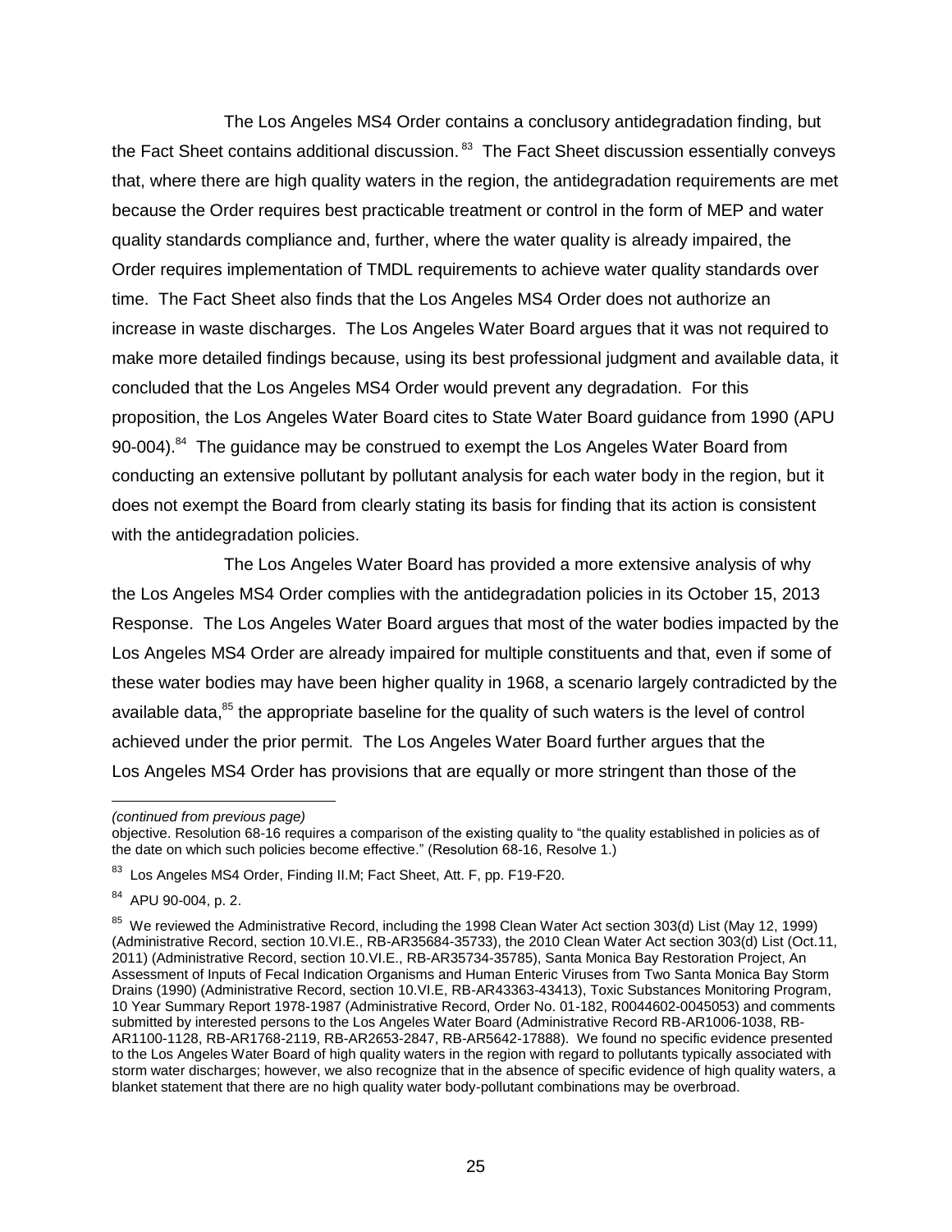The Los Angeles MS4 Order contains a conclusory antidegradation finding, but the Fact Sheet contains additional discussion.[83] The Fact Sheet discussion essentially conveys that, where there are high quality waters in the region, the antidegradation requirements are met because the Order requires best practicable treatment or control in the form of MEP and water quality standards compliance and, further, where the water quality is already impaired, the Order requires implementation of TMDL requirements to achieve water quality standards over time. The Fact Sheet also finds that the Los Angeles MS4 Order does not authorize an increase in waste discharges. The Los Angeles Water Board argues that it was not required to make more detailed findings because, using its best professional judgment and available data, it concluded that the Los Angeles MS4 Order would prevent any degradation. For this proposition, the Los Angeles Water Board cites to State Water Board guidance from 1990 (APU 90-004).[84] The guidance may be construed to exempt the Los Angeles Water Board from conducting an extensive pollutant by pollutant analysis for each water body in the region, but it does not exempt the Board from clearly stating its basis for finding that its action is consistent with the antidegradation policies.

The Los Angeles Water Board has provided a more extensive analysis of why the Los Angeles MS4 Order complies with the antidegradation policies in its October 15, 2013 Response. The Los Angeles Water Board argues that most of the water bodies impacted by the Los Angeles MS4 Order are already impaired for multiple constituents and that, even if some of these water bodies may have been higher quality in 1968, a scenario largely contradicted by the available data,[85] the appropriate baseline for the quality of such waters is the level of control achieved under the prior permit. The Los Angeles Water Board further argues that the Los Angeles MS4 Order has provisions that are equally or more stringent than those of the

---

*(continued from previous page)*

objective. Resolution 68-16 requires a comparison of the existing quality to "the quality established in policies as of the date on which such policies become effective." (Resolution 68-16, Resolve 1.)

[83] Los Angeles MS4 Order, Finding II.M; Fact Sheet, Att. F, pp. F19-F20.

[84] APU 90-004, p. 2.

[85] We reviewed the Administrative Record, including the 1998 Clean Water Act section 303(d) List (May 12, 1999) (Administrative Record, section 10.VI.E., RB-AR35684-35733), the 2010 Clean Water Act section 303(d) List (Oct.11, 2011) (Administrative Record, section 10.VI.E., RB-AR35734-35785), Santa Monica Bay Restoration Project, An Assessment of Inputs of Fecal Indication Organisms and Human Enteric Viruses from Two Santa Monica Bay Storm Drains (1990) (Administrative Record, section 10.VI.E, RB-AR43363-43413), Toxic Substances Monitoring Program, 10 Year Summary Report 1978-1987 (Administrative Record, Order No. 01-182, R0044602-0045053) and comments submitted by interested persons to the Los Angeles Water Board (Administrative Record RB-AR1006-1038, RB-AR1100-1128, RB-AR1768-2119, RB-AR2653-2847, RB-AR5642-17888). We found no specific evidence presented to the Los Angeles Water Board of high quality waters in the region with regard to pollutants typically associated with storm water discharges; however, we also recognize that in the absence of specific evidence of high quality waters, a blanket statement that there are no high quality water body-pollutant combinations may be overbroad.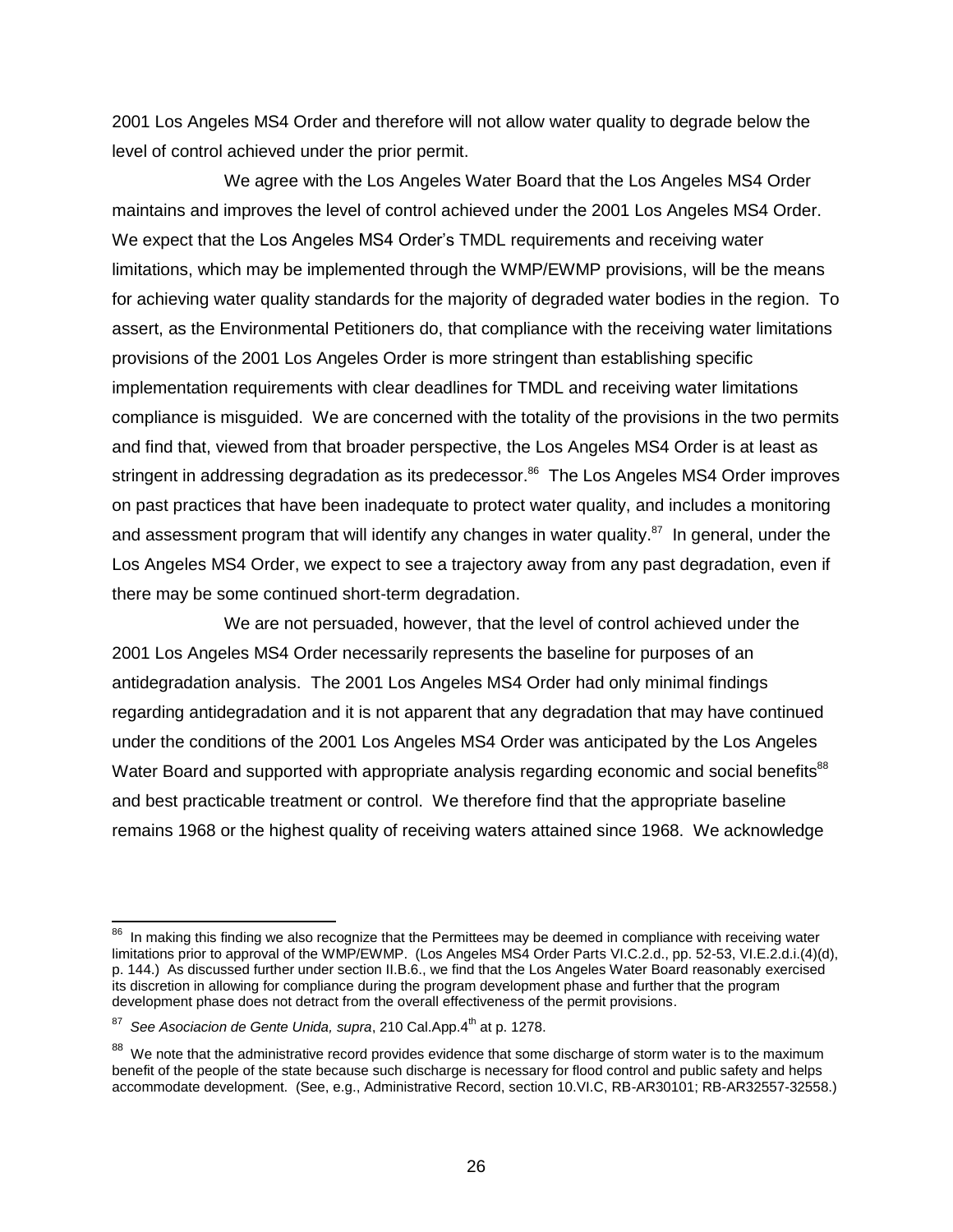2001 Los Angeles MS4 Order and therefore will not allow water quality to degrade below the level of control achieved under the prior permit.

We agree with the Los Angeles Water Board that the Los Angeles MS4 Order maintains and improves the level of control achieved under the 2001 Los Angeles MS4 Order. We expect that the Los Angeles MS4 Order's TMDL requirements and receiving water limitations, which may be implemented through the WMP/EWMP provisions, will be the means for achieving water quality standards for the majority of degraded water bodies in the region. To assert, as the Environmental Petitioners do, that compliance with the receiving water limitations provisions of the 2001 Los Angeles Order is more stringent than establishing specific implementation requirements with clear deadlines for TMDL and receiving water limitations compliance is misguided. We are concerned with the totality of the provisions in the two permits and find that, viewed from that broader perspective, the Los Angeles MS4 Order is at least as stringent in addressing degradation as its predecessor.[86] The Los Angeles MS4 Order improves on past practices that have been inadequate to protect water quality, and includes a monitoring and assessment program that will identify any changes in water quality.[87] In general, under the Los Angeles MS4 Order, we expect to see a trajectory away from any past degradation, even if there may be some continued short-term degradation.

We are not persuaded, however, that the level of control achieved under the 2001 Los Angeles MS4 Order necessarily represents the baseline for purposes of an antidegradation analysis. The 2001 Los Angeles MS4 Order had only minimal findings regarding antidegradation and it is not apparent that any degradation that may have continued under the conditions of the 2001 Los Angeles MS4 Order was anticipated by the Los Angeles Water Board and supported with appropriate analysis regarding economic and social benefits[88] and best practicable treatment or control. We therefore find that the appropriate baseline remains 1968 or the highest quality of receiving waters attained since 1968. We acknowledge

---

[86] In making this finding we also recognize that the Permittees may be deemed in compliance with receiving water limitations prior to approval of the WMP/EWMP. (Los Angeles MS4 Order Parts VI.C.2.d., pp. 52-53, VI.E.2.d.i.(4)(d), p. 144.) As discussed further under section II.B.6., we find that the Los Angeles Water Board reasonably exercised its discretion in allowing for compliance during the program development phase and further that the program development phase does not detract from the overall effectiveness of the permit provisions.

[87] *See Asociacion de Gente Unida, supra*, 210 Cal.App.4th at p. 1278.

[88] We note that the administrative record provides evidence that some discharge of storm water is to the maximum benefit of the people of the state because such discharge is necessary for flood control and public safety and helps accommodate development. (See, e.g., Administrative Record, section 10.VI.C, RB-AR30101; RB-AR32557-32558.)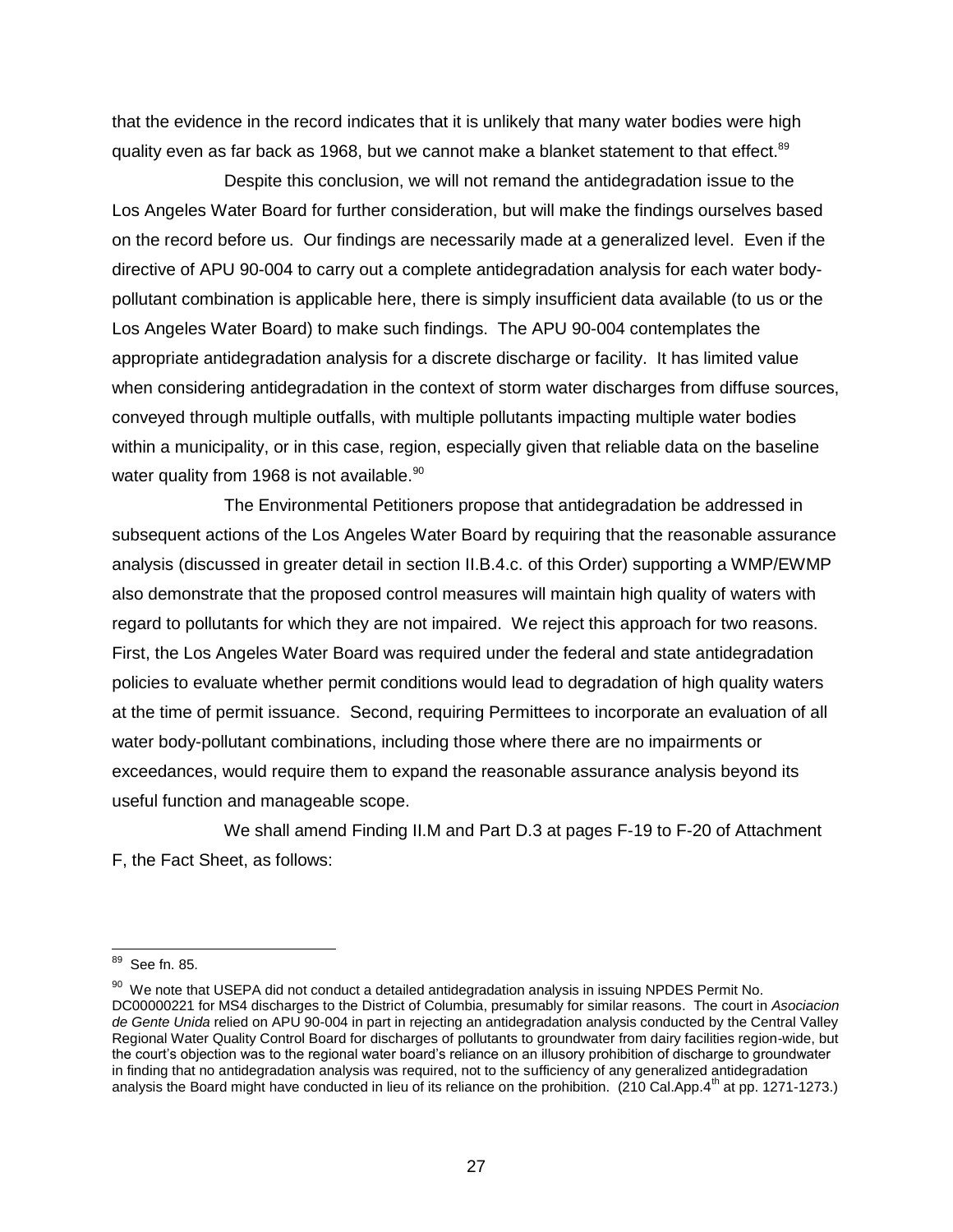that the evidence in the record indicates that it is unlikely that many water bodies were high quality even as far back as 1968, but we cannot make a blanket statement to that effect.[89]

Despite this conclusion, we will not remand the antidegradation issue to the Los Angeles Water Board for further consideration, but will make the findings ourselves based on the record before us. Our findings are necessarily made at a generalized level. Even if the directive of APU 90-004 to carry out a complete antidegradation analysis for each water body-pollutant combination is applicable here, there is simply insufficient data available (to us or the Los Angeles Water Board) to make such findings. The APU 90-004 contemplates the appropriate antidegradation analysis for a discrete discharge or facility. It has limited value when considering antidegradation in the context of storm water discharges from diffuse sources, conveyed through multiple outfalls, with multiple pollutants impacting multiple water bodies within a municipality, or in this case, region, especially given that reliable data on the baseline water quality from 1968 is not available.[90]

The Environmental Petitioners propose that antidegradation be addressed in subsequent actions of the Los Angeles Water Board by requiring that the reasonable assurance analysis (discussed in greater detail in section II.B.4.c. of this Order) supporting a WMP/EWMP also demonstrate that the proposed control measures will maintain high quality of waters with regard to pollutants for which they are not impaired. We reject this approach for two reasons. First, the Los Angeles Water Board was required under the federal and state antidegradation policies to evaluate whether permit conditions would lead to degradation of high quality waters at the time of permit issuance. Second, requiring Permittees to incorporate an evaluation of all water body-pollutant combinations, including those where there are no impairments or exceedances, would require them to expand the reasonable assurance analysis beyond its useful function and manageable scope.

We shall amend Finding II.M and Part D.3 at pages F-19 to F-20 of Attachment F, the Fact Sheet, as follows:

---

[89] See fn. 85.

[90] We note that USEPA did not conduct a detailed antidegradation analysis in issuing NPDES Permit No. DC00000221 for MS4 discharges to the District of Columbia, presumably for similar reasons. The court in *Asociacion de Gente Unida* relied on APU 90-004 in part in rejecting an antidegradation analysis conducted by the Central Valley Regional Water Quality Control Board for discharges of pollutants to groundwater from dairy facilities region-wide, but the court's objection was to the regional water board's reliance on an illusory prohibition of discharge to groundwater in finding that no antidegradation analysis was required, not to the sufficiency of any generalized antidegradation analysis the Board might have conducted in lieu of its reliance on the prohibition. (210 Cal.App.4th at pp. 1271-1273.)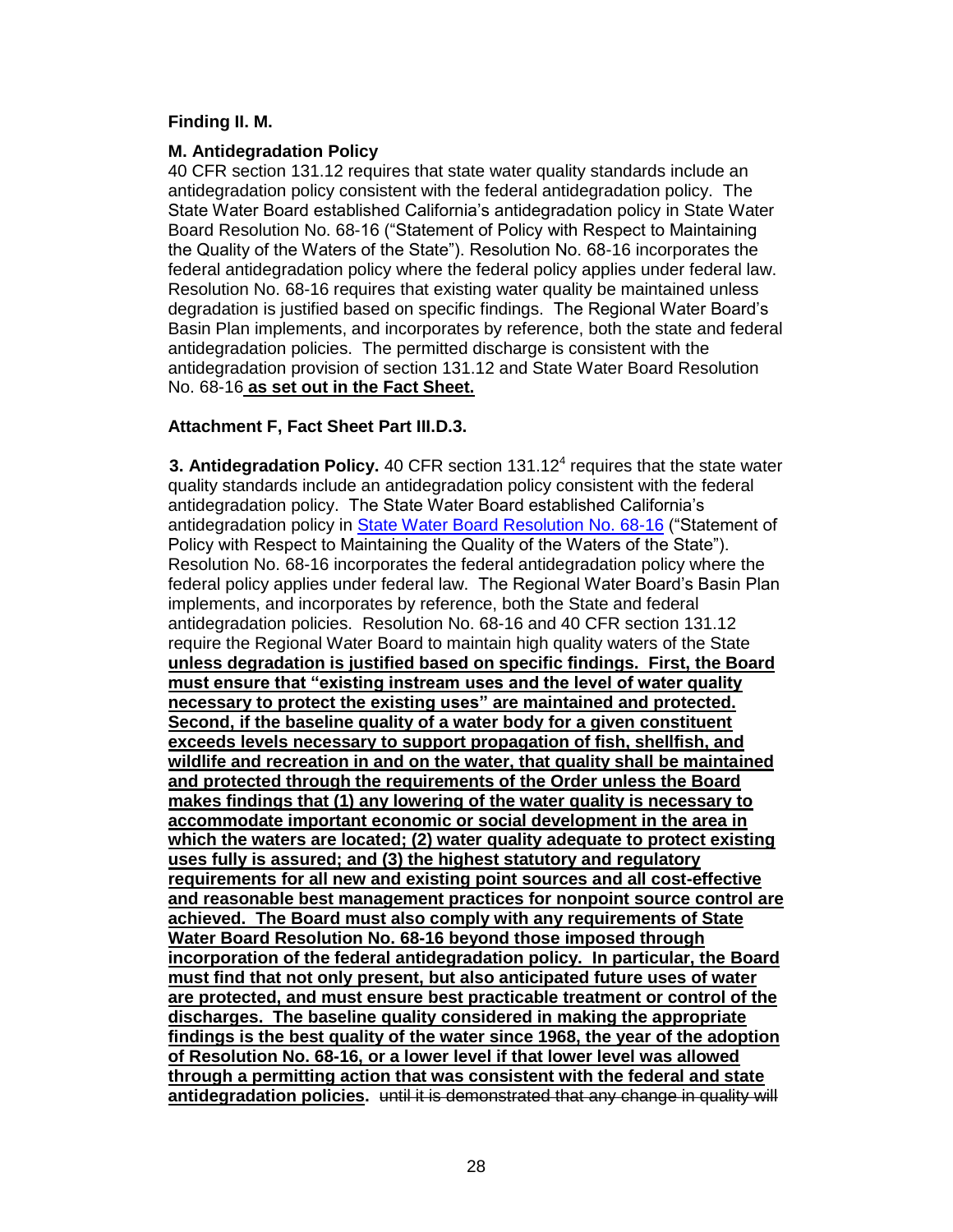**Finding II. M.**

**M. Antidegradation Policy**

40 CFR section 131.12 requires that state water quality standards include an antidegradation policy consistent with the federal antidegradation policy. The State Water Board established California's antidegradation policy in State Water Board Resolution No. 68-16 ("Statement of Policy with Respect to Maintaining the Quality of the Waters of the State"). Resolution No. 68-16 incorporates the federal antidegradation policy where the federal policy applies under federal law. Resolution No. 68-16 requires that existing water quality be maintained unless degradation is justified based on specific findings. The Regional Water Board's Basin Plan implements, and incorporates by reference, both the state and federal antidegradation policies. The permitted discharge is consistent with the antidegradation provision of section 131.12 and State Water Board Resolution No. 68-16 <u>**as set out in the Fact Sheet.**</u>

**Attachment F, Fact Sheet Part III.D.3.**

**3. Antidegradation Policy.** 40 CFR section 131.12[4] requires that the state water quality standards include an antidegradation policy consistent with the federal antidegradation policy. The State Water Board established California's antidegradation policy in State Water Board Resolution No. 68-16 ("Statement of Policy with Respect to Maintaining the Quality of the Waters of the State"). Resolution No. 68-16 incorporates the federal antidegradation policy where the federal policy applies under federal law. The Regional Water Board's Basin Plan implements, and incorporates by reference, both the State and federal antidegradation policies. Resolution No. 68-16 and 40 CFR section 131.12 require the Regional Water Board to maintain high quality waters of the State <u>**unless degradation is justified based on specific findings. First, the Board must ensure that "existing instream uses and the level of water quality necessary to protect the existing uses" are maintained and protected. Second, if the baseline quality of a water body for a given constituent exceeds levels necessary to support propagation of fish, shellfish, and wildlife and recreation in and on the water, that quality shall be maintained and protected through the requirements of the Order unless the Board makes findings that (1) any lowering of the water quality is necessary to accommodate important economic or social development in the area in which the waters are located; (2) water quality adequate to protect existing uses fully is assured; and (3) the highest statutory and regulatory requirements for all new and existing point sources and all cost-effective and reasonable best management practices for nonpoint source control are achieved. The Board must also comply with any requirements of State Water Board Resolution No. 68-16 beyond those imposed through incorporation of the federal antidegradation policy. In particular, the Board must find that not only present, but also anticipated future uses of water are protected, and must ensure best practicable treatment or control of the discharges. The baseline quality considered in making the appropriate findings is the best quality of the water since 1968, the year of the adoption of Resolution No. 68-16, or a lower level if that lower level was allowed through a permitting action that was consistent with the federal and state antidegradation policies**</u>. ~~until it is demonstrated that any change in quality will~~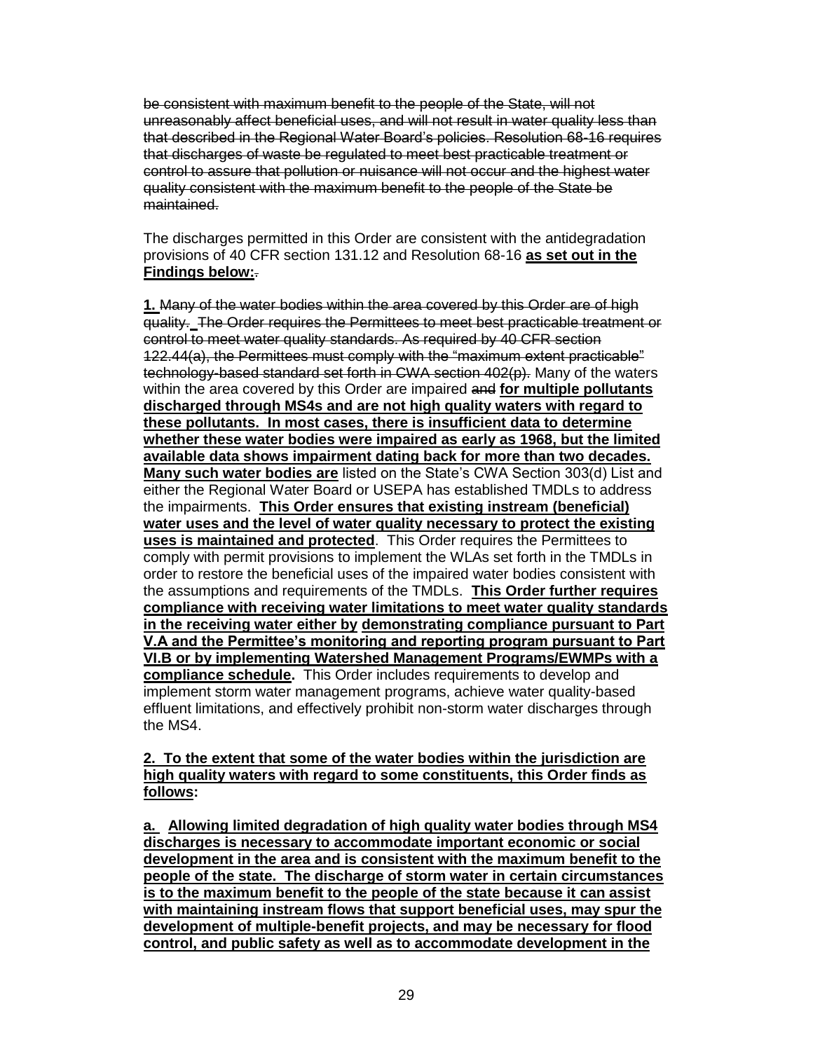~~be consistent with maximum benefit to the people of the State, will not unreasonably affect beneficial uses, and will not result in water quality less than that described in the Regional Water Board's policies. Resolution 68-16 requires that discharges of waste be regulated to meet best practicable treatment or control to assure that pollution or nuisance will not occur and the highest water quality consistent with the maximum benefit to the people of the State be maintained.~~

The discharges permitted in this Order are consistent with the antidegradation provisions of 40 CFR section 131.12 and Resolution 68-16 **<u>as set out in the Findings below:</u>**~~.~~

**<u>1.</u>** ~~Many of the water bodies within the area covered by this Order are of high quality. The Order requires the Permittees to meet best practicable treatment or control to meet water quality standards. As required by 40 CFR section 122.44(a), the Permittees must comply with the "maximum extent practicable" technology-based standard set forth in CWA section 402(p).~~ Many of the waters within the area covered by this Order are impaired ~~and~~ **<u>for multiple pollutants discharged through MS4s and are not high quality waters with regard to these pollutants. In most cases, there is insufficient data to determine whether these water bodies were impaired as early as 1968, but the limited available data shows impairment dating back for more than two decades. Many such water bodies are</u>** listed on the State's CWA Section 303(d) List and either the Regional Water Board or USEPA has established TMDLs to address the impairments. **<u>This Order ensures that existing instream (beneficial) water uses and the level of water quality necessary to protect the existing uses is maintained and protected</u>**. This Order requires the Permittees to comply with permit provisions to implement the WLAs set forth in the TMDLs in order to restore the beneficial uses of the impaired water bodies consistent with the assumptions and requirements of the TMDLs. **<u>This Order further requires compliance with receiving water limitations to meet water quality standards in the receiving water either by demonstrating compliance pursuant to Part V.A and the Permittee's monitoring and reporting program pursuant to Part VI.B or by implementing Watershed Management Programs/EWMPs with a compliance schedule.</u>** This Order includes requirements to develop and implement storm water management programs, achieve water quality-based effluent limitations, and effectively prohibit non-storm water discharges through the MS4.

**<u>2. To the extent that some of the water bodies within the jurisdiction are high quality waters with regard to some constituents, this Order finds as follows:</u>**

**<u>a. Allowing limited degradation of high quality water bodies through MS4 discharges is necessary to accommodate important economic or social development in the area and is consistent with the maximum benefit to the people of the state. The discharge of storm water in certain circumstances is to the maximum benefit to the people of the state because it can assist with maintaining instream flows that support beneficial uses, may spur the development of multiple-benefit projects, and may be necessary for flood control, and public safety as well as to accommodate development in the</u>**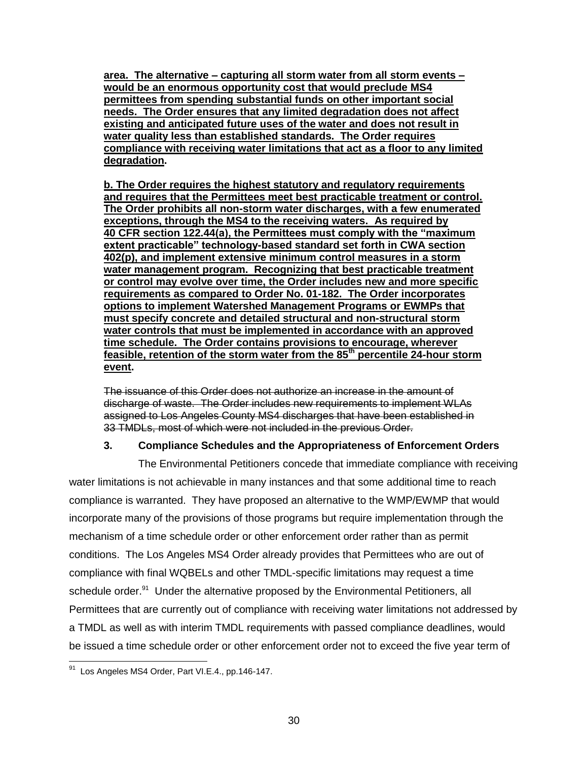**area. The alternative – capturing all storm water from all storm events – would be an enormous opportunity cost that would preclude MS4 permittees from spending substantial funds on other important social needs. The Order ensures that any limited degradation does not affect existing and anticipated future uses of the water and does not result in water quality less than established standards. The Order requires compliance with receiving water limitations that act as a floor to any limited degradation.**

**b. The Order requires the highest statutory and regulatory requirements and requires that the Permittees meet best practicable treatment or control. The Order prohibits all non-storm water discharges, with a few enumerated exceptions, through the MS4 to the receiving waters. As required by 40 CFR section 122.44(a), the Permittees must comply with the "maximum extent practicable" technology-based standard set forth in CWA section 402(p), and implement extensive minimum control measures in a storm water management program. Recognizing that best practicable treatment or control may evolve over time, the Order includes new and more specific requirements as compared to Order No. 01-182. The Order incorporates options to implement Watershed Management Programs or EWMPs that must specify concrete and detailed structural and non-structural storm water controls that must be implemented in accordance with an approved time schedule. The Order contains provisions to encourage, wherever feasible, retention of the storm water from the 85th percentile 24-hour storm event.**

~~The issuance of this Order does not authorize an increase in the amount of discharge of waste. The Order includes new requirements to implement WLAs assigned to Los Angeles County MS4 discharges that have been established in 33 TMDLs, most of which were not included in the previous Order.~~

### 3. Compliance Schedules and the Appropriateness of Enforcement Orders

The Environmental Petitioners concede that immediate compliance with receiving water limitations is not achievable in many instances and that some additional time to reach compliance is warranted. They have proposed an alternative to the WMP/EWMP that would incorporate many of the provisions of those programs but require implementation through the mechanism of a time schedule order or other enforcement order rather than as permit conditions. The Los Angeles MS4 Order already provides that Permittees who are out of compliance with final WQBELs and other TMDL-specific limitations may request a time schedule order.[91] Under the alternative proposed by the Environmental Petitioners, all Permittees that are currently out of compliance with receiving water limitations not addressed by a TMDL as well as with interim TMDL requirements with passed compliance deadlines, would be issued a time schedule order or other enforcement order not to exceed the five year term of

[91] Los Angeles MS4 Order, Part VI.E.4., pp.146-147.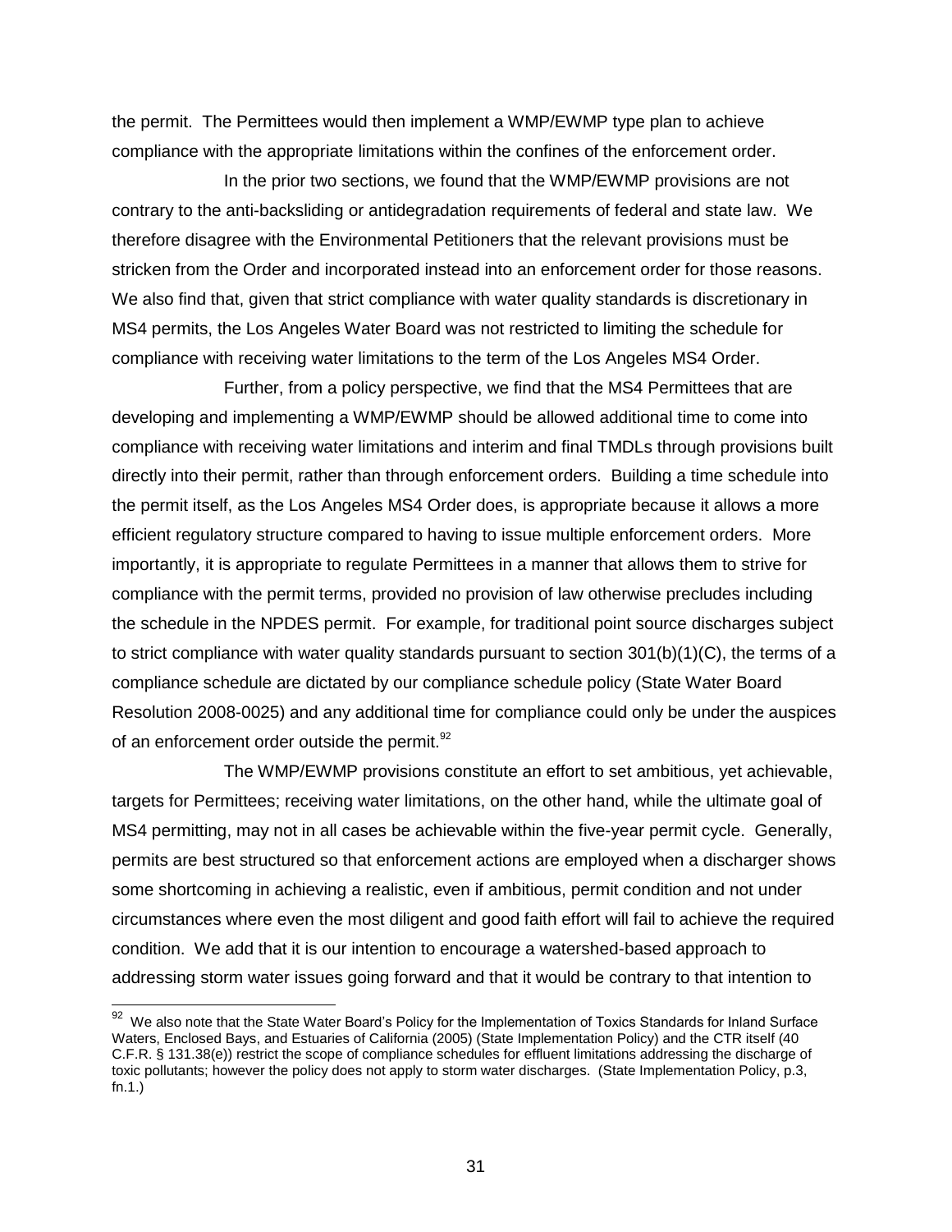the permit. The Permittees would then implement a WMP/EWMP type plan to achieve compliance with the appropriate limitations within the confines of the enforcement order.

In the prior two sections, we found that the WMP/EWMP provisions are not contrary to the anti-backsliding or antidegradation requirements of federal and state law. We therefore disagree with the Environmental Petitioners that the relevant provisions must be stricken from the Order and incorporated instead into an enforcement order for those reasons. We also find that, given that strict compliance with water quality standards is discretionary in MS4 permits, the Los Angeles Water Board was not restricted to limiting the schedule for compliance with receiving water limitations to the term of the Los Angeles MS4 Order.

Further, from a policy perspective, we find that the MS4 Permittees that are developing and implementing a WMP/EWMP should be allowed additional time to come into compliance with receiving water limitations and interim and final TMDLs through provisions built directly into their permit, rather than through enforcement orders. Building a time schedule into the permit itself, as the Los Angeles MS4 Order does, is appropriate because it allows a more efficient regulatory structure compared to having to issue multiple enforcement orders. More importantly, it is appropriate to regulate Permittees in a manner that allows them to strive for compliance with the permit terms, provided no provision of law otherwise precludes including the schedule in the NPDES permit. For example, for traditional point source discharges subject to strict compliance with water quality standards pursuant to section 301(b)(1)(C), the terms of a compliance schedule are dictated by our compliance schedule policy (State Water Board Resolution 2008-0025) and any additional time for compliance could only be under the auspices of an enforcement order outside the permit.[92]

The WMP/EWMP provisions constitute an effort to set ambitious, yet achievable, targets for Permittees; receiving water limitations, on the other hand, while the ultimate goal of MS4 permitting, may not in all cases be achievable within the five-year permit cycle. Generally, permits are best structured so that enforcement actions are employed when a discharger shows some shortcoming in achieving a realistic, even if ambitious, permit condition and not under circumstances where even the most diligent and good faith effort will fail to achieve the required condition. We add that it is our intention to encourage a watershed-based approach to addressing storm water issues going forward and that it would be contrary to that intention to

---

[92] We also note that the State Water Board's Policy for the Implementation of Toxics Standards for Inland Surface Waters, Enclosed Bays, and Estuaries of California (2005) (State Implementation Policy) and the CTR itself (40 C.F.R. § 131.38(e)) restrict the scope of compliance schedules for effluent limitations addressing the discharge of toxic pollutants; however the policy does not apply to storm water discharges. (State Implementation Policy, p.3, fn.1.)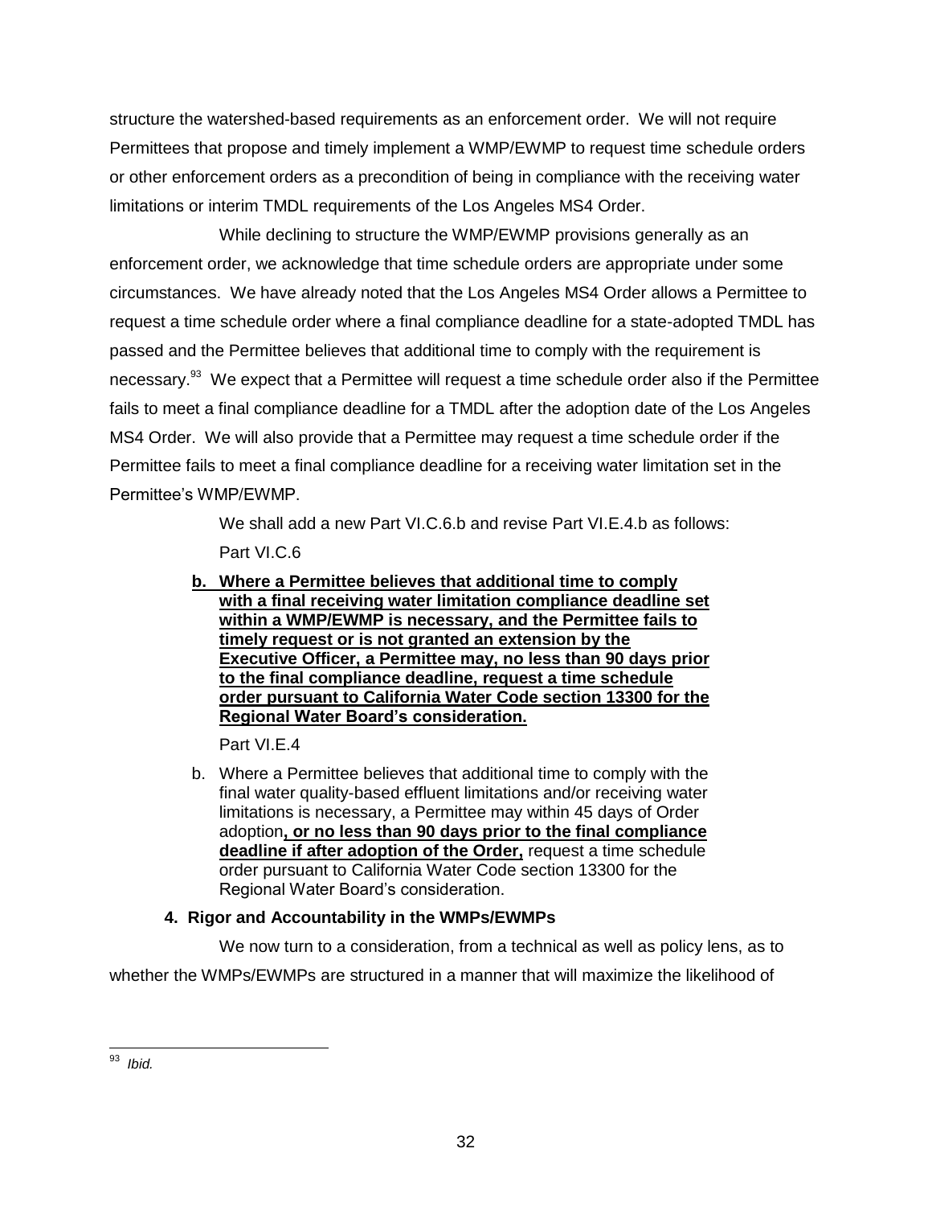structure the watershed-based requirements as an enforcement order. We will not require Permittees that propose and timely implement a WMP/EWMP to request time schedule orders or other enforcement orders as a precondition of being in compliance with the receiving water limitations or interim TMDL requirements of the Los Angeles MS4 Order.

While declining to structure the WMP/EWMP provisions generally as an enforcement order, we acknowledge that time schedule orders are appropriate under some circumstances. We have already noted that the Los Angeles MS4 Order allows a Permittee to request a time schedule order where a final compliance deadline for a state-adopted TMDL has passed and the Permittee believes that additional time to comply with the requirement is necessary.[93] We expect that a Permittee will request a time schedule order also if the Permittee fails to meet a final compliance deadline for a TMDL after the adoption date of the Los Angeles MS4 Order. We will also provide that a Permittee may request a time schedule order if the Permittee fails to meet a final compliance deadline for a receiving water limitation set in the Permittee's WMP/EWMP.

We shall add a new Part VI.C.6.b and revise Part VI.E.4.b as follows:

Part VI.C.6

**b. Where a Permittee believes that additional time to comply with a final receiving water limitation compliance deadline set within a WMP/EWMP is necessary, and the Permittee fails to timely request or is not granted an extension by the Executive Officer, a Permittee may, no less than 90 days prior to the final compliance deadline, request a time schedule order pursuant to California Water Code section 13300 for the Regional Water Board's consideration.**

Part VI.E.4

b. Where a Permittee believes that additional time to comply with the final water quality-based effluent limitations and/or receiving water limitations is necessary, a Permittee may within 45 days of Order adoption**, or no less than 90 days prior to the final compliance deadline if after adoption of the Order,** request a time schedule order pursuant to California Water Code section 13300 for the Regional Water Board's consideration.

### 4. Rigor and Accountability in the WMPs/EWMPs

We now turn to a consideration, from a technical as well as policy lens, as to whether the WMPs/EWMPs are structured in a manner that will maximize the likelihood of

---

[93] *Ibid.*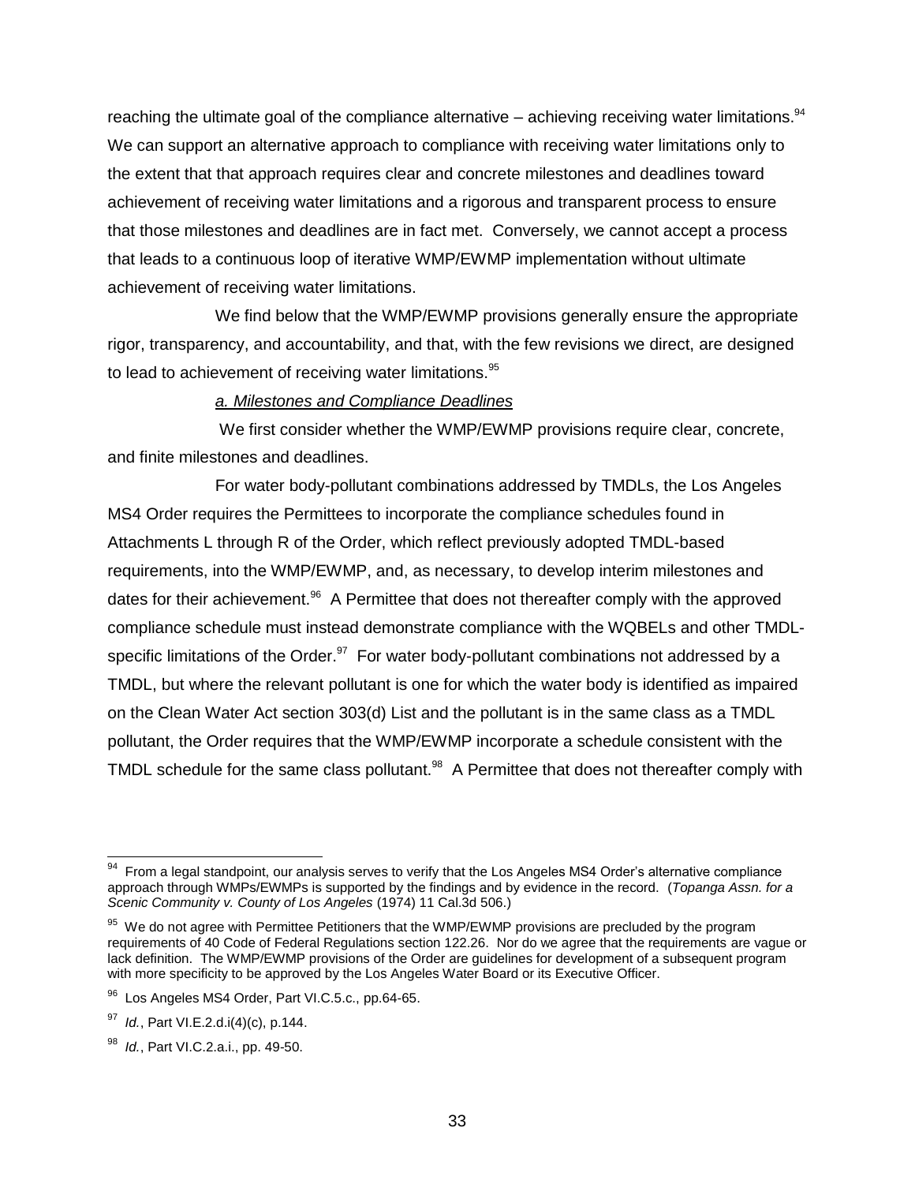reaching the ultimate goal of the compliance alternative – achieving receiving water limitations.[94] We can support an alternative approach to compliance with receiving water limitations only to the extent that that approach requires clear and concrete milestones and deadlines toward achievement of receiving water limitations and a rigorous and transparent process to ensure that those milestones and deadlines are in fact met. Conversely, we cannot accept a process that leads to a continuous loop of iterative WMP/EWMP implementation without ultimate achievement of receiving water limitations.

We find below that the WMP/EWMP provisions generally ensure the appropriate rigor, transparency, and accountability, and that, with the few revisions we direct, are designed to lead to achievement of receiving water limitations.[95]

*a. Milestones and Compliance Deadlines*

We first consider whether the WMP/EWMP provisions require clear, concrete, and finite milestones and deadlines.

For water body-pollutant combinations addressed by TMDLs, the Los Angeles MS4 Order requires the Permittees to incorporate the compliance schedules found in Attachments L through R of the Order, which reflect previously adopted TMDL-based requirements, into the WMP/EWMP, and, as necessary, to develop interim milestones and dates for their achievement.[96] A Permittee that does not thereafter comply with the approved compliance schedule must instead demonstrate compliance with the WQBELs and other TMDL-specific limitations of the Order.[97] For water body-pollutant combinations not addressed by a TMDL, but where the relevant pollutant is one for which the water body is identified as impaired on the Clean Water Act section 303(d) List and the pollutant is in the same class as a TMDL pollutant, the Order requires that the WMP/EWMP incorporate a schedule consistent with the TMDL schedule for the same class pollutant.[98] A Permittee that does not thereafter comply with

---

[94] From a legal standpoint, our analysis serves to verify that the Los Angeles MS4 Order's alternative compliance approach through WMPs/EWMPs is supported by the findings and by evidence in the record. (*Topanga Assn. for a Scenic Community v. County of Los Angeles* (1974) 11 Cal.3d 506.)

[95] We do not agree with Permittee Petitioners that the WMP/EWMP provisions are precluded by the program requirements of 40 Code of Federal Regulations section 122.26. Nor do we agree that the requirements are vague or lack definition. The WMP/EWMP provisions of the Order are guidelines for development of a subsequent program with more specificity to be approved by the Los Angeles Water Board or its Executive Officer.

[96] Los Angeles MS4 Order, Part VI.C.5.c., pp.64-65.

[97] *Id.*, Part VI.E.2.d.i(4)(c), p.144.

[98] *Id.*, Part VI.C.2.a.i., pp. 49-50.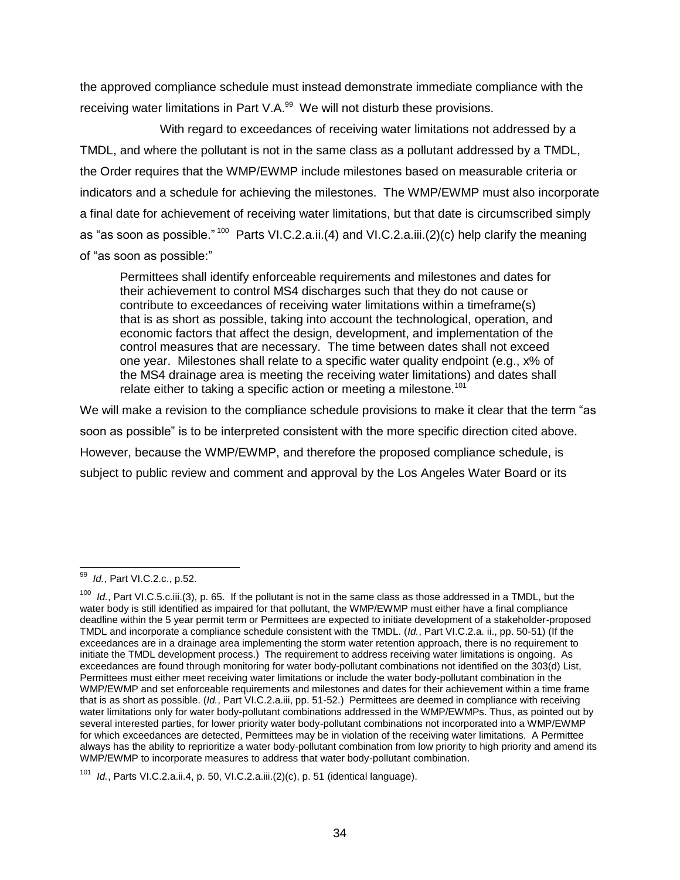the approved compliance schedule must instead demonstrate immediate compliance with the receiving water limitations in Part V.A.[99] We will not disturb these provisions.

With regard to exceedances of receiving water limitations not addressed by a TMDL, and where the pollutant is not in the same class as a pollutant addressed by a TMDL, the Order requires that the WMP/EWMP include milestones based on measurable criteria or indicators and a schedule for achieving the milestones. The WMP/EWMP must also incorporate a final date for achievement of receiving water limitations, but that date is circumscribed simply as "as soon as possible."[100] Parts VI.C.2.a.ii.(4) and VI.C.2.a.iii.(2)(c) help clarify the meaning of "as soon as possible:"

> Permittees shall identify enforceable requirements and milestones and dates for their achievement to control MS4 discharges such that they do not cause or contribute to exceedances of receiving water limitations within a timeframe(s) that is as short as possible, taking into account the technological, operation, and economic factors that affect the design, development, and implementation of the control measures that are necessary. The time between dates shall not exceed one year. Milestones shall relate to a specific water quality endpoint (e.g., x% of the MS4 drainage area is meeting the receiving water limitations) and dates shall relate either to taking a specific action or meeting a milestone.[101]

We will make a revision to the compliance schedule provisions to make it clear that the term "as soon as possible" is to be interpreted consistent with the more specific direction cited above. However, because the WMP/EWMP, and therefore the proposed compliance schedule, is subject to public review and comment and approval by the Los Angeles Water Board or its

---

[99] *Id.*, Part VI.C.2.c., p.52.

[100] *Id.*, Part VI.C.5.c.iii.(3), p. 65. If the pollutant is not in the same class as those addressed in a TMDL, but the water body is still identified as impaired for that pollutant, the WMP/EWMP must either have a final compliance deadline within the 5 year permit term or Permittees are expected to initiate development of a stakeholder-proposed TMDL and incorporate a compliance schedule consistent with the TMDL. (*Id.*, Part VI.C.2.a. ii., pp. 50-51) (If the exceedances are in a drainage area implementing the storm water retention approach, there is no requirement to initiate the TMDL development process.) The requirement to address receiving water limitations is ongoing. As exceedances are found through monitoring for water body-pollutant combinations not identified on the 303(d) List, Permittees must either meet receiving water limitations or include the water body-pollutant combination in the WMP/EWMP and set enforceable requirements and milestones and dates for their achievement within a time frame that is as short as possible. (*Id.*, Part VI.C.2.a.iii, pp. 51-52.) Permittees are deemed in compliance with receiving water limitations only for water body-pollutant combinations addressed in the WMP/EWMPs. Thus, as pointed out by several interested parties, for lower priority water body-pollutant combinations not incorporated into a WMP/EWMP for which exceedances are detected, Permittees may be in violation of the receiving water limitations. A Permittee always has the ability to reprioritize a water body-pollutant combination from low priority to high priority and amend its WMP/EWMP to incorporate measures to address that water body-pollutant combination.

[101] *Id.*, Parts VI.C.2.a.ii.4, p. 50, VI.C.2.a.iii.(2)(c), p. 51 (identical language).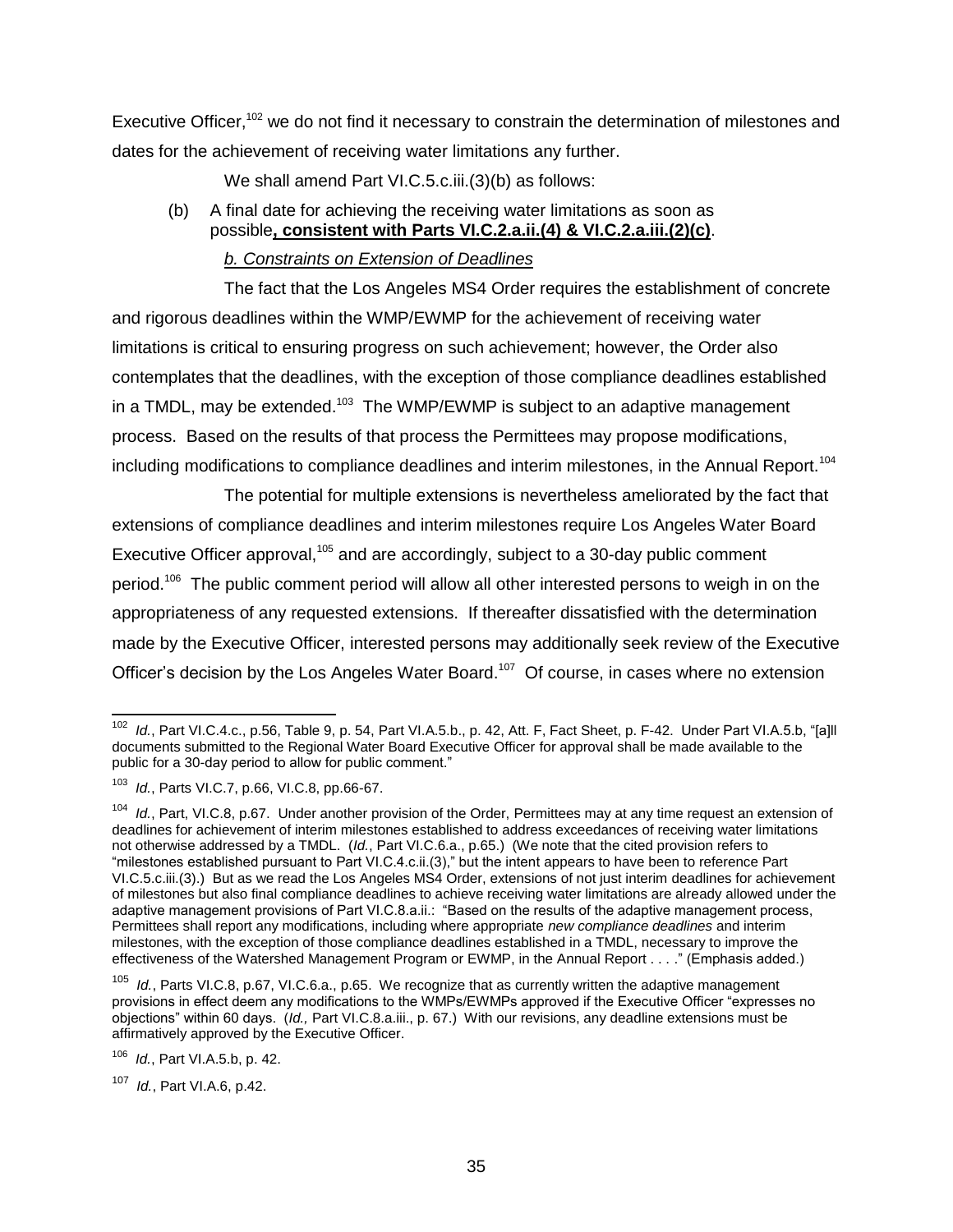Executive Officer,[102] we do not find it necessary to constrain the determination of milestones and dates for the achievement of receiving water limitations any further.

We shall amend Part VI.C.5.c.iii.(3)(b) as follows:

(b) A final date for achieving the receiving water limitations as soon as possible**, consistent with Parts VI.C.2.a.ii.(4) & VI.C.2.a.iii.(2)(c)**.

*b. Constraints on Extension of Deadlines*

The fact that the Los Angeles MS4 Order requires the establishment of concrete and rigorous deadlines within the WMP/EWMP for the achievement of receiving water limitations is critical to ensuring progress on such achievement; however, the Order also contemplates that the deadlines, with the exception of those compliance deadlines established in a TMDL, may be extended.[103] The WMP/EWMP is subject to an adaptive management process. Based on the results of that process the Permittees may propose modifications, including modifications to compliance deadlines and interim milestones, in the Annual Report.[104]

The potential for multiple extensions is nevertheless ameliorated by the fact that extensions of compliance deadlines and interim milestones require Los Angeles Water Board Executive Officer approval,[105] and are accordingly, subject to a 30-day public comment period.[106] The public comment period will allow all other interested persons to weigh in on the appropriateness of any requested extensions. If thereafter dissatisfied with the determination made by the Executive Officer, interested persons may additionally seek review of the Executive Officer's decision by the Los Angeles Water Board.[107] Of course, in cases where no extension

---

[102] *Id.*, Part VI.C.4.c., p.56, Table 9, p. 54, Part VI.A.5.b., p. 42, Att. F, Fact Sheet, p. F-42. Under Part VI.A.5.b, "[a]ll documents submitted to the Regional Water Board Executive Officer for approval shall be made available to the public for a 30-day period to allow for public comment."

[103] *Id.*, Parts VI.C.7, p.66, VI.C.8, pp.66-67.

[104] *Id.*, Part, VI.C.8, p.67. Under another provision of the Order, Permittees may at any time request an extension of deadlines for achievement of interim milestones established to address exceedances of receiving water limitations not otherwise addressed by a TMDL. (*Id.*, Part VI.C.6.a., p.65.) (We note that the cited provision refers to "milestones established pursuant to Part VI.C.4.c.ii.(3)," but the intent appears to have been to reference Part VI.C.5.c.iii.(3).) But as we read the Los Angeles MS4 Order, extensions of not just interim deadlines for achievement of milestones but also final compliance deadlines to achieve receiving water limitations are already allowed under the adaptive management provisions of Part VI.C.8.a.ii.: "Based on the results of the adaptive management process, Permittees shall report any modifications, including where appropriate *new compliance deadlines* and interim milestones, with the exception of those compliance deadlines established in a TMDL, necessary to improve the effectiveness of the Watershed Management Program or EWMP, in the Annual Report . . . ." (Emphasis added.)

[105] *Id.*, Parts VI.C.8, p.67, VI.C.6.a., p.65. We recognize that as currently written the adaptive management provisions in effect deem any modifications to the WMPs/EWMPs approved if the Executive Officer "expresses no objections" within 60 days. (*Id.,* Part VI.C.8.a.iii., p. 67.) With our revisions, any deadline extensions must be affirmatively approved by the Executive Officer.

[106] *Id.*, Part VI.A.5.b, p. 42.

[107] *Id.*, Part VI.A.6, p.42.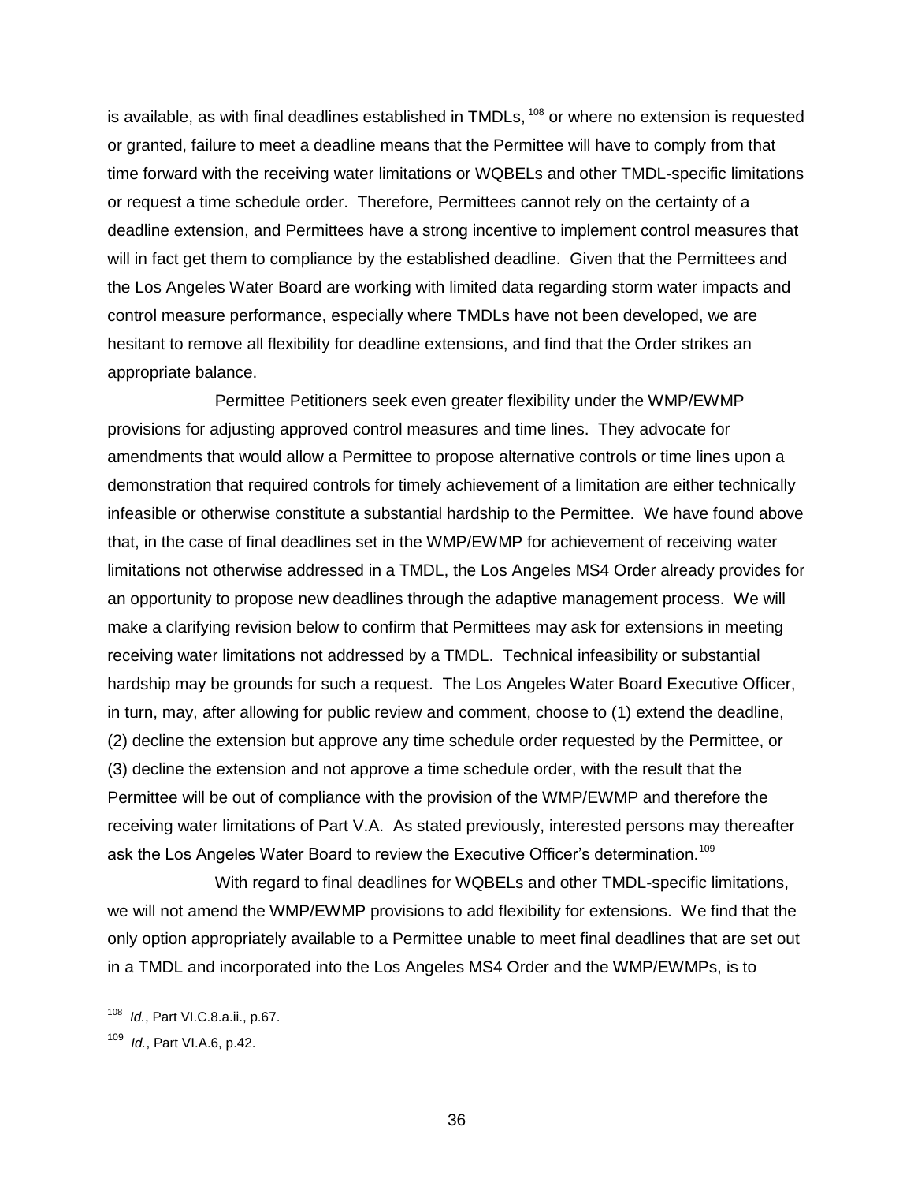is available, as with final deadlines established in TMDLs,[108] or where no extension is requested or granted, failure to meet a deadline means that the Permittee will have to comply from that time forward with the receiving water limitations or WQBELs and other TMDL-specific limitations or request a time schedule order. Therefore, Permittees cannot rely on the certainty of a deadline extension, and Permittees have a strong incentive to implement control measures that will in fact get them to compliance by the established deadline. Given that the Permittees and the Los Angeles Water Board are working with limited data regarding storm water impacts and control measure performance, especially where TMDLs have not been developed, we are hesitant to remove all flexibility for deadline extensions, and find that the Order strikes an appropriate balance.

Permittee Petitioners seek even greater flexibility under the WMP/EWMP provisions for adjusting approved control measures and time lines. They advocate for amendments that would allow a Permittee to propose alternative controls or time lines upon a demonstration that required controls for timely achievement of a limitation are either technically infeasible or otherwise constitute a substantial hardship to the Permittee. We have found above that, in the case of final deadlines set in the WMP/EWMP for achievement of receiving water limitations not otherwise addressed in a TMDL, the Los Angeles MS4 Order already provides for an opportunity to propose new deadlines through the adaptive management process. We will make a clarifying revision below to confirm that Permittees may ask for extensions in meeting receiving water limitations not addressed by a TMDL. Technical infeasibility or substantial hardship may be grounds for such a request. The Los Angeles Water Board Executive Officer, in turn, may, after allowing for public review and comment, choose to (1) extend the deadline, (2) decline the extension but approve any time schedule order requested by the Permittee, or (3) decline the extension and not approve a time schedule order, with the result that the Permittee will be out of compliance with the provision of the WMP/EWMP and therefore the receiving water limitations of Part V.A. As stated previously, interested persons may thereafter ask the Los Angeles Water Board to review the Executive Officer's determination.[109]

With regard to final deadlines for WQBELs and other TMDL-specific limitations, we will not amend the WMP/EWMP provisions to add flexibility for extensions. We find that the only option appropriately available to a Permittee unable to meet final deadlines that are set out in a TMDL and incorporated into the Los Angeles MS4 Order and the WMP/EWMPs, is to

---

[108] *Id.*, Part VI.C.8.a.ii., p.67.

[109] *Id.*, Part VI.A.6, p.42.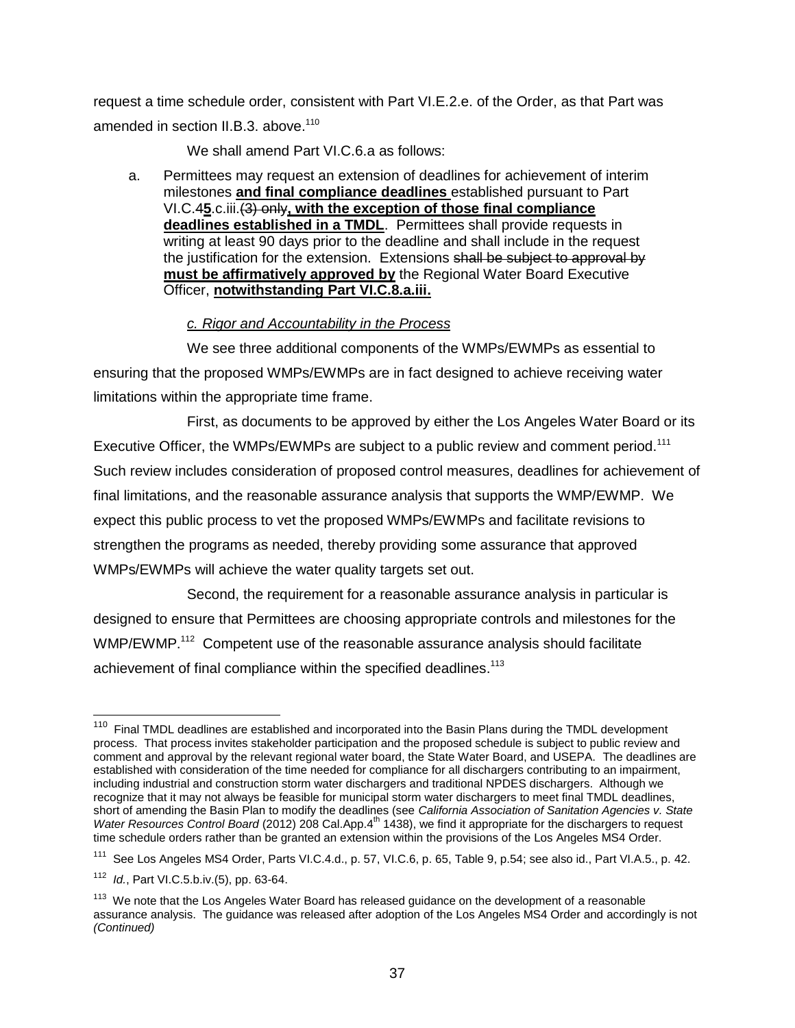request a time schedule order, consistent with Part VI.E.2.e. of the Order, as that Part was amended in section II.B.3. above.[110]

We shall amend Part VI.C.6.a as follows:

a. Permittees may request an extension of deadlines for achievement of interim milestones **and final compliance deadlines** established pursuant to Part VI.C.4**5**.c.iii.~~(3) only~~**, with the exception of those final compliance deadlines established in a TMDL**. Permittees shall provide requests in writing at least 90 days prior to the deadline and shall include in the request the justification for the extension. Extensions ~~shall be subject to approval by~~ **must be affirmatively approved by** the Regional Water Board Executive Officer, **notwithstanding Part VI.C.8.a.iii.**

*c. Rigor and Accountability in the Process*

We see three additional components of the WMPs/EWMPs as essential to ensuring that the proposed WMPs/EWMPs are in fact designed to achieve receiving water limitations within the appropriate time frame.

First, as documents to be approved by either the Los Angeles Water Board or its Executive Officer, the WMPs/EWMPs are subject to a public review and comment period.[111] Such review includes consideration of proposed control measures, deadlines for achievement of final limitations, and the reasonable assurance analysis that supports the WMP/EWMP. We expect this public process to vet the proposed WMPs/EWMPs and facilitate revisions to strengthen the programs as needed, thereby providing some assurance that approved WMPs/EWMPs will achieve the water quality targets set out.

Second, the requirement for a reasonable assurance analysis in particular is designed to ensure that Permittees are choosing appropriate controls and milestones for the WMP/EWMP.[112] Competent use of the reasonable assurance analysis should facilitate achievement of final compliance within the specified deadlines.[113]

---

[110] Final TMDL deadlines are established and incorporated into the Basin Plans during the TMDL development process. That process invites stakeholder participation and the proposed schedule is subject to public review and comment and approval by the relevant regional water board, the State Water Board, and USEPA. The deadlines are established with consideration of the time needed for compliance for all dischargers contributing to an impairment, including industrial and construction storm water dischargers and traditional NPDES dischargers. Although we recognize that it may not always be feasible for municipal storm water dischargers to meet final TMDL deadlines, short of amending the Basin Plan to modify the deadlines (see *California Association of Sanitation Agencies v. State Water Resources Control Board* (2012) 208 Cal.App.4th 1438), we find it appropriate for the dischargers to request time schedule orders rather than be granted an extension within the provisions of the Los Angeles MS4 Order.

[111] See Los Angeles MS4 Order, Parts VI.C.4.d., p. 57, VI.C.6, p. 65, Table 9, p.54; see also id., Part VI.A.5., p. 42.

[112] *Id.*, Part VI.C.5.b.iv.(5), pp. 63-64.

[113] We note that the Los Angeles Water Board has released guidance on the development of a reasonable assurance analysis. The guidance was released after adoption of the Los Angeles MS4 Order and accordingly is not *(Continued)*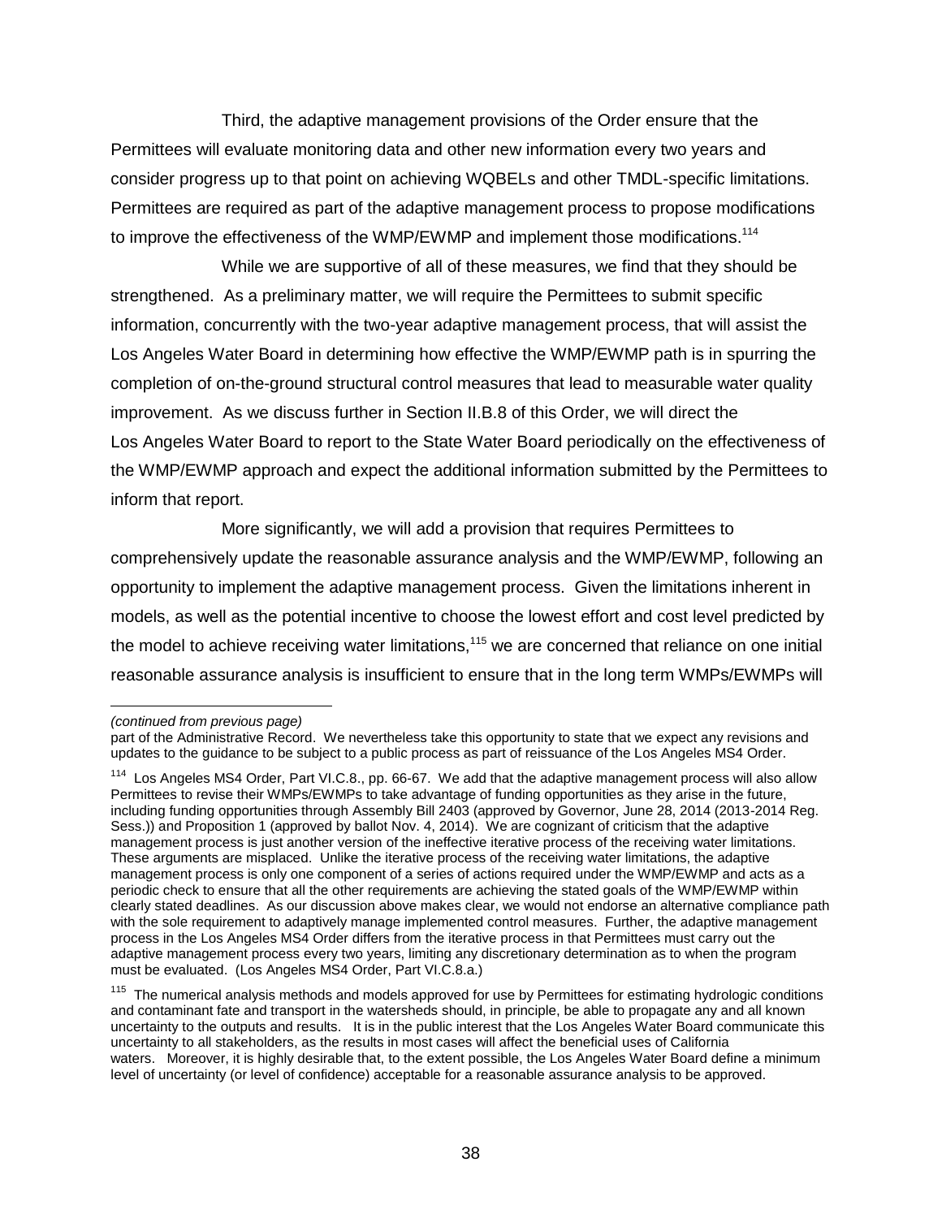Third, the adaptive management provisions of the Order ensure that the Permittees will evaluate monitoring data and other new information every two years and consider progress up to that point on achieving WQBELs and other TMDL-specific limitations. Permittees are required as part of the adaptive management process to propose modifications to improve the effectiveness of the WMP/EWMP and implement those modifications.[114]

While we are supportive of all of these measures, we find that they should be strengthened. As a preliminary matter, we will require the Permittees to submit specific information, concurrently with the two-year adaptive management process, that will assist the Los Angeles Water Board in determining how effective the WMP/EWMP path is in spurring the completion of on-the-ground structural control measures that lead to measurable water quality improvement. As we discuss further in Section II.B.8 of this Order, we will direct the Los Angeles Water Board to report to the State Water Board periodically on the effectiveness of the WMP/EWMP approach and expect the additional information submitted by the Permittees to inform that report.

More significantly, we will add a provision that requires Permittees to comprehensively update the reasonable assurance analysis and the WMP/EWMP, following an opportunity to implement the adaptive management process. Given the limitations inherent in models, as well as the potential incentive to choose the lowest effort and cost level predicted by the model to achieve receiving water limitations,[115] we are concerned that reliance on one initial reasonable assurance analysis is insufficient to ensure that in the long term WMPs/EWMPs will

---

*(continued from previous page)*
part of the Administrative Record. We nevertheless take this opportunity to state that we expect any revisions and updates to the guidance to be subject to a public process as part of reissuance of the Los Angeles MS4 Order.

[114] Los Angeles MS4 Order, Part VI.C.8., pp. 66-67. We add that the adaptive management process will also allow Permittees to revise their WMPs/EWMPs to take advantage of funding opportunities as they arise in the future, including funding opportunities through Assembly Bill 2403 (approved by Governor, June 28, 2014 (2013-2014 Reg. Sess.)) and Proposition 1 (approved by ballot Nov. 4, 2014). We are cognizant of criticism that the adaptive management process is just another version of the ineffective iterative process of the receiving water limitations. These arguments are misplaced. Unlike the iterative process of the receiving water limitations, the adaptive management process is only one component of a series of actions required under the WMP/EWMP and acts as a periodic check to ensure that all the other requirements are achieving the stated goals of the WMP/EWMP within clearly stated deadlines. As our discussion above makes clear, we would not endorse an alternative compliance path with the sole requirement to adaptively manage implemented control measures. Further, the adaptive management process in the Los Angeles MS4 Order differs from the iterative process in that Permittees must carry out the adaptive management process every two years, limiting any discretionary determination as to when the program must be evaluated. (Los Angeles MS4 Order, Part VI.C.8.a.)

[115] The numerical analysis methods and models approved for use by Permittees for estimating hydrologic conditions and contaminant fate and transport in the watersheds should, in principle, be able to propagate any and all known uncertainty to the outputs and results. It is in the public interest that the Los Angeles Water Board communicate this uncertainty to all stakeholders, as the results in most cases will affect the beneficial uses of California waters. Moreover, it is highly desirable that, to the extent possible, the Los Angeles Water Board define a minimum level of uncertainty (or level of confidence) acceptable for a reasonable assurance analysis to be approved.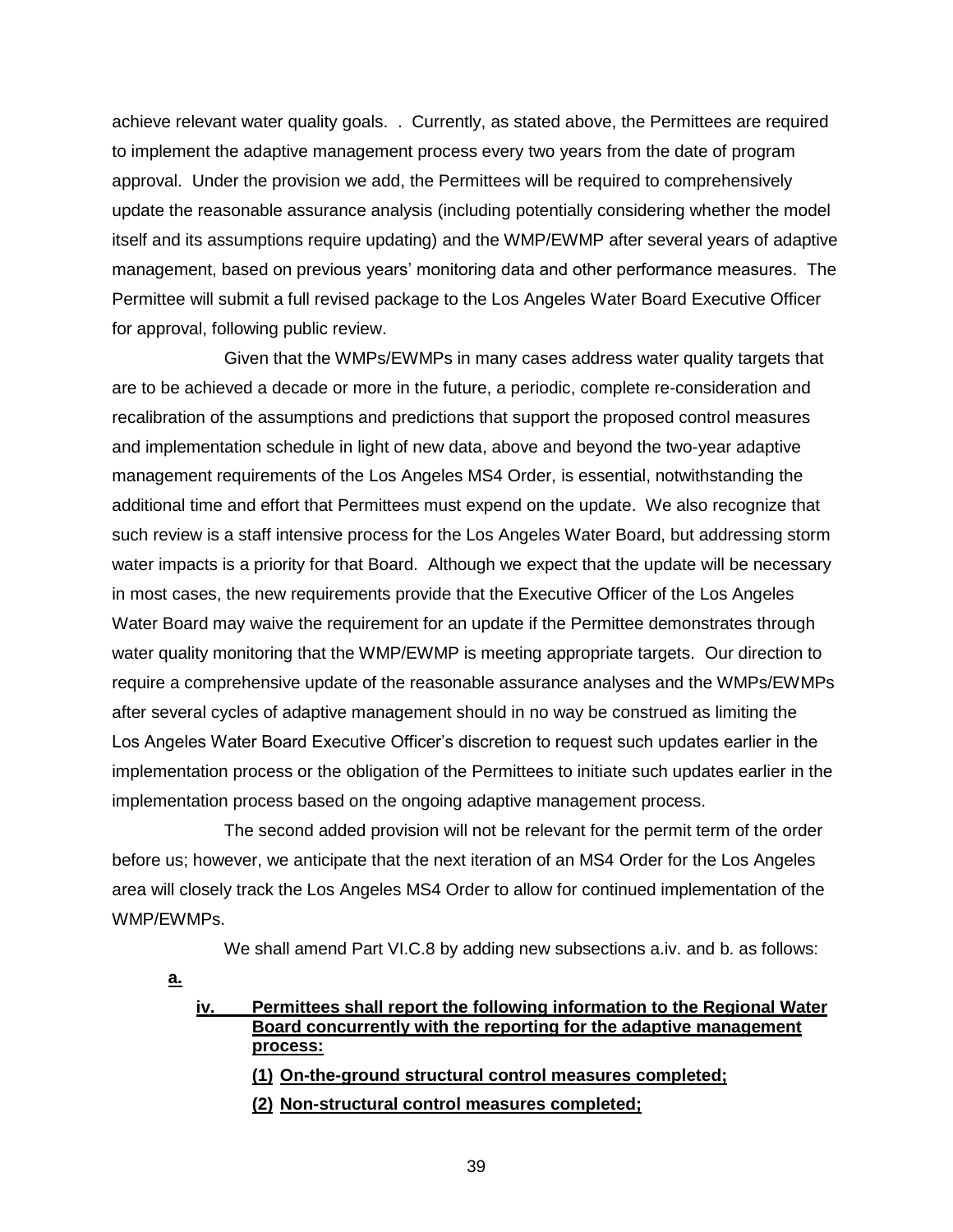achieve relevant water quality goals. . Currently, as stated above, the Permittees are required to implement the adaptive management process every two years from the date of program approval. Under the provision we add, the Permittees will be required to comprehensively update the reasonable assurance analysis (including potentially considering whether the model itself and its assumptions require updating) and the WMP/EWMP after several years of adaptive management, based on previous years' monitoring data and other performance measures. The Permittee will submit a full revised package to the Los Angeles Water Board Executive Officer for approval, following public review.

Given that the WMPs/EWMPs in many cases address water quality targets that are to be achieved a decade or more in the future, a periodic, complete re-consideration and recalibration of the assumptions and predictions that support the proposed control measures and implementation schedule in light of new data, above and beyond the two-year adaptive management requirements of the Los Angeles MS4 Order, is essential, notwithstanding the additional time and effort that Permittees must expend on the update. We also recognize that such review is a staff intensive process for the Los Angeles Water Board, but addressing storm water impacts is a priority for that Board. Although we expect that the update will be necessary in most cases, the new requirements provide that the Executive Officer of the Los Angeles Water Board may waive the requirement for an update if the Permittee demonstrates through water quality monitoring that the WMP/EWMP is meeting appropriate targets. Our direction to require a comprehensive update of the reasonable assurance analyses and the WMPs/EWMPs after several cycles of adaptive management should in no way be construed as limiting the Los Angeles Water Board Executive Officer's discretion to request such updates earlier in the implementation process or the obligation of the Permittees to initiate such updates earlier in the implementation process based on the ongoing adaptive management process.

The second added provision will not be relevant for the permit term of the order before us; however, we anticipate that the next iteration of an MS4 Order for the Los Angeles area will closely track the Los Angeles MS4 Order to allow for continued implementation of the WMP/EWMPs.

We shall amend Part VI.C.8 by adding new subsections a.iv. and b. as follows:

**a.**

**iv. Permittees shall report the following information to the Regional Water Board concurrently with the reporting for the adaptive management process:**

**(1) On-the-ground structural control measures completed;**

**(2) Non-structural control measures completed;**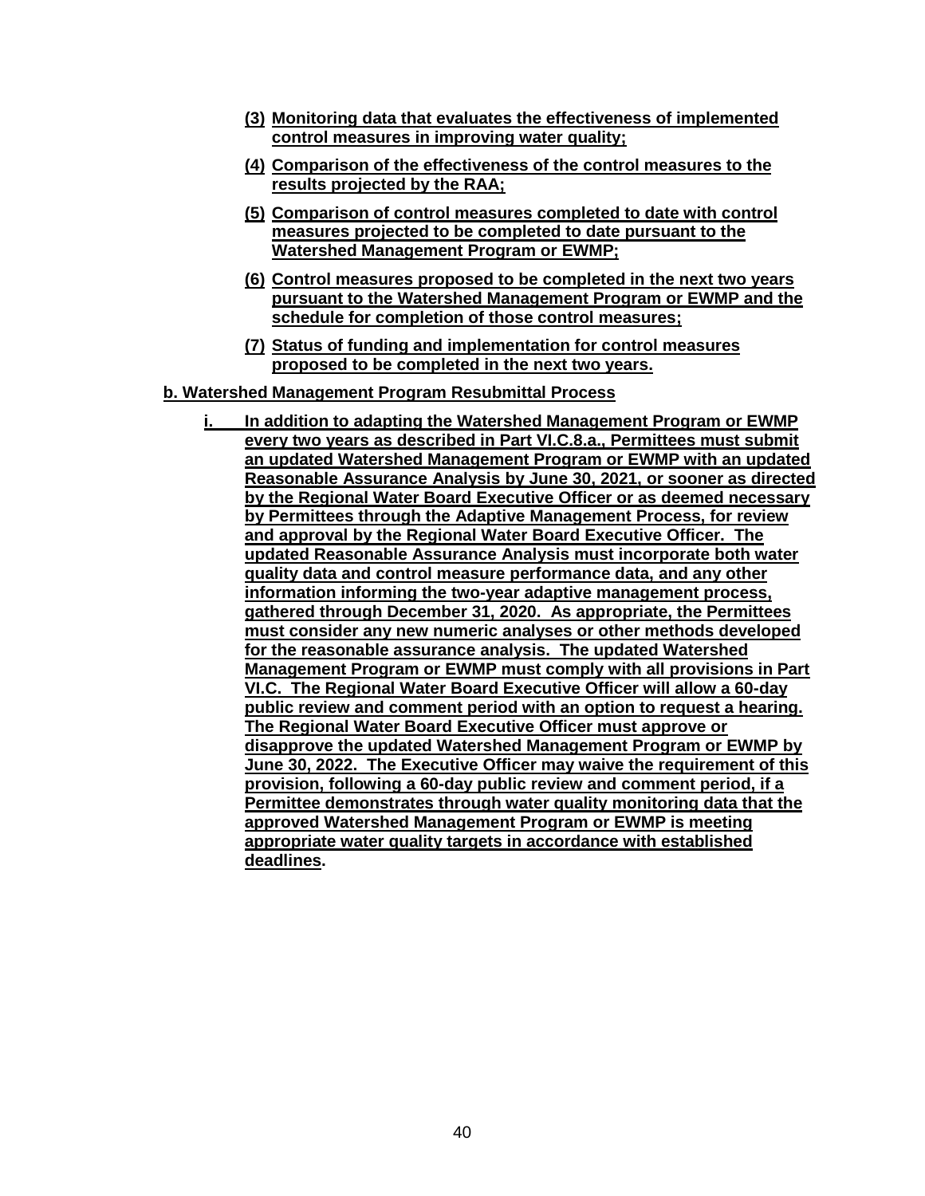**(3) Monitoring data that evaluates the effectiveness of implemented control measures in improving water quality;**

**(4) Comparison of the effectiveness of the control measures to the results projected by the RAA;**

**(5) Comparison of control measures completed to date with control measures projected to be completed to date pursuant to the Watershed Management Program or EWMP;**

**(6) Control measures proposed to be completed in the next two years pursuant to the Watershed Management Program or EWMP and the schedule for completion of those control measures;**

**(7) Status of funding and implementation for control measures proposed to be completed in the next two years.**

**b. Watershed Management Program Resubmittal Process**

**i. In addition to adapting the Watershed Management Program or EWMP every two years as described in Part VI.C.8.a., Permittees must submit an updated Watershed Management Program or EWMP with an updated Reasonable Assurance Analysis by June 30, 2021, or sooner as directed by the Regional Water Board Executive Officer or as deemed necessary by Permittees through the Adaptive Management Process, for review and approval by the Regional Water Board Executive Officer. The updated Reasonable Assurance Analysis must incorporate both water quality data and control measure performance data, and any other information informing the two-year adaptive management process, gathered through December 31, 2020. As appropriate, the Permittees must consider any new numeric analyses or other methods developed for the reasonable assurance analysis. The updated Watershed Management Program or EWMP must comply with all provisions in Part VI.C. The Regional Water Board Executive Officer will allow a 60-day public review and comment period with an option to request a hearing. The Regional Water Board Executive Officer must approve or disapprove the updated Watershed Management Program or EWMP by June 30, 2022. The Executive Officer may waive the requirement of this provision, following a 60-day public review and comment period, if a Permittee demonstrates through water quality monitoring data that the approved Watershed Management Program or EWMP is meeting appropriate water quality targets in accordance with established deadlines.**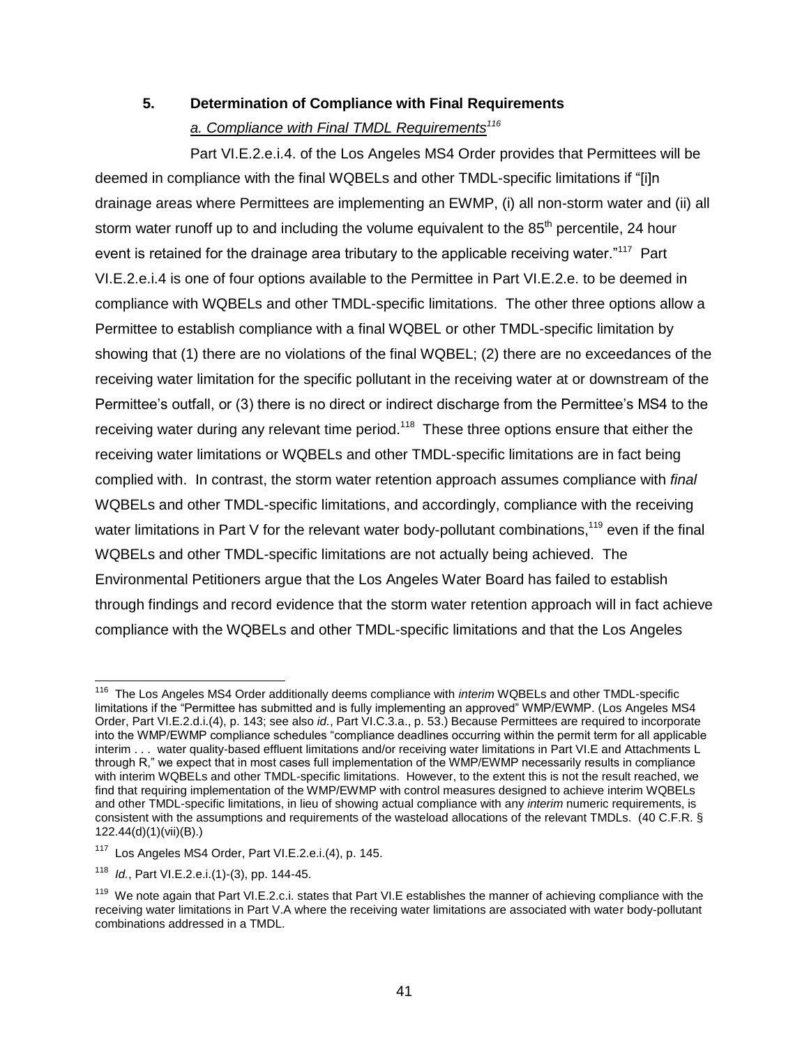### 5. Determination of Compliance with Final Requirements

*a. Compliance with Final TMDL Requirements*[116]

Part VI.E.2.e.i.4. of the Los Angeles MS4 Order provides that Permittees will be deemed in compliance with the final WQBELs and other TMDL-specific limitations if "[i]n drainage areas where Permittees are implementing an EWMP, (i) all non-storm water and (ii) all storm water runoff up to and including the volume equivalent to the 85th percentile, 24 hour event is retained for the drainage area tributary to the applicable receiving water."[117] Part VI.E.2.e.i.4 is one of four options available to the Permittee in Part VI.E.2.e. to be deemed in compliance with WQBELs and other TMDL-specific limitations. The other three options allow a Permittee to establish compliance with a final WQBEL or other TMDL-specific limitation by showing that (1) there are no violations of the final WQBEL; (2) there are no exceedances of the receiving water limitation for the specific pollutant in the receiving water at or downstream of the Permittee's outfall, or (3) there is no direct or indirect discharge from the Permittee's MS4 to the receiving water during any relevant time period.[118] These three options ensure that either the receiving water limitations or WQBELs and other TMDL-specific limitations are in fact being complied with. In contrast, the storm water retention approach assumes compliance with *final* WQBELs and other TMDL-specific limitations, and accordingly, compliance with the receiving water limitations in Part V for the relevant water body-pollutant combinations,[119] even if the final WQBELs and other TMDL-specific limitations are not actually being achieved. The Environmental Petitioners argue that the Los Angeles Water Board has failed to establish through findings and record evidence that the storm water retention approach will in fact achieve compliance with the WQBELs and other TMDL-specific limitations and that the Los Angeles

---

[116] The Los Angeles MS4 Order additionally deems compliance with *interim* WQBELs and other TMDL-specific limitations if the "Permittee has submitted and is fully implementing an approved" WMP/EWMP. (Los Angeles MS4 Order, Part VI.E.2.d.i.(4), p. 143; see also *id.*, Part VI.C.3.a., p. 53.) Because Permittees are required to incorporate into the WMP/EWMP compliance schedules "compliance deadlines occurring within the permit term for all applicable interim . . . water quality-based effluent limitations and/or receiving water limitations in Part VI.E and Attachments L through R," we expect that in most cases full implementation of the WMP/EWMP necessarily results in compliance with interim WQBELs and other TMDL-specific limitations. However, to the extent this is not the result reached, we find that requiring implementation of the WMP/EWMP with control measures designed to achieve interim WQBELs and other TMDL-specific limitations, in lieu of showing actual compliance with any *interim* numeric requirements, is consistent with the assumptions and requirements of the wasteload allocations of the relevant TMDLs. (40 C.F.R. § 122.44(d)(1)(vii)(B).)

[117] Los Angeles MS4 Order, Part VI.E.2.e.i.(4), p. 145.

[118] *Id.*, Part VI.E.2.e.i.(1)-(3), pp. 144-45.

[119] We note again that Part VI.E.2.c.i. states that Part VI.E establishes the manner of achieving compliance with the receiving water limitations in Part V.A where the receiving water limitations are associated with water body-pollutant combinations addressed in a TMDL.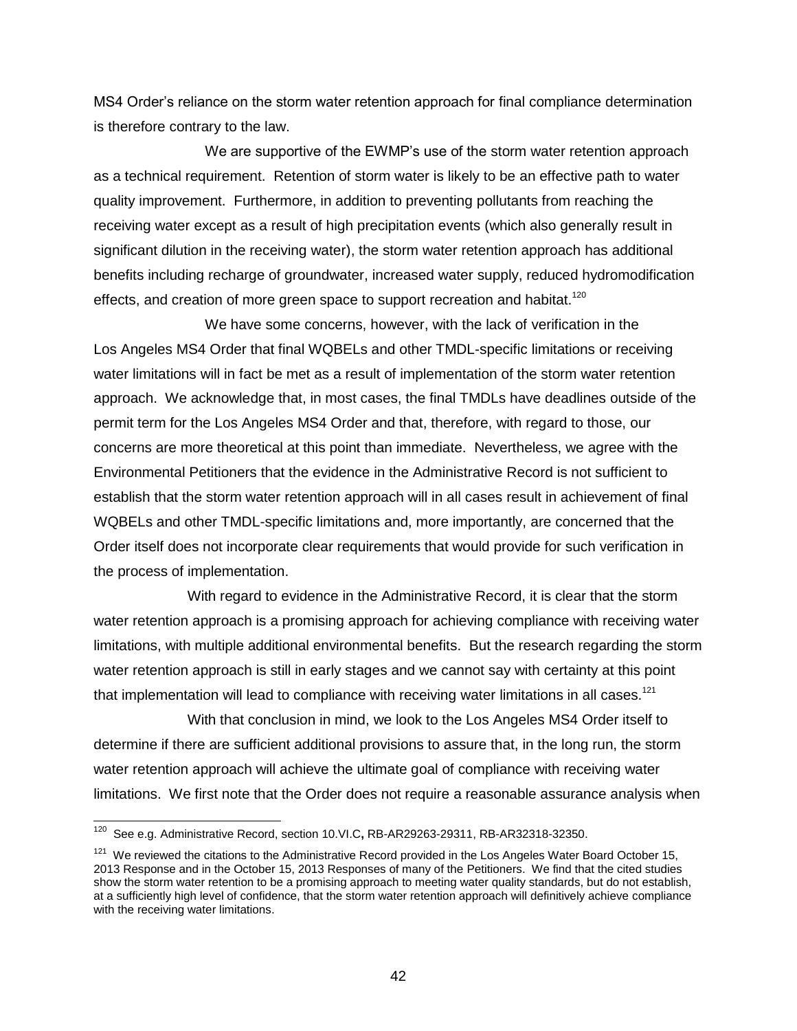MS4 Order's reliance on the storm water retention approach for final compliance determination is therefore contrary to the law.

We are supportive of the EWMP's use of the storm water retention approach as a technical requirement. Retention of storm water is likely to be an effective path to water quality improvement. Furthermore, in addition to preventing pollutants from reaching the receiving water except as a result of high precipitation events (which also generally result in significant dilution in the receiving water), the storm water retention approach has additional benefits including recharge of groundwater, increased water supply, reduced hydromodification effects, and creation of more green space to support recreation and habitat.[120]

We have some concerns, however, with the lack of verification in the Los Angeles MS4 Order that final WQBELs and other TMDL-specific limitations or receiving water limitations will in fact be met as a result of implementation of the storm water retention approach. We acknowledge that, in most cases, the final TMDLs have deadlines outside of the permit term for the Los Angeles MS4 Order and that, therefore, with regard to those, our concerns are more theoretical at this point than immediate. Nevertheless, we agree with the Environmental Petitioners that the evidence in the Administrative Record is not sufficient to establish that the storm water retention approach will in all cases result in achievement of final WQBELs and other TMDL-specific limitations and, more importantly, are concerned that the Order itself does not incorporate clear requirements that would provide for such verification in the process of implementation.

With regard to evidence in the Administrative Record, it is clear that the storm water retention approach is a promising approach for achieving compliance with receiving water limitations, with multiple additional environmental benefits. But the research regarding the storm water retention approach is still in early stages and we cannot say with certainty at this point that implementation will lead to compliance with receiving water limitations in all cases.[121]

With that conclusion in mind, we look to the Los Angeles MS4 Order itself to determine if there are sufficient additional provisions to assure that, in the long run, the storm water retention approach will achieve the ultimate goal of compliance with receiving water limitations. We first note that the Order does not require a reasonable assurance analysis when

---

[120] See e.g. Administrative Record, section 10.VI.C**,** RB-AR29263-29311, RB-AR32318-32350.

[121] We reviewed the citations to the Administrative Record provided in the Los Angeles Water Board October 15, 2013 Response and in the October 15, 2013 Responses of many of the Petitioners. We find that the cited studies show the storm water retention to be a promising approach to meeting water quality standards, but do not establish, at a sufficiently high level of confidence, that the storm water retention approach will definitively achieve compliance with the receiving water limitations.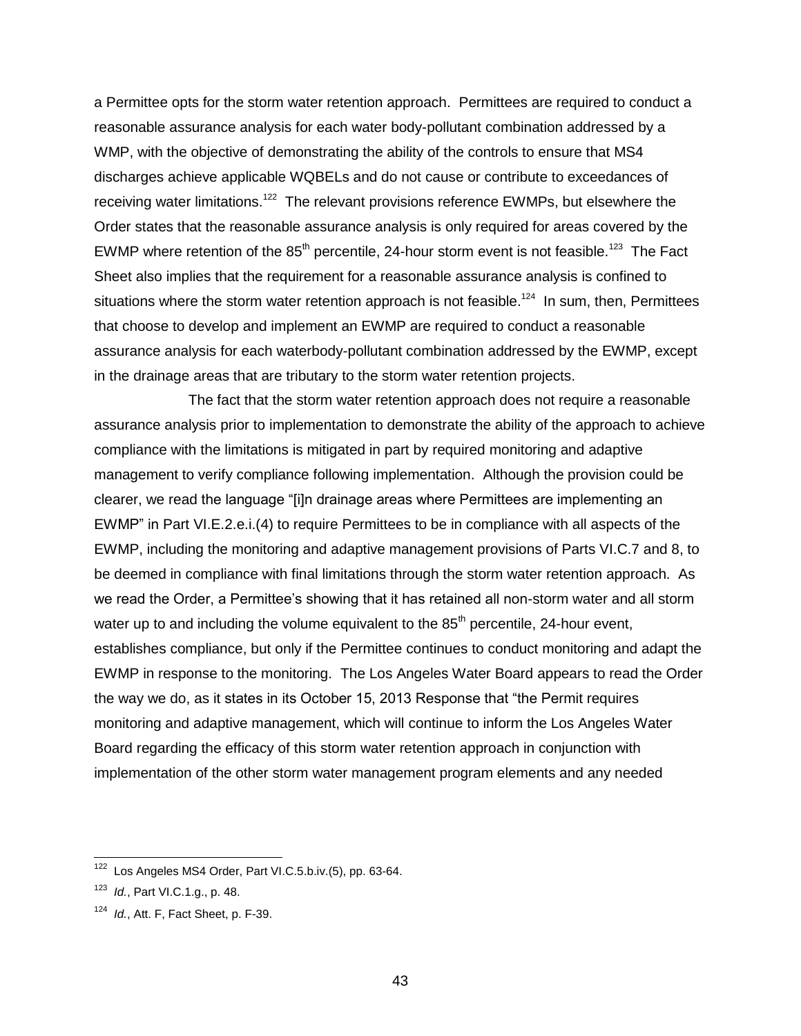a Permittee opts for the storm water retention approach. Permittees are required to conduct a reasonable assurance analysis for each water body-pollutant combination addressed by a WMP, with the objective of demonstrating the ability of the controls to ensure that MS4 discharges achieve applicable WQBELs and do not cause or contribute to exceedances of receiving water limitations.[122] The relevant provisions reference EWMPs, but elsewhere the Order states that the reasonable assurance analysis is only required for areas covered by the EWMP where retention of the 85th percentile, 24-hour storm event is not feasible.[123] The Fact Sheet also implies that the requirement for a reasonable assurance analysis is confined to situations where the storm water retention approach is not feasible.[124] In sum, then, Permittees that choose to develop and implement an EWMP are required to conduct a reasonable assurance analysis for each waterbody-pollutant combination addressed by the EWMP, except in the drainage areas that are tributary to the storm water retention projects.

The fact that the storm water retention approach does not require a reasonable assurance analysis prior to implementation to demonstrate the ability of the approach to achieve compliance with the limitations is mitigated in part by required monitoring and adaptive management to verify compliance following implementation. Although the provision could be clearer, we read the language "[i]n drainage areas where Permittees are implementing an EWMP" in Part VI.E.2.e.i.(4) to require Permittees to be in compliance with all aspects of the EWMP, including the monitoring and adaptive management provisions of Parts VI.C.7 and 8, to be deemed in compliance with final limitations through the storm water retention approach. As we read the Order, a Permittee's showing that it has retained all non-storm water and all storm water up to and including the volume equivalent to the 85th percentile, 24-hour event, establishes compliance, but only if the Permittee continues to conduct monitoring and adapt the EWMP in response to the monitoring. The Los Angeles Water Board appears to read the Order the way we do, as it states in its October 15, 2013 Response that "the Permit requires monitoring and adaptive management, which will continue to inform the Los Angeles Water Board regarding the efficacy of this storm water retention approach in conjunction with implementation of the other storm water management program elements and any needed

---

[122] Los Angeles MS4 Order, Part VI.C.5.b.iv.(5), pp. 63-64.

[123] *Id.*, Part VI.C.1.g., p. 48.

[124] *Id.*, Att. F, Fact Sheet, p. F-39.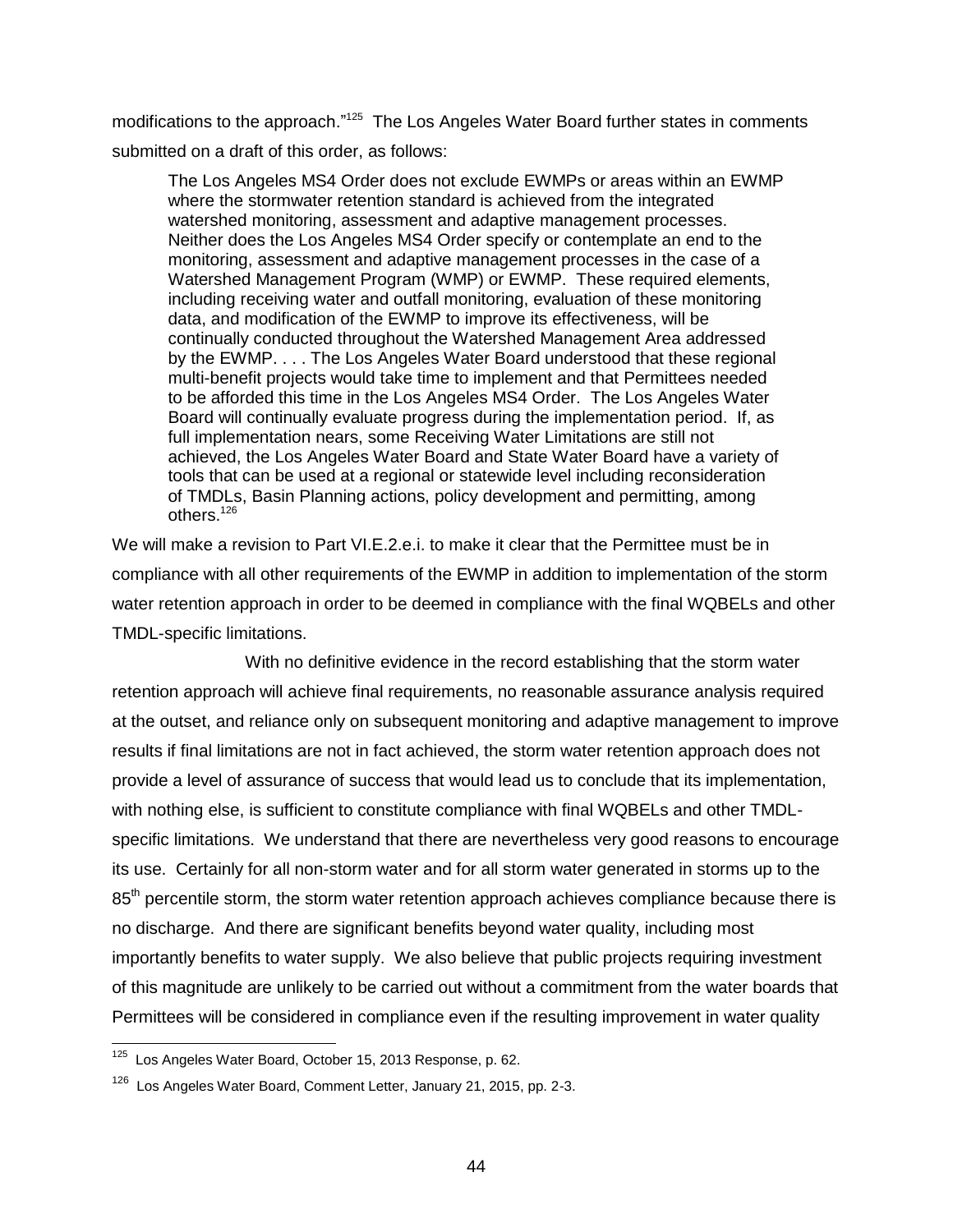modifications to the approach."[125] The Los Angeles Water Board further states in comments submitted on a draft of this order, as follows:

> The Los Angeles MS4 Order does not exclude EWMPs or areas within an EWMP where the stormwater retention standard is achieved from the integrated watershed monitoring, assessment and adaptive management processes. Neither does the Los Angeles MS4 Order specify or contemplate an end to the monitoring, assessment and adaptive management processes in the case of a Watershed Management Program (WMP) or EWMP. These required elements, including receiving water and outfall monitoring, evaluation of these monitoring data, and modification of the EWMP to improve its effectiveness, will be continually conducted throughout the Watershed Management Area addressed by the EWMP. . . . The Los Angeles Water Board understood that these regional multi-benefit projects would take time to implement and that Permittees needed to be afforded this time in the Los Angeles MS4 Order. The Los Angeles Water Board will continually evaluate progress during the implementation period. If, as full implementation nears, some Receiving Water Limitations are still not achieved, the Los Angeles Water Board and State Water Board have a variety of tools that can be used at a regional or statewide level including reconsideration of TMDLs, Basin Planning actions, policy development and permitting, among others.[126]

We will make a revision to Part VI.E.2.e.i. to make it clear that the Permittee must be in compliance with all other requirements of the EWMP in addition to implementation of the storm water retention approach in order to be deemed in compliance with the final WQBELs and other TMDL-specific limitations.

With no definitive evidence in the record establishing that the storm water retention approach will achieve final requirements, no reasonable assurance analysis required at the outset, and reliance only on subsequent monitoring and adaptive management to improve results if final limitations are not in fact achieved, the storm water retention approach does not provide a level of assurance of success that would lead us to conclude that its implementation, with nothing else, is sufficient to constitute compliance with final WQBELs and other TMDL-specific limitations. We understand that there are nevertheless very good reasons to encourage its use. Certainly for all non-storm water and for all storm water generated in storms up to the 85th percentile storm, the storm water retention approach achieves compliance because there is no discharge. And there are significant benefits beyond water quality, including most importantly benefits to water supply. We also believe that public projects requiring investment of this magnitude are unlikely to be carried out without a commitment from the water boards that Permittees will be considered in compliance even if the resulting improvement in water quality

---

[125] Los Angeles Water Board, October 15, 2013 Response, p. 62.

[126] Los Angeles Water Board, Comment Letter, January 21, 2015, pp. 2-3.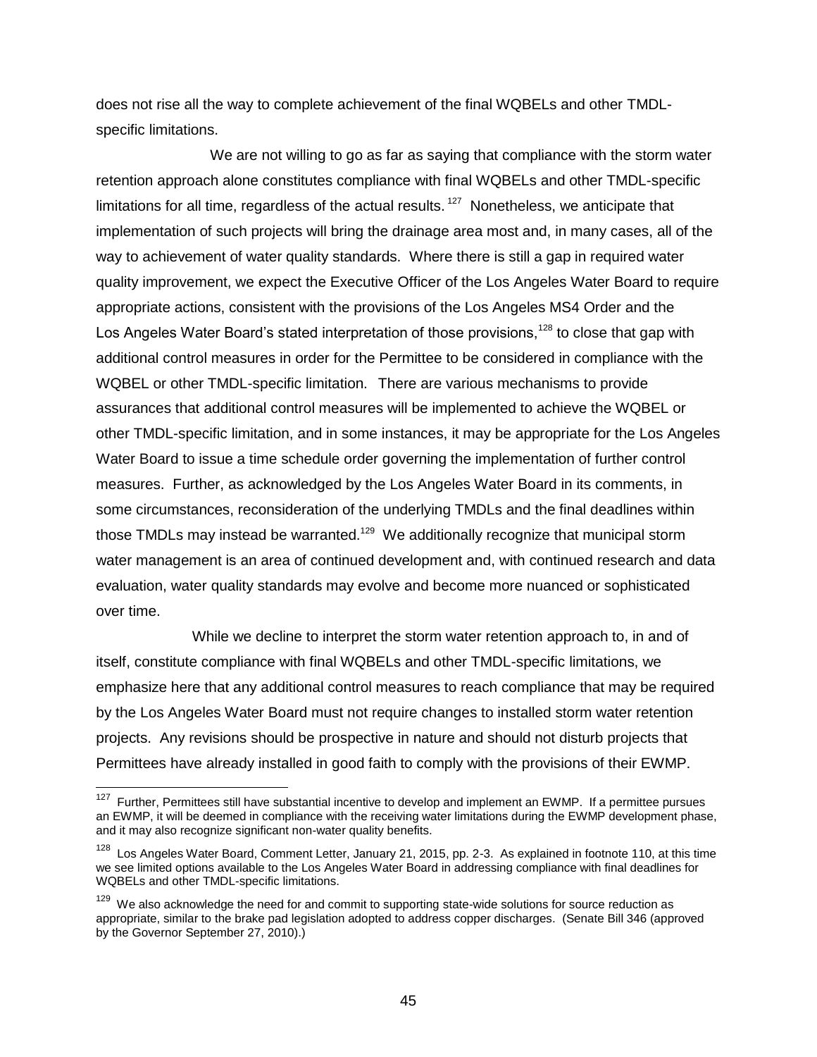does not rise all the way to complete achievement of the final WQBELs and other TMDL-specific limitations.

We are not willing to go as far as saying that compliance with the storm water retention approach alone constitutes compliance with final WQBELs and other TMDL-specific limitations for all time, regardless of the actual results.[127] Nonetheless, we anticipate that implementation of such projects will bring the drainage area most and, in many cases, all of the way to achievement of water quality standards. Where there is still a gap in required water quality improvement, we expect the Executive Officer of the Los Angeles Water Board to require appropriate actions, consistent with the provisions of the Los Angeles MS4 Order and the Los Angeles Water Board's stated interpretation of those provisions,[128] to close that gap with additional control measures in order for the Permittee to be considered in compliance with the WQBEL or other TMDL-specific limitation. There are various mechanisms to provide assurances that additional control measures will be implemented to achieve the WQBEL or other TMDL-specific limitation, and in some instances, it may be appropriate for the Los Angeles Water Board to issue a time schedule order governing the implementation of further control measures. Further, as acknowledged by the Los Angeles Water Board in its comments, in some circumstances, reconsideration of the underlying TMDLs and the final deadlines within those TMDLs may instead be warranted.[129] We additionally recognize that municipal storm water management is an area of continued development and, with continued research and data evaluation, water quality standards may evolve and become more nuanced or sophisticated over time.

While we decline to interpret the storm water retention approach to, in and of itself, constitute compliance with final WQBELs and other TMDL-specific limitations, we emphasize here that any additional control measures to reach compliance that may be required by the Los Angeles Water Board must not require changes to installed storm water retention projects. Any revisions should be prospective in nature and should not disturb projects that Permittees have already installed in good faith to comply with the provisions of their EWMP.

---

[127] Further, Permittees still have substantial incentive to develop and implement an EWMP. If a permittee pursues an EWMP, it will be deemed in compliance with the receiving water limitations during the EWMP development phase, and it may also recognize significant non-water quality benefits.

[128] Los Angeles Water Board, Comment Letter, January 21, 2015, pp. 2-3. As explained in footnote 110, at this time we see limited options available to the Los Angeles Water Board in addressing compliance with final deadlines for WQBELs and other TMDL-specific limitations.

[129] We also acknowledge the need for and commit to supporting state-wide solutions for source reduction as appropriate, similar to the brake pad legislation adopted to address copper discharges. (Senate Bill 346 (approved by the Governor September 27, 2010).)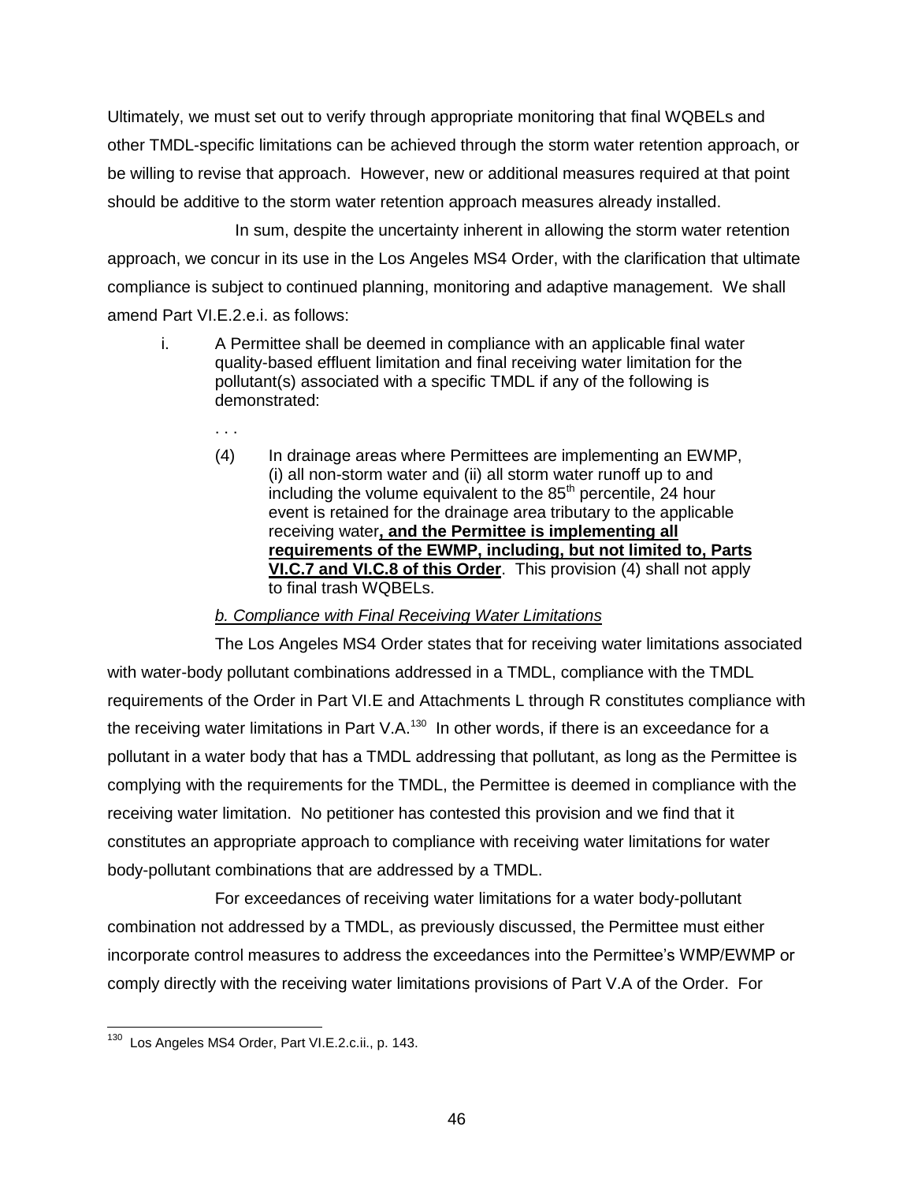Ultimately, we must set out to verify through appropriate monitoring that final WQBELs and other TMDL-specific limitations can be achieved through the storm water retention approach, or be willing to revise that approach. However, new or additional measures required at that point should be additive to the storm water retention approach measures already installed.

In sum, despite the uncertainty inherent in allowing the storm water retention approach, we concur in its use in the Los Angeles MS4 Order, with the clarification that ultimate compliance is subject to continued planning, monitoring and adaptive management. We shall amend Part VI.E.2.e.i. as follows:

> i. A Permittee shall be deemed in compliance with an applicable final water quality-based effluent limitation and final receiving water limitation for the pollutant(s) associated with a specific TMDL if any of the following is demonstrated:
>
> . . .
>
> (4) In drainage areas where Permittees are implementing an EWMP, (i) all non-storm water and (ii) all storm water runoff up to and including the volume equivalent to the 85th percentile, 24 hour event is retained for the drainage area tributary to the applicable receiving water**, and the Permittee is implementing all requirements of the EWMP, including, but not limited to, Parts VI.C.7 and VI.C.8 of this Order**. This provision (4) shall not apply to final trash WQBELs.

*b. Compliance with Final Receiving Water Limitations*

The Los Angeles MS4 Order states that for receiving water limitations associated with water-body pollutant combinations addressed in a TMDL, compliance with the TMDL requirements of the Order in Part VI.E and Attachments L through R constitutes compliance with the receiving water limitations in Part V.A.[130] In other words, if there is an exceedance for a pollutant in a water body that has a TMDL addressing that pollutant, as long as the Permittee is complying with the requirements for the TMDL, the Permittee is deemed in compliance with the receiving water limitation. No petitioner has contested this provision and we find that it constitutes an appropriate approach to compliance with receiving water limitations for water body-pollutant combinations that are addressed by a TMDL.

For exceedances of receiving water limitations for a water body-pollutant combination not addressed by a TMDL, as previously discussed, the Permittee must either incorporate control measures to address the exceedances into the Permittee's WMP/EWMP or comply directly with the receiving water limitations provisions of Part V.A of the Order. For

[130] Los Angeles MS4 Order, Part VI.E.2.c.ii., p. 143.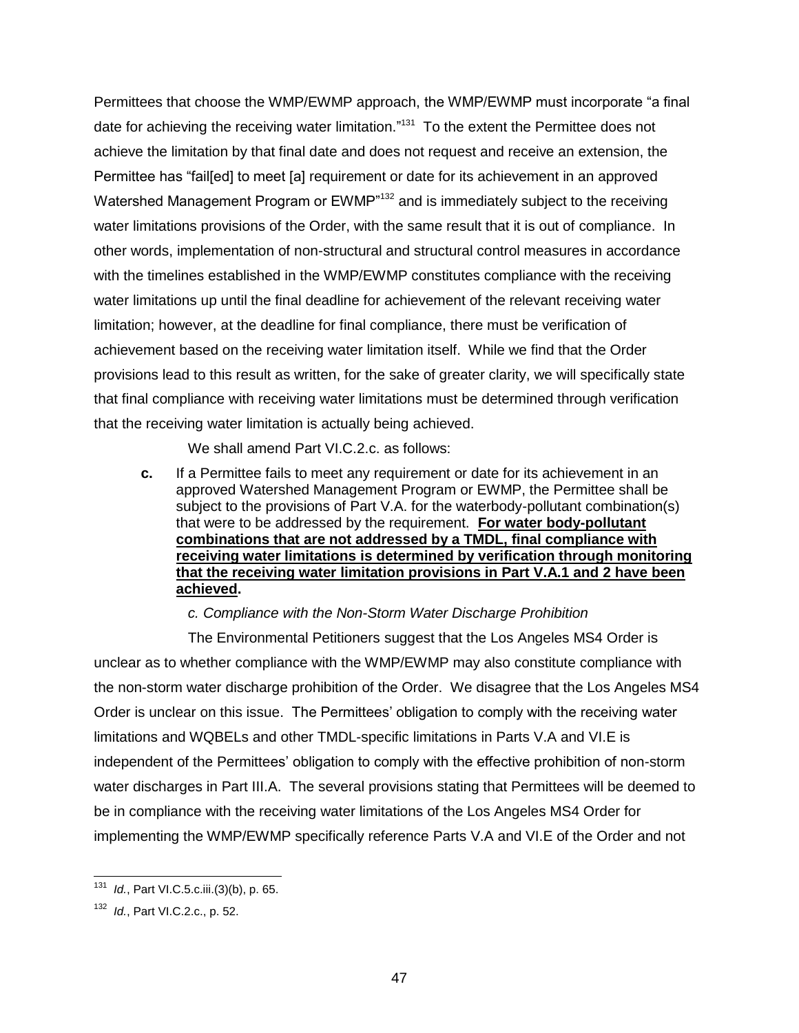Permittees that choose the WMP/EWMP approach, the WMP/EWMP must incorporate "a final date for achieving the receiving water limitation."[131] To the extent the Permittee does not achieve the limitation by that final date and does not request and receive an extension, the Permittee has "fail[ed] to meet [a] requirement or date for its achievement in an approved Watershed Management Program or EWMP"[132] and is immediately subject to the receiving water limitations provisions of the Order, with the same result that it is out of compliance. In other words, implementation of non-structural and structural control measures in accordance with the timelines established in the WMP/EWMP constitutes compliance with the receiving water limitations up until the final deadline for achievement of the relevant receiving water limitation; however, at the deadline for final compliance, there must be verification of achievement based on the receiving water limitation itself. While we find that the Order provisions lead to this result as written, for the sake of greater clarity, we will specifically state that final compliance with receiving water limitations must be determined through verification that the receiving water limitation is actually being achieved.

We shall amend Part VI.C.2.c. as follows:

> **c.** If a Permittee fails to meet any requirement or date for its achievement in an approved Watershed Management Program or EWMP, the Permittee shall be subject to the provisions of Part V.A. for the waterbody-pollutant combination(s) that were to be addressed by the requirement. <u>**For water body-pollutant combinations that are not addressed by a TMDL, final compliance with receiving water limitations is determined by verification through monitoring that the receiving water limitation provisions in Part V.A.1 and 2 have been achieved**</u>**.**

*c. Compliance with the Non-Storm Water Discharge Prohibition*

The Environmental Petitioners suggest that the Los Angeles MS4 Order is unclear as to whether compliance with the WMP/EWMP may also constitute compliance with the non-storm water discharge prohibition of the Order. We disagree that the Los Angeles MS4 Order is unclear on this issue. The Permittees' obligation to comply with the receiving water limitations and WQBELs and other TMDL-specific limitations in Parts V.A and VI.E is independent of the Permittees' obligation to comply with the effective prohibition of non-storm water discharges in Part III.A. The several provisions stating that Permittees will be deemed to be in compliance with the receiving water limitations of the Los Angeles MS4 Order for implementing the WMP/EWMP specifically reference Parts V.A and VI.E of the Order and not

---

[131] *Id.*, Part VI.C.5.c.iii.(3)(b), p. 65.

[132] *Id.*, Part VI.C.2.c., p. 52.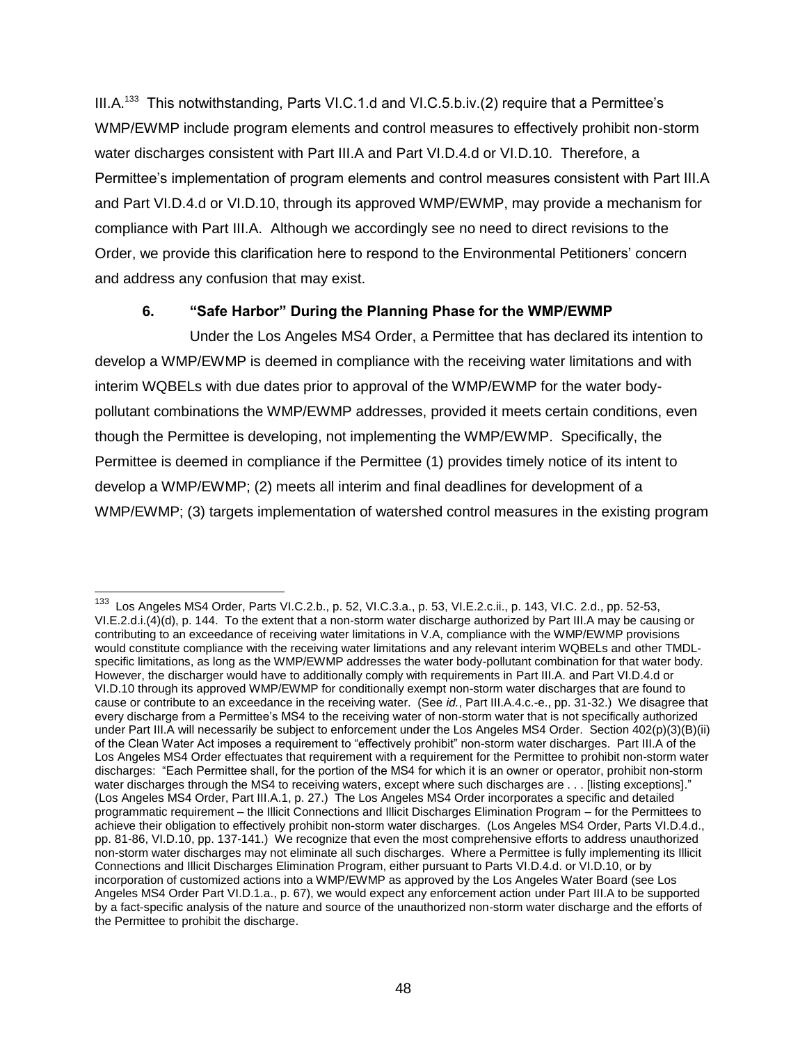III.A.[133] This notwithstanding, Parts VI.C.1.d and VI.C.5.b.iv.(2) require that a Permittee's WMP/EWMP include program elements and control measures to effectively prohibit non-storm water discharges consistent with Part III.A and Part VI.D.4.d or VI.D.10. Therefore, a Permittee's implementation of program elements and control measures consistent with Part III.A and Part VI.D.4.d or VI.D.10, through its approved WMP/EWMP, may provide a mechanism for compliance with Part III.A. Although we accordingly see no need to direct revisions to the Order, we provide this clarification here to respond to the Environmental Petitioners' concern and address any confusion that may exist.

### 6. "Safe Harbor" During the Planning Phase for the WMP/EWMP

Under the Los Angeles MS4 Order, a Permittee that has declared its intention to develop a WMP/EWMP is deemed in compliance with the receiving water limitations and with interim WQBELs with due dates prior to approval of the WMP/EWMP for the water body-pollutant combinations the WMP/EWMP addresses, provided it meets certain conditions, even though the Permittee is developing, not implementing the WMP/EWMP. Specifically, the Permittee is deemed in compliance if the Permittee (1) provides timely notice of its intent to develop a WMP/EWMP; (2) meets all interim and final deadlines for development of a WMP/EWMP; (3) targets implementation of watershed control measures in the existing program

---

[133] Los Angeles MS4 Order, Parts VI.C.2.b., p. 52, VI.C.3.a., p. 53, VI.E.2.c.ii., p. 143, VI.C. 2.d., pp. 52-53, VI.E.2.d.i.(4)(d), p. 144. To the extent that a non-storm water discharge authorized by Part III.A may be causing or contributing to an exceedance of receiving water limitations in V.A, compliance with the WMP/EWMP provisions would constitute compliance with the receiving water limitations and any relevant interim WQBELs and other TMDL-specific limitations, as long as the WMP/EWMP addresses the water body-pollutant combination for that water body. However, the discharger would have to additionally comply with requirements in Part III.A. and Part VI.D.4.d or VI.D.10 through its approved WMP/EWMP for conditionally exempt non-storm water discharges that are found to cause or contribute to an exceedance in the receiving water. (See *id.*, Part III.A.4.c.-e., pp. 31-32.) We disagree that every discharge from a Permittee's MS4 to the receiving water of non-storm water that is not specifically authorized under Part III.A will necessarily be subject to enforcement under the Los Angeles MS4 Order. Section 402(p)(3)(B)(ii) of the Clean Water Act imposes a requirement to "effectively prohibit" non-storm water discharges. Part III.A of the Los Angeles MS4 Order effectuates that requirement with a requirement for the Permittee to prohibit non-storm water discharges: "Each Permittee shall, for the portion of the MS4 for which it is an owner or operator, prohibit non-storm water discharges through the MS4 to receiving waters, except where such discharges are . . . [listing exceptions]." (Los Angeles MS4 Order, Part III.A.1, p. 27.) The Los Angeles MS4 Order incorporates a specific and detailed programmatic requirement – the Illicit Connections and Illicit Discharges Elimination Program – for the Permittees to achieve their obligation to effectively prohibit non-storm water discharges. (Los Angeles MS4 Order, Parts VI.D.4.d., pp. 81-86, VI.D.10, pp. 137-141.) We recognize that even the most comprehensive efforts to address unauthorized non-storm water discharges may not eliminate all such discharges. Where a Permittee is fully implementing its Illicit Connections and Illicit Discharges Elimination Program, either pursuant to Parts VI.D.4.d. or VI.D.10, or by incorporation of customized actions into a WMP/EWMP as approved by the Los Angeles Water Board (see Los Angeles MS4 Order Part VI.D.1.a., p. 67), we would expect any enforcement action under Part III.A to be supported by a fact-specific analysis of the nature and source of the unauthorized non-storm water discharge and the efforts of the Permittee to prohibit the discharge.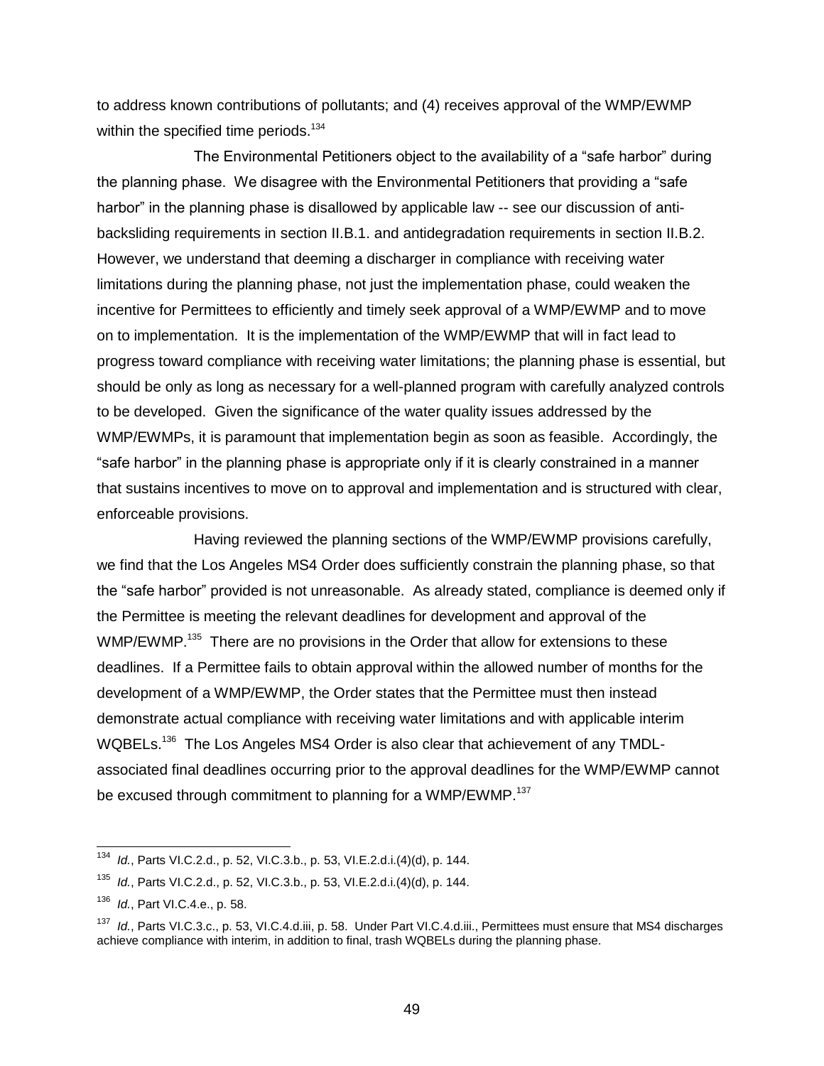to address known contributions of pollutants; and (4) receives approval of the WMP/EWMP within the specified time periods.[134]

The Environmental Petitioners object to the availability of a "safe harbor" during the planning phase. We disagree with the Environmental Petitioners that providing a "safe harbor" in the planning phase is disallowed by applicable law -- see our discussion of anti-backsliding requirements in section II.B.1. and antidegradation requirements in section II.B.2. However, we understand that deeming a discharger in compliance with receiving water limitations during the planning phase, not just the implementation phase, could weaken the incentive for Permittees to efficiently and timely seek approval of a WMP/EWMP and to move on to implementation. It is the implementation of the WMP/EWMP that will in fact lead to progress toward compliance with receiving water limitations; the planning phase is essential, but should be only as long as necessary for a well-planned program with carefully analyzed controls to be developed. Given the significance of the water quality issues addressed by the WMP/EWMPs, it is paramount that implementation begin as soon as feasible. Accordingly, the "safe harbor" in the planning phase is appropriate only if it is clearly constrained in a manner that sustains incentives to move on to approval and implementation and is structured with clear, enforceable provisions.

Having reviewed the planning sections of the WMP/EWMP provisions carefully, we find that the Los Angeles MS4 Order does sufficiently constrain the planning phase, so that the "safe harbor" provided is not unreasonable. As already stated, compliance is deemed only if the Permittee is meeting the relevant deadlines for development and approval of the WMP/EWMP.[135] There are no provisions in the Order that allow for extensions to these deadlines. If a Permittee fails to obtain approval within the allowed number of months for the development of a WMP/EWMP, the Order states that the Permittee must then instead demonstrate actual compliance with receiving water limitations and with applicable interim WQBELs.[136] The Los Angeles MS4 Order is also clear that achievement of any TMDL-associated final deadlines occurring prior to the approval deadlines for the WMP/EWMP cannot be excused through commitment to planning for a WMP/EWMP.[137]

---

[134] *Id.*, Parts VI.C.2.d., p. 52, VI.C.3.b., p. 53, VI.E.2.d.i.(4)(d), p. 144.

[135] *Id.*, Parts VI.C.2.d., p. 52, VI.C.3.b., p. 53, VI.E.2.d.i.(4)(d), p. 144.

[136] *Id.*, Part VI.C.4.e., p. 58.

[137] *Id.*, Parts VI.C.3.c., p. 53, VI.C.4.d.iii, p. 58. Under Part VI.C.4.d.iii., Permittees must ensure that MS4 discharges achieve compliance with interim, in addition to final, trash WQBELs during the planning phase.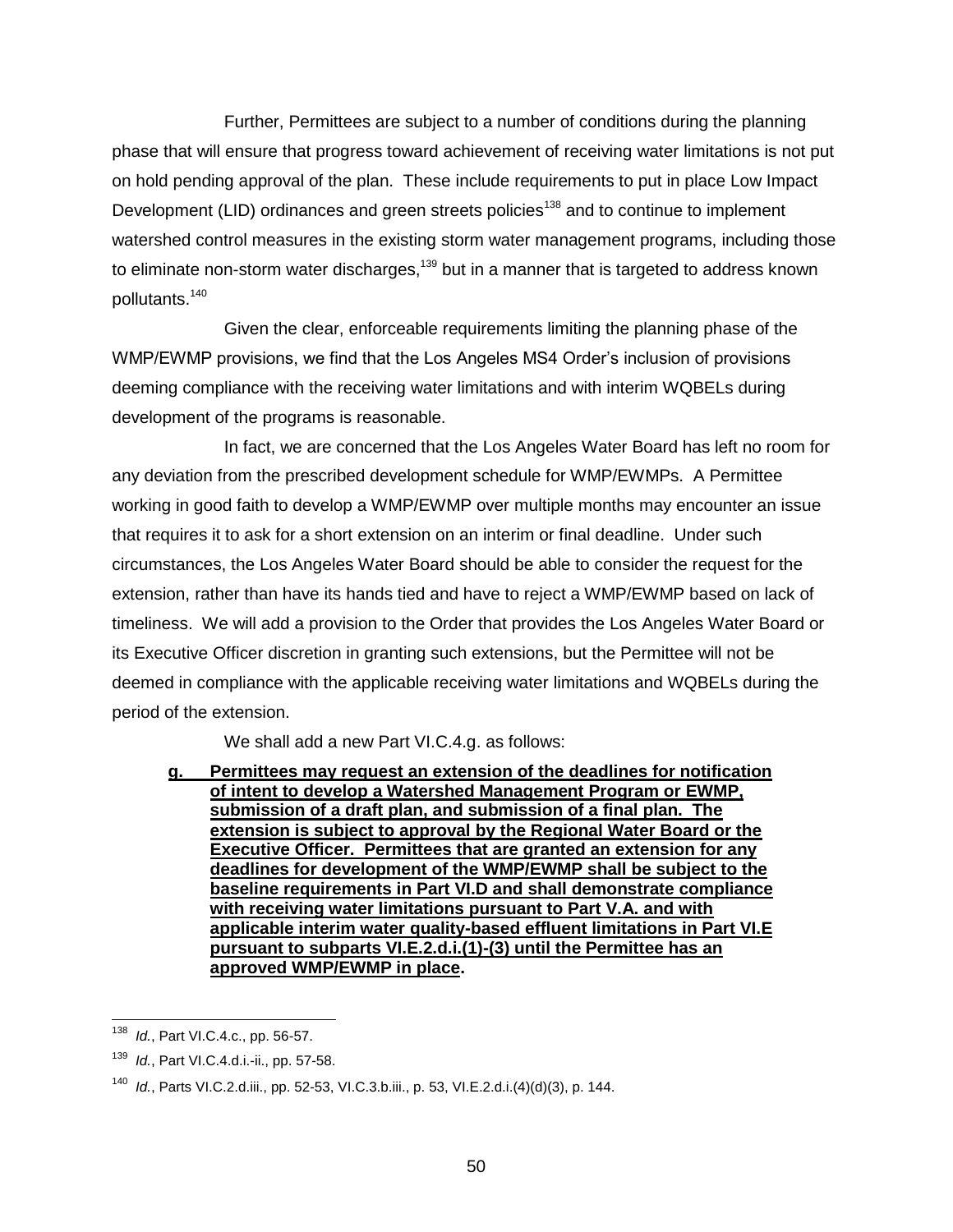Further, Permittees are subject to a number of conditions during the planning phase that will ensure that progress toward achievement of receiving water limitations is not put on hold pending approval of the plan. These include requirements to put in place Low Impact Development (LID) ordinances and green streets policies[138] and to continue to implement watershed control measures in the existing storm water management programs, including those to eliminate non-storm water discharges,[139] but in a manner that is targeted to address known pollutants.[140]

Given the clear, enforceable requirements limiting the planning phase of the WMP/EWMP provisions, we find that the Los Angeles MS4 Order's inclusion of provisions deeming compliance with the receiving water limitations and with interim WQBELs during development of the programs is reasonable.

In fact, we are concerned that the Los Angeles Water Board has left no room for any deviation from the prescribed development schedule for WMP/EWMPs. A Permittee working in good faith to develop a WMP/EWMP over multiple months may encounter an issue that requires it to ask for a short extension on an interim or final deadline. Under such circumstances, the Los Angeles Water Board should be able to consider the request for the extension, rather than have its hands tied and have to reject a WMP/EWMP based on lack of timeliness. We will add a provision to the Order that provides the Los Angeles Water Board or its Executive Officer discretion in granting such extensions, but the Permittee will not be deemed in compliance with the applicable receiving water limitations and WQBELs during the period of the extension.

We shall add a new Part VI.C.4.g. as follows:

> **g. Permittees may request an extension of the deadlines for notification of intent to develop a Watershed Management Program or EWMP, submission of a draft plan, and submission of a final plan. The extension is subject to approval by the Regional Water Board or the Executive Officer. Permittees that are granted an extension for any deadlines for development of the WMP/EWMP shall be subject to the baseline requirements in Part VI.D and shall demonstrate compliance with receiving water limitations pursuant to Part V.A. and with applicable interim water quality-based effluent limitations in Part VI.E pursuant to subparts VI.E.2.d.i.(1)-(3) until the Permittee has an approved WMP/EWMP in place.**

---

[138] *Id.*, Part VI.C.4.c., pp. 56-57.

[139] *Id.*, Part VI.C.4.d.i.-ii., pp. 57-58.

[140] *Id.*, Parts VI.C.2.d.iii., pp. 52-53, VI.C.3.b.iii., p. 53, VI.E.2.d.i.(4)(d)(3), p. 144.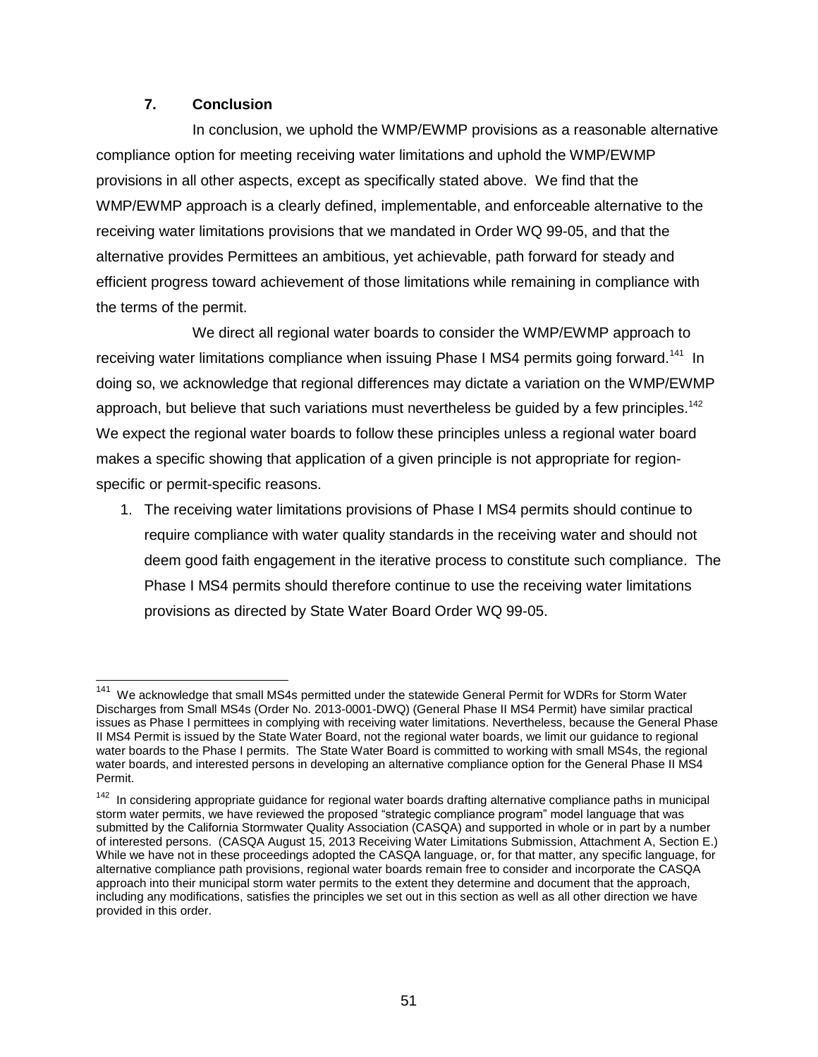### 7. Conclusion

In conclusion, we uphold the WMP/EWMP provisions as a reasonable alternative compliance option for meeting receiving water limitations and uphold the WMP/EWMP provisions in all other aspects, except as specifically stated above. We find that the WMP/EWMP approach is a clearly defined, implementable, and enforceable alternative to the receiving water limitations provisions that we mandated in Order WQ 99-05, and that the alternative provides Permittees an ambitious, yet achievable, path forward for steady and efficient progress toward achievement of those limitations while remaining in compliance with the terms of the permit.

We direct all regional water boards to consider the WMP/EWMP approach to receiving water limitations compliance when issuing Phase I MS4 permits going forward.[141] In doing so, we acknowledge that regional differences may dictate a variation on the WMP/EWMP approach, but believe that such variations must nevertheless be guided by a few principles.[142] We expect the regional water boards to follow these principles unless a regional water board makes a specific showing that application of a given principle is not appropriate for region-specific or permit-specific reasons.

1. The receiving water limitations provisions of Phase I MS4 permits should continue to require compliance with water quality standards in the receiving water and should not deem good faith engagement in the iterative process to constitute such compliance. The Phase I MS4 permits should therefore continue to use the receiving water limitations provisions as directed by State Water Board Order WQ 99-05.

---

[141] We acknowledge that small MS4s permitted under the statewide General Permit for WDRs for Storm Water Discharges from Small MS4s (Order No. 2013-0001-DWQ) (General Phase II MS4 Permit) have similar practical issues as Phase I permittees in complying with receiving water limitations. Nevertheless, because the General Phase II MS4 Permit is issued by the State Water Board, not the regional water boards, we limit our guidance to regional water boards to the Phase I permits. The State Water Board is committed to working with small MS4s, the regional water boards, and interested persons in developing an alternative compliance option for the General Phase II MS4 Permit.

[142] In considering appropriate guidance for regional water boards drafting alternative compliance paths in municipal storm water permits, we have reviewed the proposed "strategic compliance program" model language that was submitted by the California Stormwater Quality Association (CASQA) and supported in whole or in part by a number of interested persons. (CASQA August 15, 2013 Receiving Water Limitations Submission, Attachment A, Section E.) While we have not in these proceedings adopted the CASQA language, or, for that matter, any specific language, for alternative compliance path provisions, regional water boards remain free to consider and incorporate the CASQA approach into their municipal storm water permits to the extent they determine and document that the approach, including any modifications, satisfies the principles we set out in this section as well as all other direction we have provided in this order.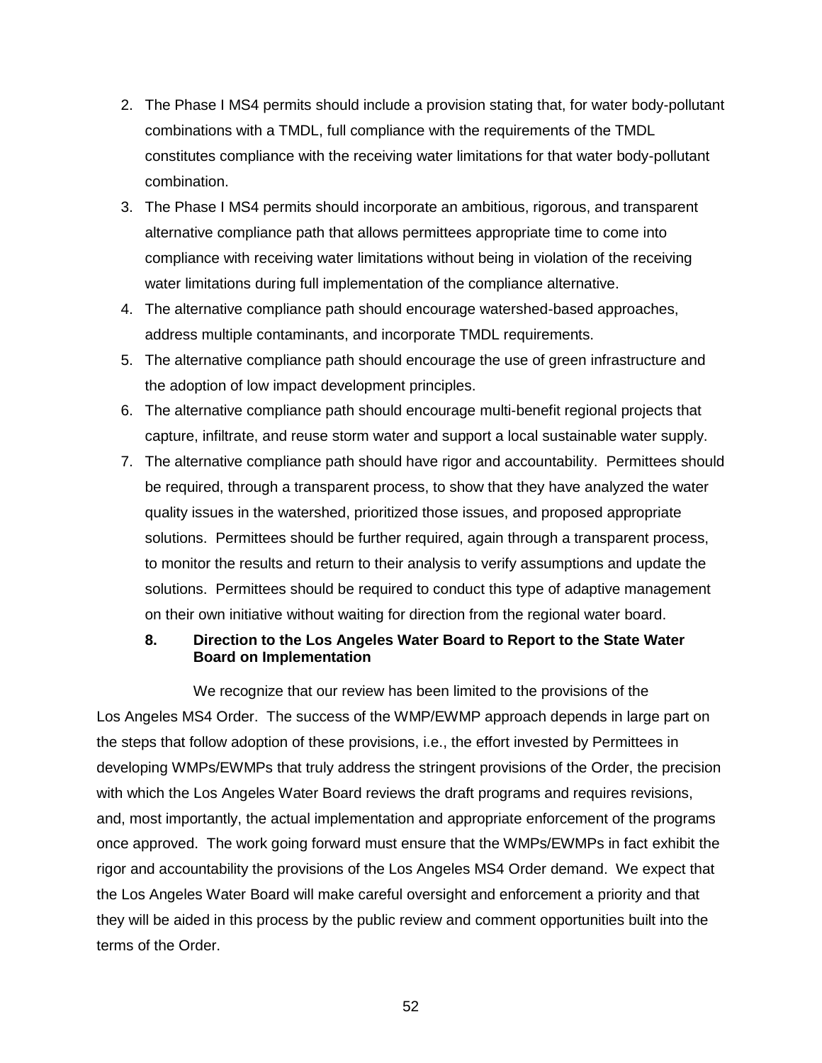2. The Phase I MS4 permits should include a provision stating that, for water body-pollutant combinations with a TMDL, full compliance with the requirements of the TMDL constitutes compliance with the receiving water limitations for that water body-pollutant combination.
3. The Phase I MS4 permits should incorporate an ambitious, rigorous, and transparent alternative compliance path that allows permittees appropriate time to come into compliance with receiving water limitations without being in violation of the receiving water limitations during full implementation of the compliance alternative.
4. The alternative compliance path should encourage watershed-based approaches, address multiple contaminants, and incorporate TMDL requirements.
5. The alternative compliance path should encourage the use of green infrastructure and the adoption of low impact development principles.
6. The alternative compliance path should encourage multi-benefit regional projects that capture, infiltrate, and reuse storm water and support a local sustainable water supply.
7. The alternative compliance path should have rigor and accountability. Permittees should be required, through a transparent process, to show that they have analyzed the water quality issues in the watershed, prioritized those issues, and proposed appropriate solutions. Permittees should be further required, again through a transparent process, to monitor the results and return to their analysis to verify assumptions and update the solutions. Permittees should be required to conduct this type of adaptive management on their own initiative without waiting for direction from the regional water board.

**8. Direction to the Los Angeles Water Board to Report to the State Water Board on Implementation**

We recognize that our review has been limited to the provisions of the Los Angeles MS4 Order. The success of the WMP/EWMP approach depends in large part on the steps that follow adoption of these provisions, i.e., the effort invested by Permittees in developing WMPs/EWMPs that truly address the stringent provisions of the Order, the precision with which the Los Angeles Water Board reviews the draft programs and requires revisions, and, most importantly, the actual implementation and appropriate enforcement of the programs once approved. The work going forward must ensure that the WMPs/EWMPs in fact exhibit the rigor and accountability the provisions of the Los Angeles MS4 Order demand. We expect that the Los Angeles Water Board will make careful oversight and enforcement a priority and that they will be aided in this process by the public review and comment opportunities built into the terms of the Order.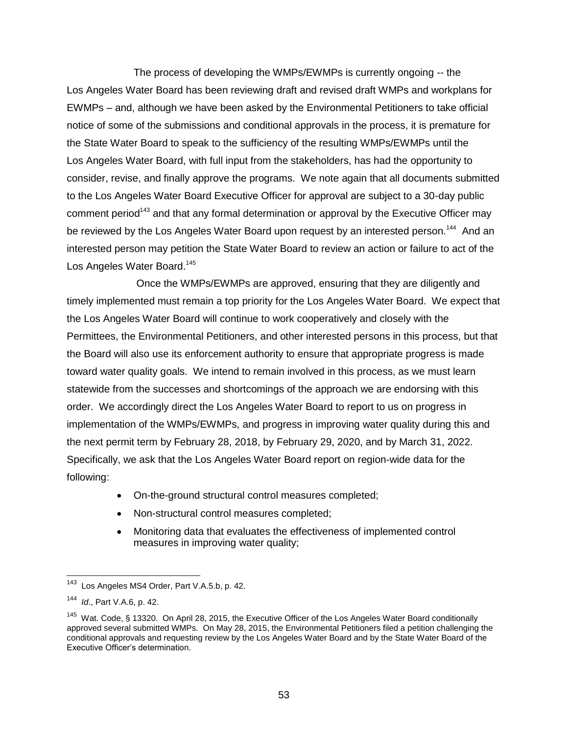The process of developing the WMPs/EWMPs is currently ongoing -- the Los Angeles Water Board has been reviewing draft and revised draft WMPs and workplans for EWMPs – and, although we have been asked by the Environmental Petitioners to take official notice of some of the submissions and conditional approvals in the process, it is premature for the State Water Board to speak to the sufficiency of the resulting WMPs/EWMPs until the Los Angeles Water Board, with full input from the stakeholders, has had the opportunity to consider, revise, and finally approve the programs. We note again that all documents submitted to the Los Angeles Water Board Executive Officer for approval are subject to a 30-day public comment period[143] and that any formal determination or approval by the Executive Officer may be reviewed by the Los Angeles Water Board upon request by an interested person.[144] And an interested person may petition the State Water Board to review an action or failure to act of the Los Angeles Water Board.[145]

Once the WMPs/EWMPs are approved, ensuring that they are diligently and timely implemented must remain a top priority for the Los Angeles Water Board. We expect that the Los Angeles Water Board will continue to work cooperatively and closely with the Permittees, the Environmental Petitioners, and other interested persons in this process, but that the Board will also use its enforcement authority to ensure that appropriate progress is made toward water quality goals. We intend to remain involved in this process, as we must learn statewide from the successes and shortcomings of the approach we are endorsing with this order. We accordingly direct the Los Angeles Water Board to report to us on progress in implementation of the WMPs/EWMPs, and progress in improving water quality during this and the next permit term by February 28, 2018, by February 29, 2020, and by March 31, 2022. Specifically, we ask that the Los Angeles Water Board report on region-wide data for the following:

- On-the-ground structural control measures completed;
- Non-structural control measures completed;
- Monitoring data that evaluates the effectiveness of implemented control measures in improving water quality;

---

[143] Los Angeles MS4 Order, Part V.A.5.b, p. 42.

[144] *Id*., Part V.A.6, p. 42.

[145] Wat. Code, § 13320. On April 28, 2015, the Executive Officer of the Los Angeles Water Board conditionally approved several submitted WMPs. On May 28, 2015, the Environmental Petitioners filed a petition challenging the conditional approvals and requesting review by the Los Angeles Water Board and by the State Water Board of the Executive Officer's determination.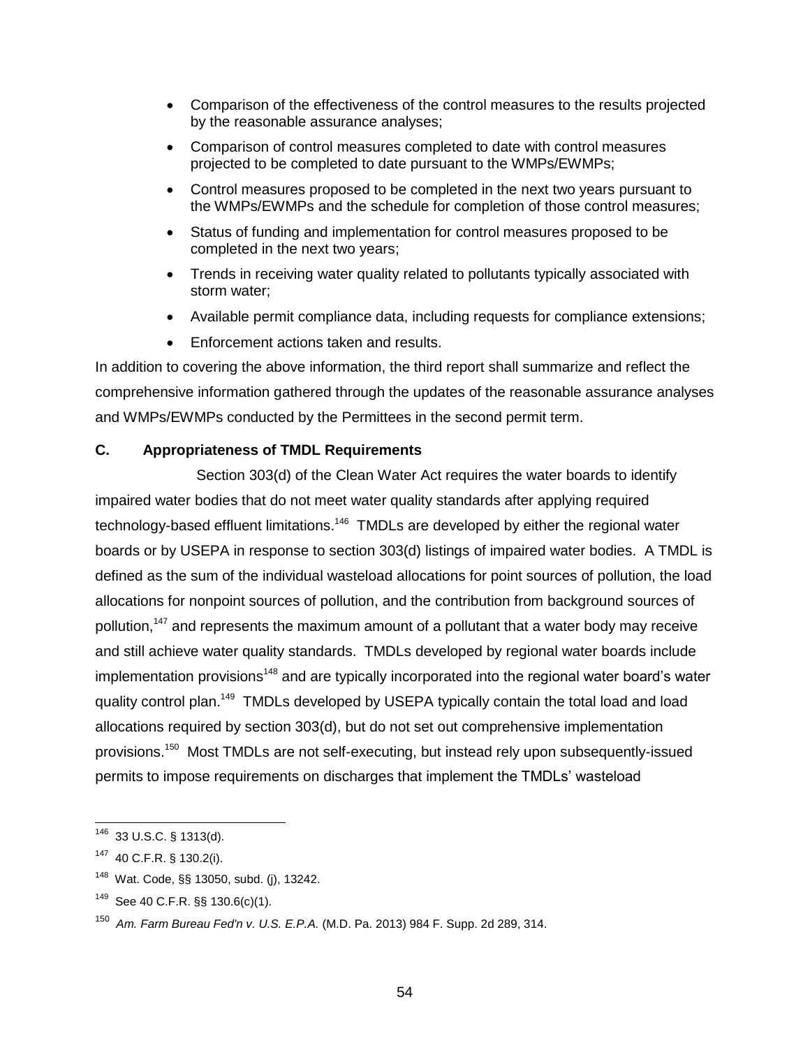- Comparison of the effectiveness of the control measures to the results projected by the reasonable assurance analyses;
- Comparison of control measures completed to date with control measures projected to be completed to date pursuant to the WMPs/EWMPs;
- Control measures proposed to be completed in the next two years pursuant to the WMPs/EWMPs and the schedule for completion of those control measures;
- Status of funding and implementation for control measures proposed to be completed in the next two years;
- Trends in receiving water quality related to pollutants typically associated with storm water;
- Available permit compliance data, including requests for compliance extensions;
- Enforcement actions taken and results.

In addition to covering the above information, the third report shall summarize and reflect the comprehensive information gathered through the updates of the reasonable assurance analyses and WMPs/EWMPs conducted by the Permittees in the second permit term.

### C. Appropriateness of TMDL Requirements

Section 303(d) of the Clean Water Act requires the water boards to identify impaired water bodies that do not meet water quality standards after applying required technology-based effluent limitations.[146] TMDLs are developed by either the regional water boards or by USEPA in response to section 303(d) listings of impaired water bodies. A TMDL is defined as the sum of the individual wasteload allocations for point sources of pollution, the load allocations for nonpoint sources of pollution, and the contribution from background sources of pollution,[147] and represents the maximum amount of a pollutant that a water body may receive and still achieve water quality standards. TMDLs developed by regional water boards include implementation provisions[148] and are typically incorporated into the regional water board's water quality control plan.[149] TMDLs developed by USEPA typically contain the total load and load allocations required by section 303(d), but do not set out comprehensive implementation provisions.[150] Most TMDLs are not self-executing, but instead rely upon subsequently-issued permits to impose requirements on discharges that implement the TMDLs' wasteload

---

[146] 33 U.S.C. § 1313(d).

[147] 40 C.F.R. § 130.2(i).

[148] Wat. Code, §§ 13050, subd. (j), 13242.

[149] See 40 C.F.R. §§ 130.6(c)(1).

[150] *Am. Farm Bureau Fed'n v. U.S. E.P.A.* (M.D. Pa. 2013) 984 F. Supp. 2d 289, 314.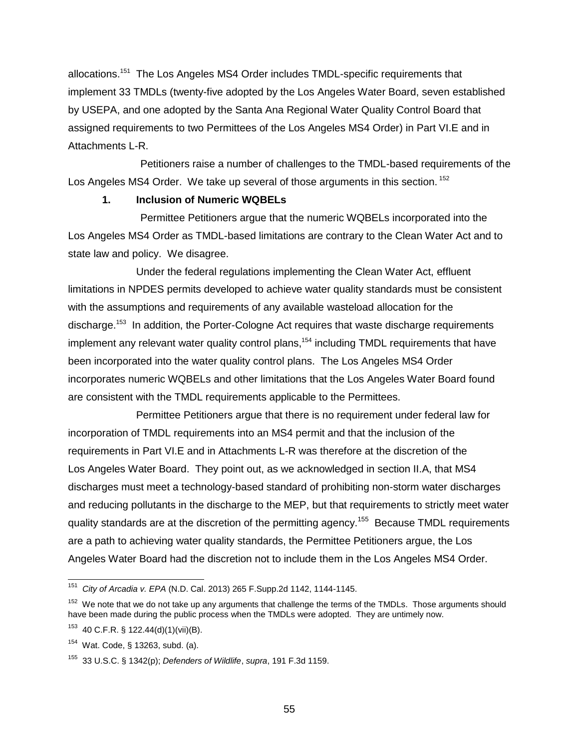allocations.[151] The Los Angeles MS4 Order includes TMDL-specific requirements that implement 33 TMDLs (twenty-five adopted by the Los Angeles Water Board, seven established by USEPA, and one adopted by the Santa Ana Regional Water Quality Control Board that assigned requirements to two Permittees of the Los Angeles MS4 Order) in Part VI.E and in Attachments L-R.

Petitioners raise a number of challenges to the TMDL-based requirements of the Los Angeles MS4 Order. We take up several of those arguments in this section.[152]

**1. Inclusion of Numeric WQBELs**

Permittee Petitioners argue that the numeric WQBELs incorporated into the Los Angeles MS4 Order as TMDL-based limitations are contrary to the Clean Water Act and to state law and policy. We disagree.

Under the federal regulations implementing the Clean Water Act, effluent limitations in NPDES permits developed to achieve water quality standards must be consistent with the assumptions and requirements of any available wasteload allocation for the discharge.[153] In addition, the Porter-Cologne Act requires that waste discharge requirements implement any relevant water quality control plans,[154] including TMDL requirements that have been incorporated into the water quality control plans. The Los Angeles MS4 Order incorporates numeric WQBELs and other limitations that the Los Angeles Water Board found are consistent with the TMDL requirements applicable to the Permittees.

Permittee Petitioners argue that there is no requirement under federal law for incorporation of TMDL requirements into an MS4 permit and that the inclusion of the requirements in Part VI.E and in Attachments L-R was therefore at the discretion of the Los Angeles Water Board. They point out, as we acknowledged in section II.A, that MS4 discharges must meet a technology-based standard of prohibiting non-storm water discharges and reducing pollutants in the discharge to the MEP, but that requirements to strictly meet water quality standards are at the discretion of the permitting agency.[155] Because TMDL requirements are a path to achieving water quality standards, the Permittee Petitioners argue, the Los Angeles Water Board had the discretion not to include them in the Los Angeles MS4 Order.

---

[151] *City of Arcadia v. EPA* (N.D. Cal. 2013) 265 F.Supp.2d 1142, 1144-1145.

[152] We note that we do not take up any arguments that challenge the terms of the TMDLs. Those arguments should have been made during the public process when the TMDLs were adopted. They are untimely now.

[153] 40 C.F.R. § 122.44(d)(1)(vii)(B).

[154] Wat. Code, § 13263, subd. (a).

[155] 33 U.S.C. § 1342(p); *Defenders of Wildlife*, *supra*, 191 F.3d 1159.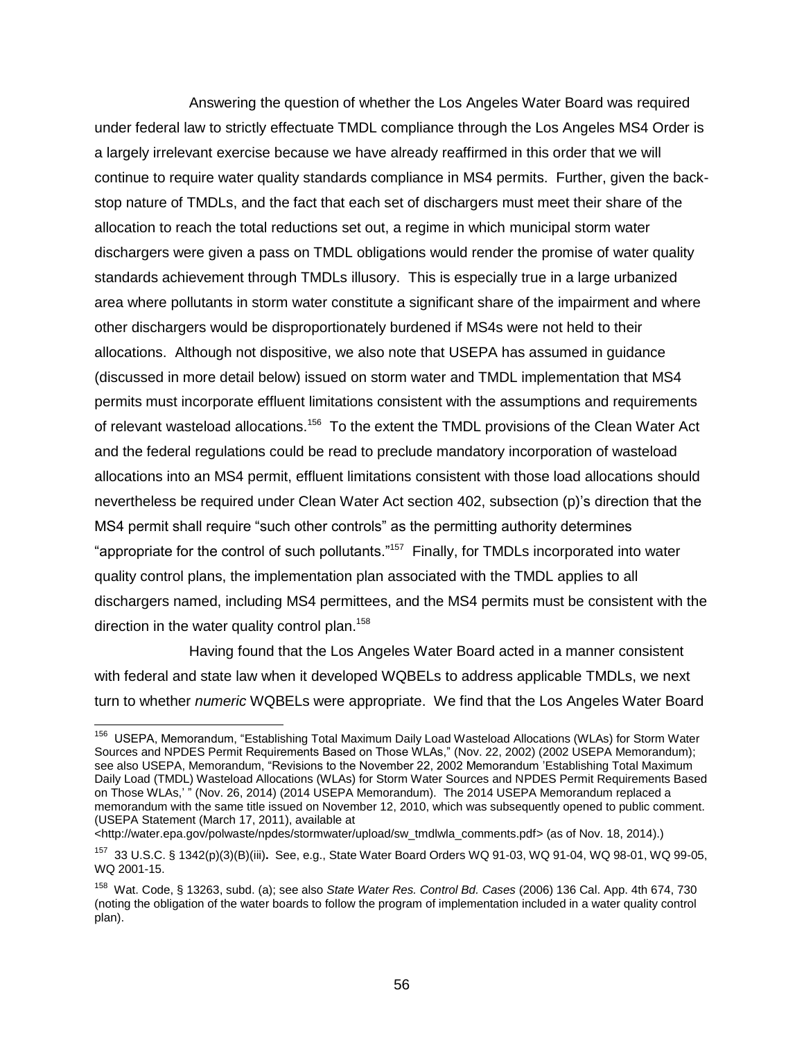Answering the question of whether the Los Angeles Water Board was required under federal law to strictly effectuate TMDL compliance through the Los Angeles MS4 Order is a largely irrelevant exercise because we have already reaffirmed in this order that we will continue to require water quality standards compliance in MS4 permits. Further, given the back-stop nature of TMDLs, and the fact that each set of dischargers must meet their share of the allocation to reach the total reductions set out, a regime in which municipal storm water dischargers were given a pass on TMDL obligations would render the promise of water quality standards achievement through TMDLs illusory. This is especially true in a large urbanized area where pollutants in storm water constitute a significant share of the impairment and where other dischargers would be disproportionately burdened if MS4s were not held to their allocations. Although not dispositive, we also note that USEPA has assumed in guidance (discussed in more detail below) issued on storm water and TMDL implementation that MS4 permits must incorporate effluent limitations consistent with the assumptions and requirements of relevant wasteload allocations.[156] To the extent the TMDL provisions of the Clean Water Act and the federal regulations could be read to preclude mandatory incorporation of wasteload allocations into an MS4 permit, effluent limitations consistent with those load allocations should nevertheless be required under Clean Water Act section 402, subsection (p)'s direction that the MS4 permit shall require "such other controls" as the permitting authority determines "appropriate for the control of such pollutants."[157] Finally, for TMDLs incorporated into water quality control plans, the implementation plan associated with the TMDL applies to all dischargers named, including MS4 permittees, and the MS4 permits must be consistent with the direction in the water quality control plan.[158]

Having found that the Los Angeles Water Board acted in a manner consistent with federal and state law when it developed WQBELs to address applicable TMDLs, we next turn to whether *numeric* WQBELs were appropriate. We find that the Los Angeles Water Board

---

[156] USEPA, Memorandum, "Establishing Total Maximum Daily Load Wasteload Allocations (WLAs) for Storm Water Sources and NPDES Permit Requirements Based on Those WLAs," (Nov. 22, 2002) (2002 USEPA Memorandum); see also USEPA, Memorandum, "Revisions to the November 22, 2002 Memorandum 'Establishing Total Maximum Daily Load (TMDL) Wasteload Allocations (WLAs) for Storm Water Sources and NPDES Permit Requirements Based on Those WLAs,' " (Nov. 26, 2014) (2014 USEPA Memorandum). The 2014 USEPA Memorandum replaced a memorandum with the same title issued on November 12, 2010, which was subsequently opened to public comment. (USEPA Statement (March 17, 2011), available at <http://water.epa.gov/polwaste/npdes/stormwater/upload/sw_tmdlwla_comments.pdf> (as of Nov. 18, 2014).)

[157] 33 U.S.C. § 1342(p)(3)(B)(iii). See, e.g., State Water Board Orders WQ 91-03, WQ 91-04, WQ 98-01, WQ 99-05, WQ 2001-15.

[158] Wat. Code, § 13263, subd. (a); see also *State Water Res. Control Bd. Cases* (2006) 136 Cal. App. 4th 674, 730 (noting the obligation of the water boards to follow the program of implementation included in a water quality control plan).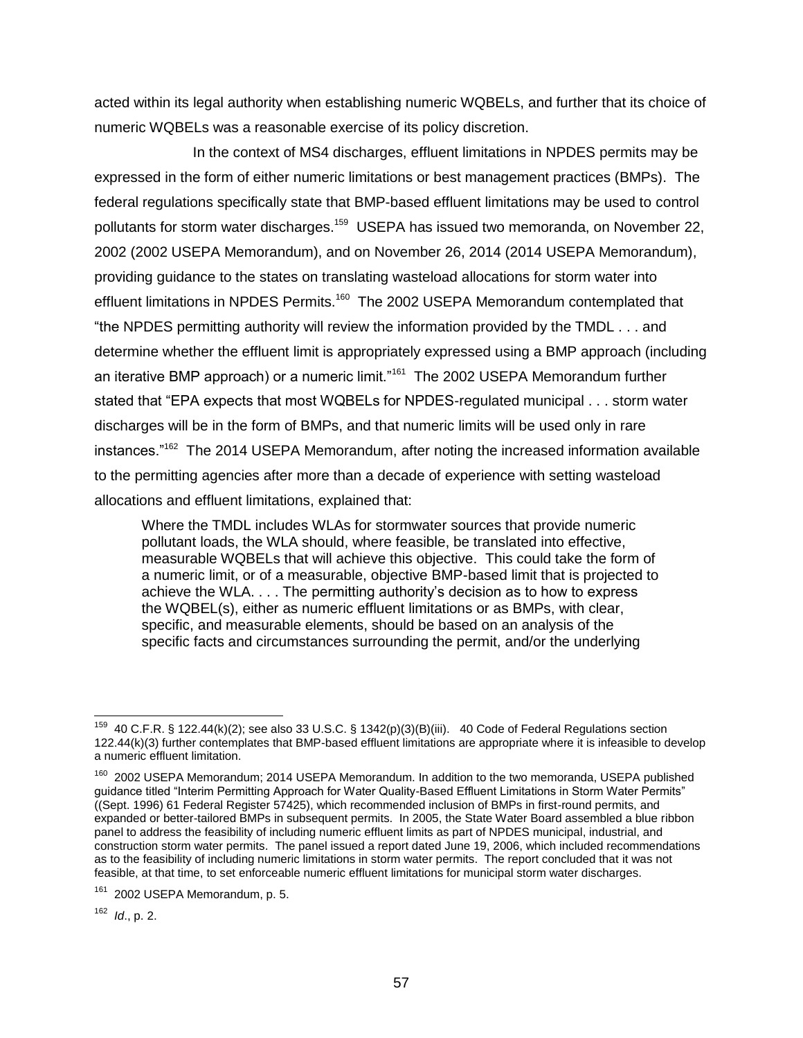acted within its legal authority when establishing numeric WQBELs, and further that its choice of numeric WQBELs was a reasonable exercise of its policy discretion.

In the context of MS4 discharges, effluent limitations in NPDES permits may be expressed in the form of either numeric limitations or best management practices (BMPs). The federal regulations specifically state that BMP-based effluent limitations may be used to control pollutants for storm water discharges.[159] USEPA has issued two memoranda, on November 22, 2002 (2002 USEPA Memorandum), and on November 26, 2014 (2014 USEPA Memorandum), providing guidance to the states on translating wasteload allocations for storm water into effluent limitations in NPDES Permits.[160] The 2002 USEPA Memorandum contemplated that "the NPDES permitting authority will review the information provided by the TMDL . . . and determine whether the effluent limit is appropriately expressed using a BMP approach (including an iterative BMP approach) or a numeric limit."[161] The 2002 USEPA Memorandum further stated that "EPA expects that most WQBELs for NPDES-regulated municipal . . . storm water discharges will be in the form of BMPs, and that numeric limits will be used only in rare instances."[162] The 2014 USEPA Memorandum, after noting the increased information available to the permitting agencies after more than a decade of experience with setting wasteload allocations and effluent limitations, explained that:

> Where the TMDL includes WLAs for stormwater sources that provide numeric pollutant loads, the WLA should, where feasible, be translated into effective, measurable WQBELs that will achieve this objective. This could take the form of a numeric limit, or of a measurable, objective BMP-based limit that is projected to achieve the WLA. . . . The permitting authority's decision as to how to express the WQBEL(s), either as numeric effluent limitations or as BMPs, with clear, specific, and measurable elements, should be based on an analysis of the specific facts and circumstances surrounding the permit, and/or the underlying

---

[159] 40 C.F.R. § 122.44(k)(2); see also 33 U.S.C. § 1342(p)(3)(B)(iii). 40 Code of Federal Regulations section 122.44(k)(3) further contemplates that BMP-based effluent limitations are appropriate where it is infeasible to develop a numeric effluent limitation.

[160] 2002 USEPA Memorandum; 2014 USEPA Memorandum. In addition to the two memoranda, USEPA published guidance titled "Interim Permitting Approach for Water Quality-Based Effluent Limitations in Storm Water Permits" ((Sept. 1996) 61 Federal Register 57425), which recommended inclusion of BMPs in first-round permits, and expanded or better-tailored BMPs in subsequent permits. In 2005, the State Water Board assembled a blue ribbon panel to address the feasibility of including numeric effluent limits as part of NPDES municipal, industrial, and construction storm water permits. The panel issued a report dated June 19, 2006, which included recommendations as to the feasibility of including numeric limitations in storm water permits. The report concluded that it was not feasible, at that time, to set enforceable numeric effluent limitations for municipal storm water discharges.

[161] 2002 USEPA Memorandum, p. 5.

[162] *Id.*, p. 2.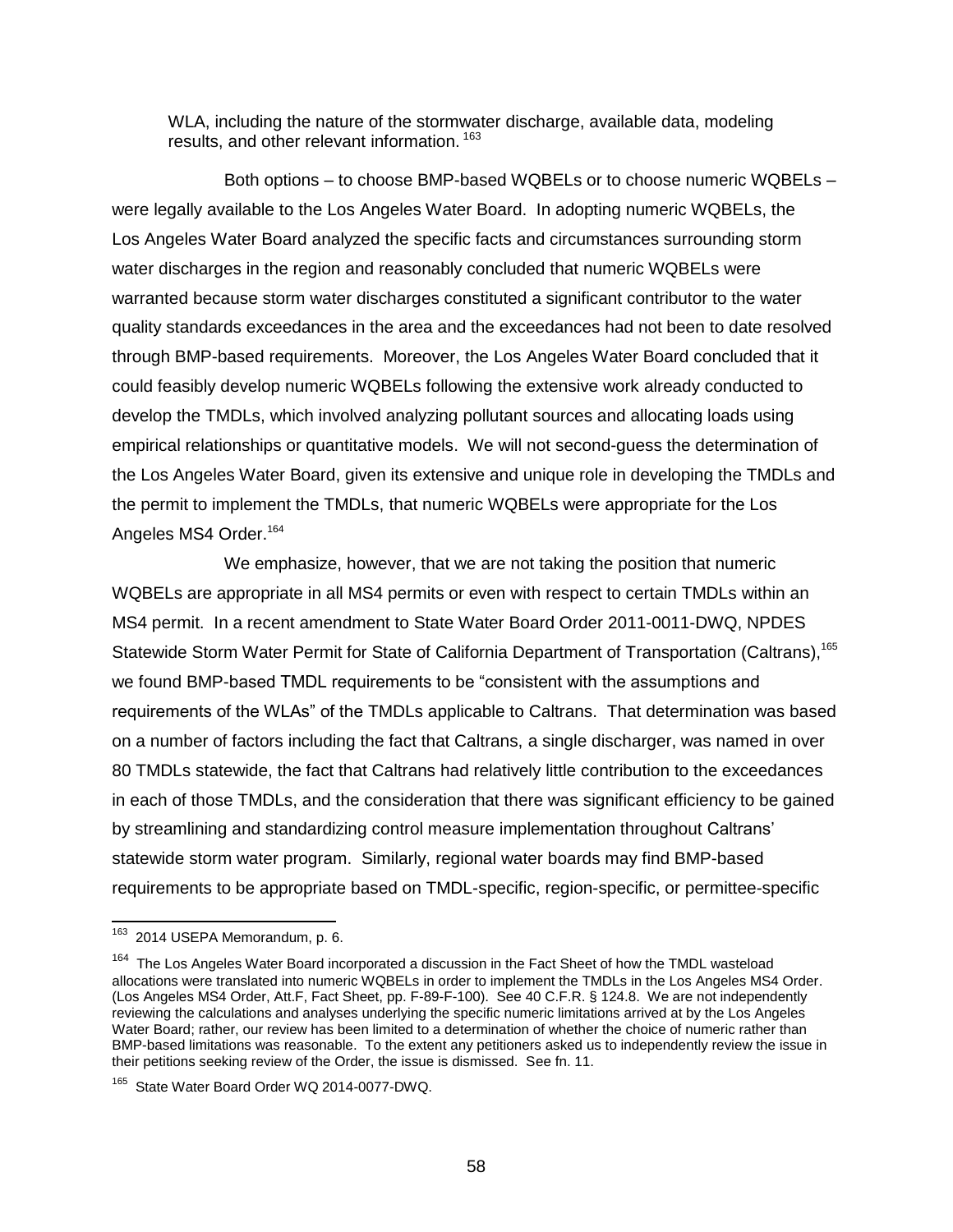WLA, including the nature of the stormwater discharge, available data, modeling results, and other relevant information. [163]

Both options – to choose BMP-based WQBELs or to choose numeric WQBELs – were legally available to the Los Angeles Water Board. In adopting numeric WQBELs, the Los Angeles Water Board analyzed the specific facts and circumstances surrounding storm water discharges in the region and reasonably concluded that numeric WQBELs were warranted because storm water discharges constituted a significant contributor to the water quality standards exceedances in the area and the exceedances had not been to date resolved through BMP-based requirements. Moreover, the Los Angeles Water Board concluded that it could feasibly develop numeric WQBELs following the extensive work already conducted to develop the TMDLs, which involved analyzing pollutant sources and allocating loads using empirical relationships or quantitative models. We will not second-guess the determination of the Los Angeles Water Board, given its extensive and unique role in developing the TMDLs and the permit to implement the TMDLs, that numeric WQBELs were appropriate for the Los Angeles MS4 Order.[164]

We emphasize, however, that we are not taking the position that numeric WQBELs are appropriate in all MS4 permits or even with respect to certain TMDLs within an MS4 permit. In a recent amendment to State Water Board Order 2011-0011-DWQ, NPDES Statewide Storm Water Permit for State of California Department of Transportation (Caltrans),[165] we found BMP-based TMDL requirements to be "consistent with the assumptions and requirements of the WLAs" of the TMDLs applicable to Caltrans. That determination was based on a number of factors including the fact that Caltrans, a single discharger, was named in over 80 TMDLs statewide, the fact that Caltrans had relatively little contribution to the exceedances in each of those TMDLs, and the consideration that there was significant efficiency to be gained by streamlining and standardizing control measure implementation throughout Caltrans' statewide storm water program. Similarly, regional water boards may find BMP-based requirements to be appropriate based on TMDL-specific, region-specific, or permittee-specific

---

[163] 2014 USEPA Memorandum, p. 6.

[164] The Los Angeles Water Board incorporated a discussion in the Fact Sheet of how the TMDL wasteload allocations were translated into numeric WQBELs in order to implement the TMDLs in the Los Angeles MS4 Order. (Los Angeles MS4 Order, Att.F, Fact Sheet, pp. F-89-F-100). See 40 C.F.R. § 124.8. We are not independently reviewing the calculations and analyses underlying the specific numeric limitations arrived at by the Los Angeles Water Board; rather, our review has been limited to a determination of whether the choice of numeric rather than BMP-based limitations was reasonable. To the extent any petitioners asked us to independently review the issue in their petitions seeking review of the Order, the issue is dismissed. See fn. 11.

[165] State Water Board Order WQ 2014-0077-DWQ.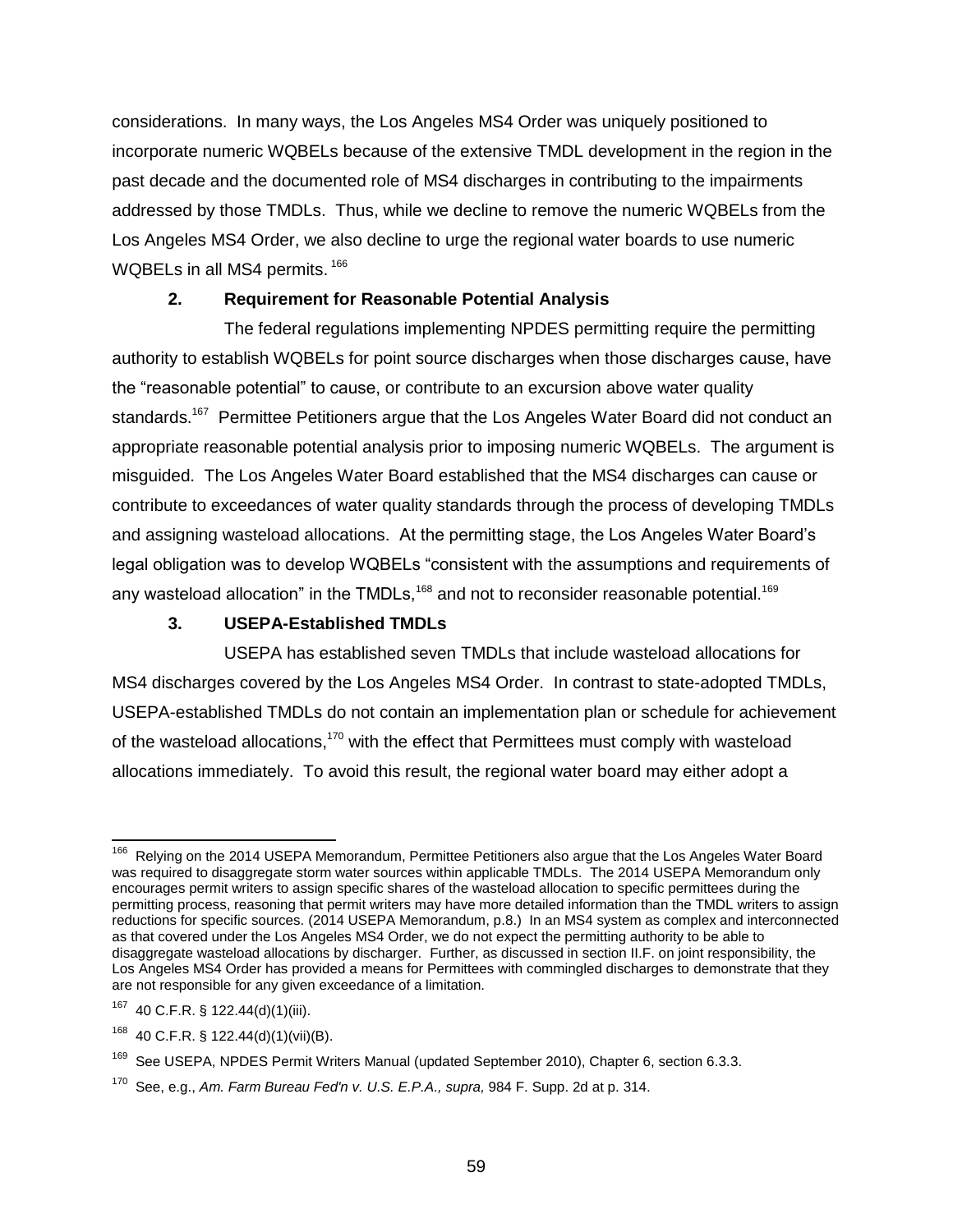considerations. In many ways, the Los Angeles MS4 Order was uniquely positioned to incorporate numeric WQBELs because of the extensive TMDL development in the region in the past decade and the documented role of MS4 discharges in contributing to the impairments addressed by those TMDLs. Thus, while we decline to remove the numeric WQBELs from the Los Angeles MS4 Order, we also decline to urge the regional water boards to use numeric WQBELs in all MS4 permits.[166]

### 2. Requirement for Reasonable Potential Analysis

The federal regulations implementing NPDES permitting require the permitting authority to establish WQBELs for point source discharges when those discharges cause, have the "reasonable potential" to cause, or contribute to an excursion above water quality standards.[167] Permittee Petitioners argue that the Los Angeles Water Board did not conduct an appropriate reasonable potential analysis prior to imposing numeric WQBELs. The argument is misguided. The Los Angeles Water Board established that the MS4 discharges can cause or contribute to exceedances of water quality standards through the process of developing TMDLs and assigning wasteload allocations. At the permitting stage, the Los Angeles Water Board's legal obligation was to develop WQBELs "consistent with the assumptions and requirements of any wasteload allocation" in the TMDLs,[168] and not to reconsider reasonable potential.[169]

### 3. USEPA-Established TMDLs

USEPA has established seven TMDLs that include wasteload allocations for MS4 discharges covered by the Los Angeles MS4 Order. In contrast to state-adopted TMDLs, USEPA-established TMDLs do not contain an implementation plan or schedule for achievement of the wasteload allocations,[170] with the effect that Permittees must comply with wasteload allocations immediately. To avoid this result, the regional water board may either adopt a

---

[166] Relying on the 2014 USEPA Memorandum, Permittee Petitioners also argue that the Los Angeles Water Board was required to disaggregate storm water sources within applicable TMDLs. The 2014 USEPA Memorandum only encourages permit writers to assign specific shares of the wasteload allocation to specific permittees during the permitting process, reasoning that permit writers may have more detailed information than the TMDL writers to assign reductions for specific sources. (2014 USEPA Memorandum, p.8.) In an MS4 system as complex and interconnected as that covered under the Los Angeles MS4 Order, we do not expect the permitting authority to be able to disaggregate wasteload allocations by discharger. Further, as discussed in section II.F. on joint responsibility, the Los Angeles MS4 Order has provided a means for Permittees with commingled discharges to demonstrate that they are not responsible for any given exceedance of a limitation.

[167] 40 C.F.R. § 122.44(d)(1)(iii).

[168] 40 C.F.R. § 122.44(d)(1)(vii)(B).

[169] See USEPA, NPDES Permit Writers Manual (updated September 2010), Chapter 6, section 6.3.3.

[170] See, e.g., *Am. Farm Bureau Fed'n v. U.S. E.P.A., supra,* 984 F. Supp. 2d at p. 314.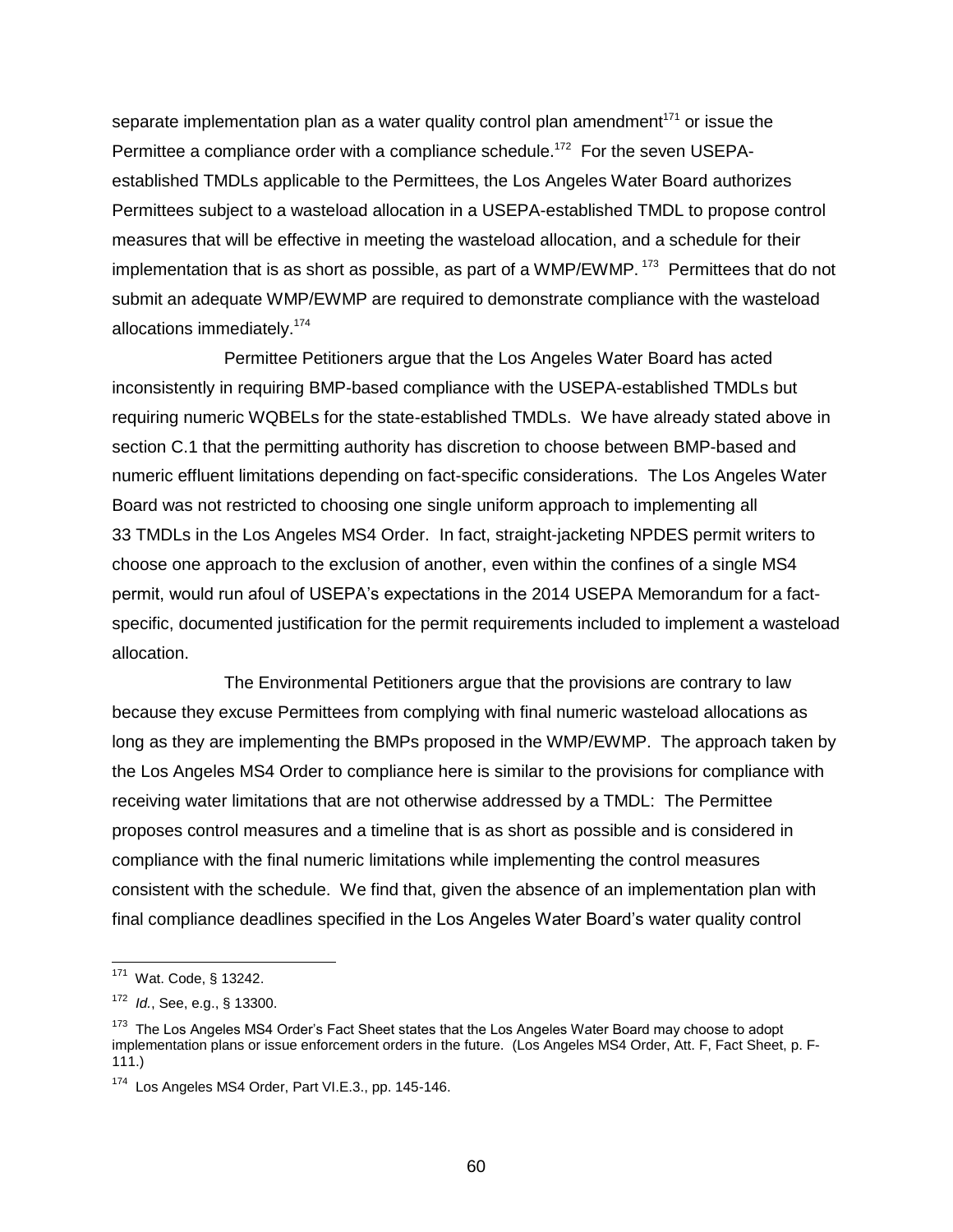separate implementation plan as a water quality control plan amendment[171] or issue the Permittee a compliance order with a compliance schedule.[172] For the seven USEPA-established TMDLs applicable to the Permittees, the Los Angeles Water Board authorizes Permittees subject to a wasteload allocation in a USEPA-established TMDL to propose control measures that will be effective in meeting the wasteload allocation, and a schedule for their implementation that is as short as possible, as part of a WMP/EWMP.[173] Permittees that do not submit an adequate WMP/EWMP are required to demonstrate compliance with the wasteload allocations immediately.[174]

Permittee Petitioners argue that the Los Angeles Water Board has acted inconsistently in requiring BMP-based compliance with the USEPA-established TMDLs but requiring numeric WQBELs for the state-established TMDLs. We have already stated above in section C.1 that the permitting authority has discretion to choose between BMP-based and numeric effluent limitations depending on fact-specific considerations. The Los Angeles Water Board was not restricted to choosing one single uniform approach to implementing all 33 TMDLs in the Los Angeles MS4 Order. In fact, straight-jacketing NPDES permit writers to choose one approach to the exclusion of another, even within the confines of a single MS4 permit, would run afoul of USEPA's expectations in the 2014 USEPA Memorandum for a fact-specific, documented justification for the permit requirements included to implement a wasteload allocation.

The Environmental Petitioners argue that the provisions are contrary to law because they excuse Permittees from complying with final numeric wasteload allocations as long as they are implementing the BMPs proposed in the WMP/EWMP. The approach taken by the Los Angeles MS4 Order to compliance here is similar to the provisions for compliance with receiving water limitations that are not otherwise addressed by a TMDL: The Permittee proposes control measures and a timeline that is as short as possible and is considered in compliance with the final numeric limitations while implementing the control measures consistent with the schedule. We find that, given the absence of an implementation plan with final compliance deadlines specified in the Los Angeles Water Board's water quality control

---

[171] Wat. Code, § 13242.

[172] *Id.*, See, e.g., § 13300.

[173] The Los Angeles MS4 Order's Fact Sheet states that the Los Angeles Water Board may choose to adopt implementation plans or issue enforcement orders in the future. (Los Angeles MS4 Order, Att. F, Fact Sheet, p. F-111.)

[174] Los Angeles MS4 Order, Part VI.E.3., pp. 145-146.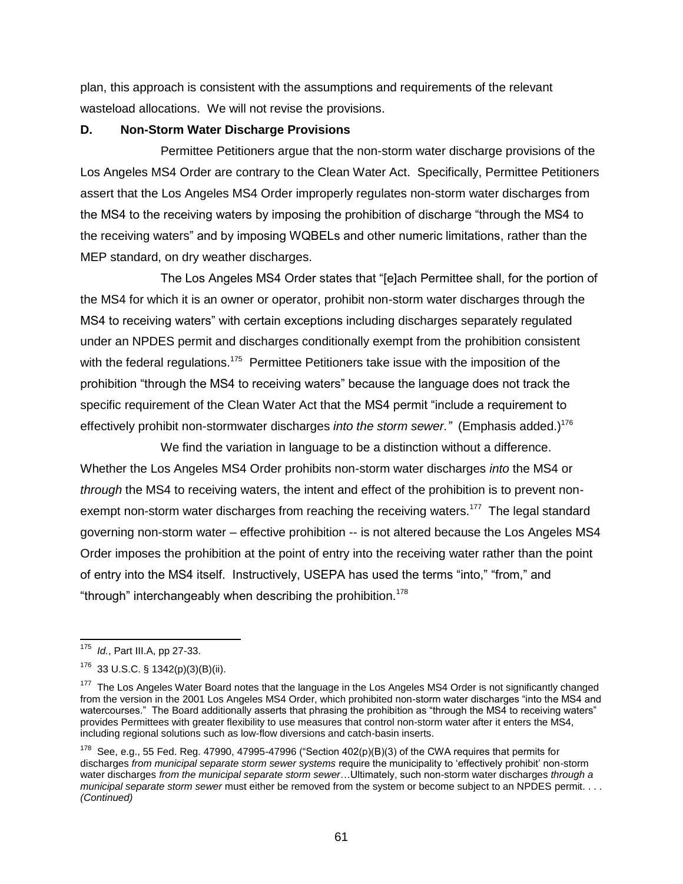plan, this approach is consistent with the assumptions and requirements of the relevant wasteload allocations. We will not revise the provisions.

### D. Non-Storm Water Discharge Provisions

Permittee Petitioners argue that the non-storm water discharge provisions of the Los Angeles MS4 Order are contrary to the Clean Water Act. Specifically, Permittee Petitioners assert that the Los Angeles MS4 Order improperly regulates non-storm water discharges from the MS4 to the receiving waters by imposing the prohibition of discharge "through the MS4 to the receiving waters" and by imposing WQBELs and other numeric limitations, rather than the MEP standard, on dry weather discharges.

The Los Angeles MS4 Order states that "[e]ach Permittee shall, for the portion of the MS4 for which it is an owner or operator, prohibit non-storm water discharges through the MS4 to receiving waters" with certain exceptions including discharges separately regulated under an NPDES permit and discharges conditionally exempt from the prohibition consistent with the federal regulations.[175] Permittee Petitioners take issue with the imposition of the prohibition "through the MS4 to receiving waters" because the language does not track the specific requirement of the Clean Water Act that the MS4 permit "include a requirement to effectively prohibit non-stormwater discharges *into the storm sewer.*" (Emphasis added.)[176]

We find the variation in language to be a distinction without a difference. Whether the Los Angeles MS4 Order prohibits non-storm water discharges *into* the MS4 or *through* the MS4 to receiving waters, the intent and effect of the prohibition is to prevent non-exempt non-storm water discharges from reaching the receiving waters.[177] The legal standard governing non-storm water – effective prohibition -- is not altered because the Los Angeles MS4 Order imposes the prohibition at the point of entry into the receiving water rather than the point of entry into the MS4 itself. Instructively, USEPA has used the terms "into," "from," and "through" interchangeably when describing the prohibition.[178]

---

[175] *Id.*, Part III.A, pp 27-33.

[176] 33 U.S.C. § 1342(p)(3)(B)(ii).

[177] The Los Angeles Water Board notes that the language in the Los Angeles MS4 Order is not significantly changed from the version in the 2001 Los Angeles MS4 Order, which prohibited non-storm water discharges "into the MS4 and watercourses." The Board additionally asserts that phrasing the prohibition as "through the MS4 to receiving waters" provides Permittees with greater flexibility to use measures that control non-storm water after it enters the MS4, including regional solutions such as low-flow diversions and catch-basin inserts.

[178] See, e.g., 55 Fed. Reg. 47990, 47995-47996 ("Section 402(p)(B)(3) of the CWA requires that permits for discharges *from municipal separate storm sewer systems* require the municipality to 'effectively prohibit' non-storm water discharges *from the municipal separate storm sewer*…Ultimately, such non-storm water discharges *through a municipal separate storm sewer* must either be removed from the system or become subject to an NPDES permit. . . . *(Continued)*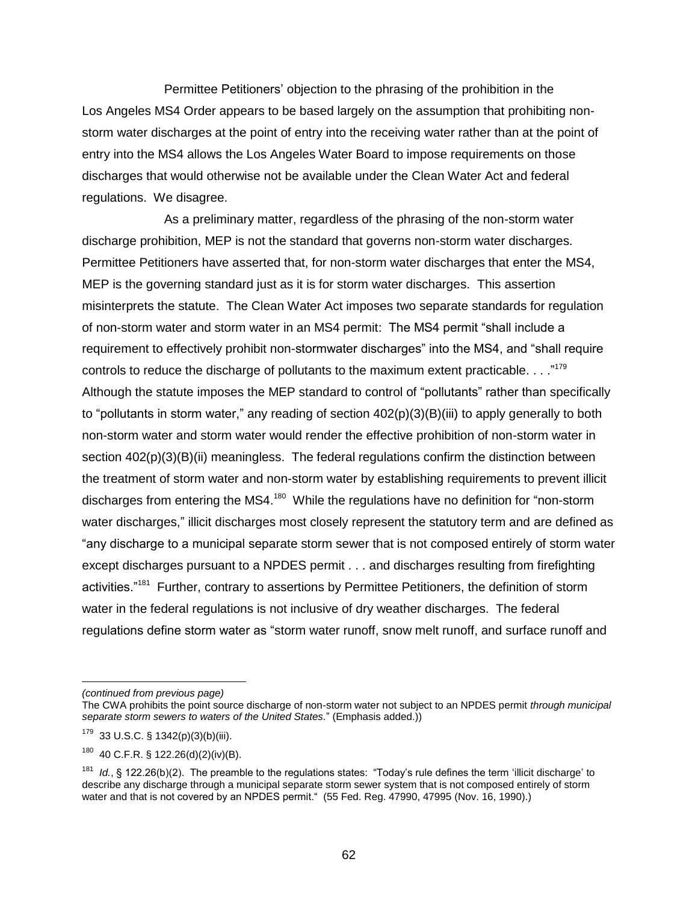Permittee Petitioners' objection to the phrasing of the prohibition in the Los Angeles MS4 Order appears to be based largely on the assumption that prohibiting non-storm water discharges at the point of entry into the receiving water rather than at the point of entry into the MS4 allows the Los Angeles Water Board to impose requirements on those discharges that would otherwise not be available under the Clean Water Act and federal regulations. We disagree.

As a preliminary matter, regardless of the phrasing of the non-storm water discharge prohibition, MEP is not the standard that governs non-storm water discharges. Permittee Petitioners have asserted that, for non-storm water discharges that enter the MS4, MEP is the governing standard just as it is for storm water discharges. This assertion misinterprets the statute. The Clean Water Act imposes two separate standards for regulation of non-storm water and storm water in an MS4 permit: The MS4 permit "shall include a requirement to effectively prohibit non-stormwater discharges" into the MS4, and "shall require controls to reduce the discharge of pollutants to the maximum extent practicable. . . ."[179] Although the statute imposes the MEP standard to control of "pollutants" rather than specifically to "pollutants in storm water," any reading of section 402(p)(3)(B)(iii) to apply generally to both non-storm water and storm water would render the effective prohibition of non-storm water in section 402(p)(3)(B)(ii) meaningless. The federal regulations confirm the distinction between the treatment of storm water and non-storm water by establishing requirements to prevent illicit discharges from entering the MS4.[180] While the regulations have no definition for "non-storm water discharges," illicit discharges most closely represent the statutory term and are defined as "any discharge to a municipal separate storm sewer that is not composed entirely of storm water except discharges pursuant to a NPDES permit . . . and discharges resulting from firefighting activities."[181] Further, contrary to assertions by Permittee Petitioners, the definition of storm water in the federal regulations is not inclusive of dry weather discharges. The federal regulations define storm water as "storm water runoff, snow melt runoff, and surface runoff and

---

*(continued from previous page)*
The CWA prohibits the point source discharge of non-storm water not subject to an NPDES permit *through municipal separate storm sewers to waters of the United States.*" (Emphasis added.))

[179] 33 U.S.C. § 1342(p)(3)(b)(iii).

[180] 40 C.F.R. § 122.26(d)(2)(iv)(B).

[181] *Id.*, § 122.26(b)(2). The preamble to the regulations states: "Today's rule defines the term 'illicit discharge' to describe any discharge through a municipal separate storm sewer system that is not composed entirely of storm water and that is not covered by an NPDES permit." (55 Fed. Reg. 47990, 47995 (Nov. 16, 1990).)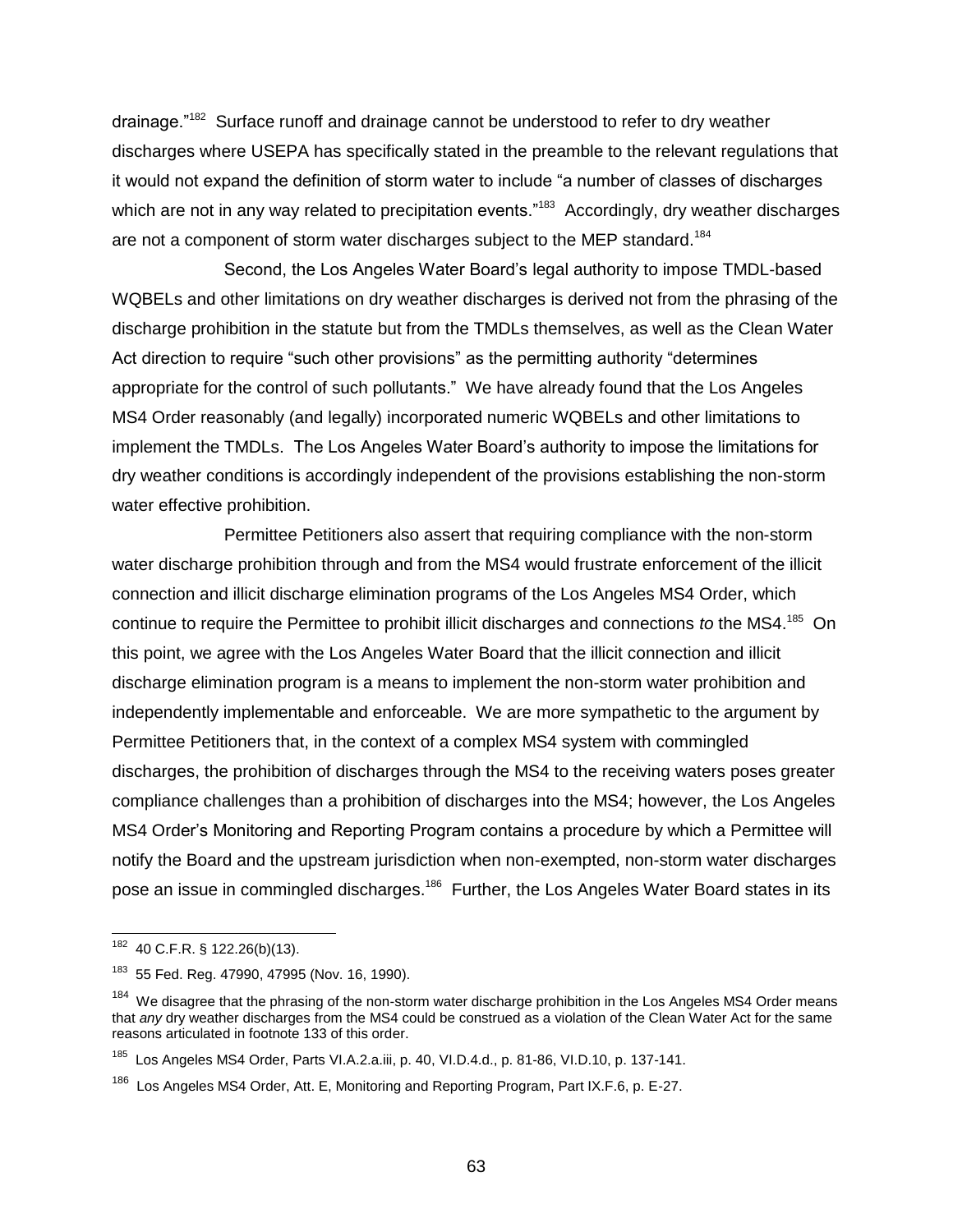drainage."[182] Surface runoff and drainage cannot be understood to refer to dry weather discharges where USEPA has specifically stated in the preamble to the relevant regulations that it would not expand the definition of storm water to include "a number of classes of discharges which are not in any way related to precipitation events."[183] Accordingly, dry weather discharges are not a component of storm water discharges subject to the MEP standard.[184]

Second, the Los Angeles Water Board's legal authority to impose TMDL-based WQBELs and other limitations on dry weather discharges is derived not from the phrasing of the discharge prohibition in the statute but from the TMDLs themselves, as well as the Clean Water Act direction to require "such other provisions" as the permitting authority "determines appropriate for the control of such pollutants." We have already found that the Los Angeles MS4 Order reasonably (and legally) incorporated numeric WQBELs and other limitations to implement the TMDLs. The Los Angeles Water Board's authority to impose the limitations for dry weather conditions is accordingly independent of the provisions establishing the non-storm water effective prohibition.

Permittee Petitioners also assert that requiring compliance with the non-storm water discharge prohibition through and from the MS4 would frustrate enforcement of the illicit connection and illicit discharge elimination programs of the Los Angeles MS4 Order, which continue to require the Permittee to prohibit illicit discharges and connections *to* the MS4.[185] On this point, we agree with the Los Angeles Water Board that the illicit connection and illicit discharge elimination program is a means to implement the non-storm water prohibition and independently implementable and enforceable. We are more sympathetic to the argument by Permittee Petitioners that, in the context of a complex MS4 system with commingled discharges, the prohibition of discharges through the MS4 to the receiving waters poses greater compliance challenges than a prohibition of discharges into the MS4; however, the Los Angeles MS4 Order's Monitoring and Reporting Program contains a procedure by which a Permittee will notify the Board and the upstream jurisdiction when non-exempted, non-storm water discharges pose an issue in commingled discharges.[186] Further, the Los Angeles Water Board states in its

---

[182] 40 C.F.R. § 122.26(b)(13).

[183] 55 Fed. Reg. 47990, 47995 (Nov. 16, 1990).

[184] We disagree that the phrasing of the non-storm water discharge prohibition in the Los Angeles MS4 Order means that *any* dry weather discharges from the MS4 could be construed as a violation of the Clean Water Act for the same reasons articulated in footnote 133 of this order.

[185] Los Angeles MS4 Order, Parts VI.A.2.a.iii, p. 40, VI.D.4.d., p. 81-86, VI.D.10, p. 137-141.

[186] Los Angeles MS4 Order, Att. E, Monitoring and Reporting Program, Part IX.F.6, p. E-27.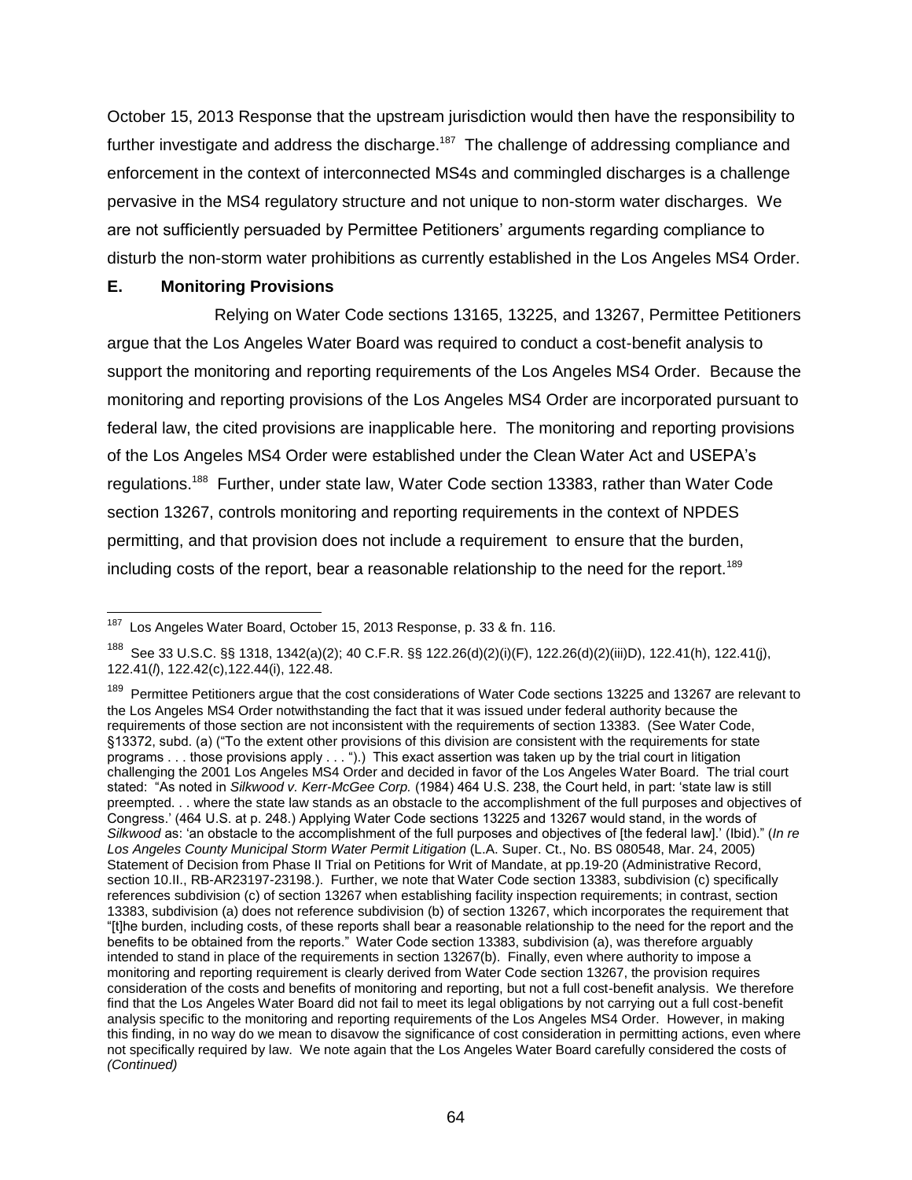October 15, 2013 Response that the upstream jurisdiction would then have the responsibility to further investigate and address the discharge.[187] The challenge of addressing compliance and enforcement in the context of interconnected MS4s and commingled discharges is a challenge pervasive in the MS4 regulatory structure and not unique to non-storm water discharges. We are not sufficiently persuaded by Permittee Petitioners' arguments regarding compliance to disturb the non-storm water prohibitions as currently established in the Los Angeles MS4 Order.

### E. Monitoring Provisions

Relying on Water Code sections 13165, 13225, and 13267, Permittee Petitioners argue that the Los Angeles Water Board was required to conduct a cost-benefit analysis to support the monitoring and reporting requirements of the Los Angeles MS4 Order. Because the monitoring and reporting provisions of the Los Angeles MS4 Order are incorporated pursuant to federal law, the cited provisions are inapplicable here. The monitoring and reporting provisions of the Los Angeles MS4 Order were established under the Clean Water Act and USEPA's regulations.[188] Further, under state law, Water Code section 13383, rather than Water Code section 13267, controls monitoring and reporting requirements in the context of NPDES permitting, and that provision does not include a requirement to ensure that the burden, including costs of the report, bear a reasonable relationship to the need for the report.[189]

---

[187] Los Angeles Water Board, October 15, 2013 Response, p. 33 & fn. 116.

[188] See 33 U.S.C. §§ 1318, 1342(a)(2); 40 C.F.R. §§ 122.26(d)(2)(i)(F), 122.26(d)(2)(iii)D), 122.41(h), 122.41(j), 122.41(*l*), 122.42(c),122.44(i), 122.48.

[189] Permittee Petitioners argue that the cost considerations of Water Code sections 13225 and 13267 are relevant to the Los Angeles MS4 Order notwithstanding the fact that it was issued under federal authority because the requirements of those section are not inconsistent with the requirements of section 13383. (See Water Code, §13372, subd. (a) ("To the extent other provisions of this division are consistent with the requirements for state programs . . . those provisions apply . . . ").) This exact assertion was taken up by the trial court in litigation challenging the 2001 Los Angeles MS4 Order and decided in favor of the Los Angeles Water Board. The trial court stated: "As noted in *Silkwood v. Kerr-McGee Corp.* (1984) 464 U.S. 238, the Court held, in part: 'state law is still preempted. . . where the state law stands as an obstacle to the accomplishment of the full purposes and objectives of Congress.' (464 U.S. at p. 248.) Applying Water Code sections 13225 and 13267 would stand, in the words of *Silkwood* as: 'an obstacle to the accomplishment of the full purposes and objectives of [the federal law].' (Ibid)." (*In re Los Angeles County Municipal Storm Water Permit Litigation* (L.A. Super. Ct., No. BS 080548, Mar. 24, 2005) Statement of Decision from Phase II Trial on Petitions for Writ of Mandate, at pp.19-20 (Administrative Record, section 10.II., RB-AR23197-23198.). Further, we note that Water Code section 13383, subdivision (c) specifically references subdivision (c) of section 13267 when establishing facility inspection requirements; in contrast, section 13383, subdivision (a) does not reference subdivision (b) of section 13267, which incorporates the requirement that "[t]he burden, including costs, of these reports shall bear a reasonable relationship to the need for the report and the benefits to be obtained from the reports." Water Code section 13383, subdivision (a), was therefore arguably intended to stand in place of the requirements in section 13267(b). Finally, even where authority to impose a monitoring and reporting requirement is clearly derived from Water Code section 13267, the provision requires consideration of the costs and benefits of monitoring and reporting, but not a full cost-benefit analysis. We therefore find that the Los Angeles Water Board did not fail to meet its legal obligations by not carrying out a full cost-benefit analysis specific to the monitoring and reporting requirements of the Los Angeles MS4 Order. However, in making this finding, in no way do we mean to disavow the significance of cost consideration in permitting actions, even where not specifically required by law. We note again that the Los Angeles Water Board carefully considered the costs of *(Continued)*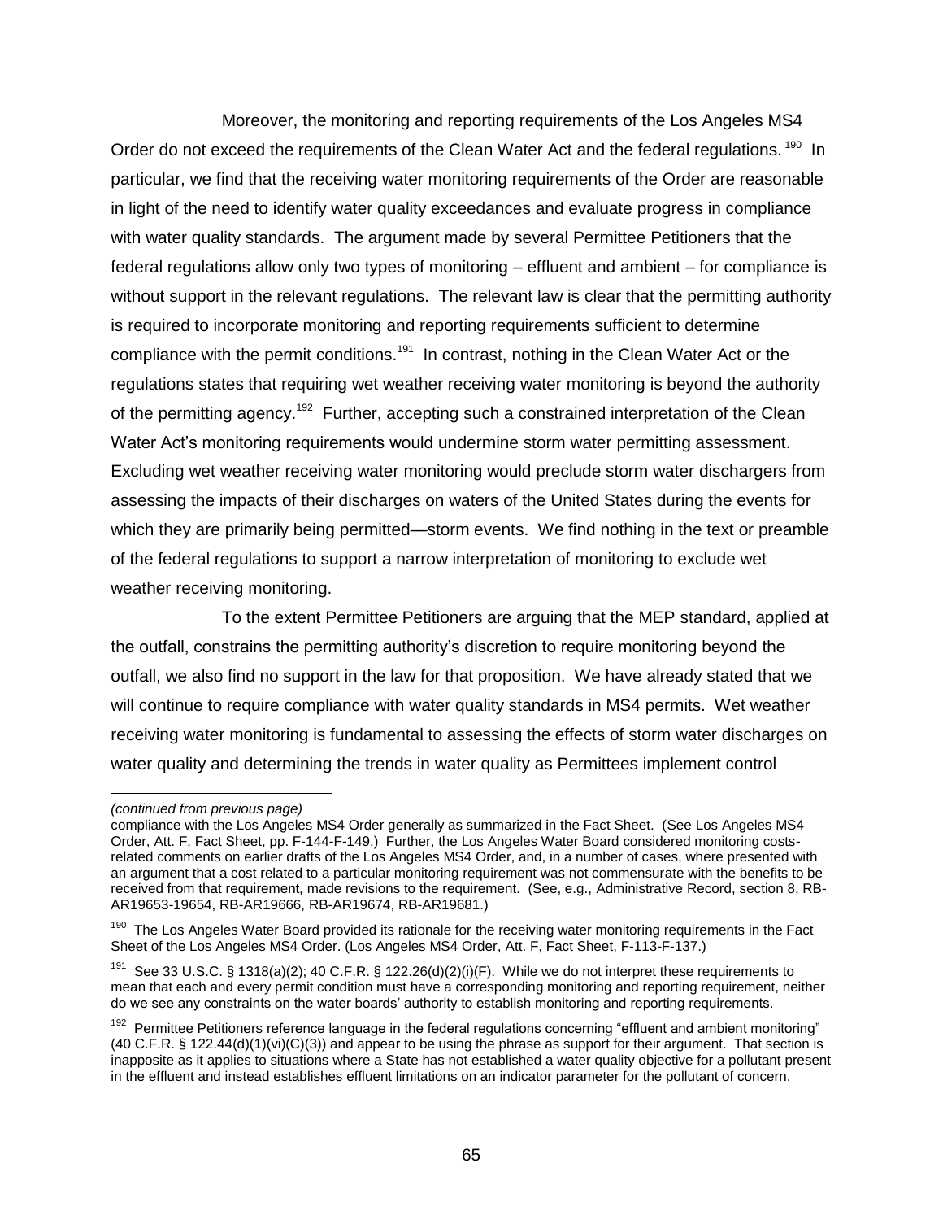Moreover, the monitoring and reporting requirements of the Los Angeles MS4 Order do not exceed the requirements of the Clean Water Act and the federal regulations. [190] In particular, we find that the receiving water monitoring requirements of the Order are reasonable in light of the need to identify water quality exceedances and evaluate progress in compliance with water quality standards. The argument made by several Permittee Petitioners that the federal regulations allow only two types of monitoring – effluent and ambient – for compliance is without support in the relevant regulations. The relevant law is clear that the permitting authority is required to incorporate monitoring and reporting requirements sufficient to determine compliance with the permit conditions.[191] In contrast, nothing in the Clean Water Act or the regulations states that requiring wet weather receiving water monitoring is beyond the authority of the permitting agency.[192] Further, accepting such a constrained interpretation of the Clean Water Act's monitoring requirements would undermine storm water permitting assessment. Excluding wet weather receiving water monitoring would preclude storm water dischargers from assessing the impacts of their discharges on waters of the United States during the events for which they are primarily being permitted—storm events. We find nothing in the text or preamble of the federal regulations to support a narrow interpretation of monitoring to exclude wet weather receiving monitoring.

To the extent Permittee Petitioners are arguing that the MEP standard, applied at the outfall, constrains the permitting authority's discretion to require monitoring beyond the outfall, we also find no support in the law for that proposition. We have already stated that we will continue to require compliance with water quality standards in MS4 permits. Wet weather receiving water monitoring is fundamental to assessing the effects of storm water discharges on water quality and determining the trends in water quality as Permittees implement control

---

*(continued from previous page)*

compliance with the Los Angeles MS4 Order generally as summarized in the Fact Sheet. (See Los Angeles MS4 Order, Att. F, Fact Sheet, pp. F-144-F-149.) Further, the Los Angeles Water Board considered monitoring costs-related comments on earlier drafts of the Los Angeles MS4 Order, and, in a number of cases, where presented with an argument that a cost related to a particular monitoring requirement was not commensurate with the benefits to be received from that requirement, made revisions to the requirement. (See, e.g., Administrative Record, section 8, RB-AR19653-19654, RB-AR19666, RB-AR19674, RB-AR19681.)

[190] The Los Angeles Water Board provided its rationale for the receiving water monitoring requirements in the Fact Sheet of the Los Angeles MS4 Order. (Los Angeles MS4 Order, Att. F, Fact Sheet, F-113-F-137.)

[191] See 33 U.S.C. § 1318(a)(2); 40 C.F.R. § 122.26(d)(2)(i)(F). While we do not interpret these requirements to mean that each and every permit condition must have a corresponding monitoring and reporting requirement, neither do we see any constraints on the water boards' authority to establish monitoring and reporting requirements.

[192] Permittee Petitioners reference language in the federal regulations concerning "effluent and ambient monitoring" (40 C.F.R. § 122.44(d)(1)(vi)(C)(3)) and appear to be using the phrase as support for their argument. That section is inapposite as it applies to situations where a State has not established a water quality objective for a pollutant present in the effluent and instead establishes effluent limitations on an indicator parameter for the pollutant of concern.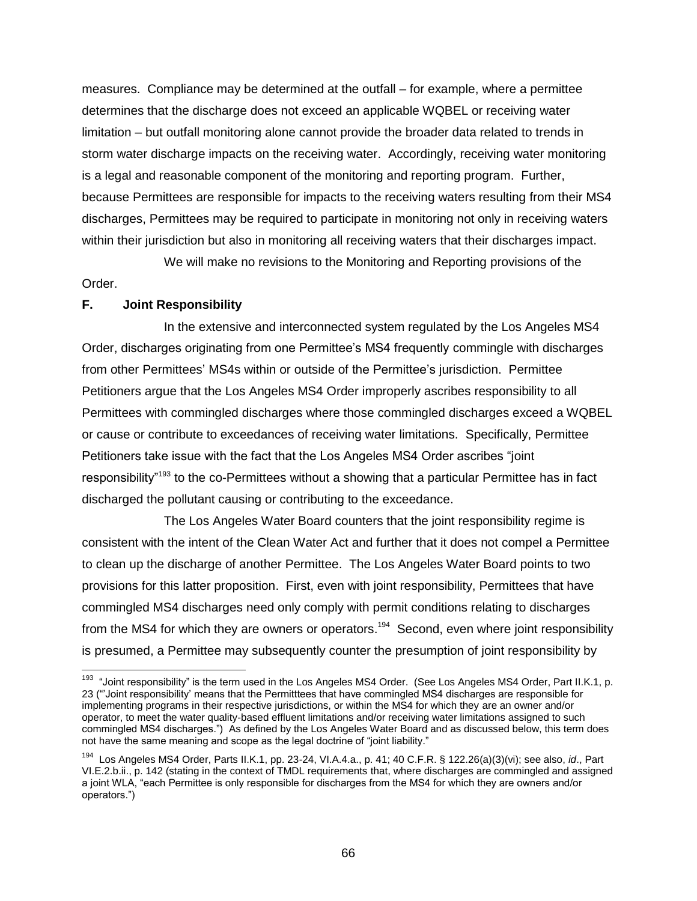measures. Compliance may be determined at the outfall – for example, where a permittee determines that the discharge does not exceed an applicable WQBEL or receiving water limitation – but outfall monitoring alone cannot provide the broader data related to trends in storm water discharge impacts on the receiving water. Accordingly, receiving water monitoring is a legal and reasonable component of the monitoring and reporting program. Further, because Permittees are responsible for impacts to the receiving waters resulting from their MS4 discharges, Permittees may be required to participate in monitoring not only in receiving waters within their jurisdiction but also in monitoring all receiving waters that their discharges impact.

We will make no revisions to the Monitoring and Reporting provisions of the Order.

**F. Joint Responsibility**

In the extensive and interconnected system regulated by the Los Angeles MS4 Order, discharges originating from one Permittee's MS4 frequently commingle with discharges from other Permittees' MS4s within or outside of the Permittee's jurisdiction. Permittee Petitioners argue that the Los Angeles MS4 Order improperly ascribes responsibility to all Permittees with commingled discharges where those commingled discharges exceed a WQBEL or cause or contribute to exceedances of receiving water limitations. Specifically, Permittee Petitioners take issue with the fact that the Los Angeles MS4 Order ascribes "joint responsibility"[193] to the co-Permittees without a showing that a particular Permittee has in fact discharged the pollutant causing or contributing to the exceedance.

The Los Angeles Water Board counters that the joint responsibility regime is consistent with the intent of the Clean Water Act and further that it does not compel a Permittee to clean up the discharge of another Permittee. The Los Angeles Water Board points to two provisions for this latter proposition. First, even with joint responsibility, Permittees that have commingled MS4 discharges need only comply with permit conditions relating to discharges from the MS4 for which they are owners or operators.[194] Second, even where joint responsibility is presumed, a Permittee may subsequently counter the presumption of joint responsibility by

---

[193] "Joint responsibility" is the term used in the Los Angeles MS4 Order. (See Los Angeles MS4 Order, Part II.K.1, p. 23 ("'Joint responsibility' means that the Permitttees that have commingled MS4 discharges are responsible for implementing programs in their respective jurisdictions, or within the MS4 for which they are an owner and/or operator, to meet the water quality-based effluent limitations and/or receiving water limitations assigned to such commingled MS4 discharges.") As defined by the Los Angeles Water Board and as discussed below, this term does not have the same meaning and scope as the legal doctrine of "joint liability."

[194] Los Angeles MS4 Order, Parts II.K.1, pp. 23-24, VI.A.4.a., p. 41; 40 C.F.R. § 122.26(a)(3)(vi); see also, *id*., Part VI.E.2.b.ii., p. 142 (stating in the context of TMDL requirements that, where discharges are commingled and assigned a joint WLA, "each Permittee is only responsible for discharges from the MS4 for which they are owners and/or operators.")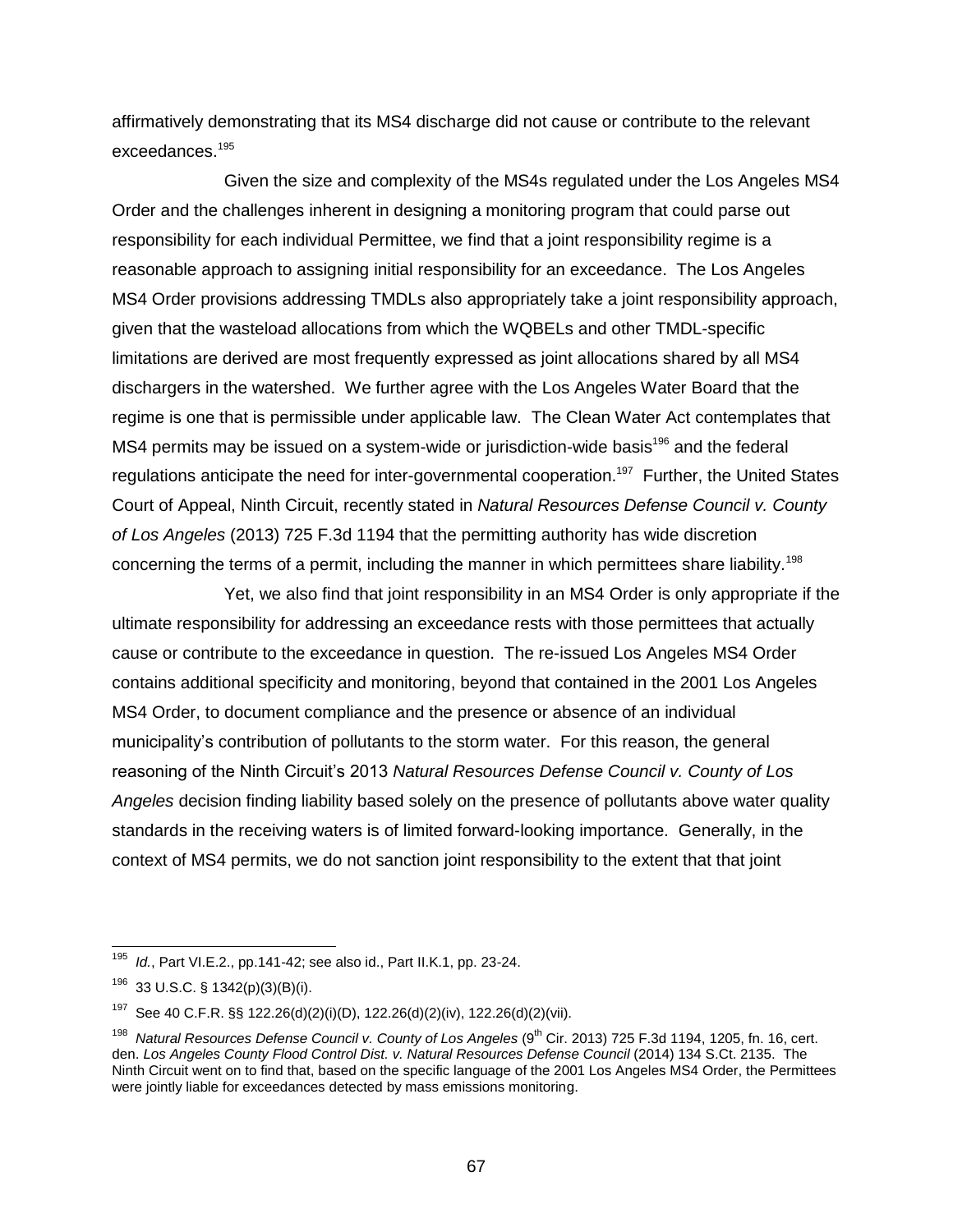affirmatively demonstrating that its MS4 discharge did not cause or contribute to the relevant exceedances.[195]

Given the size and complexity of the MS4s regulated under the Los Angeles MS4 Order and the challenges inherent in designing a monitoring program that could parse out responsibility for each individual Permittee, we find that a joint responsibility regime is a reasonable approach to assigning initial responsibility for an exceedance. The Los Angeles MS4 Order provisions addressing TMDLs also appropriately take a joint responsibility approach, given that the wasteload allocations from which the WQBELs and other TMDL-specific limitations are derived are most frequently expressed as joint allocations shared by all MS4 dischargers in the watershed. We further agree with the Los Angeles Water Board that the regime is one that is permissible under applicable law. The Clean Water Act contemplates that MS4 permits may be issued on a system-wide or jurisdiction-wide basis[196] and the federal regulations anticipate the need for inter-governmental cooperation.[197] Further, the United States Court of Appeal, Ninth Circuit, recently stated in *Natural Resources Defense Council v. County of Los Angeles* (2013) 725 F.3d 1194 that the permitting authority has wide discretion concerning the terms of a permit, including the manner in which permittees share liability.[198]

Yet, we also find that joint responsibility in an MS4 Order is only appropriate if the ultimate responsibility for addressing an exceedance rests with those permittees that actually cause or contribute to the exceedance in question. The re-issued Los Angeles MS4 Order contains additional specificity and monitoring, beyond that contained in the 2001 Los Angeles MS4 Order, to document compliance and the presence or absence of an individual municipality's contribution of pollutants to the storm water. For this reason, the general reasoning of the Ninth Circuit's 2013 *Natural Resources Defense Council v. County of Los Angeles* decision finding liability based solely on the presence of pollutants above water quality standards in the receiving waters is of limited forward-looking importance. Generally, in the context of MS4 permits, we do not sanction joint responsibility to the extent that that joint

---

[195] *Id.*, Part VI.E.2., pp.141-42; see also id., Part II.K.1, pp. 23-24.

[196] 33 U.S.C. § 1342(p)(3)(B)(i).

[197] See 40 C.F.R. §§ 122.26(d)(2)(i)(D), 122.26(d)(2)(iv), 122.26(d)(2)(vii).

[198] *Natural Resources Defense Council v. County of Los Angeles* (9th Cir. 2013) 725 F.3d 1194, 1205, fn. 16, cert. den. *Los Angeles County Flood Control Dist. v. Natural Resources Defense Council* (2014) 134 S.Ct. 2135. The Ninth Circuit went on to find that, based on the specific language of the 2001 Los Angeles MS4 Order, the Permittees were jointly liable for exceedances detected by mass emissions monitoring.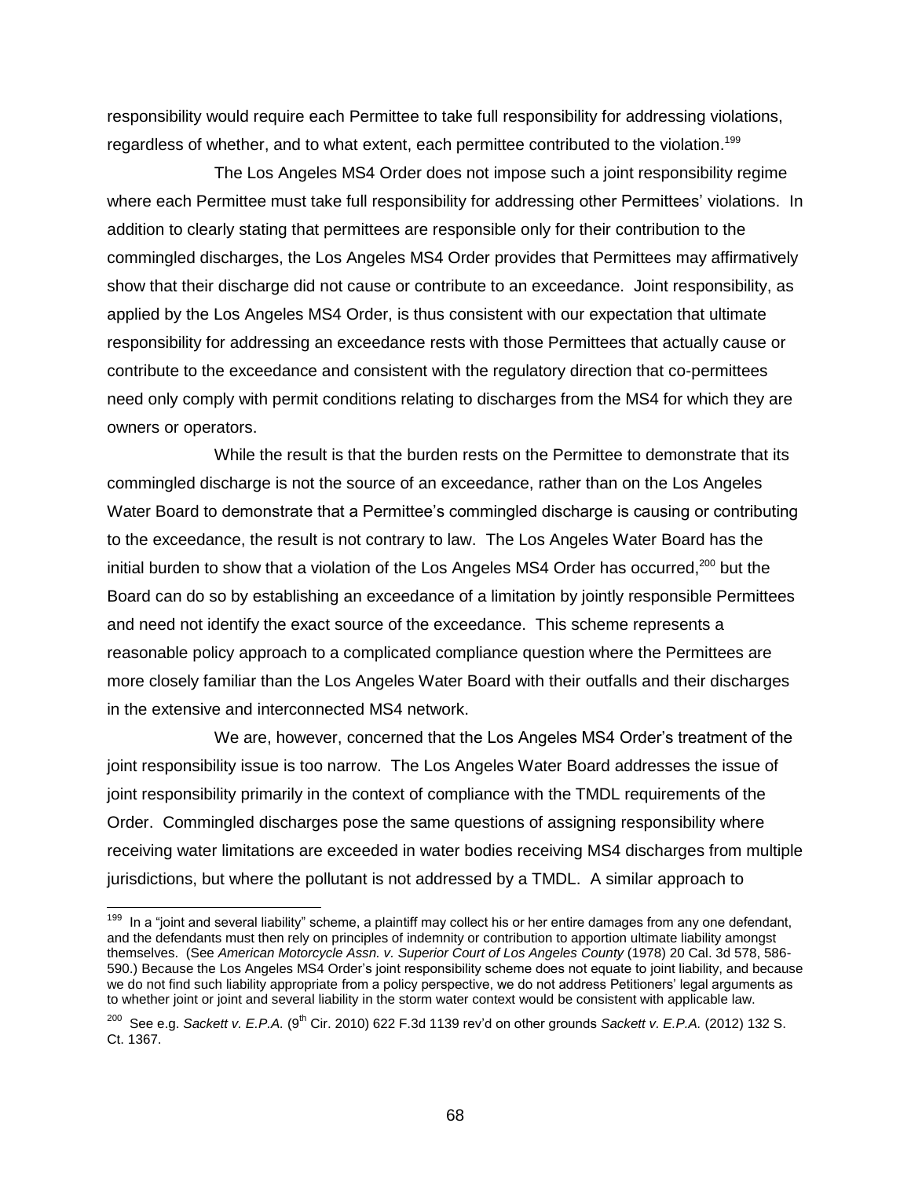responsibility would require each Permittee to take full responsibility for addressing violations, regardless of whether, and to what extent, each permittee contributed to the violation.[199]

The Los Angeles MS4 Order does not impose such a joint responsibility regime where each Permittee must take full responsibility for addressing other Permittees' violations. In addition to clearly stating that permittees are responsible only for their contribution to the commingled discharges, the Los Angeles MS4 Order provides that Permittees may affirmatively show that their discharge did not cause or contribute to an exceedance. Joint responsibility, as applied by the Los Angeles MS4 Order, is thus consistent with our expectation that ultimate responsibility for addressing an exceedance rests with those Permittees that actually cause or contribute to the exceedance and consistent with the regulatory direction that co-permittees need only comply with permit conditions relating to discharges from the MS4 for which they are owners or operators.

While the result is that the burden rests on the Permittee to demonstrate that its commingled discharge is not the source of an exceedance, rather than on the Los Angeles Water Board to demonstrate that a Permittee's commingled discharge is causing or contributing to the exceedance, the result is not contrary to law. The Los Angeles Water Board has the initial burden to show that a violation of the Los Angeles MS4 Order has occurred,[200] but the Board can do so by establishing an exceedance of a limitation by jointly responsible Permittees and need not identify the exact source of the exceedance. This scheme represents a reasonable policy approach to a complicated compliance question where the Permittees are more closely familiar than the Los Angeles Water Board with their outfalls and their discharges in the extensive and interconnected MS4 network.

We are, however, concerned that the Los Angeles MS4 Order's treatment of the joint responsibility issue is too narrow. The Los Angeles Water Board addresses the issue of joint responsibility primarily in the context of compliance with the TMDL requirements of the Order. Commingled discharges pose the same questions of assigning responsibility where receiving water limitations are exceeded in water bodies receiving MS4 discharges from multiple jurisdictions, but where the pollutant is not addressed by a TMDL. A similar approach to

---

[199] In a "joint and several liability" scheme, a plaintiff may collect his or her entire damages from any one defendant, and the defendants must then rely on principles of indemnity or contribution to apportion ultimate liability amongst themselves. (See *American Motorcycle Assn. v. Superior Court of Los Angeles County* (1978) 20 Cal. 3d 578, 586-590.) Because the Los Angeles MS4 Order's joint responsibility scheme does not equate to joint liability, and because we do not find such liability appropriate from a policy perspective, we do not address Petitioners' legal arguments as to whether joint or joint and several liability in the storm water context would be consistent with applicable law.

[200] See e.g. *Sackett v. E.P.A.* (9th Cir. 2010) 622 F.3d 1139 rev'd on other grounds *Sackett v. E.P.A.* (2012) 132 S. Ct. 1367.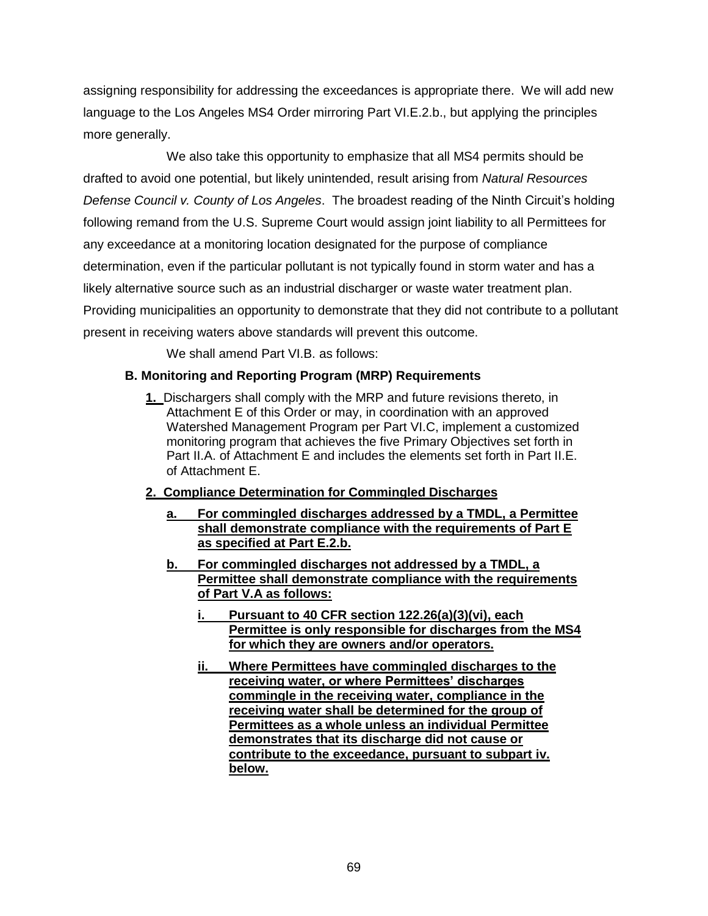assigning responsibility for addressing the exceedances is appropriate there. We will add new language to the Los Angeles MS4 Order mirroring Part VI.E.2.b., but applying the principles more generally.

We also take this opportunity to emphasize that all MS4 permits should be drafted to avoid one potential, but likely unintended, result arising from *Natural Resources Defense Council v. County of Los Angeles*. The broadest reading of the Ninth Circuit's holding following remand from the U.S. Supreme Court would assign joint liability to all Permittees for any exceedance at a monitoring location designated for the purpose of compliance determination, even if the particular pollutant is not typically found in storm water and has a likely alternative source such as an industrial discharger or waste water treatment plan. Providing municipalities an opportunity to demonstrate that they did not contribute to a pollutant present in receiving waters above standards will prevent this outcome.

We shall amend Part VI.B. as follows:

**B. Monitoring and Reporting Program (MRP) Requirements**

<u>**1.**</u> Dischargers shall comply with the MRP and future revisions thereto, in Attachment E of this Order or may, in coordination with an approved Watershed Management Program per Part VI.C, implement a customized monitoring program that achieves the five Primary Objectives set forth in Part II.A. of Attachment E and includes the elements set forth in Part II.E. of Attachment E.

<u>**2. Compliance Determination for Commingled Discharges**</u>

<u>**a. For commingled discharges addressed by a TMDL, a Permittee shall demonstrate compliance with the requirements of Part E as specified at Part E.2.b.**</u>

<u>**b. For commingled discharges not addressed by a TMDL, a Permittee shall demonstrate compliance with the requirements of Part V.A as follows:**</u>

<u>**i. Pursuant to 40 CFR section 122.26(a)(3)(vi), each Permittee is only responsible for discharges from the MS4 for which they are owners and/or operators.**</u>

<u>**ii. Where Permittees have commingled discharges to the receiving water, or where Permittees' discharges commingle in the receiving water, compliance in the receiving water shall be determined for the group of Permittees as a whole unless an individual Permittee demonstrates that its discharge did not cause or contribute to the exceedance, pursuant to subpart iv. below.**</u>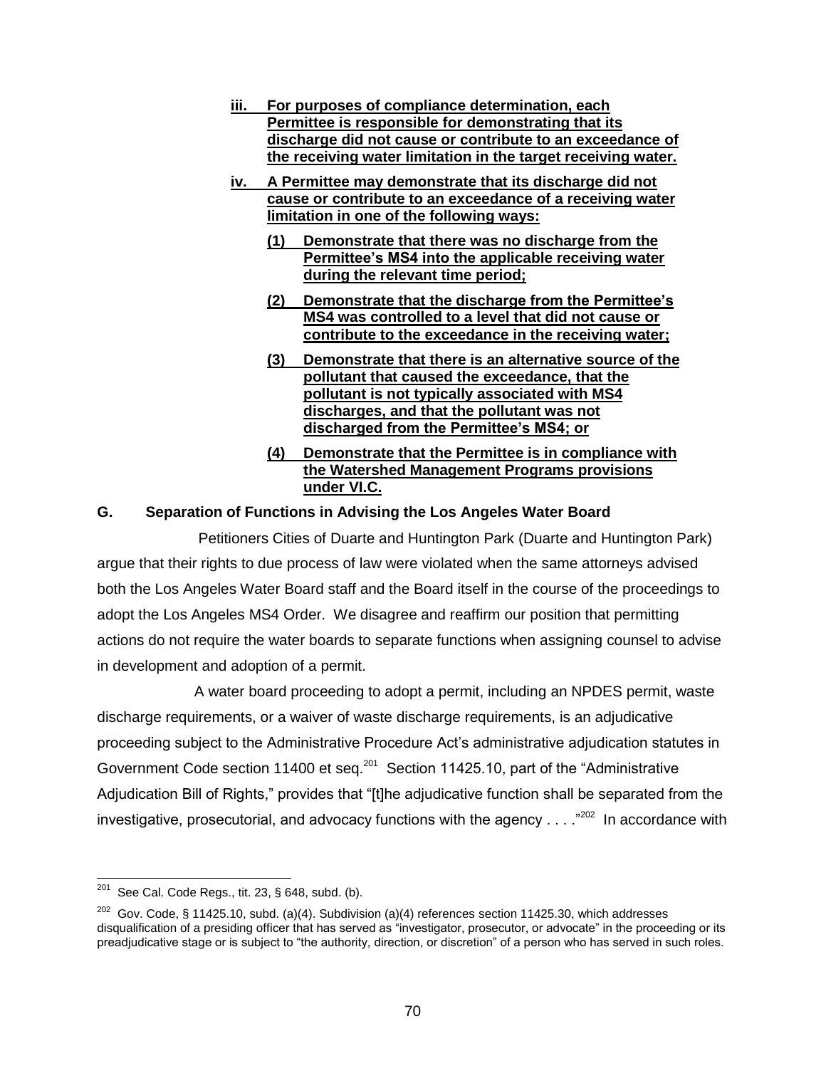**<u>iii. For purposes of compliance determination, each Permittee is responsible for demonstrating that its discharge did not cause or contribute to an exceedance of the receiving water limitation in the target receiving water.</u>**

**<u>iv. A Permittee may demonstrate that its discharge did not cause or contribute to an exceedance of a receiving water limitation in one of the following ways:</u>**

**<u>(1) Demonstrate that there was no discharge from the Permittee's MS4 into the applicable receiving water during the relevant time period;</u>**

**<u>(2) Demonstrate that the discharge from the Permittee's MS4 was controlled to a level that did not cause or contribute to the exceedance in the receiving water;</u>**

**<u>(3) Demonstrate that there is an alternative source of the pollutant that caused the exceedance, that the pollutant is not typically associated with MS4 discharges, and that the pollutant was not discharged from the Permittee's MS4; or</u>**

**<u>(4) Demonstrate that the Permittee is in compliance with the Watershed Management Programs provisions under VI.C.</u>**

### G. Separation of Functions in Advising the Los Angeles Water Board

Petitioners Cities of Duarte and Huntington Park (Duarte and Huntington Park) argue that their rights to due process of law were violated when the same attorneys advised both the Los Angeles Water Board staff and the Board itself in the course of the proceedings to adopt the Los Angeles MS4 Order. We disagree and reaffirm our position that permitting actions do not require the water boards to separate functions when assigning counsel to advise in development and adoption of a permit.

A water board proceeding to adopt a permit, including an NPDES permit, waste discharge requirements, or a waiver of waste discharge requirements, is an adjudicative proceeding subject to the Administrative Procedure Act's administrative adjudication statutes in Government Code section 11400 et seq.[201] Section 11425.10, part of the "Administrative Adjudication Bill of Rights," provides that "[t]he adjudicative function shall be separated from the investigative, prosecutorial, and advocacy functions with the agency . . . ."[202] In accordance with

---

[201] See Cal. Code Regs., tit. 23, § 648, subd. (b).

[202] Gov. Code, § 11425.10, subd. (a)(4). Subdivision (a)(4) references section 11425.30, which addresses disqualification of a presiding officer that has served as "investigator, prosecutor, or advocate" in the proceeding or its preadjudicative stage or is subject to "the authority, direction, or discretion" of a person who has served in such roles.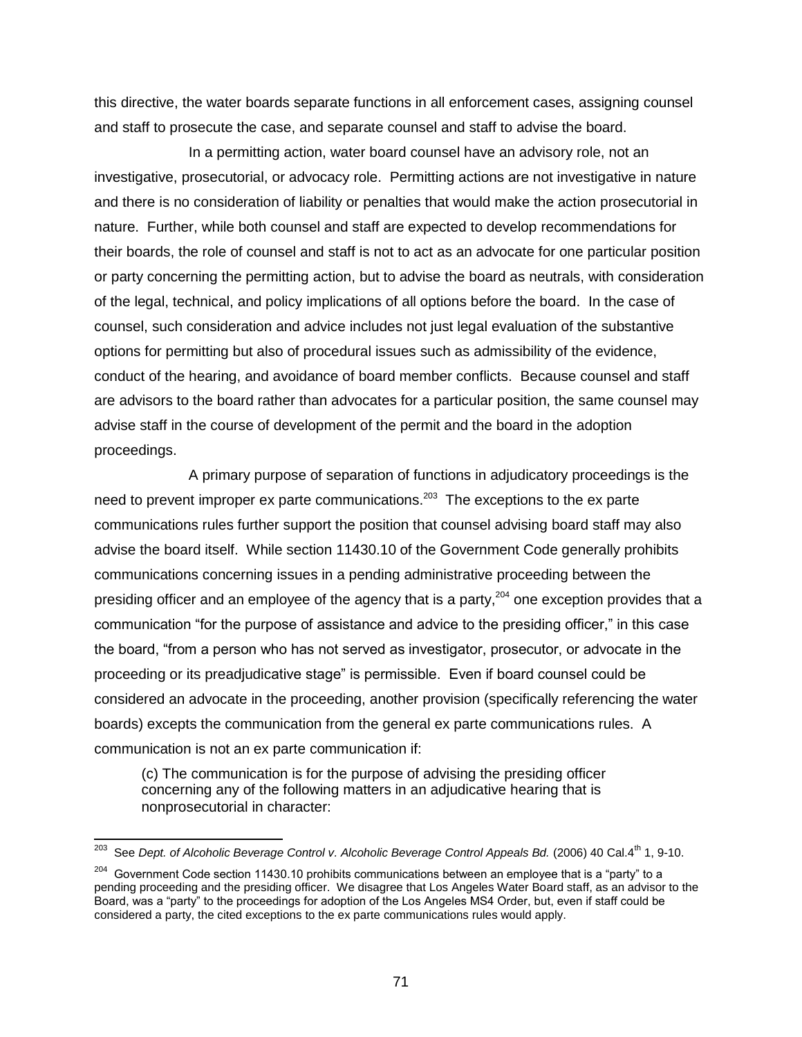this directive, the water boards separate functions in all enforcement cases, assigning counsel and staff to prosecute the case, and separate counsel and staff to advise the board.

In a permitting action, water board counsel have an advisory role, not an investigative, prosecutorial, or advocacy role. Permitting actions are not investigative in nature and there is no consideration of liability or penalties that would make the action prosecutorial in nature. Further, while both counsel and staff are expected to develop recommendations for their boards, the role of counsel and staff is not to act as an advocate for one particular position or party concerning the permitting action, but to advise the board as neutrals, with consideration of the legal, technical, and policy implications of all options before the board. In the case of counsel, such consideration and advice includes not just legal evaluation of the substantive options for permitting but also of procedural issues such as admissibility of the evidence, conduct of the hearing, and avoidance of board member conflicts. Because counsel and staff are advisors to the board rather than advocates for a particular position, the same counsel may advise staff in the course of development of the permit and the board in the adoption proceedings.

A primary purpose of separation of functions in adjudicatory proceedings is the need to prevent improper ex parte communications.[203] The exceptions to the ex parte communications rules further support the position that counsel advising board staff may also advise the board itself. While section 11430.10 of the Government Code generally prohibits communications concerning issues in a pending administrative proceeding between the presiding officer and an employee of the agency that is a party,[204] one exception provides that a communication "for the purpose of assistance and advice to the presiding officer," in this case the board, "from a person who has not served as investigator, prosecutor, or advocate in the proceeding or its preadjudicative stage" is permissible. Even if board counsel could be considered an advocate in the proceeding, another provision (specifically referencing the water boards) excepts the communication from the general ex parte communications rules. A communication is not an ex parte communication if:

> (c) The communication is for the purpose of advising the presiding officer concerning any of the following matters in an adjudicative hearing that is nonprosecutorial in character:

---

[203] See *Dept. of Alcoholic Beverage Control v. Alcoholic Beverage Control Appeals Bd.* (2006) 40 Cal.4th 1, 9-10.

[204] Government Code section 11430.10 prohibits communications between an employee that is a "party" to a pending proceeding and the presiding officer. We disagree that Los Angeles Water Board staff, as an advisor to the Board, was a "party" to the proceedings for adoption of the Los Angeles MS4 Order, but, even if staff could be considered a party, the cited exceptions to the ex parte communications rules would apply.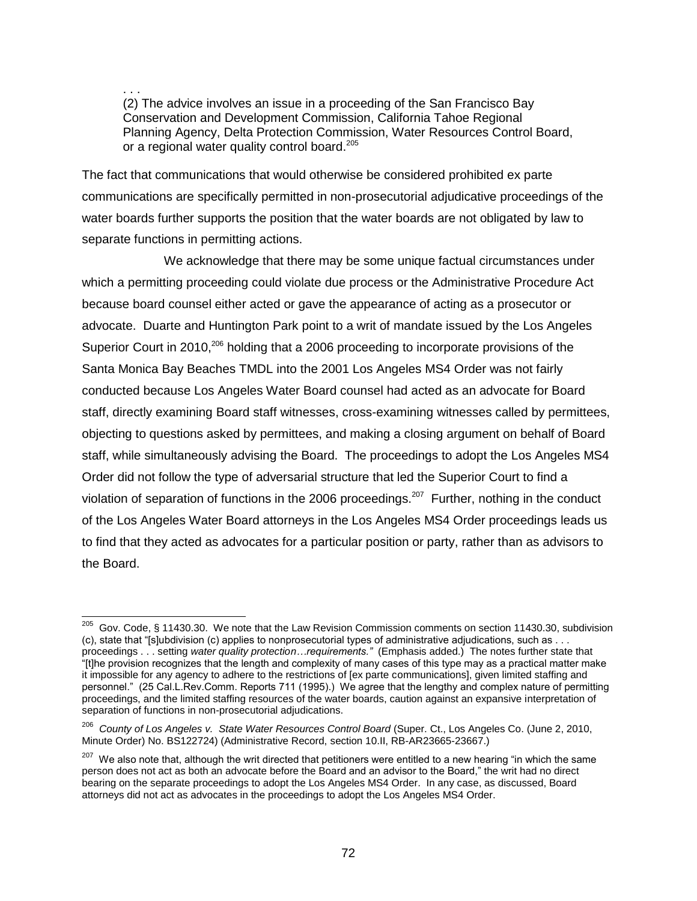> . . .
> (2) The advice involves an issue in a proceeding of the San Francisco Bay Conservation and Development Commission, California Tahoe Regional Planning Agency, Delta Protection Commission, Water Resources Control Board, or a regional water quality control board.[205]

The fact that communications that would otherwise be considered prohibited ex parte communications are specifically permitted in non-prosecutorial adjudicative proceedings of the water boards further supports the position that the water boards are not obligated by law to separate functions in permitting actions.

We acknowledge that there may be some unique factual circumstances under which a permitting proceeding could violate due process or the Administrative Procedure Act because board counsel either acted or gave the appearance of acting as a prosecutor or advocate. Duarte and Huntington Park point to a writ of mandate issued by the Los Angeles Superior Court in 2010,[206] holding that a 2006 proceeding to incorporate provisions of the Santa Monica Bay Beaches TMDL into the 2001 Los Angeles MS4 Order was not fairly conducted because Los Angeles Water Board counsel had acted as an advocate for Board staff, directly examining Board staff witnesses, cross-examining witnesses called by permittees, objecting to questions asked by permittees, and making a closing argument on behalf of Board staff, while simultaneously advising the Board. The proceedings to adopt the Los Angeles MS4 Order did not follow the type of adversarial structure that led the Superior Court to find a violation of separation of functions in the 2006 proceedings.[207] Further, nothing in the conduct of the Los Angeles Water Board attorneys in the Los Angeles MS4 Order proceedings leads us to find that they acted as advocates for a particular position or party, rather than as advisors to the Board.

---

[205] Gov. Code, § 11430.30. We note that the Law Revision Commission comments on section 11430.30, subdivision (c), state that "[s]ubdivision (c) applies to nonprosecutorial types of administrative adjudications, such as . . . proceedings . . . setting *water quality protection…requirements."* (Emphasis added.) The notes further state that "[t]he provision recognizes that the length and complexity of many cases of this type may as a practical matter make it impossible for any agency to adhere to the restrictions of [ex parte communications], given limited staffing and personnel." (25 Cal.L.Rev.Comm. Reports 711 (1995).) We agree that the lengthy and complex nature of permitting proceedings, and the limited staffing resources of the water boards, caution against an expansive interpretation of separation of functions in non-prosecutorial adjudications.

[206] *County of Los Angeles v. State Water Resources Control Board* (Super. Ct., Los Angeles Co. (June 2, 2010, Minute Order) No. BS122724) (Administrative Record, section 10.II, RB-AR23665-23667.)

[207] We also note that, although the writ directed that petitioners were entitled to a new hearing "in which the same person does not act as both an advocate before the Board and an advisor to the Board," the writ had no direct bearing on the separate proceedings to adopt the Los Angeles MS4 Order. In any case, as discussed, Board attorneys did not act as advocates in the proceedings to adopt the Los Angeles MS4 Order.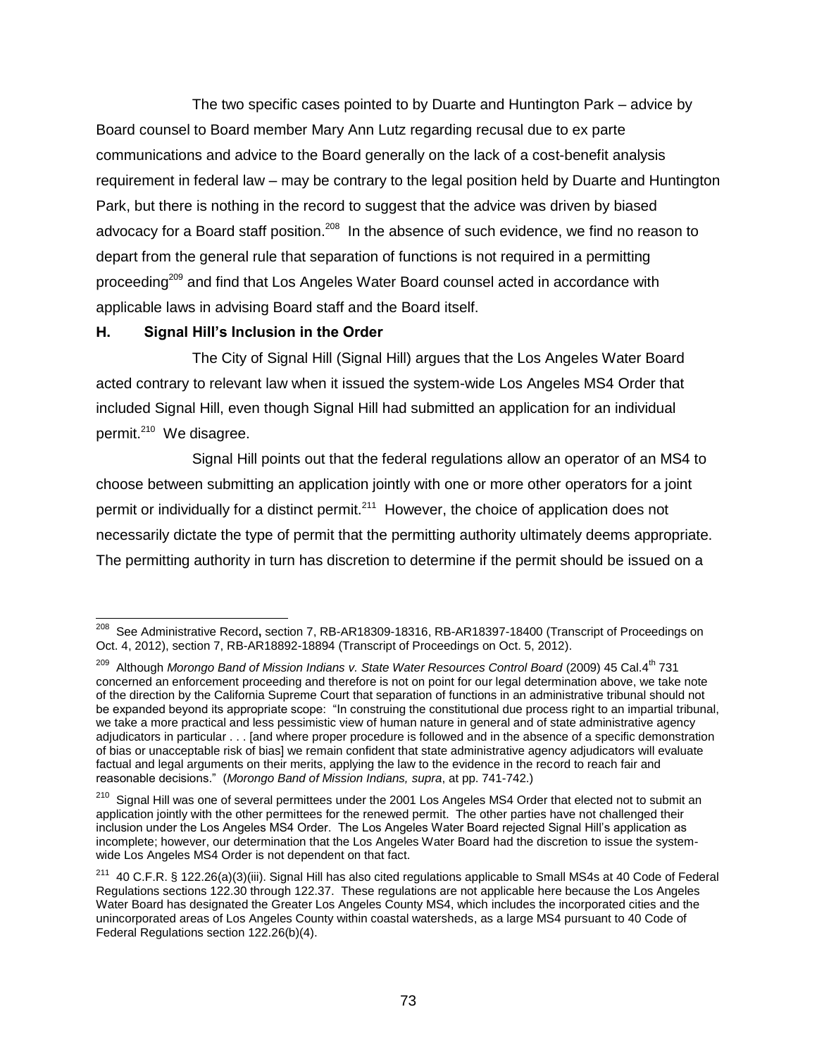The two specific cases pointed to by Duarte and Huntington Park – advice by Board counsel to Board member Mary Ann Lutz regarding recusal due to ex parte communications and advice to the Board generally on the lack of a cost-benefit analysis requirement in federal law – may be contrary to the legal position held by Duarte and Huntington Park, but there is nothing in the record to suggest that the advice was driven by biased advocacy for a Board staff position.[208] In the absence of such evidence, we find no reason to depart from the general rule that separation of functions is not required in a permitting proceeding[209] and find that Los Angeles Water Board counsel acted in accordance with applicable laws in advising Board staff and the Board itself.

### H. Signal Hill's Inclusion in the Order

The City of Signal Hill (Signal Hill) argues that the Los Angeles Water Board acted contrary to relevant law when it issued the system-wide Los Angeles MS4 Order that included Signal Hill, even though Signal Hill had submitted an application for an individual permit.[210] We disagree.

Signal Hill points out that the federal regulations allow an operator of an MS4 to choose between submitting an application jointly with one or more other operators for a joint permit or individually for a distinct permit.[211] However, the choice of application does not necessarily dictate the type of permit that the permitting authority ultimately deems appropriate. The permitting authority in turn has discretion to determine if the permit should be issued on a

---

[208] See Administrative Record, section 7, RB-AR18309-18316, RB-AR18397-18400 (Transcript of Proceedings on Oct. 4, 2012), section 7, RB-AR18892-18894 (Transcript of Proceedings on Oct. 5, 2012).

[209] Although *Morongo Band of Mission Indians v. State Water Resources Control Board* (2009) 45 Cal.4th 731 concerned an enforcement proceeding and therefore is not on point for our legal determination above, we take note of the direction by the California Supreme Court that separation of functions in an administrative tribunal should not be expanded beyond its appropriate scope: "In construing the constitutional due process right to an impartial tribunal, we take a more practical and less pessimistic view of human nature in general and of state administrative agency adjudicators in particular . . . [and where proper procedure is followed and in the absence of a specific demonstration of bias or unacceptable risk of bias] we remain confident that state administrative agency adjudicators will evaluate factual and legal arguments on their merits, applying the law to the evidence in the record to reach fair and reasonable decisions." (*Morongo Band of Mission Indians, supra*, at pp. 741-742.)

[210] Signal Hill was one of several permittees under the 2001 Los Angeles MS4 Order that elected not to submit an application jointly with the other permittees for the renewed permit. The other parties have not challenged their inclusion under the Los Angeles MS4 Order. The Los Angeles Water Board rejected Signal Hill's application as incomplete; however, our determination that the Los Angeles Water Board had the discretion to issue the system-wide Los Angeles MS4 Order is not dependent on that fact.

[211] 40 C.F.R. § 122.26(a)(3)(iii). Signal Hill has also cited regulations applicable to Small MS4s at 40 Code of Federal Regulations sections 122.30 through 122.37. These regulations are not applicable here because the Los Angeles Water Board has designated the Greater Los Angeles County MS4, which includes the incorporated cities and the unincorporated areas of Los Angeles County within coastal watersheds, as a large MS4 pursuant to 40 Code of Federal Regulations section 122.26(b)(4).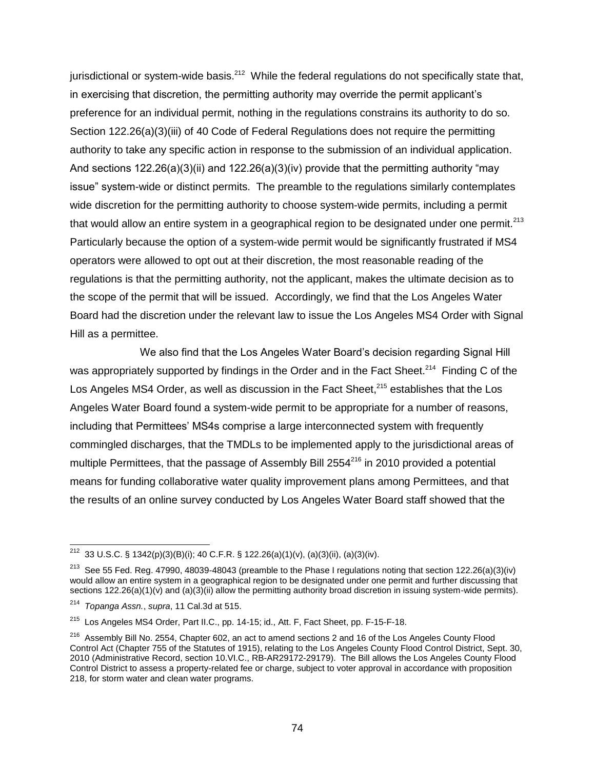jurisdictional or system-wide basis.[212] While the federal regulations do not specifically state that, in exercising that discretion, the permitting authority may override the permit applicant's preference for an individual permit, nothing in the regulations constrains its authority to do so. Section 122.26(a)(3)(iii) of 40 Code of Federal Regulations does not require the permitting authority to take any specific action in response to the submission of an individual application. And sections 122.26(a)(3)(ii) and 122.26(a)(3)(iv) provide that the permitting authority "may issue" system-wide or distinct permits. The preamble to the regulations similarly contemplates wide discretion for the permitting authority to choose system-wide permits, including a permit that would allow an entire system in a geographical region to be designated under one permit.[213] Particularly because the option of a system-wide permit would be significantly frustrated if MS4 operators were allowed to opt out at their discretion, the most reasonable reading of the regulations is that the permitting authority, not the applicant, makes the ultimate decision as to the scope of the permit that will be issued. Accordingly, we find that the Los Angeles Water Board had the discretion under the relevant law to issue the Los Angeles MS4 Order with Signal Hill as a permittee.

We also find that the Los Angeles Water Board's decision regarding Signal Hill was appropriately supported by findings in the Order and in the Fact Sheet.[214] Finding C of the Los Angeles MS4 Order, as well as discussion in the Fact Sheet,[215] establishes that the Los Angeles Water Board found a system-wide permit to be appropriate for a number of reasons, including that Permittees' MS4s comprise a large interconnected system with frequently commingled discharges, that the TMDLs to be implemented apply to the jurisdictional areas of multiple Permittees, that the passage of Assembly Bill 2554[216] in 2010 provided a potential means for funding collaborative water quality improvement plans among Permittees, and that the results of an online survey conducted by Los Angeles Water Board staff showed that the

---

[212] 33 U.S.C. § 1342(p)(3)(B)(i); 40 C.F.R. § 122.26(a)(1)(v), (a)(3)(ii), (a)(3)(iv).

[213] See 55 Fed. Reg. 47990, 48039-48043 (preamble to the Phase I regulations noting that section 122.26(a)(3)(iv) would allow an entire system in a geographical region to be designated under one permit and further discussing that sections 122.26(a)(1)(v) and (a)(3)(ii) allow the permitting authority broad discretion in issuing system-wide permits).

[214] *Topanga Assn.*, *supra*, 11 Cal.3d at 515.

[215] Los Angeles MS4 Order, Part II.C., pp. 14-15; id., Att. F, Fact Sheet, pp. F-15-F-18.

[216] Assembly Bill No. 2554, Chapter 602, an act to amend sections 2 and 16 of the Los Angeles County Flood Control Act (Chapter 755 of the Statutes of 1915), relating to the Los Angeles County Flood Control District, Sept. 30, 2010 (Administrative Record, section 10.VI.C., RB-AR29172-29179). The Bill allows the Los Angeles County Flood Control District to assess a property-related fee or charge, subject to voter approval in accordance with proposition 218, for storm water and clean water programs.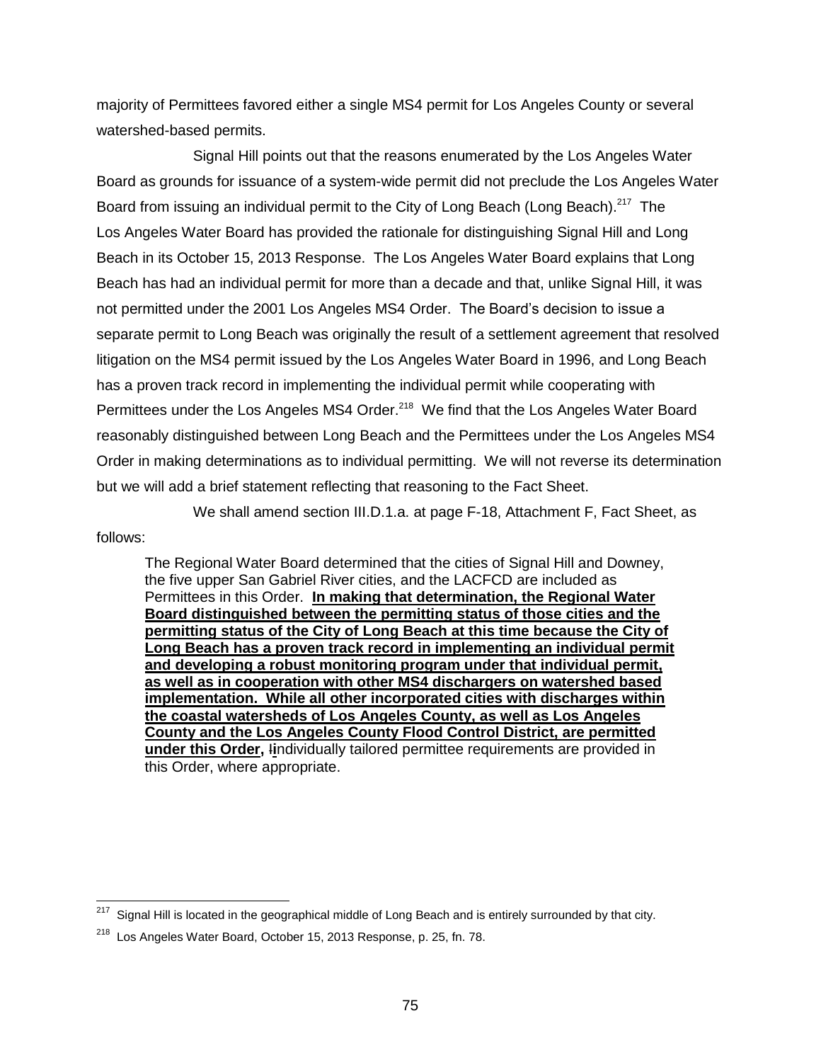majority of Permittees favored either a single MS4 permit for Los Angeles County or several watershed-based permits.

Signal Hill points out that the reasons enumerated by the Los Angeles Water Board as grounds for issuance of a system-wide permit did not preclude the Los Angeles Water Board from issuing an individual permit to the City of Long Beach (Long Beach).[217] The Los Angeles Water Board has provided the rationale for distinguishing Signal Hill and Long Beach in its October 15, 2013 Response. The Los Angeles Water Board explains that Long Beach has had an individual permit for more than a decade and that, unlike Signal Hill, it was not permitted under the 2001 Los Angeles MS4 Order. The Board's decision to issue a separate permit to Long Beach was originally the result of a settlement agreement that resolved litigation on the MS4 permit issued by the Los Angeles Water Board in 1996, and Long Beach has a proven track record in implementing the individual permit while cooperating with Permittees under the Los Angeles MS4 Order.[218] We find that the Los Angeles Water Board reasonably distinguished between Long Beach and the Permittees under the Los Angeles MS4 Order in making determinations as to individual permitting. We will not reverse its determination but we will add a brief statement reflecting that reasoning to the Fact Sheet.

We shall amend section III.D.1.a. at page F-18, Attachment F, Fact Sheet, as follows:

> The Regional Water Board determined that the cities of Signal Hill and Downey, the five upper San Gabriel River cities, and the LACFCD are included as Permittees in this Order. **In making that determination, the Regional Water Board distinguished between the permitting status of those cities and the permitting status of the City of Long Beach at this time because the City of Long Beach has a proven track record in implementing an individual permit and developing a robust monitoring program under that individual permit, as well as in cooperation with other MS4 dischargers on watershed based implementation. While all other incorporated cities with discharges within the coastal watersheds of Los Angeles County, as well as Los Angeles County and the Los Angeles County Flood Control District, are permitted under this Order,** ~~I~~**i**ndividually tailored permittee requirements are provided in this Order, where appropriate.

[217] Signal Hill is located in the geographical middle of Long Beach and is entirely surrounded by that city.

[218] Los Angeles Water Board, October 15, 2013 Response, p. 25, fn. 78.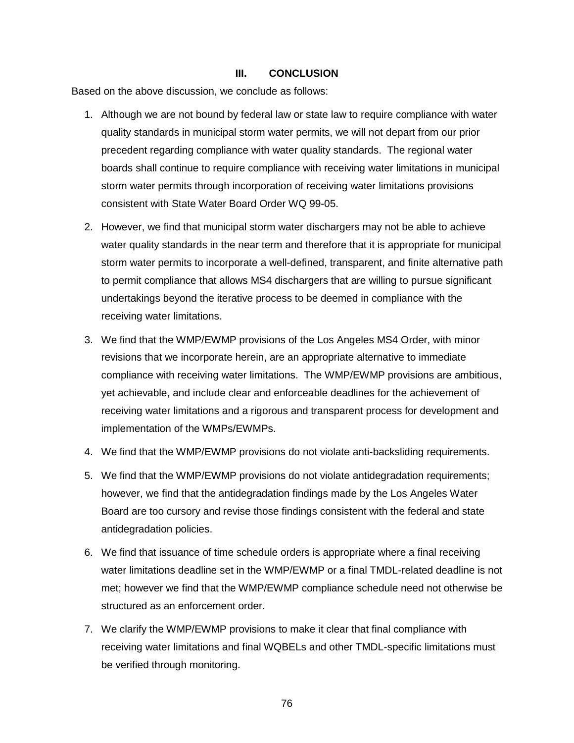## III. CONCLUSION

Based on the above discussion, we conclude as follows:

1. Although we are not bound by federal law or state law to require compliance with water quality standards in municipal storm water permits, we will not depart from our prior precedent regarding compliance with water quality standards. The regional water boards shall continue to require compliance with receiving water limitations in municipal storm water permits through incorporation of receiving water limitations provisions consistent with State Water Board Order WQ 99-05.

2. However, we find that municipal storm water dischargers may not be able to achieve water quality standards in the near term and therefore that it is appropriate for municipal storm water permits to incorporate a well-defined, transparent, and finite alternative path to permit compliance that allows MS4 dischargers that are willing to pursue significant undertakings beyond the iterative process to be deemed in compliance with the receiving water limitations.

3. We find that the WMP/EWMP provisions of the Los Angeles MS4 Order, with minor revisions that we incorporate herein, are an appropriate alternative to immediate compliance with receiving water limitations. The WMP/EWMP provisions are ambitious, yet achievable, and include clear and enforceable deadlines for the achievement of receiving water limitations and a rigorous and transparent process for development and implementation of the WMPs/EWMPs.

4. We find that the WMP/EWMP provisions do not violate anti-backsliding requirements.

5. We find that the WMP/EWMP provisions do not violate antidegradation requirements; however, we find that the antidegradation findings made by the Los Angeles Water Board are too cursory and revise those findings consistent with the federal and state antidegradation policies.

6. We find that issuance of time schedule orders is appropriate where a final receiving water limitations deadline set in the WMP/EWMP or a final TMDL-related deadline is not met; however we find that the WMP/EWMP compliance schedule need not otherwise be structured as an enforcement order.

7. We clarify the WMP/EWMP provisions to make it clear that final compliance with receiving water limitations and final WQBELs and other TMDL-specific limitations must be verified through monitoring.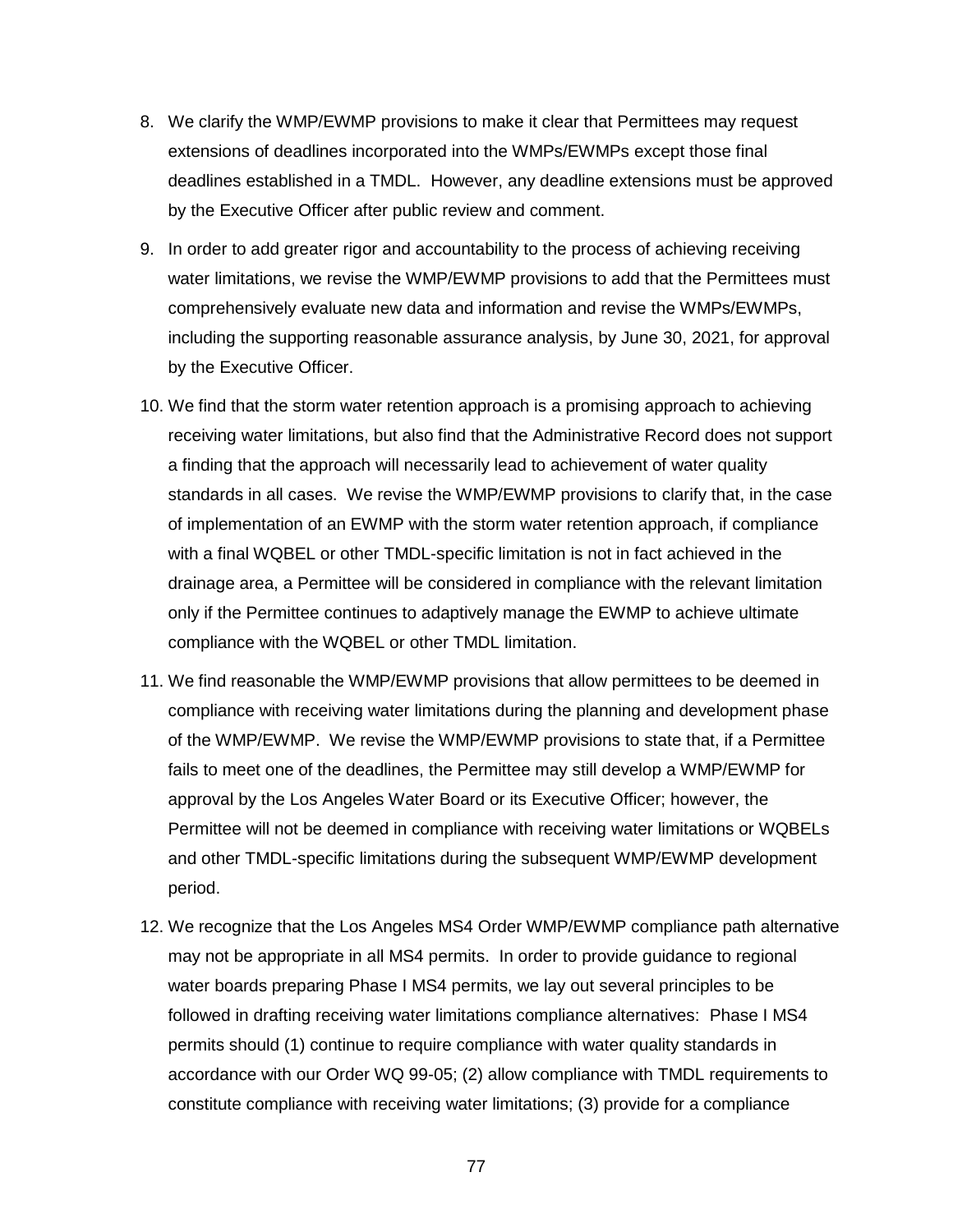8. We clarify the WMP/EWMP provisions to make it clear that Permittees may request extensions of deadlines incorporated into the WMPs/EWMPs except those final deadlines established in a TMDL. However, any deadline extensions must be approved by the Executive Officer after public review and comment.

9. In order to add greater rigor and accountability to the process of achieving receiving water limitations, we revise the WMP/EWMP provisions to add that the Permittees must comprehensively evaluate new data and information and revise the WMPs/EWMPs, including the supporting reasonable assurance analysis, by June 30, 2021, for approval by the Executive Officer.

10. We find that the storm water retention approach is a promising approach to achieving receiving water limitations, but also find that the Administrative Record does not support a finding that the approach will necessarily lead to achievement of water quality standards in all cases. We revise the WMP/EWMP provisions to clarify that, in the case of implementation of an EWMP with the storm water retention approach, if compliance with a final WQBEL or other TMDL-specific limitation is not in fact achieved in the drainage area, a Permittee will be considered in compliance with the relevant limitation only if the Permittee continues to adaptively manage the EWMP to achieve ultimate compliance with the WQBEL or other TMDL limitation.

11. We find reasonable the WMP/EWMP provisions that allow permittees to be deemed in compliance with receiving water limitations during the planning and development phase of the WMP/EWMP. We revise the WMP/EWMP provisions to state that, if a Permittee fails to meet one of the deadlines, the Permittee may still develop a WMP/EWMP for approval by the Los Angeles Water Board or its Executive Officer; however, the Permittee will not be deemed in compliance with receiving water limitations or WQBELs and other TMDL-specific limitations during the subsequent WMP/EWMP development period.

12. We recognize that the Los Angeles MS4 Order WMP/EWMP compliance path alternative may not be appropriate in all MS4 permits. In order to provide guidance to regional water boards preparing Phase I MS4 permits, we lay out several principles to be followed in drafting receiving water limitations compliance alternatives: Phase I MS4 permits should (1) continue to require compliance with water quality standards in accordance with our Order WQ 99-05; (2) allow compliance with TMDL requirements to constitute compliance with receiving water limitations; (3) provide for a compliance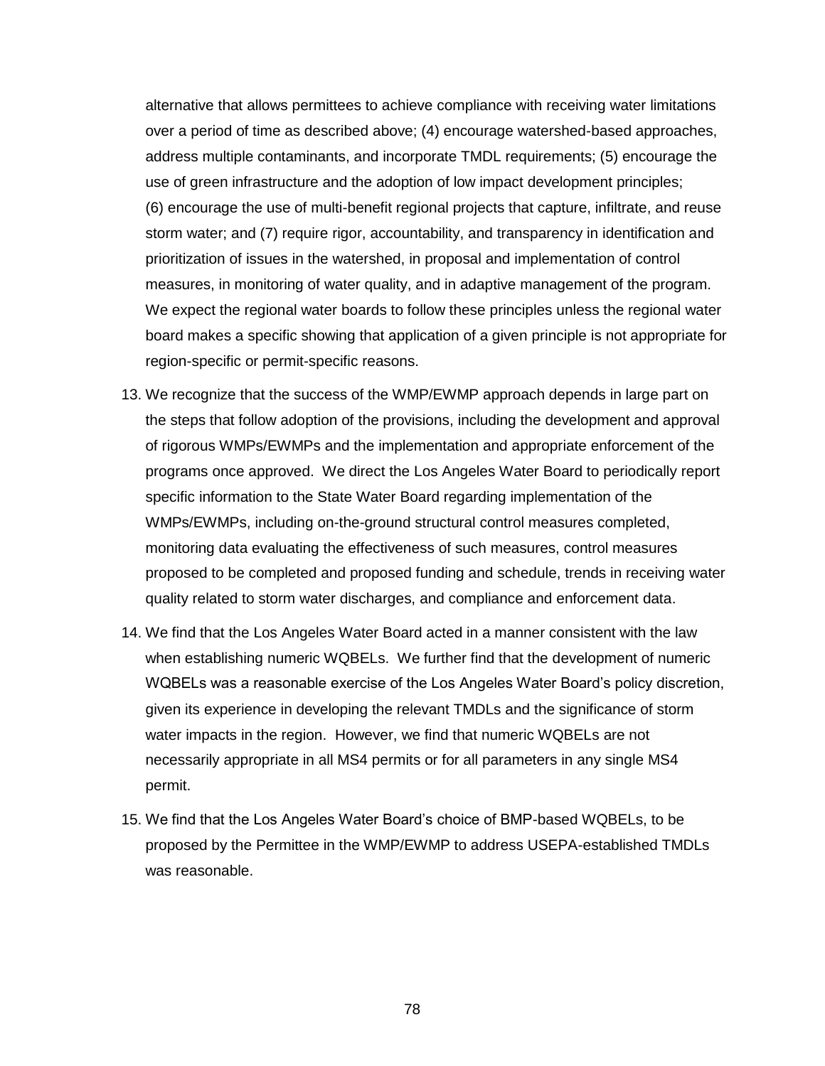alternative that allows permittees to achieve compliance with receiving water limitations over a period of time as described above; (4) encourage watershed-based approaches, address multiple contaminants, and incorporate TMDL requirements; (5) encourage the use of green infrastructure and the adoption of low impact development principles; (6) encourage the use of multi-benefit regional projects that capture, infiltrate, and reuse storm water; and (7) require rigor, accountability, and transparency in identification and prioritization of issues in the watershed, in proposal and implementation of control measures, in monitoring of water quality, and in adaptive management of the program. We expect the regional water boards to follow these principles unless the regional water board makes a specific showing that application of a given principle is not appropriate for region-specific or permit-specific reasons.

13. We recognize that the success of the WMP/EWMP approach depends in large part on the steps that follow adoption of the provisions, including the development and approval of rigorous WMPs/EWMPs and the implementation and appropriate enforcement of the programs once approved. We direct the Los Angeles Water Board to periodically report specific information to the State Water Board regarding implementation of the WMPs/EWMPs, including on-the-ground structural control measures completed, monitoring data evaluating the effectiveness of such measures, control measures proposed to be completed and proposed funding and schedule, trends in receiving water quality related to storm water discharges, and compliance and enforcement data.

14. We find that the Los Angeles Water Board acted in a manner consistent with the law when establishing numeric WQBELs. We further find that the development of numeric WQBELs was a reasonable exercise of the Los Angeles Water Board's policy discretion, given its experience in developing the relevant TMDLs and the significance of storm water impacts in the region. However, we find that numeric WQBELs are not necessarily appropriate in all MS4 permits or for all parameters in any single MS4 permit.

15. We find that the Los Angeles Water Board's choice of BMP-based WQBELs, to be proposed by the Permittee in the WMP/EWMP to address USEPA-established TMDLs was reasonable.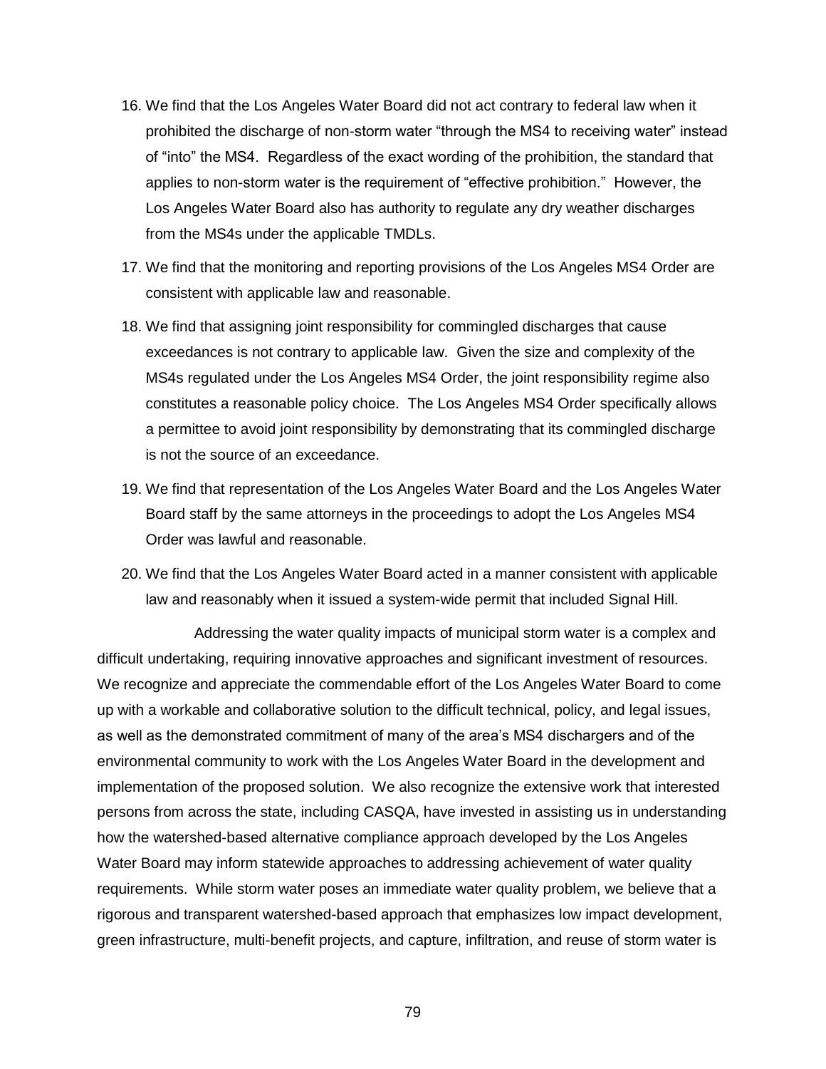16. We find that the Los Angeles Water Board did not act contrary to federal law when it prohibited the discharge of non-storm water "through the MS4 to receiving water" instead of "into" the MS4. Regardless of the exact wording of the prohibition, the standard that applies to non-storm water is the requirement of "effective prohibition." However, the Los Angeles Water Board also has authority to regulate any dry weather discharges from the MS4s under the applicable TMDLs.

17. We find that the monitoring and reporting provisions of the Los Angeles MS4 Order are consistent with applicable law and reasonable.

18. We find that assigning joint responsibility for commingled discharges that cause exceedances is not contrary to applicable law. Given the size and complexity of the MS4s regulated under the Los Angeles MS4 Order, the joint responsibility regime also constitutes a reasonable policy choice. The Los Angeles MS4 Order specifically allows a permittee to avoid joint responsibility by demonstrating that its commingled discharge is not the source of an exceedance.

19. We find that representation of the Los Angeles Water Board and the Los Angeles Water Board staff by the same attorneys in the proceedings to adopt the Los Angeles MS4 Order was lawful and reasonable.

20. We find that the Los Angeles Water Board acted in a manner consistent with applicable law and reasonably when it issued a system-wide permit that included Signal Hill.

Addressing the water quality impacts of municipal storm water is a complex and difficult undertaking, requiring innovative approaches and significant investment of resources. We recognize and appreciate the commendable effort of the Los Angeles Water Board to come up with a workable and collaborative solution to the difficult technical, policy, and legal issues, as well as the demonstrated commitment of many of the area's MS4 dischargers and of the environmental community to work with the Los Angeles Water Board in the development and implementation of the proposed solution. We also recognize the extensive work that interested persons from across the state, including CASQA, have invested in assisting us in understanding how the watershed-based alternative compliance approach developed by the Los Angeles Water Board may inform statewide approaches to addressing achievement of water quality requirements. While storm water poses an immediate water quality problem, we believe that a rigorous and transparent watershed-based approach that emphasizes low impact development, green infrastructure, multi-benefit projects, and capture, infiltration, and reuse of storm water is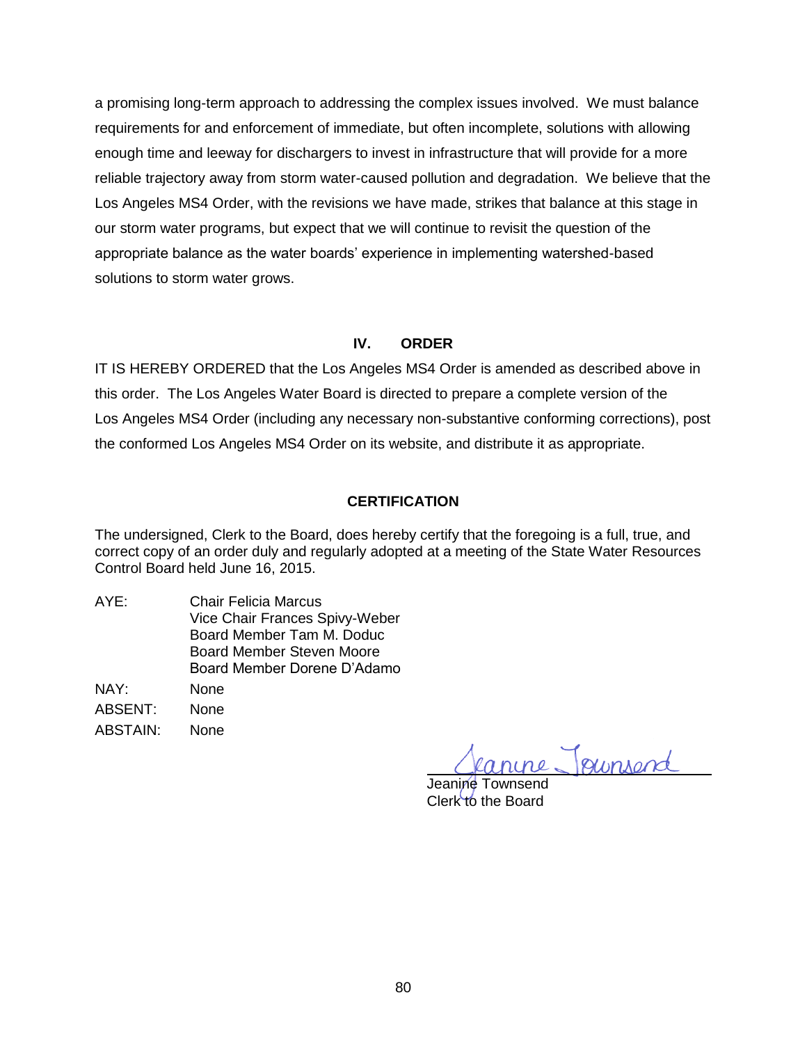a promising long-term approach to addressing the complex issues involved. We must balance requirements for and enforcement of immediate, but often incomplete, solutions with allowing enough time and leeway for dischargers to invest in infrastructure that will provide for a more reliable trajectory away from storm water-caused pollution and degradation. We believe that the Los Angeles MS4 Order, with the revisions we have made, strikes that balance at this stage in our storm water programs, but expect that we will continue to revisit the question of the appropriate balance as the water boards' experience in implementing watershed-based solutions to storm water grows.

## IV. ORDER

IT IS HEREBY ORDERED that the Los Angeles MS4 Order is amended as described above in this order. The Los Angeles Water Board is directed to prepare a complete version of the Los Angeles MS4 Order (including any necessary non-substantive conforming corrections), post the conformed Los Angeles MS4 Order on its website, and distribute it as appropriate.

## CERTIFICATION

The undersigned, Clerk to the Board, does hereby certify that the foregoing is a full, true, and correct copy of an order duly and regularly adopted at a meeting of the State Water Resources Control Board held June 16, 2015.

AYE: Chair Felicia Marcus
Vice Chair Frances Spivy-Weber
Board Member Tam M. Doduc
Board Member Steven Moore
Board Member Dorene D'Adamo

NAY: None

ABSENT: None

ABSTAIN: None

Jeanine Townsend
Clerk to the Board